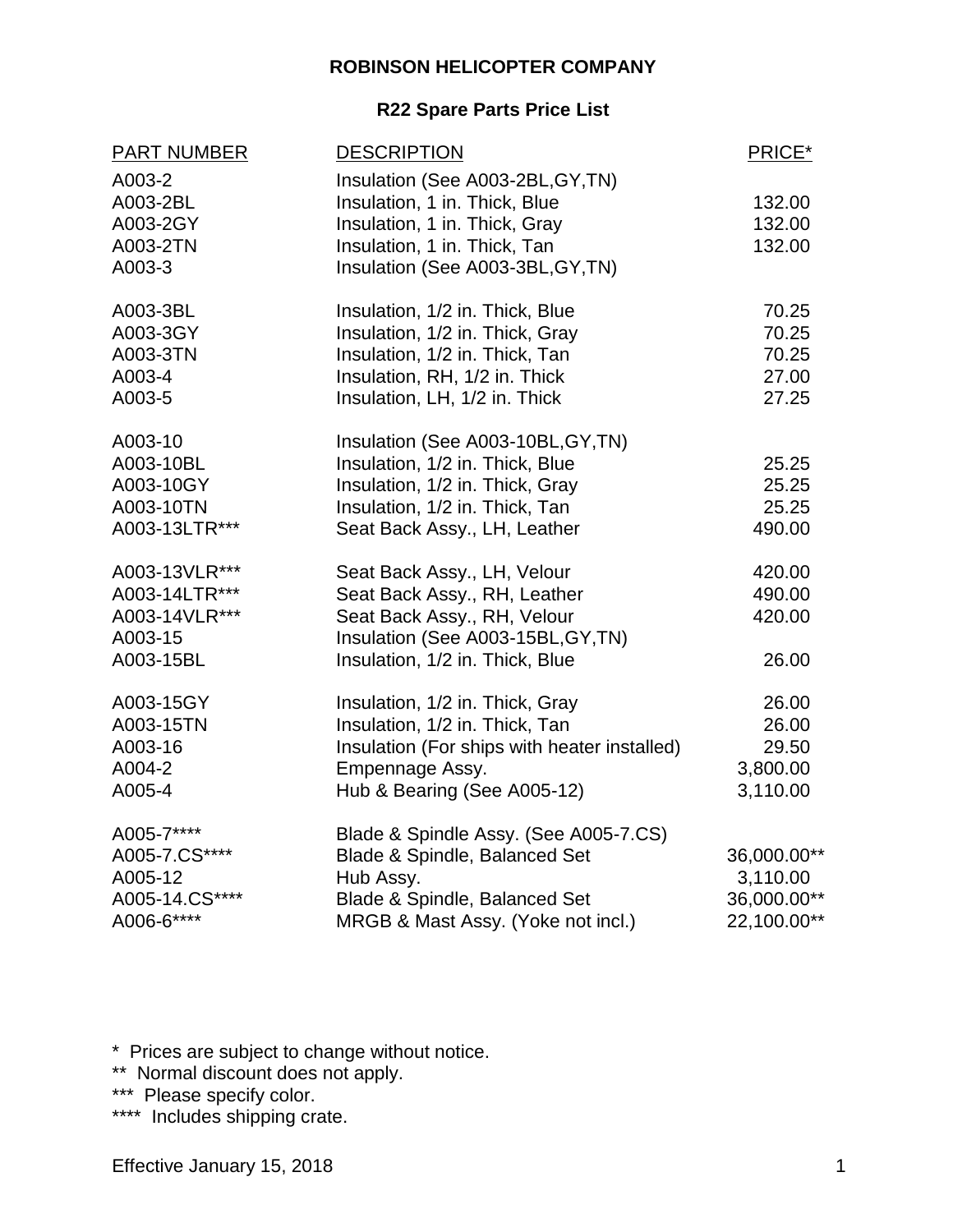# ROBINSON HELICOPTER COMPANY

## R22 Spare Parts Price List

| PART NUMBER | DESCRIPTION | PRICE* |
|---|---|---|
| A003-2 | Insulation (See A003-2BL,GY,TN) | |
| A003-2BL | Insulation, 1 in. Thick, Blue | 132.00 |
| A003-2GY | Insulation, 1 in. Thick, Gray | 132.00 |
| A003-2TN | Insulation, 1 in. Thick, Tan | 132.00 |
| A003-3 | Insulation (See A003-3BL,GY,TN) | |
| A003-3BL | Insulation, 1/2 in. Thick, Blue | 70.25 |
| A003-3GY | Insulation, 1/2 in. Thick, Gray | 70.25 |
| A003-3TN | Insulation, 1/2 in. Thick, Tan | 70.25 |
| A003-4 | Insulation, RH, 1/2 in. Thick | 27.00 |
| A003-5 | Insulation, LH, 1/2 in. Thick | 27.25 |
| A003-10 | Insulation (See A003-10BL,GY,TN) | |
| A003-10BL | Insulation, 1/2 in. Thick, Blue | 25.25 |
| A003-10GY | Insulation, 1/2 in. Thick, Gray | 25.25 |
| A003-10TN | Insulation, 1/2 in. Thick, Tan | 25.25 |
| A003-13LTR*** | Seat Back Assy., LH, Leather | 490.00 |
| A003-13VLR*** | Seat Back Assy., LH, Velour | 420.00 |
| A003-14LTR*** | Seat Back Assy., RH, Leather | 490.00 |
| A003-14VLR*** | Seat Back Assy., RH, Velour | 420.00 |
| A003-15 | Insulation (See A003-15BL,GY,TN) | |
| A003-15BL | Insulation, 1/2 in. Thick, Blue | 26.00 |
| A003-15GY | Insulation, 1/2 in. Thick, Gray | 26.00 |
| A003-15TN | Insulation, 1/2 in. Thick, Tan | 26.00 |
| A003-16 | Insulation (For ships with heater installed) | 29.50 |
| A004-2 | Empennage Assy. | 3,800.00 |
| A005-4 | Hub & Bearing (See A005-12) | 3,110.00 |
| A005-7**** | Blade & Spindle Assy. (See A005-7.CS) | |
| A005-7.CS**** | Blade & Spindle, Balanced Set | 36,000.00** |
| A005-12 | Hub Assy. | 3,110.00 |
| A005-14.CS**** | Blade & Spindle, Balanced Set | 36,000.00** |
| A006-6**** | MRGB & Mast Assy. (Yoke not incl.) | 22,100.00** |

\* Prices are subject to change without notice.
** Normal discount does not apply.
*** Please specify color.
**** Includes shipping crate.

Effective January 15, 2018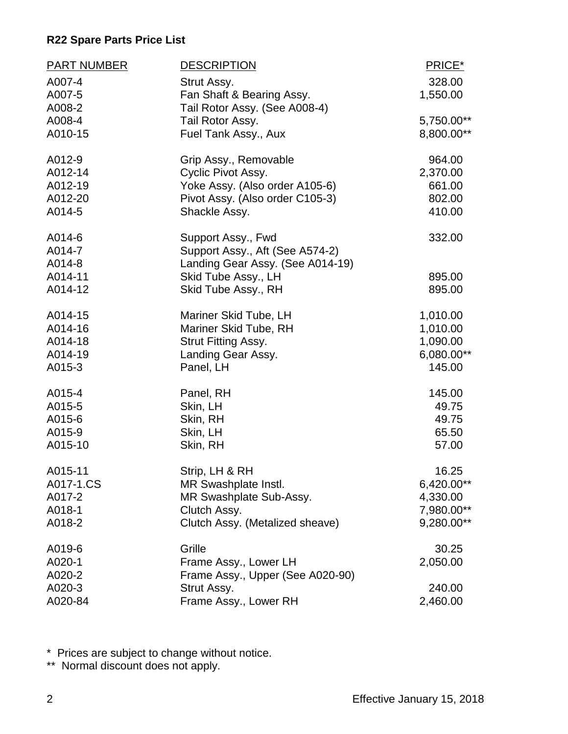## R22 Spare Parts Price List

| PART NUMBER | DESCRIPTION | PRICE* |
|---|---|---|
| A007-4 | Strut Assy. | 328.00 |
| A007-5 | Fan Shaft & Bearing Assy. | 1,550.00 |
| A008-2 | Tail Rotor Assy. (See A008-4) | |
| A008-4 | Tail Rotor Assy. | 5,750.00** |
| A010-15 | Fuel Tank Assy., Aux | 8,800.00** |
| A012-9 | Grip Assy., Removable | 964.00 |
| A012-14 | Cyclic Pivot Assy. | 2,370.00 |
| A012-19 | Yoke Assy. (Also order A105-6) | 661.00 |
| A012-20 | Pivot Assy. (Also order C105-3) | 802.00 |
| A014-5 | Shackle Assy. | 410.00 |
| A014-6 | Support Assy., Fwd | 332.00 |
| A014-7 | Support Assy., Aft (See A574-2) | |
| A014-8 | Landing Gear Assy. (See A014-19) | |
| A014-11 | Skid Tube Assy., LH | 895.00 |
| A014-12 | Skid Tube Assy., RH | 895.00 |
| A014-15 | Mariner Skid Tube, LH | 1,010.00 |
| A014-16 | Mariner Skid Tube, RH | 1,010.00 |
| A014-18 | Strut Fitting Assy. | 1,090.00 |
| A014-19 | Landing Gear Assy. | 6,080.00** |
| A015-3 | Panel, LH | 145.00 |
| A015-4 | Panel, RH | 145.00 |
| A015-5 | Skin, LH | 49.75 |
| A015-6 | Skin, RH | 49.75 |
| A015-9 | Skin, LH | 65.50 |
| A015-10 | Skin, RH | 57.00 |
| A015-11 | Strip, LH & RH | 16.25 |
| A017-1.CS | MR Swashplate Instl. | 6,420.00** |
| A017-2 | MR Swashplate Sub-Assy. | 4,330.00 |
| A018-1 | Clutch Assy. | 7,980.00** |
| A018-2 | Clutch Assy. (Metalized sheave) | 9,280.00** |
| A019-6 | Grille | 30.25 |
| A020-1 | Frame Assy., Lower LH | 2,050.00 |
| A020-2 | Frame Assy., Upper (See A020-90) | |
| A020-3 | Strut Assy. | 240.00 |
| A020-84 | Frame Assy., Lower RH | 2,460.00 |

\* Prices are subject to change without notice.

** Normal discount does not apply.

Effective January 15, 2018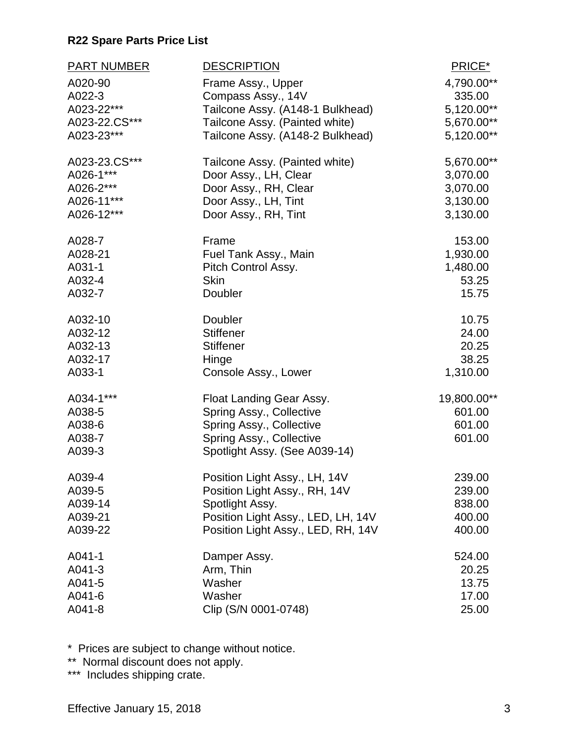# R22 Spare Parts Price List

| PART NUMBER | DESCRIPTION | PRICE* |
|---|---|---|
| A020-90 | Frame Assy., Upper | 4,790.00** |
| A022-3 | Compass Assy., 14V | 335.00 |
| A023-22*** | Tailcone Assy. (A148-1 Bulkhead) | 5,120.00** |
| A023-22.CS*** | Tailcone Assy. (Painted white) | 5,670.00** |
| A023-23*** | Tailcone Assy. (A148-2 Bulkhead) | 5,120.00** |
| A023-23.CS*** | Tailcone Assy. (Painted white) | 5,670.00** |
| A026-1*** | Door Assy., LH, Clear | 3,070.00 |
| A026-2*** | Door Assy., RH, Clear | 3,070.00 |
| A026-11*** | Door Assy., LH, Tint | 3,130.00 |
| A026-12*** | Door Assy., RH, Tint | 3,130.00 |
| A028-7 | Frame | 153.00 |
| A028-21 | Fuel Tank Assy., Main | 1,930.00 |
| A031-1 | Pitch Control Assy. | 1,480.00 |
| A032-4 | Skin | 53.25 |
| A032-7 | Doubler | 15.75 |
| A032-10 | Doubler | 10.75 |
| A032-12 | Stiffener | 24.00 |
| A032-13 | Stiffener | 20.25 |
| A032-17 | Hinge | 38.25 |
| A033-1 | Console Assy., Lower | 1,310.00 |
| A034-1*** | Float Landing Gear Assy. | 19,800.00** |
| A038-5 | Spring Assy., Collective | 601.00 |
| A038-6 | Spring Assy., Collective | 601.00 |
| A038-7 | Spring Assy., Collective | 601.00 |
| A039-3 | Spotlight Assy. (See A039-14) | |
| A039-4 | Position Light Assy., LH, 14V | 239.00 |
| A039-5 | Position Light Assy., RH, 14V | 239.00 |
| A039-14 | Spotlight Assy. | 838.00 |
| A039-21 | Position Light Assy., LED, LH, 14V | 400.00 |
| A039-22 | Position Light Assy., LED, RH, 14V | 400.00 |
| A041-1 | Damper Assy. | 524.00 |
| A041-3 | Arm, Thin | 20.25 |
| A041-5 | Washer | 13.75 |
| A041-6 | Washer | 17.00 |
| A041-8 | Clip (S/N 0001-0748) | 25.00 |

\* Prices are subject to change without notice.

** Normal discount does not apply.

*** Includes shipping crate.

Effective January 15, 2018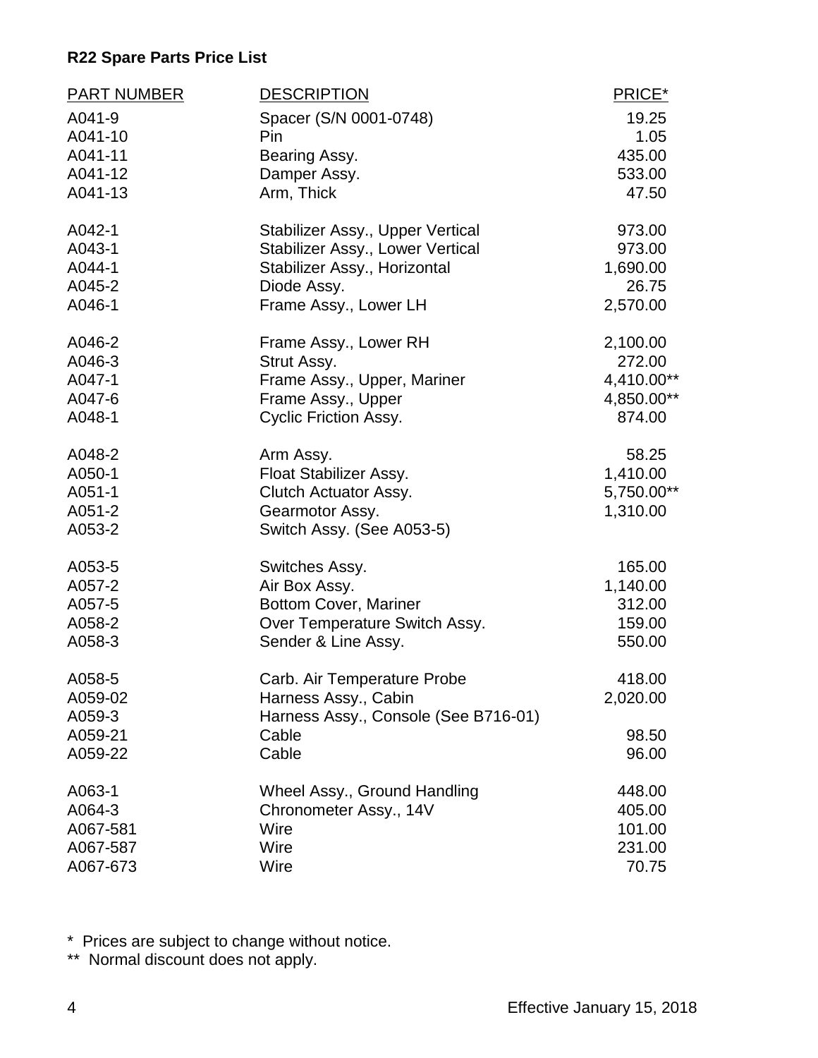**R22 Spare Parts Price List**

| PART NUMBER | DESCRIPTION | PRICE* |
|---|---|---|
| A041-9 | Spacer (S/N 0001-0748) | 19.25 |
| A041-10 | Pin | 1.05 |
| A041-11 | Bearing Assy. | 435.00 |
| A041-12 | Damper Assy. | 533.00 |
| A041-13 | Arm, Thick | 47.50 |
| A042-1 | Stabilizer Assy., Upper Vertical | 973.00 |
| A043-1 | Stabilizer Assy., Lower Vertical | 973.00 |
| A044-1 | Stabilizer Assy., Horizontal | 1,690.00 |
| A045-2 | Diode Assy. | 26.75 |
| A046-1 | Frame Assy., Lower LH | 2,570.00 |
| A046-2 | Frame Assy., Lower RH | 2,100.00 |
| A046-3 | Strut Assy. | 272.00 |
| A047-1 | Frame Assy., Upper, Mariner | 4,410.00** |
| A047-6 | Frame Assy., Upper | 4,850.00** |
| A048-1 | Cyclic Friction Assy. | 874.00 |
| A048-2 | Arm Assy. | 58.25 |
| A050-1 | Float Stabilizer Assy. | 1,410.00 |
| A051-1 | Clutch Actuator Assy. | 5,750.00** |
| A051-2 | Gearmotor Assy. | 1,310.00 |
| A053-2 | Switch Assy. (See A053-5) | |
| A053-5 | Switches Assy. | 165.00 |
| A057-2 | Air Box Assy. | 1,140.00 |
| A057-5 | Bottom Cover, Mariner | 312.00 |
| A058-2 | Over Temperature Switch Assy. | 159.00 |
| A058-3 | Sender & Line Assy. | 550.00 |
| A058-5 | Carb. Air Temperature Probe | 418.00 |
| A059-02 | Harness Assy., Cabin | 2,020.00 |
| A059-3 | Harness Assy., Console (See B716-01) | |
| A059-21 | Cable | 98.50 |
| A059-22 | Cable | 96.00 |
| A063-1 | Wheel Assy., Ground Handling | 448.00 |
| A064-3 | Chronometer Assy., 14V | 405.00 |
| A067-581 | Wire | 101.00 |
| A067-587 | Wire | 231.00 |
| A067-673 | Wire | 70.75 |

\* Prices are subject to change without notice.

\*\* Normal discount does not apply.

Effective January 15, 2018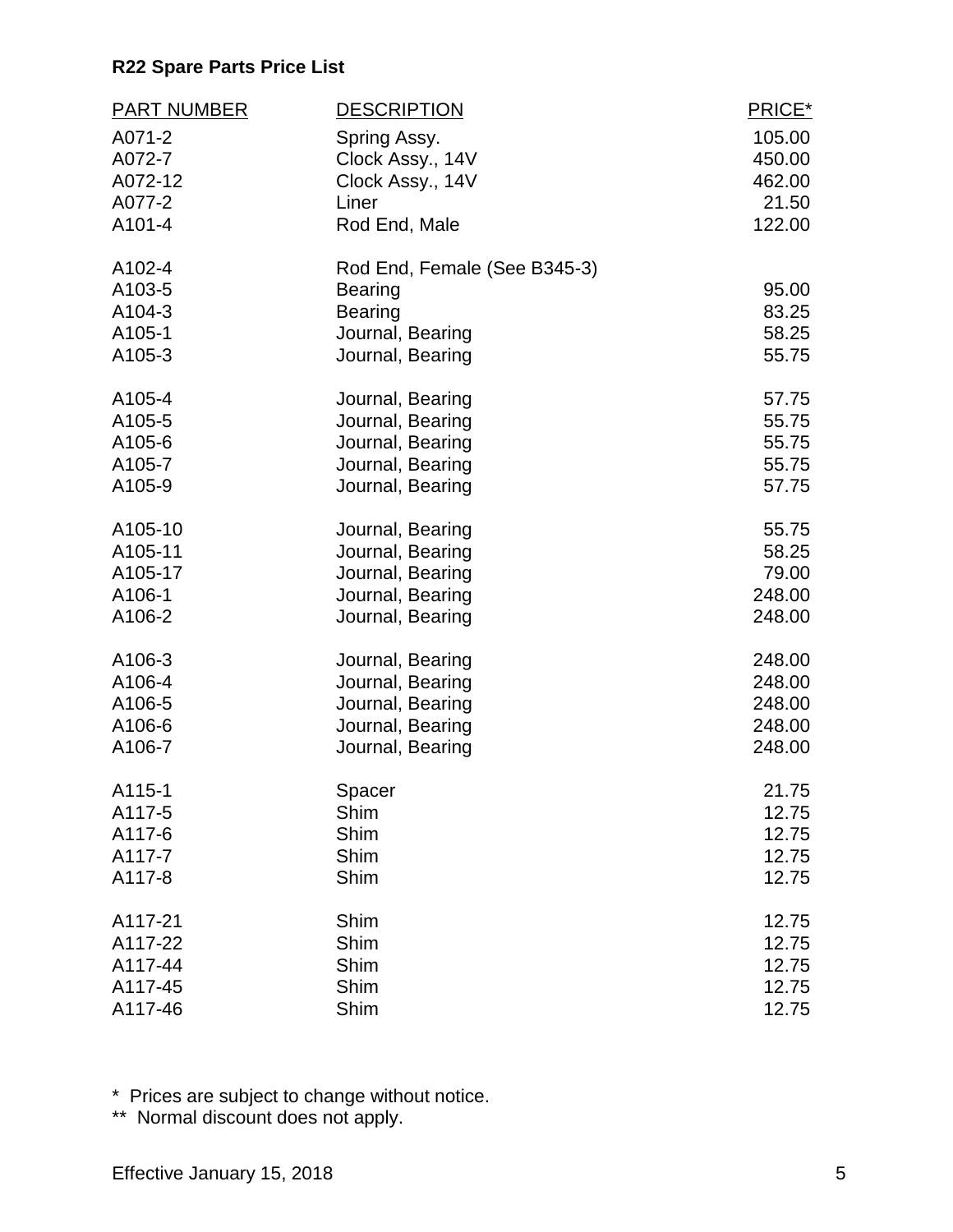**R22 Spare Parts Price List**

| PART NUMBER | DESCRIPTION | PRICE* |
| --- | --- | --- |
| A071-2 | Spring Assy. | 105.00 |
| A072-7 | Clock Assy., 14V | 450.00 |
| A072-12 | Clock Assy., 14V | 462.00 |
| A077-2 | Liner | 21.50 |
| A101-4 | Rod End, Male | 122.00 |
| A102-4 | Rod End, Female (See B345-3) | |
| A103-5 | Bearing | 95.00 |
| A104-3 | Bearing | 83.25 |
| A105-1 | Journal, Bearing | 58.25 |
| A105-3 | Journal, Bearing | 55.75 |
| A105-4 | Journal, Bearing | 57.75 |
| A105-5 | Journal, Bearing | 55.75 |
| A105-6 | Journal, Bearing | 55.75 |
| A105-7 | Journal, Bearing | 55.75 |
| A105-9 | Journal, Bearing | 57.75 |
| A105-10 | Journal, Bearing | 55.75 |
| A105-11 | Journal, Bearing | 58.25 |
| A105-17 | Journal, Bearing | 79.00 |
| A106-1 | Journal, Bearing | 248.00 |
| A106-2 | Journal, Bearing | 248.00 |
| A106-3 | Journal, Bearing | 248.00 |
| A106-4 | Journal, Bearing | 248.00 |
| A106-5 | Journal, Bearing | 248.00 |
| A106-6 | Journal, Bearing | 248.00 |
| A106-7 | Journal, Bearing | 248.00 |
| A115-1 | Spacer | 21.75 |
| A117-5 | Shim | 12.75 |
| A117-6 | Shim | 12.75 |
| A117-7 | Shim | 12.75 |
| A117-8 | Shim | 12.75 |
| A117-21 | Shim | 12.75 |
| A117-22 | Shim | 12.75 |
| A117-44 | Shim | 12.75 |
| A117-45 | Shim | 12.75 |
| A117-46 | Shim | 12.75 |

\* Prices are subject to change without notice.
\*\* Normal discount does not apply.

Effective January 15, 2018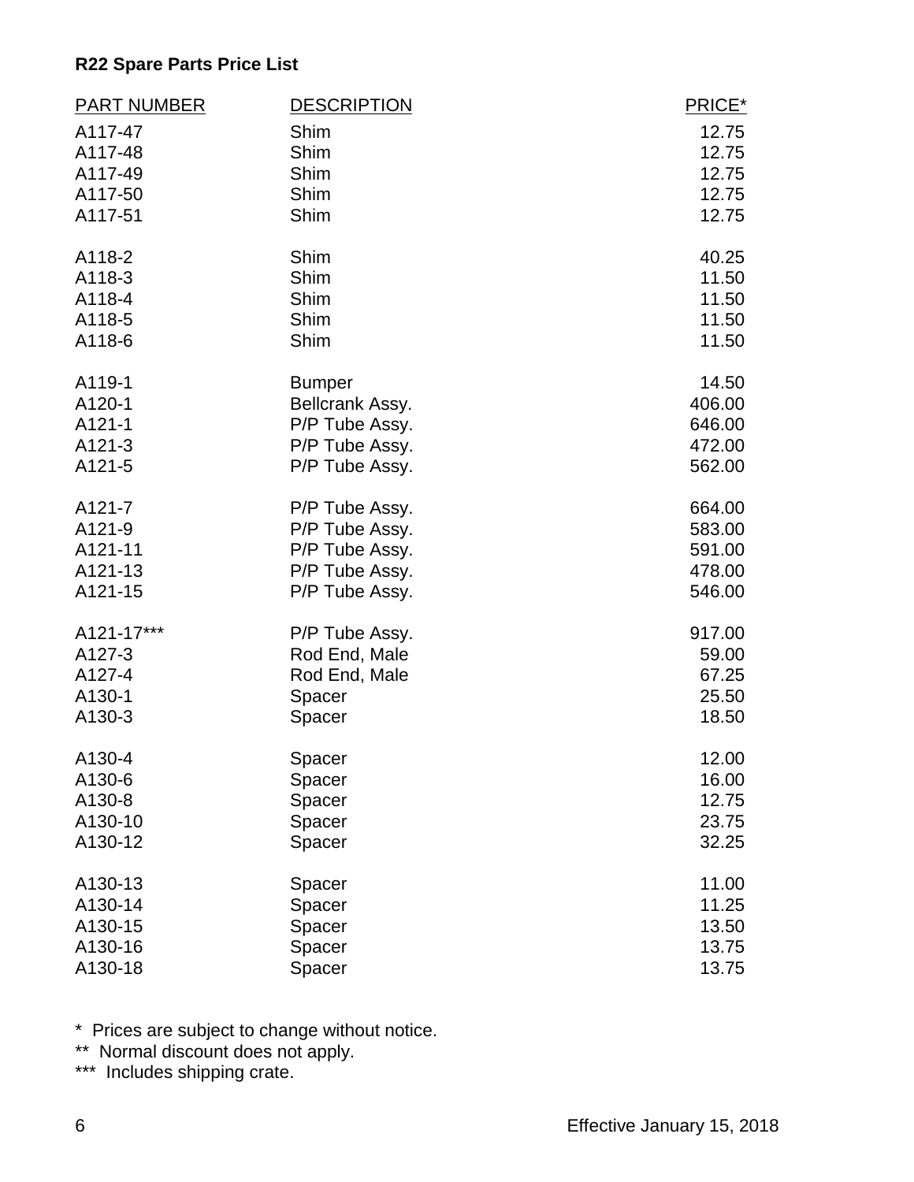**R22 Spare Parts Price List**

| PART NUMBER | DESCRIPTION | PRICE* |
|---|---|---|
| A117-47 | Shim | 12.75 |
| A117-48 | Shim | 12.75 |
| A117-49 | Shim | 12.75 |
| A117-50 | Shim | 12.75 |
| A117-51 | Shim | 12.75 |
| A118-2 | Shim | 40.25 |
| A118-3 | Shim | 11.50 |
| A118-4 | Shim | 11.50 |
| A118-5 | Shim | 11.50 |
| A118-6 | Shim | 11.50 |
| A119-1 | Bumper | 14.50 |
| A120-1 | Bellcrank Assy. | 406.00 |
| A121-1 | P/P Tube Assy. | 646.00 |
| A121-3 | P/P Tube Assy. | 472.00 |
| A121-5 | P/P Tube Assy. | 562.00 |
| A121-7 | P/P Tube Assy. | 664.00 |
| A121-9 | P/P Tube Assy. | 583.00 |
| A121-11 | P/P Tube Assy. | 591.00 |
| A121-13 | P/P Tube Assy. | 478.00 |
| A121-15 | P/P Tube Assy. | 546.00 |
| A121-17*** | P/P Tube Assy. | 917.00 |
| A127-3 | Rod End, Male | 59.00 |
| A127-4 | Rod End, Male | 67.25 |
| A130-1 | Spacer | 25.50 |
| A130-3 | Spacer | 18.50 |
| A130-4 | Spacer | 12.00 |
| A130-6 | Spacer | 16.00 |
| A130-8 | Spacer | 12.75 |
| A130-10 | Spacer | 23.75 |
| A130-12 | Spacer | 32.25 |
| A130-13 | Spacer | 11.00 |
| A130-14 | Spacer | 11.25 |
| A130-15 | Spacer | 13.50 |
| A130-16 | Spacer | 13.75 |
| A130-18 | Spacer | 13.75 |

* Prices are subject to change without notice.

** Normal discount does not apply.

*** Includes shipping crate.

Effective January 15, 2018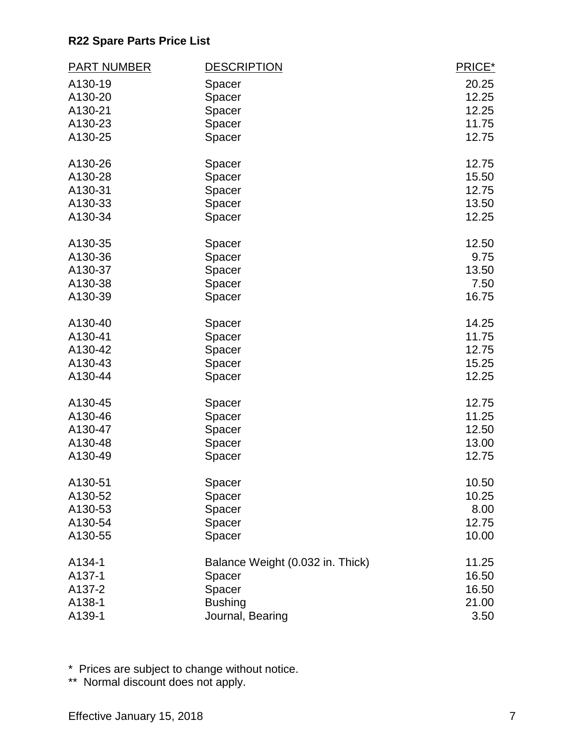**R22 Spare Parts Price List**

| PART NUMBER | DESCRIPTION | PRICE* |
|---|---|---|
| A130-19 | Spacer | 20.25 |
| A130-20 | Spacer | 12.25 |
| A130-21 | Spacer | 12.25 |
| A130-23 | Spacer | 11.75 |
| A130-25 | Spacer | 12.75 |
| A130-26 | Spacer | 12.75 |
| A130-28 | Spacer | 15.50 |
| A130-31 | Spacer | 12.75 |
| A130-33 | Spacer | 13.50 |
| A130-34 | Spacer | 12.25 |
| A130-35 | Spacer | 12.50 |
| A130-36 | Spacer | 9.75 |
| A130-37 | Spacer | 13.50 |
| A130-38 | Spacer | 7.50 |
| A130-39 | Spacer | 16.75 |
| A130-40 | Spacer | 14.25 |
| A130-41 | Spacer | 11.75 |
| A130-42 | Spacer | 12.75 |
| A130-43 | Spacer | 15.25 |
| A130-44 | Spacer | 12.25 |
| A130-45 | Spacer | 12.75 |
| A130-46 | Spacer | 11.25 |
| A130-47 | Spacer | 12.50 |
| A130-48 | Spacer | 13.00 |
| A130-49 | Spacer | 12.75 |
| A130-51 | Spacer | 10.50 |
| A130-52 | Spacer | 10.25 |
| A130-53 | Spacer | 8.00 |
| A130-54 | Spacer | 12.75 |
| A130-55 | Spacer | 10.00 |
| A134-1 | Balance Weight (0.032 in. Thick) | 11.25 |
| A137-1 | Spacer | 16.50 |
| A137-2 | Spacer | 16.50 |
| A138-1 | Bushing | 21.00 |
| A139-1 | Journal, Bearing | 3.50 |

\* Prices are subject to change without notice.

\*\* Normal discount does not apply.

Effective January 15, 2018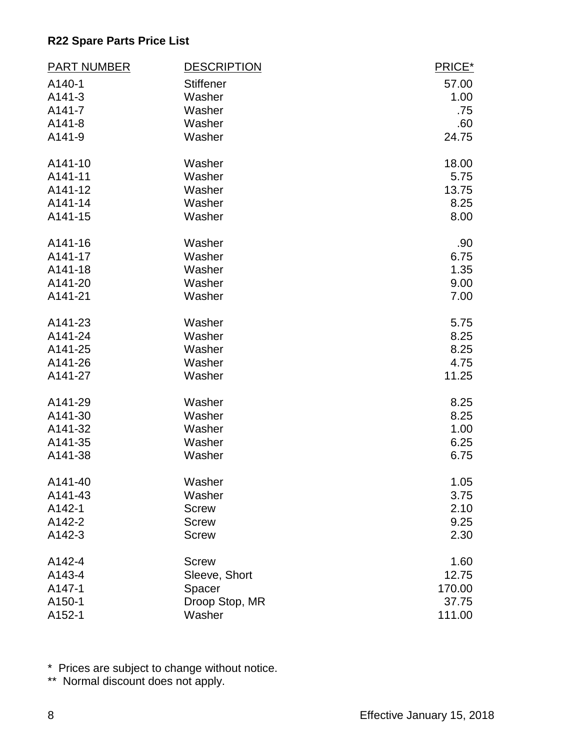**R22 Spare Parts Price List**

| PART NUMBER | DESCRIPTION | PRICE* |
|---|---|---|
| A140-1 | Stiffener | 57.00 |
| A141-3 | Washer | 1.00 |
| A141-7 | Washer | .75 |
| A141-8 | Washer | .60 |
| A141-9 | Washer | 24.75 |
| A141-10 | Washer | 18.00 |
| A141-11 | Washer | 5.75 |
| A141-12 | Washer | 13.75 |
| A141-14 | Washer | 8.25 |
| A141-15 | Washer | 8.00 |
| A141-16 | Washer | .90 |
| A141-17 | Washer | 6.75 |
| A141-18 | Washer | 1.35 |
| A141-20 | Washer | 9.00 |
| A141-21 | Washer | 7.00 |
| A141-23 | Washer | 5.75 |
| A141-24 | Washer | 8.25 |
| A141-25 | Washer | 8.25 |
| A141-26 | Washer | 4.75 |
| A141-27 | Washer | 11.25 |
| A141-29 | Washer | 8.25 |
| A141-30 | Washer | 8.25 |
| A141-32 | Washer | 1.00 |
| A141-35 | Washer | 6.25 |
| A141-38 | Washer | 6.75 |
| A141-40 | Washer | 1.05 |
| A141-43 | Washer | 3.75 |
| A142-1 | Screw | 2.10 |
| A142-2 | Screw | 9.25 |
| A142-3 | Screw | 2.30 |
| A142-4 | Screw | 1.60 |
| A143-4 | Sleeve, Short | 12.75 |
| A147-1 | Spacer | 170.00 |
| A150-1 | Droop Stop, MR | 37.75 |
| A152-1 | Washer | 111.00 |

* Prices are subject to change without notice.

** Normal discount does not apply.

Effective January 15, 2018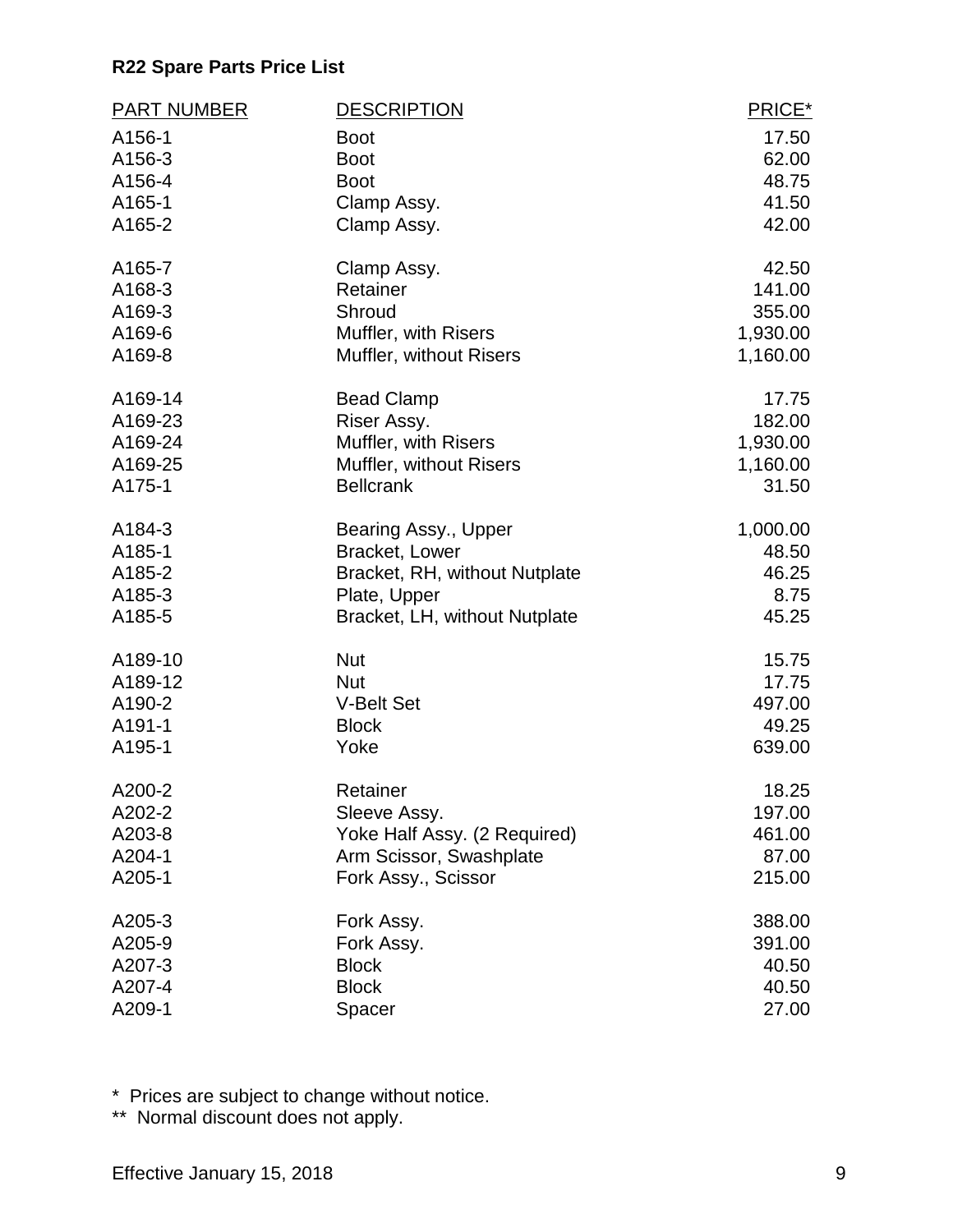**R22 Spare Parts Price List**

| PART NUMBER | DESCRIPTION | PRICE* |
|---|---|---|
| A156-1 | Boot | 17.50 |
| A156-3 | Boot | 62.00 |
| A156-4 | Boot | 48.75 |
| A165-1 | Clamp Assy. | 41.50 |
| A165-2 | Clamp Assy. | 42.00 |
| A165-7 | Clamp Assy. | 42.50 |
| A168-3 | Retainer | 141.00 |
| A169-3 | Shroud | 355.00 |
| A169-6 | Muffler, with Risers | 1,930.00 |
| A169-8 | Muffler, without Risers | 1,160.00 |
| A169-14 | Bead Clamp | 17.75 |
| A169-23 | Riser Assy. | 182.00 |
| A169-24 | Muffler, with Risers | 1,930.00 |
| A169-25 | Muffler, without Risers | 1,160.00 |
| A175-1 | Bellcrank | 31.50 |
| A184-3 | Bearing Assy., Upper | 1,000.00 |
| A185-1 | Bracket, Lower | 48.50 |
| A185-2 | Bracket, RH, without Nutplate | 46.25 |
| A185-3 | Plate, Upper | 8.75 |
| A185-5 | Bracket, LH, without Nutplate | 45.25 |
| A189-10 | Nut | 15.75 |
| A189-12 | Nut | 17.75 |
| A190-2 | V-Belt Set | 497.00 |
| A191-1 | Block | 49.25 |
| A195-1 | Yoke | 639.00 |
| A200-2 | Retainer | 18.25 |
| A202-2 | Sleeve Assy. | 197.00 |
| A203-8 | Yoke Half Assy. (2 Required) | 461.00 |
| A204-1 | Arm Scissor, Swashplate | 87.00 |
| A205-1 | Fork Assy., Scissor | 215.00 |
| A205-3 | Fork Assy. | 388.00 |
| A205-9 | Fork Assy. | 391.00 |
| A207-3 | Block | 40.50 |
| A207-4 | Block | 40.50 |
| A209-1 | Spacer | 27.00 |

\* Prices are subject to change without notice.

** Normal discount does not apply.

Effective January 15, 2018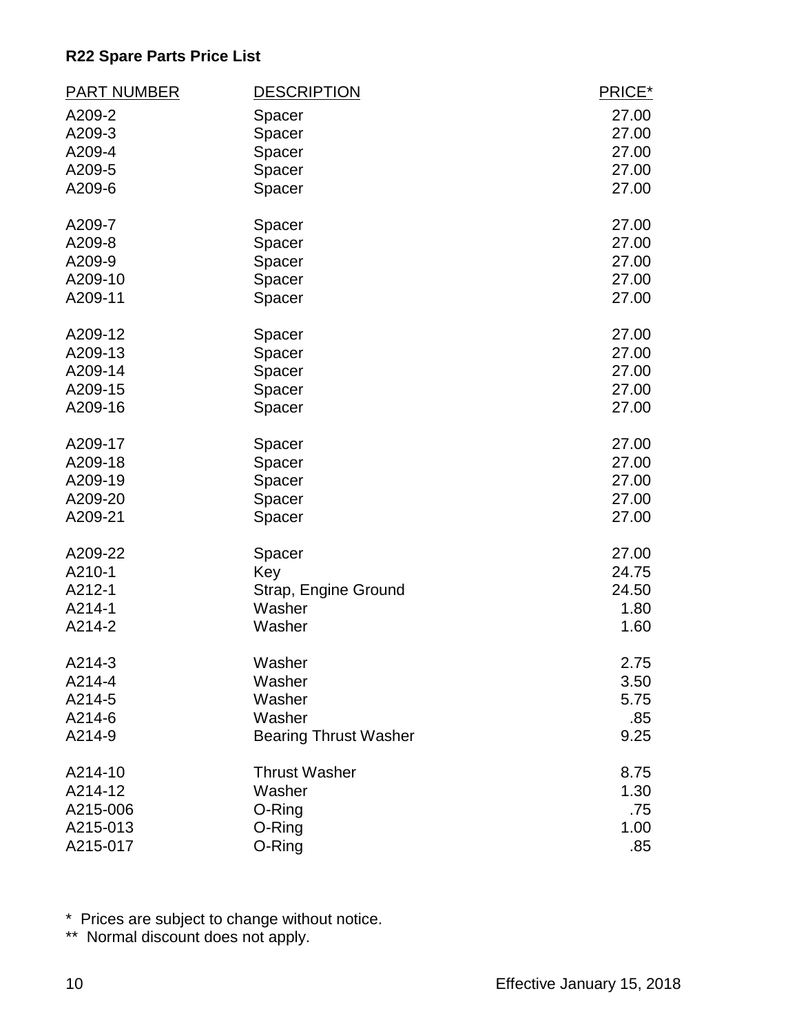**R22 Spare Parts Price List**

| PART NUMBER | DESCRIPTION | PRICE* |
|---|---|---|
| A209-2 | Spacer | 27.00 |
| A209-3 | Spacer | 27.00 |
| A209-4 | Spacer | 27.00 |
| A209-5 | Spacer | 27.00 |
| A209-6 | Spacer | 27.00 |
| A209-7 | Spacer | 27.00 |
| A209-8 | Spacer | 27.00 |
| A209-9 | Spacer | 27.00 |
| A209-10 | Spacer | 27.00 |
| A209-11 | Spacer | 27.00 |
| A209-12 | Spacer | 27.00 |
| A209-13 | Spacer | 27.00 |
| A209-14 | Spacer | 27.00 |
| A209-15 | Spacer | 27.00 |
| A209-16 | Spacer | 27.00 |
| A209-17 | Spacer | 27.00 |
| A209-18 | Spacer | 27.00 |
| A209-19 | Spacer | 27.00 |
| A209-20 | Spacer | 27.00 |
| A209-21 | Spacer | 27.00 |
| A209-22 | Spacer | 27.00 |
| A210-1 | Key | 24.75 |
| A212-1 | Strap, Engine Ground | 24.50 |
| A214-1 | Washer | 1.80 |
| A214-2 | Washer | 1.60 |
| A214-3 | Washer | 2.75 |
| A214-4 | Washer | 3.50 |
| A214-5 | Washer | 5.75 |
| A214-6 | Washer | .85 |
| A214-9 | Bearing Thrust Washer | 9.25 |
| A214-10 | Thrust Washer | 8.75 |
| A214-12 | Washer | 1.30 |
| A215-006 | O-Ring | .75 |
| A215-013 | O-Ring | 1.00 |
| A215-017 | O-Ring | .85 |

\* Prices are subject to change without notice.

\** Normal discount does not apply.

Effective January 15, 2018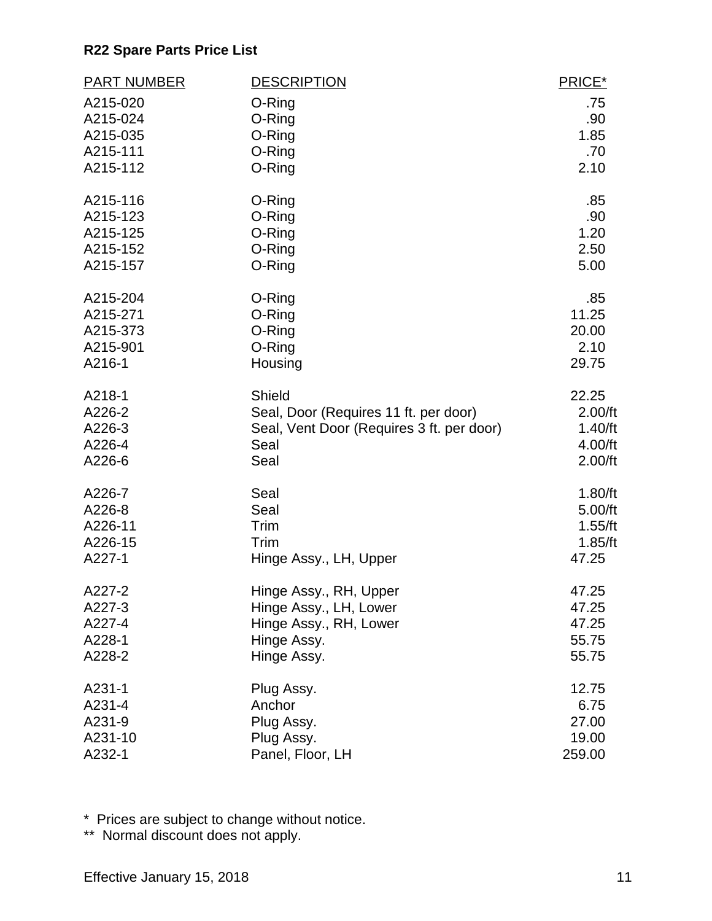**R22 Spare Parts Price List**

| PART NUMBER | DESCRIPTION | PRICE* |
|---|---|---|
| A215-020 | O-Ring | .75 |
| A215-024 | O-Ring | .90 |
| A215-035 | O-Ring | 1.85 |
| A215-111 | O-Ring | .70 |
| A215-112 | O-Ring | 2.10 |
| A215-116 | O-Ring | .85 |
| A215-123 | O-Ring | .90 |
| A215-125 | O-Ring | 1.20 |
| A215-152 | O-Ring | 2.50 |
| A215-157 | O-Ring | 5.00 |
| A215-204 | O-Ring | .85 |
| A215-271 | O-Ring | 11.25 |
| A215-373 | O-Ring | 20.00 |
| A215-901 | O-Ring | 2.10 |
| A216-1 | Housing | 29.75 |
| A218-1 | Shield | 22.25 |
| A226-2 | Seal, Door (Requires 11 ft. per door) | 2.00/ft |
| A226-3 | Seal, Vent Door (Requires 3 ft. per door) | 1.40/ft |
| A226-4 | Seal | 4.00/ft |
| A226-6 | Seal | 2.00/ft |
| A226-7 | Seal | 1.80/ft |
| A226-8 | Seal | 5.00/ft |
| A226-11 | Trim | 1.55/ft |
| A226-15 | Trim | 1.85/ft |
| A227-1 | Hinge Assy., LH, Upper | 47.25 |
| A227-2 | Hinge Assy., RH, Upper | 47.25 |
| A227-3 | Hinge Assy., LH, Lower | 47.25 |
| A227-4 | Hinge Assy., RH, Lower | 47.25 |
| A228-1 | Hinge Assy. | 55.75 |
| A228-2 | Hinge Assy. | 55.75 |
| A231-1 | Plug Assy. | 12.75 |
| A231-4 | Anchor | 6.75 |
| A231-9 | Plug Assy. | 27.00 |
| A231-10 | Plug Assy. | 19.00 |
| A232-1 | Panel, Floor, LH | 259.00 |

\* Prices are subject to change without notice.

\** Normal discount does not apply.

Effective January 15, 2018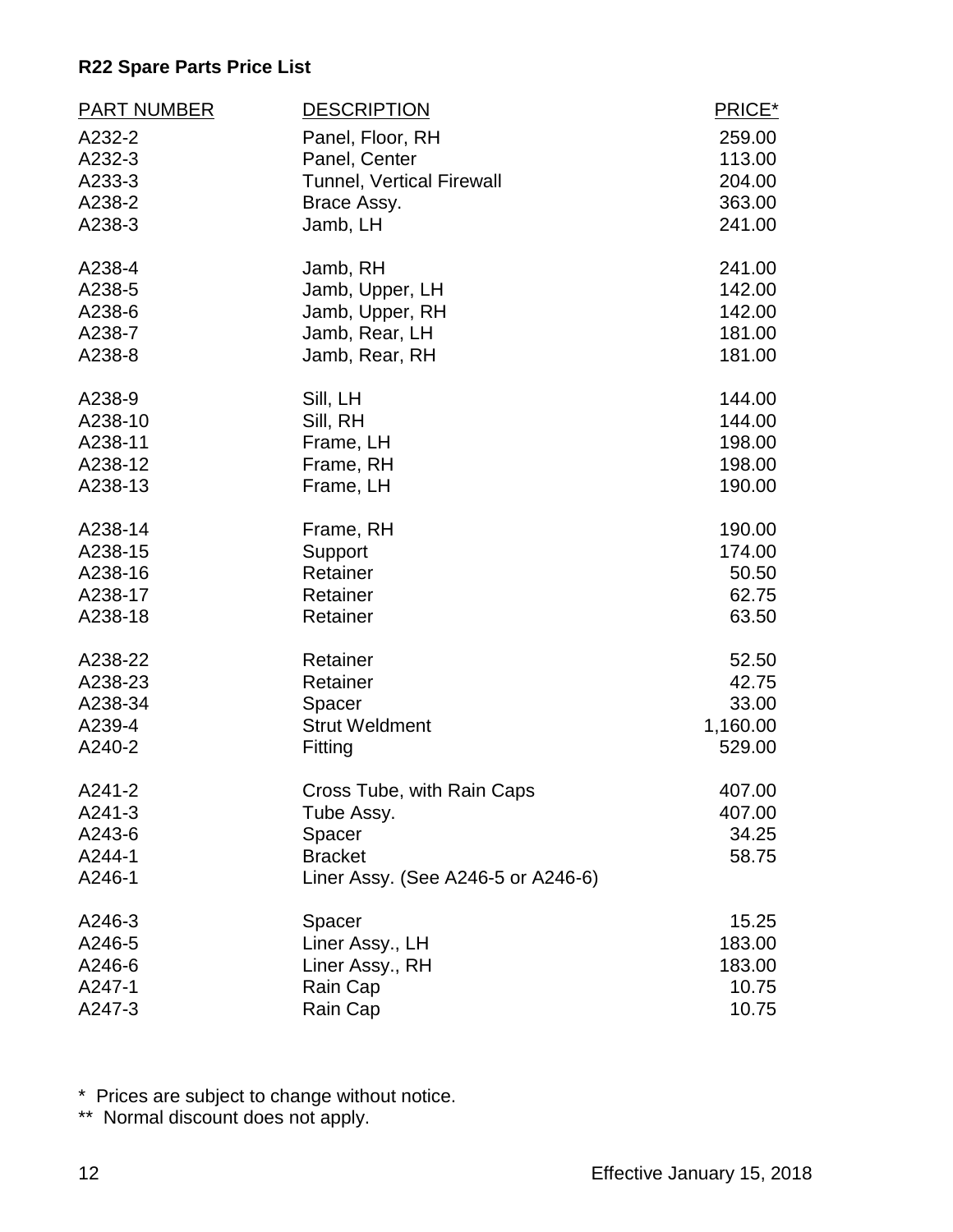**R22 Spare Parts Price List**

| PART NUMBER | DESCRIPTION | PRICE* |
|---|---|---|
| A232-2 | Panel, Floor, RH | 259.00 |
| A232-3 | Panel, Center | 113.00 |
| A233-3 | Tunnel, Vertical Firewall | 204.00 |
| A238-2 | Brace Assy. | 363.00 |
| A238-3 | Jamb, LH | 241.00 |
| A238-4 | Jamb, RH | 241.00 |
| A238-5 | Jamb, Upper, LH | 142.00 |
| A238-6 | Jamb, Upper, RH | 142.00 |
| A238-7 | Jamb, Rear, LH | 181.00 |
| A238-8 | Jamb, Rear, RH | 181.00 |
| A238-9 | Sill, LH | 144.00 |
| A238-10 | Sill, RH | 144.00 |
| A238-11 | Frame, LH | 198.00 |
| A238-12 | Frame, RH | 198.00 |
| A238-13 | Frame, LH | 190.00 |
| A238-14 | Frame, RH | 190.00 |
| A238-15 | Support | 174.00 |
| A238-16 | Retainer | 50.50 |
| A238-17 | Retainer | 62.75 |
| A238-18 | Retainer | 63.50 |
| A238-22 | Retainer | 52.50 |
| A238-23 | Retainer | 42.75 |
| A238-34 | Spacer | 33.00 |
| A239-4 | Strut Weldment | 1,160.00 |
| A240-2 | Fitting | 529.00 |
| A241-2 | Cross Tube, with Rain Caps | 407.00 |
| A241-3 | Tube Assy. | 407.00 |
| A243-6 | Spacer | 34.25 |
| A244-1 | Bracket | 58.75 |
| A246-1 | Liner Assy. (See A246-5 or A246-6) | |
| A246-3 | Spacer | 15.25 |
| A246-5 | Liner Assy., LH | 183.00 |
| A246-6 | Liner Assy., RH | 183.00 |
| A247-1 | Rain Cap | 10.75 |
| A247-3 | Rain Cap | 10.75 |

\* Prices are subject to change without notice.

\** Normal discount does not apply.

Effective January 15, 2018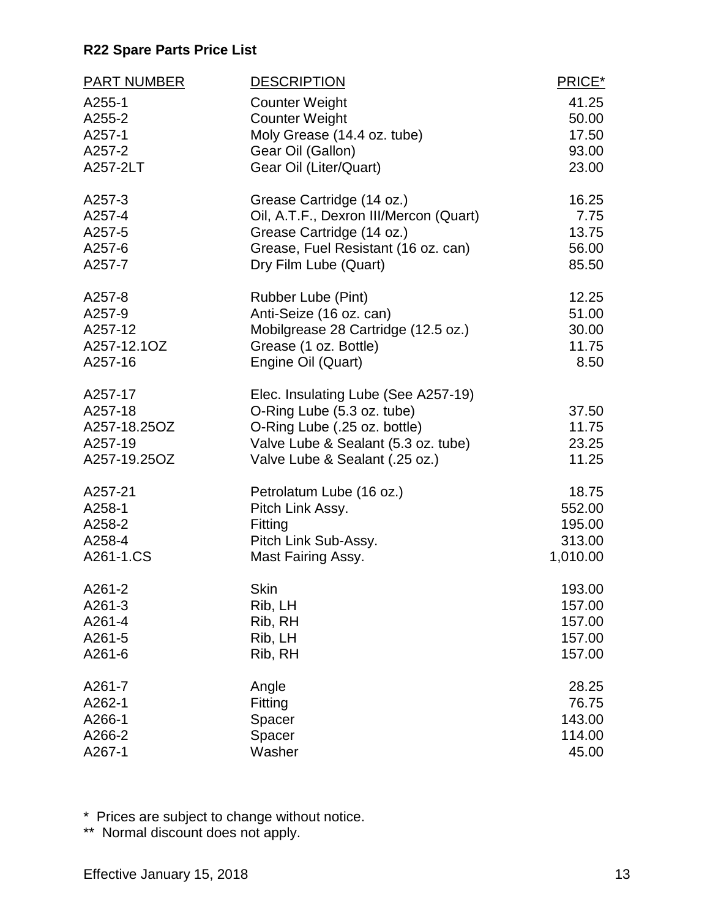**R22 Spare Parts Price List**

| PART NUMBER | DESCRIPTION | PRICE* |
|---|---|---|
| A255-1 | Counter Weight | 41.25 |
| A255-2 | Counter Weight | 50.00 |
| A257-1 | Moly Grease (14.4 oz. tube) | 17.50 |
| A257-2 | Gear Oil (Gallon) | 93.00 |
| A257-2LT | Gear Oil (Liter/Quart) | 23.00 |
| A257-3 | Grease Cartridge (14 oz.) | 16.25 |
| A257-4 | Oil, A.T.F., Dexron III/Mercon (Quart) | 7.75 |
| A257-5 | Grease Cartridge (14 oz.) | 13.75 |
| A257-6 | Grease, Fuel Resistant (16 oz. can) | 56.00 |
| A257-7 | Dry Film Lube (Quart) | 85.50 |
| A257-8 | Rubber Lube (Pint) | 12.25 |
| A257-9 | Anti-Seize (16 oz. can) | 51.00 |
| A257-12 | Mobilgrease 28 Cartridge (12.5 oz.) | 30.00 |
| A257-12.1OZ | Grease (1 oz. Bottle) | 11.75 |
| A257-16 | Engine Oil (Quart) | 8.50 |
| A257-17 | Elec. Insulating Lube (See A257-19) | |
| A257-18 | O-Ring Lube (5.3 oz. tube) | 37.50 |
| A257-18.25OZ | O-Ring Lube (.25 oz. bottle) | 11.75 |
| A257-19 | Valve Lube & Sealant (5.3 oz. tube) | 23.25 |
| A257-19.25OZ | Valve Lube & Sealant (.25 oz.) | 11.25 |
| A257-21 | Petrolatum Lube (16 oz.) | 18.75 |
| A258-1 | Pitch Link Assy. | 552.00 |
| A258-2 | Fitting | 195.00 |
| A258-4 | Pitch Link Sub-Assy. | 313.00 |
| A261-1.CS | Mast Fairing Assy. | 1,010.00 |
| A261-2 | Skin | 193.00 |
| A261-3 | Rib, LH | 157.00 |
| A261-4 | Rib, RH | 157.00 |
| A261-5 | Rib, LH | 157.00 |
| A261-6 | Rib, RH | 157.00 |
| A261-7 | Angle | 28.25 |
| A262-1 | Fitting | 76.75 |
| A266-1 | Spacer | 143.00 |
| A266-2 | Spacer | 114.00 |
| A267-1 | Washer | 45.00 |

\* Prices are subject to change without notice.

\*\* Normal discount does not apply.

Effective January 15, 2018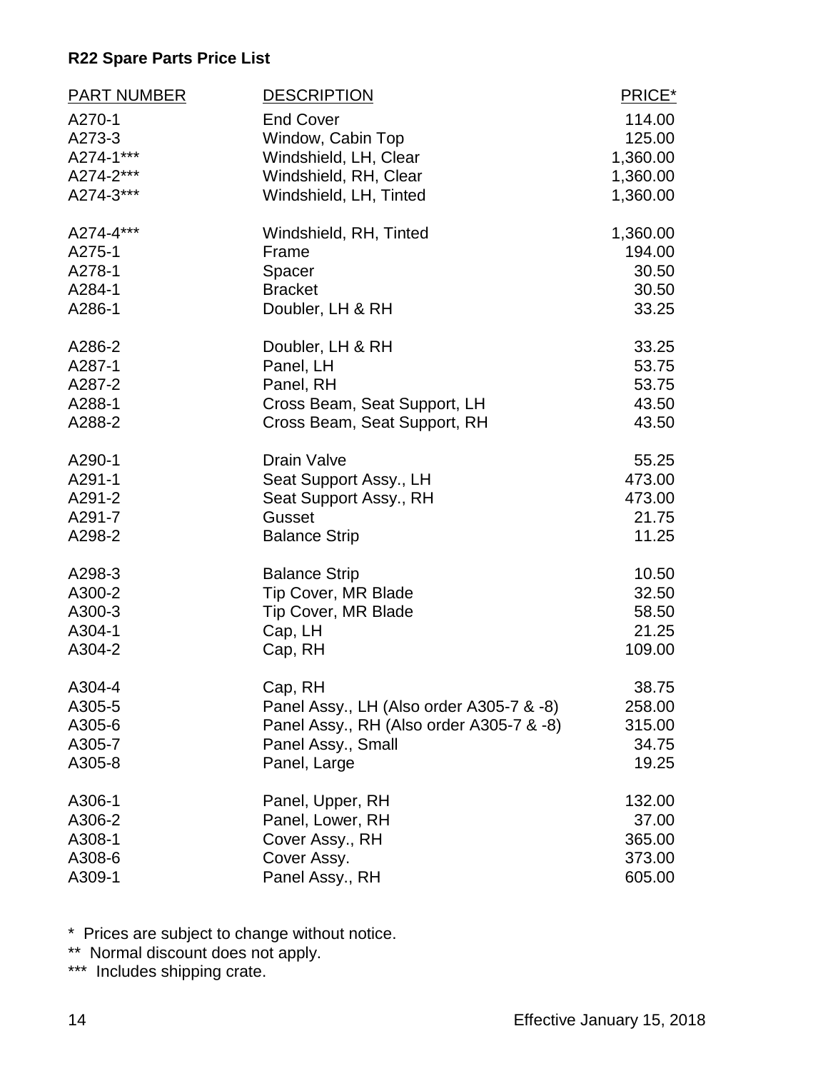**R22 Spare Parts Price List**

| PART NUMBER | DESCRIPTION | PRICE* |
|---|---|---|
| A270-1 | End Cover | 114.00 |
| A273-3 | Window, Cabin Top | 125.00 |
| A274-1*** | Windshield, LH, Clear | 1,360.00 |
| A274-2*** | Windshield, RH, Clear | 1,360.00 |
| A274-3*** | Windshield, LH, Tinted | 1,360.00 |
| A274-4*** | Windshield, RH, Tinted | 1,360.00 |
| A275-1 | Frame | 194.00 |
| A278-1 | Spacer | 30.50 |
| A284-1 | Bracket | 30.50 |
| A286-1 | Doubler, LH & RH | 33.25 |
| A286-2 | Doubler, LH & RH | 33.25 |
| A287-1 | Panel, LH | 53.75 |
| A287-2 | Panel, RH | 53.75 |
| A288-1 | Cross Beam, Seat Support, LH | 43.50 |
| A288-2 | Cross Beam, Seat Support, RH | 43.50 |
| A290-1 | Drain Valve | 55.25 |
| A291-1 | Seat Support Assy., LH | 473.00 |
| A291-2 | Seat Support Assy., RH | 473.00 |
| A291-7 | Gusset | 21.75 |
| A298-2 | Balance Strip | 11.25 |
| A298-3 | Balance Strip | 10.50 |
| A300-2 | Tip Cover, MR Blade | 32.50 |
| A300-3 | Tip Cover, MR Blade | 58.50 |
| A304-1 | Cap, LH | 21.25 |
| A304-2 | Cap, RH | 109.00 |
| A304-4 | Cap, RH | 38.75 |
| A305-5 | Panel Assy., LH (Also order A305-7 & -8) | 258.00 |
| A305-6 | Panel Assy., RH (Also order A305-7 & -8) | 315.00 |
| A305-7 | Panel Assy., Small | 34.75 |
| A305-8 | Panel, Large | 19.25 |
| A306-1 | Panel, Upper, RH | 132.00 |
| A306-2 | Panel, Lower, RH | 37.00 |
| A308-1 | Cover Assy., RH | 365.00 |
| A308-6 | Cover Assy. | 373.00 |
| A309-1 | Panel Assy., RH | 605.00 |

* Prices are subject to change without notice.
** Normal discount does not apply.
*** Includes shipping crate.

Effective January 15, 2018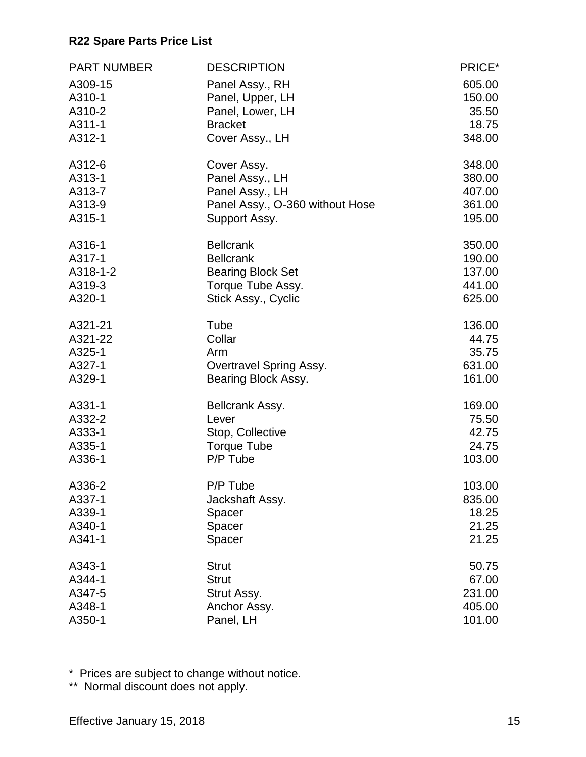**R22 Spare Parts Price List**

| PART NUMBER | DESCRIPTION | PRICE* |
|---|---|---|
| A309-15 | Panel Assy., RH | 605.00 |
| A310-1 | Panel, Upper, LH | 150.00 |
| A310-2 | Panel, Lower, LH | 35.50 |
| A311-1 | Bracket | 18.75 |
| A312-1 | Cover Assy., LH | 348.00 |
| A312-6 | Cover Assy. | 348.00 |
| A313-1 | Panel Assy., LH | 380.00 |
| A313-7 | Panel Assy., LH | 407.00 |
| A313-9 | Panel Assy., O-360 without Hose | 361.00 |
| A315-1 | Support Assy. | 195.00 |
| A316-1 | Bellcrank | 350.00 |
| A317-1 | Bellcrank | 190.00 |
| A318-1-2 | Bearing Block Set | 137.00 |
| A319-3 | Torque Tube Assy. | 441.00 |
| A320-1 | Stick Assy., Cyclic | 625.00 |
| A321-21 | Tube | 136.00 |
| A321-22 | Collar | 44.75 |
| A325-1 | Arm | 35.75 |
| A327-1 | Overtravel Spring Assy. | 631.00 |
| A329-1 | Bearing Block Assy. | 161.00 |
| A331-1 | Bellcrank Assy. | 169.00 |
| A332-2 | Lever | 75.50 |
| A333-1 | Stop, Collective | 42.75 |
| A335-1 | Torque Tube | 24.75 |
| A336-1 | P/P Tube | 103.00 |
| A336-2 | P/P Tube | 103.00 |
| A337-1 | Jackshaft Assy. | 835.00 |
| A339-1 | Spacer | 18.25 |
| A340-1 | Spacer | 21.25 |
| A341-1 | Spacer | 21.25 |
| A343-1 | Strut | 50.75 |
| A344-1 | Strut | 67.00 |
| A347-5 | Strut Assy. | 231.00 |
| A348-1 | Anchor Assy. | 405.00 |
| A350-1 | Panel, LH | 101.00 |

\* Prices are subject to change without notice.

\*\* Normal discount does not apply.

Effective January 15, 2018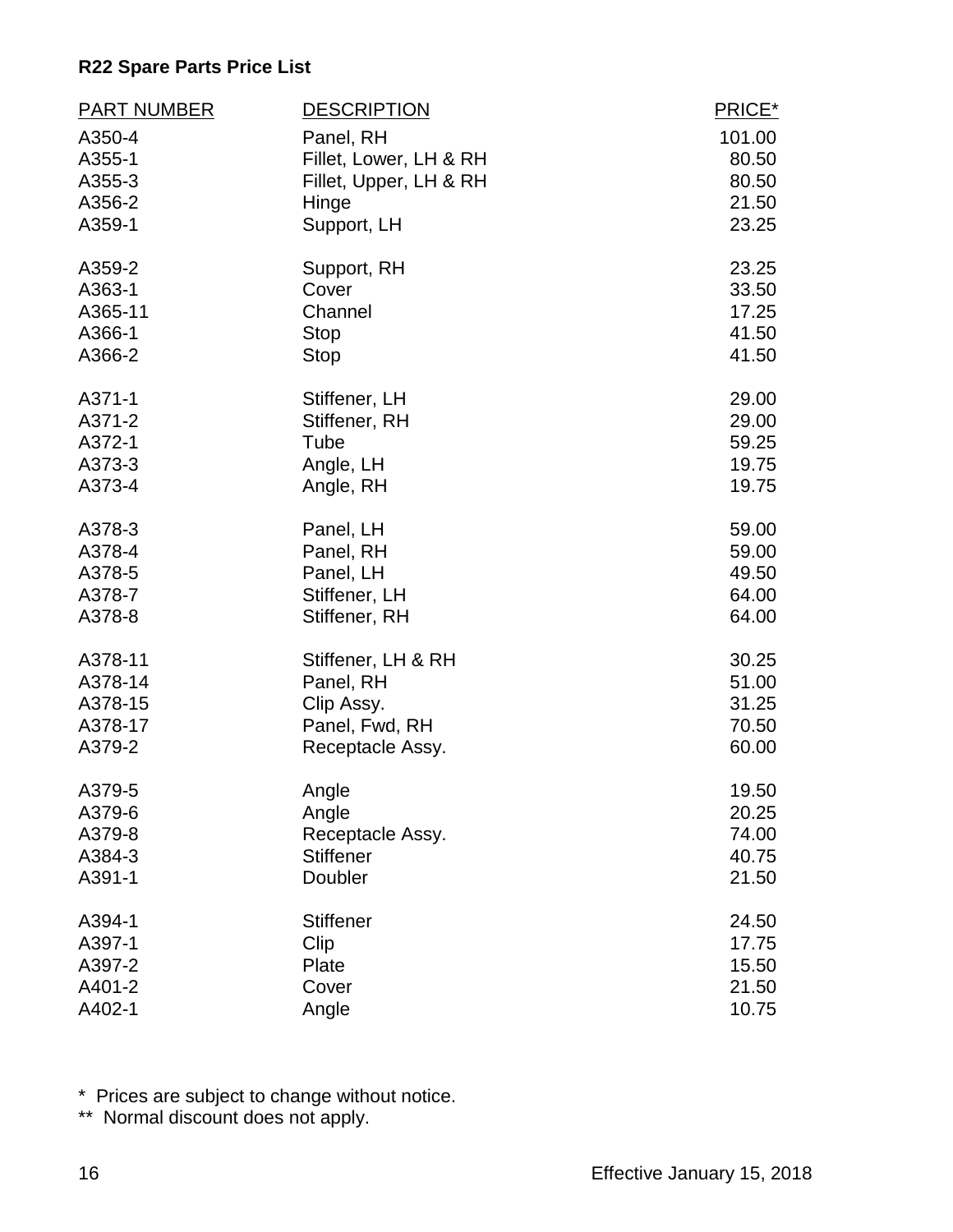**R22 Spare Parts Price List**

| PART NUMBER | DESCRIPTION | PRICE* |
|---|---|---|
| A350-4 | Panel, RH | 101.00 |
| A355-1 | Fillet, Lower, LH & RH | 80.50 |
| A355-3 | Fillet, Upper, LH & RH | 80.50 |
| A356-2 | Hinge | 21.50 |
| A359-1 | Support, LH | 23.25 |
| A359-2 | Support, RH | 23.25 |
| A363-1 | Cover | 33.50 |
| A365-11 | Channel | 17.25 |
| A366-1 | Stop | 41.50 |
| A366-2 | Stop | 41.50 |
| A371-1 | Stiffener, LH | 29.00 |
| A371-2 | Stiffener, RH | 29.00 |
| A372-1 | Tube | 59.25 |
| A373-3 | Angle, LH | 19.75 |
| A373-4 | Angle, RH | 19.75 |
| A378-3 | Panel, LH | 59.00 |
| A378-4 | Panel, RH | 59.00 |
| A378-5 | Panel, LH | 49.50 |
| A378-7 | Stiffener, LH | 64.00 |
| A378-8 | Stiffener, RH | 64.00 |
| A378-11 | Stiffener, LH & RH | 30.25 |
| A378-14 | Panel, RH | 51.00 |
| A378-15 | Clip Assy. | 31.25 |
| A378-17 | Panel, Fwd, RH | 70.50 |
| A379-2 | Receptacle Assy. | 60.00 |
| A379-5 | Angle | 19.50 |
| A379-6 | Angle | 20.25 |
| A379-8 | Receptacle Assy. | 74.00 |
| A384-3 | Stiffener | 40.75 |
| A391-1 | Doubler | 21.50 |
| A394-1 | Stiffener | 24.50 |
| A397-1 | Clip | 17.75 |
| A397-2 | Plate | 15.50 |
| A401-2 | Cover | 21.50 |
| A402-1 | Angle | 10.75 |

\* Prices are subject to change without notice.

\*\* Normal discount does not apply.

Effective January 15, 2018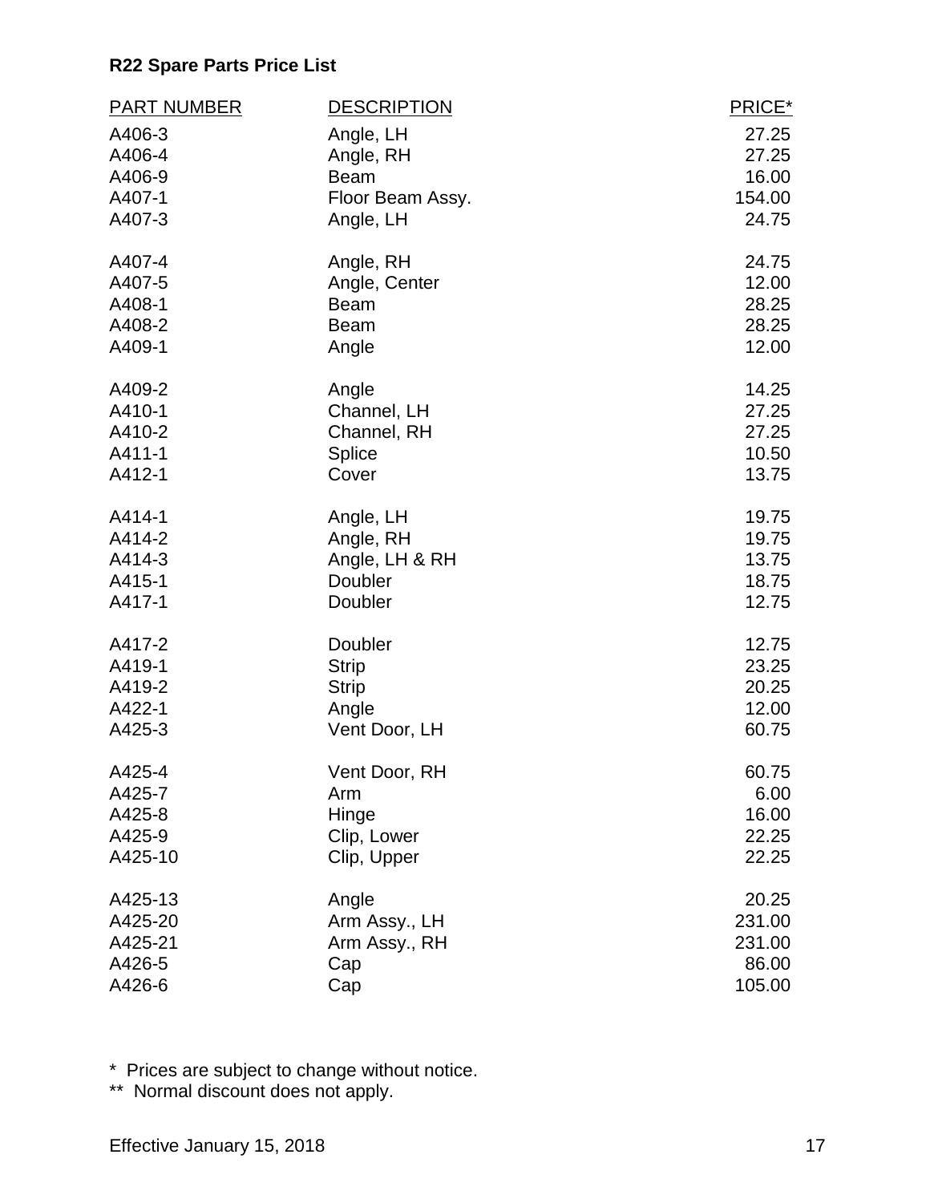**R22 Spare Parts Price List**

| PART NUMBER | DESCRIPTION | PRICE* |
|---|---|---|
| A406-3 | Angle, LH | 27.25 |
| A406-4 | Angle, RH | 27.25 |
| A406-9 | Beam | 16.00 |
| A407-1 | Floor Beam Assy. | 154.00 |
| A407-3 | Angle, LH | 24.75 |
| A407-4 | Angle, RH | 24.75 |
| A407-5 | Angle, Center | 12.00 |
| A408-1 | Beam | 28.25 |
| A408-2 | Beam | 28.25 |
| A409-1 | Angle | 12.00 |
| A409-2 | Angle | 14.25 |
| A410-1 | Channel, LH | 27.25 |
| A410-2 | Channel, RH | 27.25 |
| A411-1 | Splice | 10.50 |
| A412-1 | Cover | 13.75 |
| A414-1 | Angle, LH | 19.75 |
| A414-2 | Angle, RH | 19.75 |
| A414-3 | Angle, LH & RH | 13.75 |
| A415-1 | Doubler | 18.75 |
| A417-1 | Doubler | 12.75 |
| A417-2 | Doubler | 12.75 |
| A419-1 | Strip | 23.25 |
| A419-2 | Strip | 20.25 |
| A422-1 | Angle | 12.00 |
| A425-3 | Vent Door, LH | 60.75 |
| A425-4 | Vent Door, RH | 60.75 |
| A425-7 | Arm | 6.00 |
| A425-8 | Hinge | 16.00 |
| A425-9 | Clip, Lower | 22.25 |
| A425-10 | Clip, Upper | 22.25 |
| A425-13 | Angle | 20.25 |
| A425-20 | Arm Assy., LH | 231.00 |
| A425-21 | Arm Assy., RH | 231.00 |
| A426-5 | Cap | 86.00 |
| A426-6 | Cap | 105.00 |

\* Prices are subject to change without notice.

\*\* Normal discount does not apply.

Effective January 15, 2018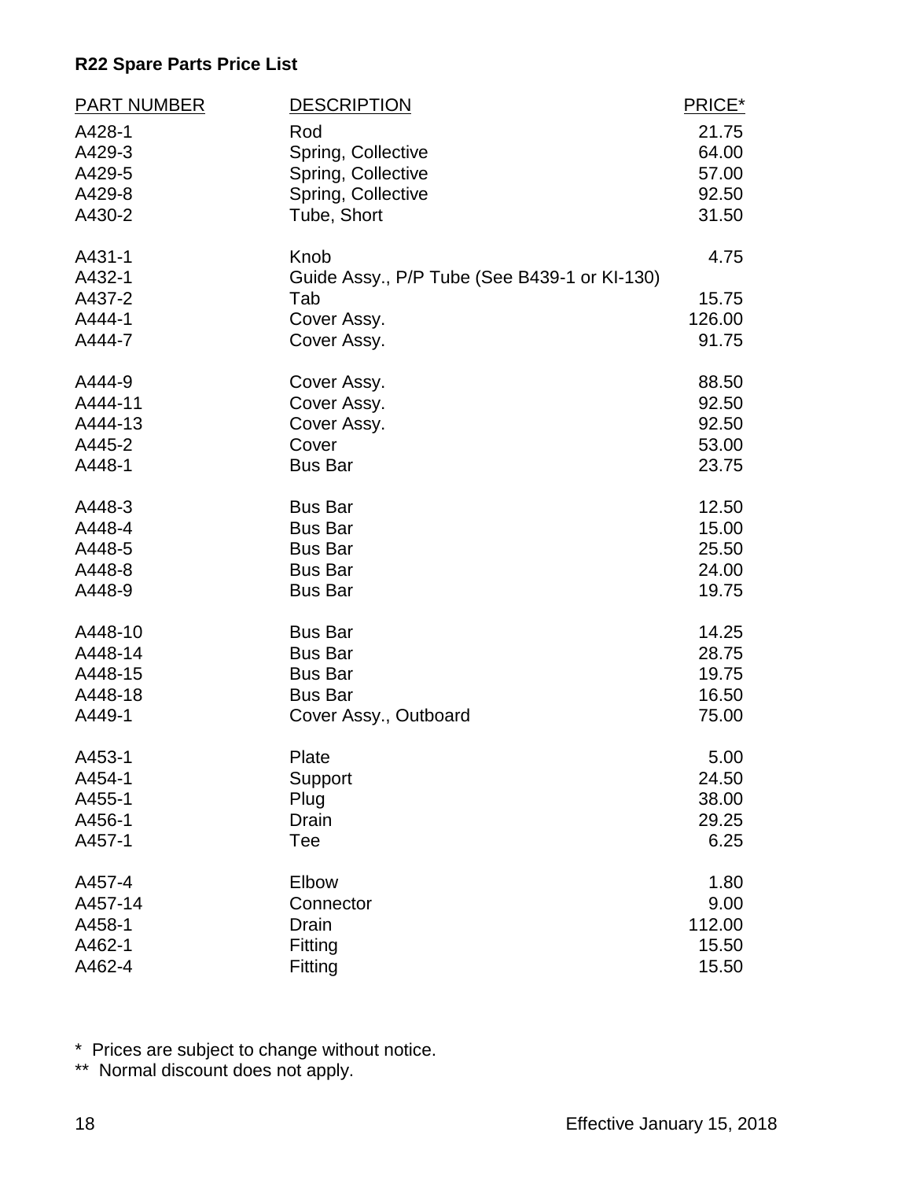**R22 Spare Parts Price List**

| PART NUMBER | DESCRIPTION | PRICE* |
|---|---|---|
| A428-1 | Rod | 21.75 |
| A429-3 | Spring, Collective | 64.00 |
| A429-5 | Spring, Collective | 57.00 |
| A429-8 | Spring, Collective | 92.50 |
| A430-2 | Tube, Short | 31.50 |
| A431-1 | Knob | 4.75 |
| A432-1 | Guide Assy., P/P Tube (See B439-1 or KI-130) | |
| A437-2 | Tab | 15.75 |
| A444-1 | Cover Assy. | 126.00 |
| A444-7 | Cover Assy. | 91.75 |
| A444-9 | Cover Assy. | 88.50 |
| A444-11 | Cover Assy. | 92.50 |
| A444-13 | Cover Assy. | 92.50 |
| A445-2 | Cover | 53.00 |
| A448-1 | Bus Bar | 23.75 |
| A448-3 | Bus Bar | 12.50 |
| A448-4 | Bus Bar | 15.00 |
| A448-5 | Bus Bar | 25.50 |
| A448-8 | Bus Bar | 24.00 |
| A448-9 | Bus Bar | 19.75 |
| A448-10 | Bus Bar | 14.25 |
| A448-14 | Bus Bar | 28.75 |
| A448-15 | Bus Bar | 19.75 |
| A448-18 | Bus Bar | 16.50 |
| A449-1 | Cover Assy., Outboard | 75.00 |
| A453-1 | Plate | 5.00 |
| A454-1 | Support | 24.50 |
| A455-1 | Plug | 38.00 |
| A456-1 | Drain | 29.25 |
| A457-1 | Tee | 6.25 |
| A457-4 | Elbow | 1.80 |
| A457-14 | Connector | 9.00 |
| A458-1 | Drain | 112.00 |
| A462-1 | Fitting | 15.50 |
| A462-4 | Fitting | 15.50 |

\* Prices are subject to change without notice.

\** Normal discount does not apply.

Effective January 15, 2018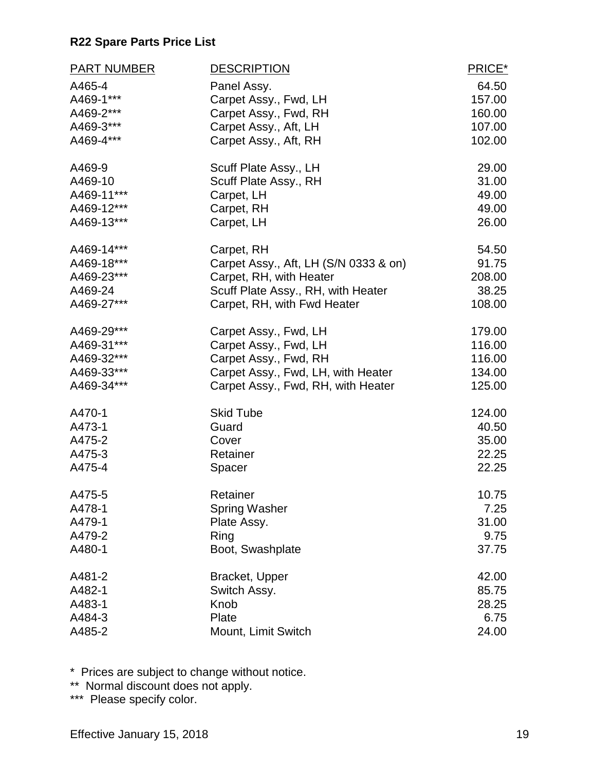**R22 Spare Parts Price List**

| PART NUMBER | DESCRIPTION | PRICE* |
|---|---|---|
| A465-4 | Panel Assy. | 64.50 |
| A469-1*** | Carpet Assy., Fwd, LH | 157.00 |
| A469-2*** | Carpet Assy., Fwd, RH | 160.00 |
| A469-3*** | Carpet Assy., Aft, LH | 107.00 |
| A469-4*** | Carpet Assy., Aft, RH | 102.00 |
| A469-9 | Scuff Plate Assy., LH | 29.00 |
| A469-10 | Scuff Plate Assy., RH | 31.00 |
| A469-11*** | Carpet, LH | 49.00 |
| A469-12*** | Carpet, RH | 49.00 |
| A469-13*** | Carpet, LH | 26.00 |
| A469-14*** | Carpet, RH | 54.50 |
| A469-18*** | Carpet Assy., Aft, LH (S/N 0333 & on) | 91.75 |
| A469-23*** | Carpet, RH, with Heater | 208.00 |
| A469-24 | Scuff Plate Assy., RH, with Heater | 38.25 |
| A469-27*** | Carpet, RH, with Fwd Heater | 108.00 |
| A469-29*** | Carpet Assy., Fwd, LH | 179.00 |
| A469-31*** | Carpet Assy., Fwd, LH | 116.00 |
| A469-32*** | Carpet Assy., Fwd, RH | 116.00 |
| A469-33*** | Carpet Assy., Fwd, LH, with Heater | 134.00 |
| A469-34*** | Carpet Assy., Fwd, RH, with Heater | 125.00 |
| A470-1 | Skid Tube | 124.00 |
| A473-1 | Guard | 40.50 |
| A475-2 | Cover | 35.00 |
| A475-3 | Retainer | 22.25 |
| A475-4 | Spacer | 22.25 |
| A475-5 | Retainer | 10.75 |
| A478-1 | Spring Washer | 7.25 |
| A479-1 | Plate Assy. | 31.00 |
| A479-2 | Ring | 9.75 |
| A480-1 | Boot, Swashplate | 37.75 |
| A481-2 | Bracket, Upper | 42.00 |
| A482-1 | Switch Assy. | 85.75 |
| A483-1 | Knob | 28.25 |
| A484-3 | Plate | 6.75 |
| A485-2 | Mount, Limit Switch | 24.00 |

\* Prices are subject to change without notice.
\*\* Normal discount does not apply.
\*\*\* Please specify color.

Effective January 15, 2018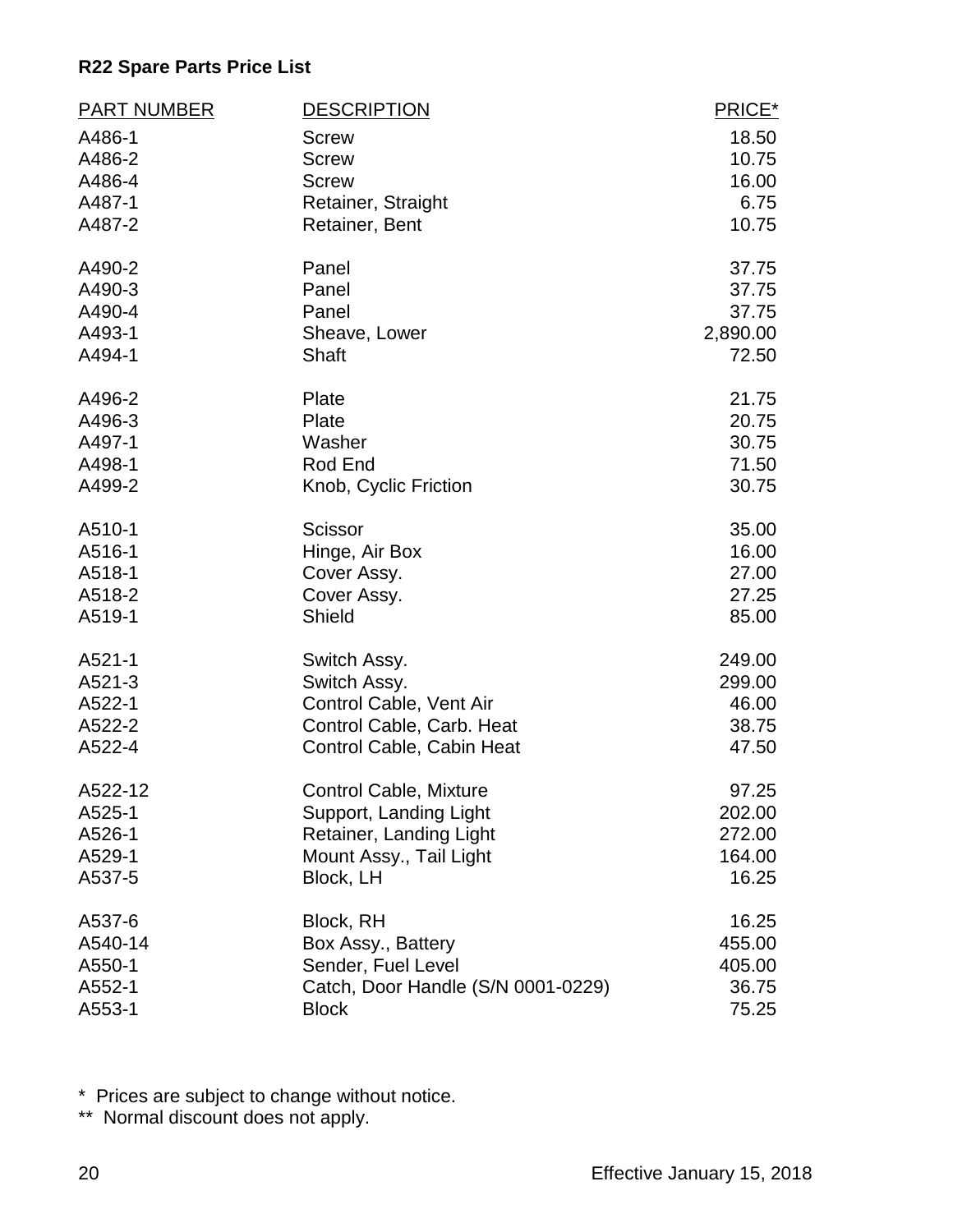**R22 Spare Parts Price List**

| PART NUMBER | DESCRIPTION | PRICE* |
|---|---|---|
| A486-1 | Screw | 18.50 |
| A486-2 | Screw | 10.75 |
| A486-4 | Screw | 16.00 |
| A487-1 | Retainer, Straight | 6.75 |
| A487-2 | Retainer, Bent | 10.75 |
| A490-2 | Panel | 37.75 |
| A490-3 | Panel | 37.75 |
| A490-4 | Panel | 37.75 |
| A493-1 | Sheave, Lower | 2,890.00 |
| A494-1 | Shaft | 72.50 |
| A496-2 | Plate | 21.75 |
| A496-3 | Plate | 20.75 |
| A497-1 | Washer | 30.75 |
| A498-1 | Rod End | 71.50 |
| A499-2 | Knob, Cyclic Friction | 30.75 |
| A510-1 | Scissor | 35.00 |
| A516-1 | Hinge, Air Box | 16.00 |
| A518-1 | Cover Assy. | 27.00 |
| A518-2 | Cover Assy. | 27.25 |
| A519-1 | Shield | 85.00 |
| A521-1 | Switch Assy. | 249.00 |
| A521-3 | Switch Assy. | 299.00 |
| A522-1 | Control Cable, Vent Air | 46.00 |
| A522-2 | Control Cable, Carb. Heat | 38.75 |
| A522-4 | Control Cable, Cabin Heat | 47.50 |
| A522-12 | Control Cable, Mixture | 97.25 |
| A525-1 | Support, Landing Light | 202.00 |
| A526-1 | Retainer, Landing Light | 272.00 |
| A529-1 | Mount Assy., Tail Light | 164.00 |
| A537-5 | Block, LH | 16.25 |
| A537-6 | Block, RH | 16.25 |
| A540-14 | Box Assy., Battery | 455.00 |
| A550-1 | Sender, Fuel Level | 405.00 |
| A552-1 | Catch, Door Handle (S/N 0001-0229) | 36.75 |
| A553-1 | Block | 75.25 |

* Prices are subject to change without notice.
** Normal discount does not apply.

Effective January 15, 2018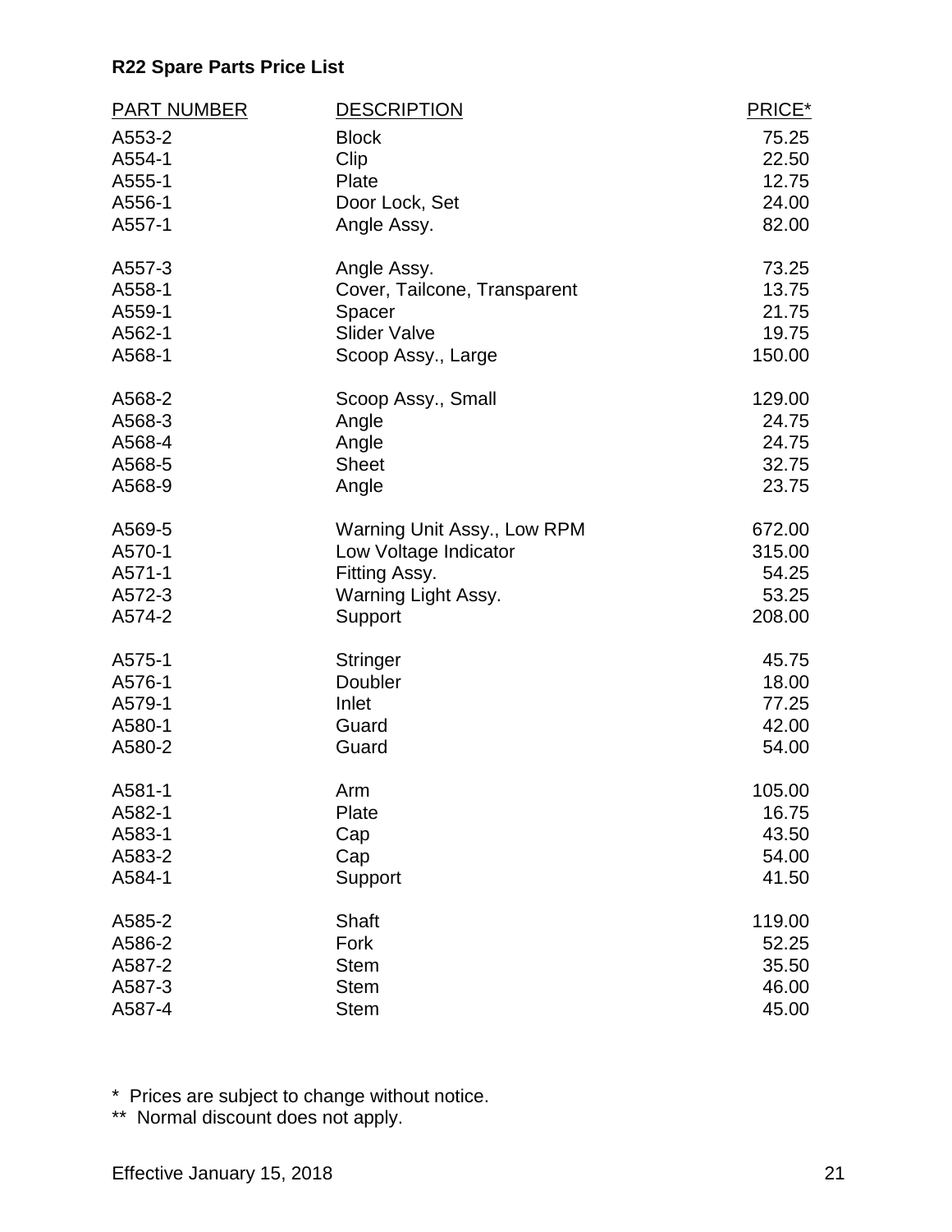**R22 Spare Parts Price List**

| PART NUMBER | DESCRIPTION | PRICE* |
|---|---|---|
| A553-2 | Block | 75.25 |
| A554-1 | Clip | 22.50 |
| A555-1 | Plate | 12.75 |
| A556-1 | Door Lock, Set | 24.00 |
| A557-1 | Angle Assy. | 82.00 |
| A557-3 | Angle Assy. | 73.25 |
| A558-1 | Cover, Tailcone, Transparent | 13.75 |
| A559-1 | Spacer | 21.75 |
| A562-1 | Slider Valve | 19.75 |
| A568-1 | Scoop Assy., Large | 150.00 |
| A568-2 | Scoop Assy., Small | 129.00 |
| A568-3 | Angle | 24.75 |
| A568-4 | Angle | 24.75 |
| A568-5 | Sheet | 32.75 |
| A568-9 | Angle | 23.75 |
| A569-5 | Warning Unit Assy., Low RPM | 672.00 |
| A570-1 | Low Voltage Indicator | 315.00 |
| A571-1 | Fitting Assy. | 54.25 |
| A572-3 | Warning Light Assy. | 53.25 |
| A574-2 | Support | 208.00 |
| A575-1 | Stringer | 45.75 |
| A576-1 | Doubler | 18.00 |
| A579-1 | Inlet | 77.25 |
| A580-1 | Guard | 42.00 |
| A580-2 | Guard | 54.00 |
| A581-1 | Arm | 105.00 |
| A582-1 | Plate | 16.75 |
| A583-1 | Cap | 43.50 |
| A583-2 | Cap | 54.00 |
| A584-1 | Support | 41.50 |
| A585-2 | Shaft | 119.00 |
| A586-2 | Fork | 52.25 |
| A587-2 | Stem | 35.50 |
| A587-3 | Stem | 46.00 |
| A587-4 | Stem | 45.00 |

\* Prices are subject to change without notice.

\*\* Normal discount does not apply.

Effective January 15, 2018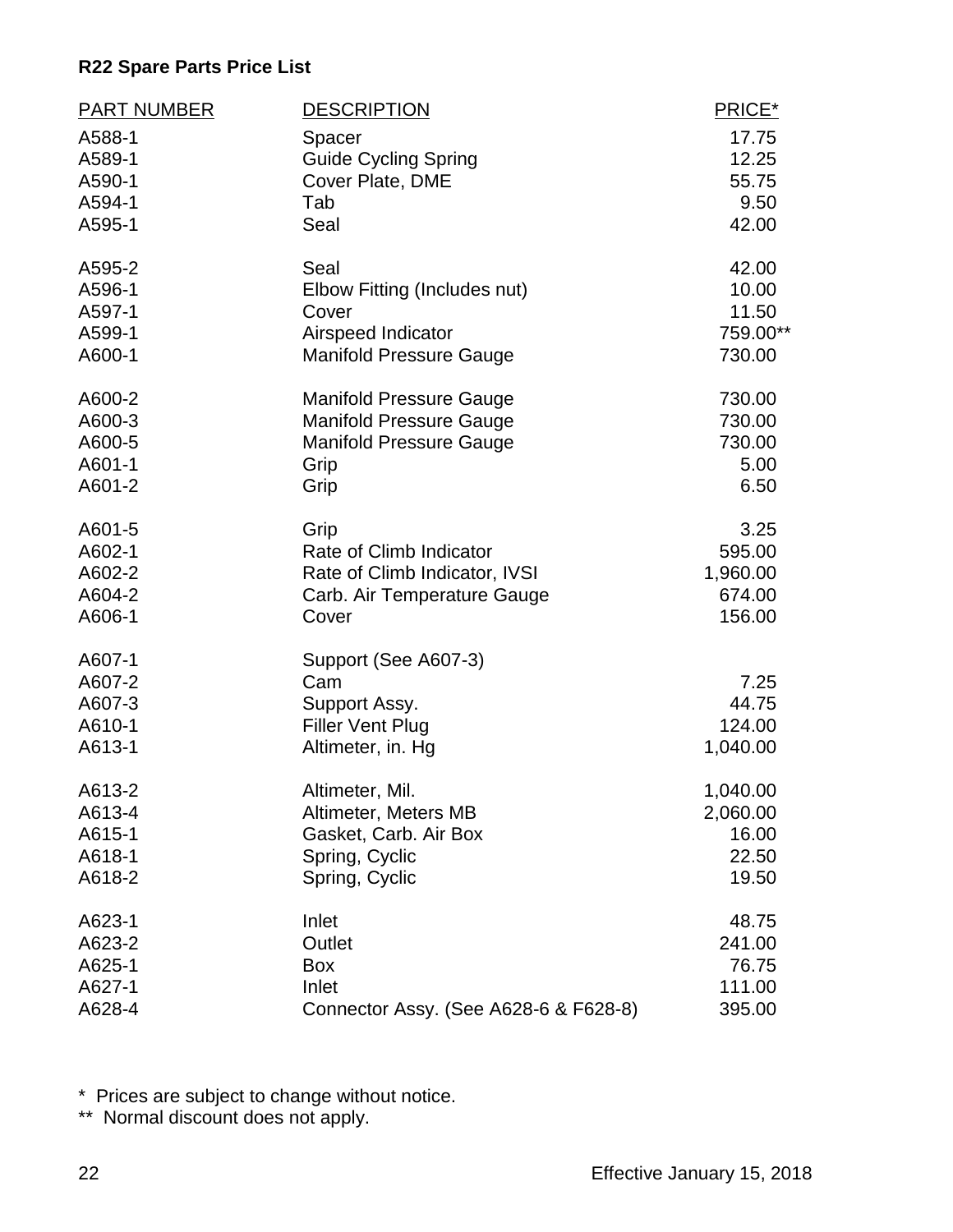**R22 Spare Parts Price List**

| PART NUMBER | DESCRIPTION | PRICE* |
|---|---|---|
| A588-1 | Spacer | 17.75 |
| A589-1 | Guide Cycling Spring | 12.25 |
| A590-1 | Cover Plate, DME | 55.75 |
| A594-1 | Tab | 9.50 |
| A595-1 | Seal | 42.00 |
| A595-2 | Seal | 42.00 |
| A596-1 | Elbow Fitting (Includes nut) | 10.00 |
| A597-1 | Cover | 11.50 |
| A599-1 | Airspeed Indicator | 759.00** |
| A600-1 | Manifold Pressure Gauge | 730.00 |
| A600-2 | Manifold Pressure Gauge | 730.00 |
| A600-3 | Manifold Pressure Gauge | 730.00 |
| A600-5 | Manifold Pressure Gauge | 730.00 |
| A601-1 | Grip | 5.00 |
| A601-2 | Grip | 6.50 |
| A601-5 | Grip | 3.25 |
| A602-1 | Rate of Climb Indicator | 595.00 |
| A602-2 | Rate of Climb Indicator, IVSI | 1,960.00 |
| A604-2 | Carb. Air Temperature Gauge | 674.00 |
| A606-1 | Cover | 156.00 |
| A607-1 | Support (See A607-3) | |
| A607-2 | Cam | 7.25 |
| A607-3 | Support Assy. | 44.75 |
| A610-1 | Filler Vent Plug | 124.00 |
| A613-1 | Altimeter, in. Hg | 1,040.00 |
| A613-2 | Altimeter, Mil. | 1,040.00 |
| A613-4 | Altimeter, Meters MB | 2,060.00 |
| A615-1 | Gasket, Carb. Air Box | 16.00 |
| A618-1 | Spring, Cyclic | 22.50 |
| A618-2 | Spring, Cyclic | 19.50 |
| A623-1 | Inlet | 48.75 |
| A623-2 | Outlet | 241.00 |
| A625-1 | Box | 76.75 |
| A627-1 | Inlet | 111.00 |
| A628-4 | Connector Assy. (See A628-6 & F628-8) | 395.00 |

* Prices are subject to change without notice.
** Normal discount does not apply.

Effective January 15, 2018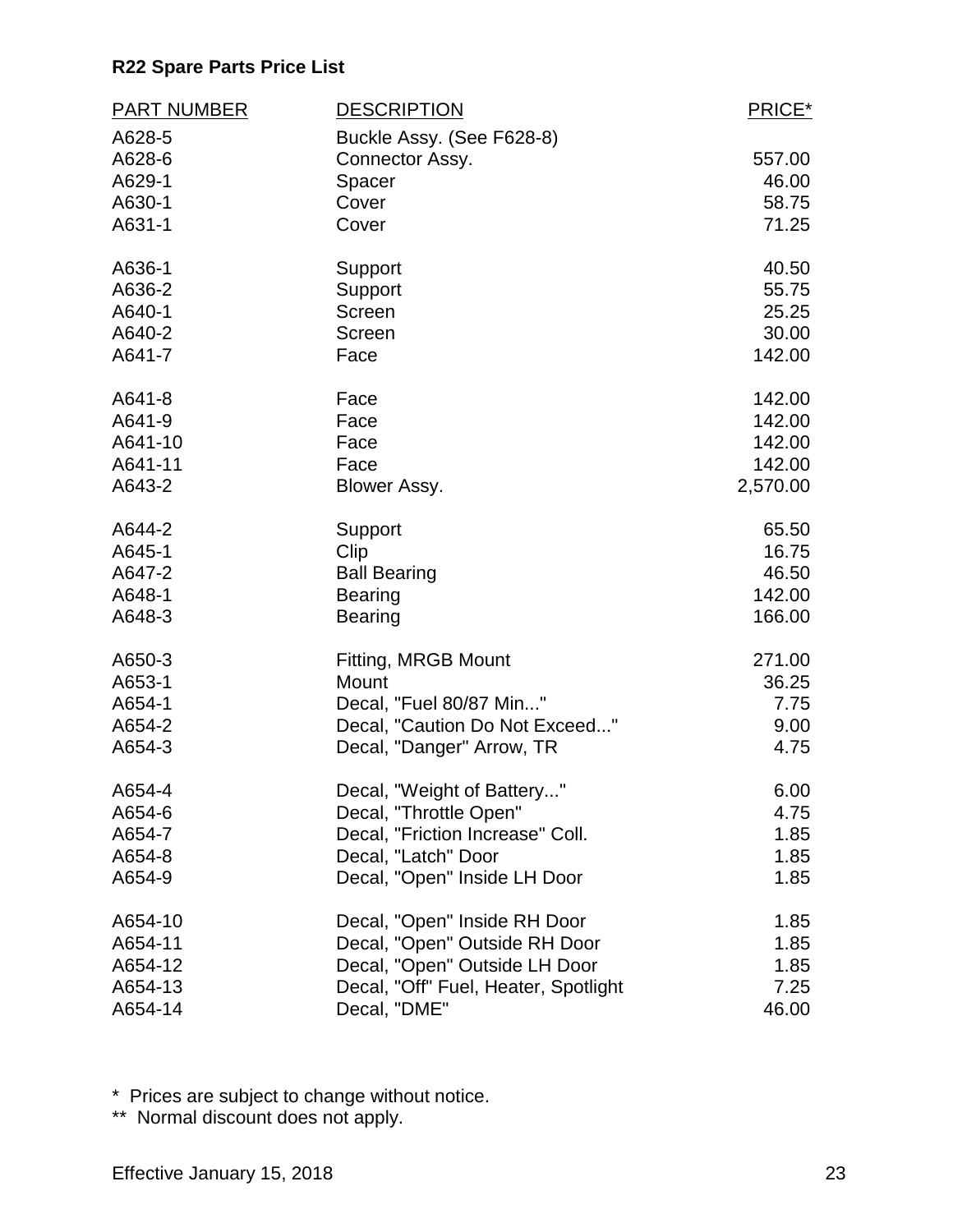**R22 Spare Parts Price List**

| PART NUMBER | DESCRIPTION | PRICE* |
|---|---|---|
| A628-5 | Buckle Assy. (See F628-8) | |
| A628-6 | Connector Assy. | 557.00 |
| A629-1 | Spacer | 46.00 |
| A630-1 | Cover | 58.75 |
| A631-1 | Cover | 71.25 |
| A636-1 | Support | 40.50 |
| A636-2 | Support | 55.75 |
| A640-1 | Screen | 25.25 |
| A640-2 | Screen | 30.00 |
| A641-7 | Face | 142.00 |
| A641-8 | Face | 142.00 |
| A641-9 | Face | 142.00 |
| A641-10 | Face | 142.00 |
| A641-11 | Face | 142.00 |
| A643-2 | Blower Assy. | 2,570.00 |
| A644-2 | Support | 65.50 |
| A645-1 | Clip | 16.75 |
| A647-2 | Ball Bearing | 46.50 |
| A648-1 | Bearing | 142.00 |
| A648-3 | Bearing | 166.00 |
| A650-3 | Fitting, MRGB Mount | 271.00 |
| A653-1 | Mount | 36.25 |
| A654-1 | Decal, "Fuel 80/87 Min..." | 7.75 |
| A654-2 | Decal, "Caution Do Not Exceed..." | 9.00 |
| A654-3 | Decal, "Danger" Arrow, TR | 4.75 |
| A654-4 | Decal, "Weight of Battery..." | 6.00 |
| A654-6 | Decal, "Throttle Open" | 4.75 |
| A654-7 | Decal, "Friction Increase" Coll. | 1.85 |
| A654-8 | Decal, "Latch" Door | 1.85 |
| A654-9 | Decal, "Open" Inside LH Door | 1.85 |
| A654-10 | Decal, "Open" Inside RH Door | 1.85 |
| A654-11 | Decal, "Open" Outside RH Door | 1.85 |
| A654-12 | Decal, "Open" Outside LH Door | 1.85 |
| A654-13 | Decal, "Off" Fuel, Heater, Spotlight | 7.25 |
| A654-14 | Decal, "DME" | 46.00 |

\* Prices are subject to change without notice.

\*\* Normal discount does not apply.

Effective January 15, 2018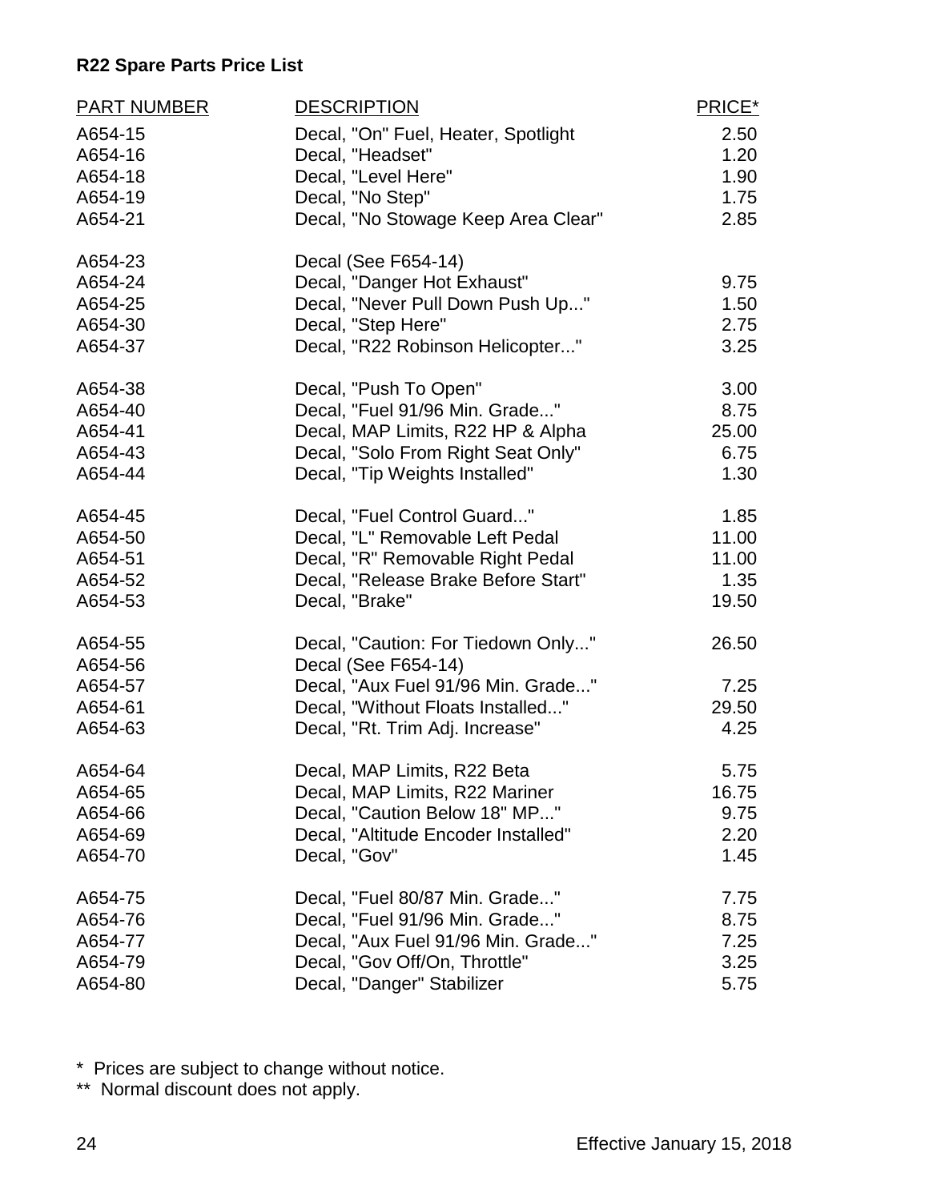## R22 Spare Parts Price List

| PART NUMBER | DESCRIPTION | PRICE* |
|---|---|---|
| A654-15 | Decal, "On" Fuel, Heater, Spotlight | 2.50 |
| A654-16 | Decal, "Headset" | 1.20 |
| A654-18 | Decal, "Level Here" | 1.90 |
| A654-19 | Decal, "No Step" | 1.75 |
| A654-21 | Decal, "No Stowage Keep Area Clear" | 2.85 |
| A654-23 | Decal (See F654-14) | |
| A654-24 | Decal, "Danger Hot Exhaust" | 9.75 |
| A654-25 | Decal, "Never Pull Down Push Up..." | 1.50 |
| A654-30 | Decal, "Step Here" | 2.75 |
| A654-37 | Decal, "R22 Robinson Helicopter..." | 3.25 |
| A654-38 | Decal, "Push To Open" | 3.00 |
| A654-40 | Decal, "Fuel 91/96 Min. Grade..." | 8.75 |
| A654-41 | Decal, MAP Limits, R22 HP & Alpha | 25.00 |
| A654-43 | Decal, "Solo From Right Seat Only" | 6.75 |
| A654-44 | Decal, "Tip Weights Installed" | 1.30 |
| A654-45 | Decal, "Fuel Control Guard..." | 1.85 |
| A654-50 | Decal, "L" Removable Left Pedal | 11.00 |
| A654-51 | Decal, "R" Removable Right Pedal | 11.00 |
| A654-52 | Decal, "Release Brake Before Start" | 1.35 |
| A654-53 | Decal, "Brake" | 19.50 |
| A654-55 | Decal, "Caution: For Tiedown Only..." | 26.50 |
| A654-56 | Decal (See F654-14) | |
| A654-57 | Decal, "Aux Fuel 91/96 Min. Grade..." | 7.25 |
| A654-61 | Decal, "Without Floats Installed..." | 29.50 |
| A654-63 | Decal, "Rt. Trim Adj. Increase" | 4.25 |
| A654-64 | Decal, MAP Limits, R22 Beta | 5.75 |
| A654-65 | Decal, MAP Limits, R22 Mariner | 16.75 |
| A654-66 | Decal, "Caution Below 18" MP..." | 9.75 |
| A654-69 | Decal, "Altitude Encoder Installed" | 2.20 |
| A654-70 | Decal, "Gov" | 1.45 |
| A654-75 | Decal, "Fuel 80/87 Min. Grade..." | 7.75 |
| A654-76 | Decal, "Fuel 91/96 Min. Grade..." | 8.75 |
| A654-77 | Decal, "Aux Fuel 91/96 Min. Grade..." | 7.25 |
| A654-79 | Decal, "Gov Off/On, Throttle" | 3.25 |
| A654-80 | Decal, "Danger" Stabilizer | 5.75 |

\* Prices are subject to change without notice.

\** Normal discount does not apply.

Effective January 15, 2018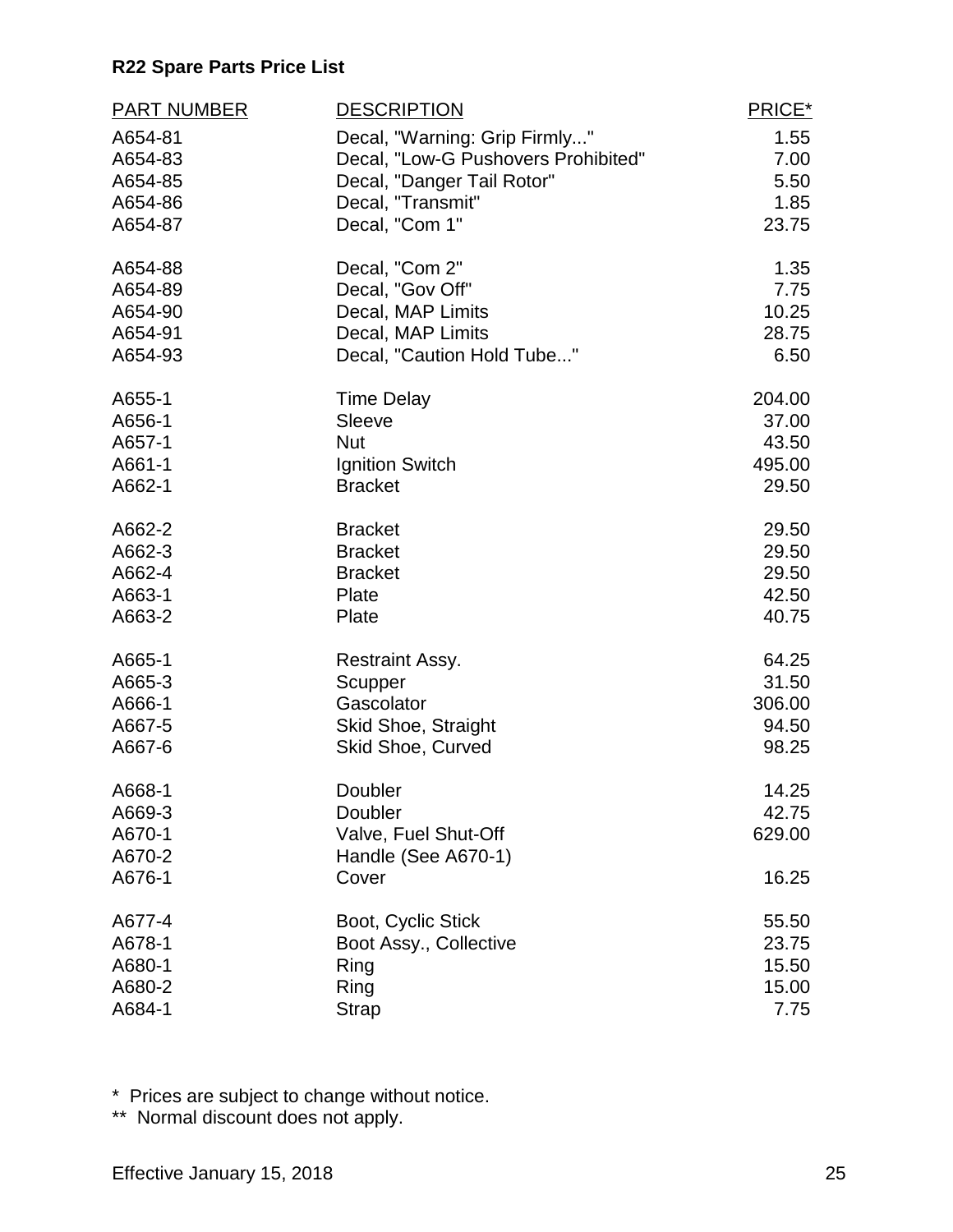**R22 Spare Parts Price List**

| PART NUMBER | DESCRIPTION | PRICE* |
|---|---|---|
| A654-81 | Decal, "Warning: Grip Firmly..." | 1.55 |
| A654-83 | Decal, "Low-G Pushovers Prohibited" | 7.00 |
| A654-85 | Decal, "Danger Tail Rotor" | 5.50 |
| A654-86 | Decal, "Transmit" | 1.85 |
| A654-87 | Decal, "Com 1" | 23.75 |
| A654-88 | Decal, "Com 2" | 1.35 |
| A654-89 | Decal, "Gov Off" | 7.75 |
| A654-90 | Decal, MAP Limits | 10.25 |
| A654-91 | Decal, MAP Limits | 28.75 |
| A654-93 | Decal, "Caution Hold Tube..." | 6.50 |
| A655-1 | Time Delay | 204.00 |
| A656-1 | Sleeve | 37.00 |
| A657-1 | Nut | 43.50 |
| A661-1 | Ignition Switch | 495.00 |
| A662-1 | Bracket | 29.50 |
| A662-2 | Bracket | 29.50 |
| A662-3 | Bracket | 29.50 |
| A662-4 | Bracket | 29.50 |
| A663-1 | Plate | 42.50 |
| A663-2 | Plate | 40.75 |
| A665-1 | Restraint Assy. | 64.25 |
| A665-3 | Scupper | 31.50 |
| A666-1 | Gascolator | 306.00 |
| A667-5 | Skid Shoe, Straight | 94.50 |
| A667-6 | Skid Shoe, Curved | 98.25 |
| A668-1 | Doubler | 14.25 |
| A669-3 | Doubler | 42.75 |
| A670-1 | Valve, Fuel Shut-Off | 629.00 |
| A670-2 | Handle (See A670-1) | |
| A676-1 | Cover | 16.25 |
| A677-4 | Boot, Cyclic Stick | 55.50 |
| A678-1 | Boot Assy., Collective | 23.75 |
| A680-1 | Ring | 15.50 |
| A680-2 | Ring | 15.00 |
| A684-1 | Strap | 7.75 |

\* Prices are subject to change without notice.

\*\* Normal discount does not apply.

Effective January 15, 2018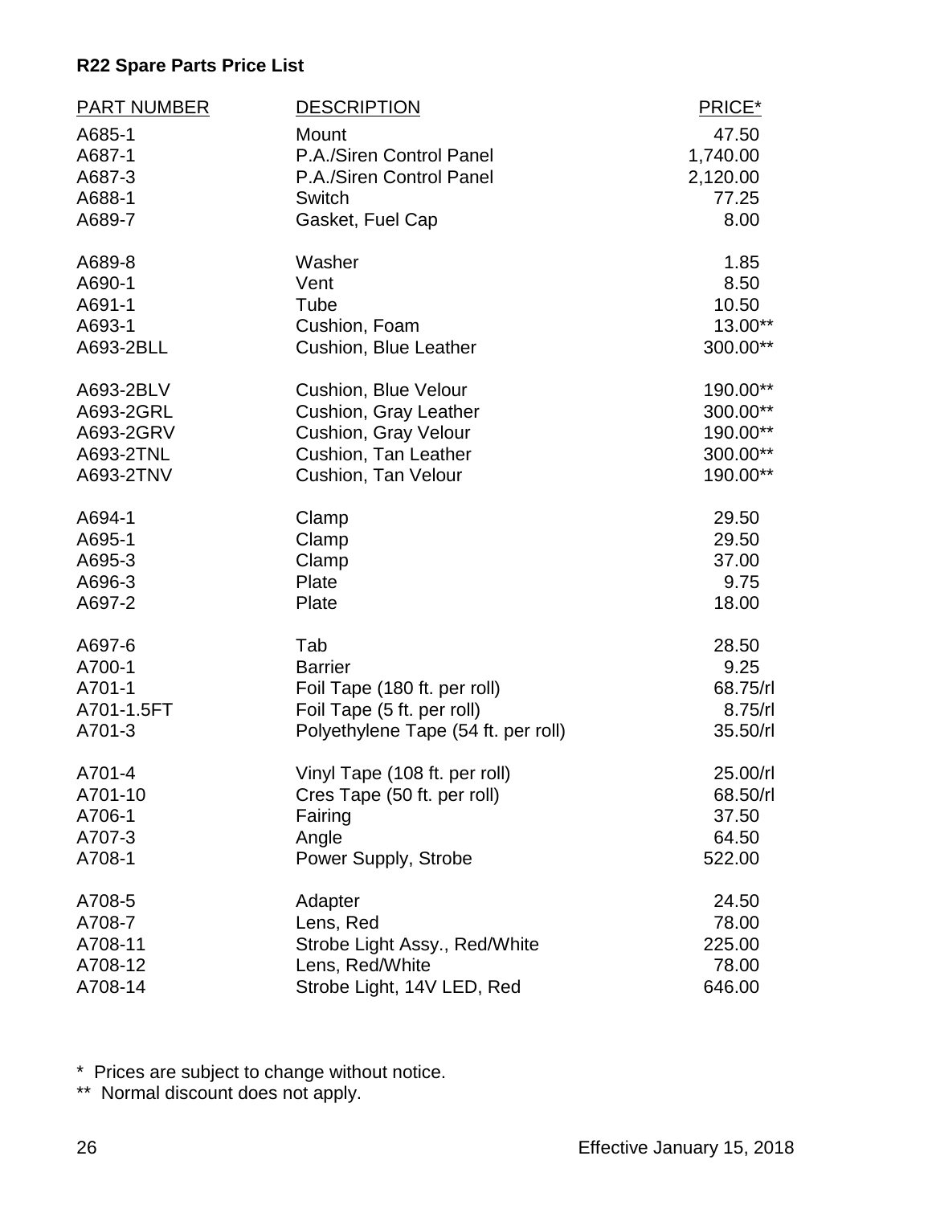**R22 Spare Parts Price List**

| PART NUMBER | DESCRIPTION | PRICE* |
|---|---|---|
| A685-1 | Mount | 47.50 |
| A687-1 | P.A./Siren Control Panel | 1,740.00 |
| A687-3 | P.A./Siren Control Panel | 2,120.00 |
| A688-1 | Switch | 77.25 |
| A689-7 | Gasket, Fuel Cap | 8.00 |
| A689-8 | Washer | 1.85 |
| A690-1 | Vent | 8.50 |
| A691-1 | Tube | 10.50 |
| A693-1 | Cushion, Foam | 13.00** |
| A693-2BLL | Cushion, Blue Leather | 300.00** |
| A693-2BLV | Cushion, Blue Velour | 190.00** |
| A693-2GRL | Cushion, Gray Leather | 300.00** |
| A693-2GRV | Cushion, Gray Velour | 190.00** |
| A693-2TNL | Cushion, Tan Leather | 300.00** |
| A693-2TNV | Cushion, Tan Velour | 190.00** |
| A694-1 | Clamp | 29.50 |
| A695-1 | Clamp | 29.50 |
| A695-3 | Clamp | 37.00 |
| A696-3 | Plate | 9.75 |
| A697-2 | Plate | 18.00 |
| A697-6 | Tab | 28.50 |
| A700-1 | Barrier | 9.25 |
| A701-1 | Foil Tape (180 ft. per roll) | 68.75/rl |
| A701-1.5FT | Foil Tape (5 ft. per roll) | 8.75/rl |
| A701-3 | Polyethylene Tape (54 ft. per roll) | 35.50/rl |
| A701-4 | Vinyl Tape (108 ft. per roll) | 25.00/rl |
| A701-10 | Cres Tape (50 ft. per roll) | 68.50/rl |
| A706-1 | Fairing | 37.50 |
| A707-3 | Angle | 64.50 |
| A708-1 | Power Supply, Strobe | 522.00 |
| A708-5 | Adapter | 24.50 |
| A708-7 | Lens, Red | 78.00 |
| A708-11 | Strobe Light Assy., Red/White | 225.00 |
| A708-12 | Lens, Red/White | 78.00 |
| A708-14 | Strobe Light, 14V LED, Red | 646.00 |

* Prices are subject to change without notice.
** Normal discount does not apply.

Effective January 15, 2018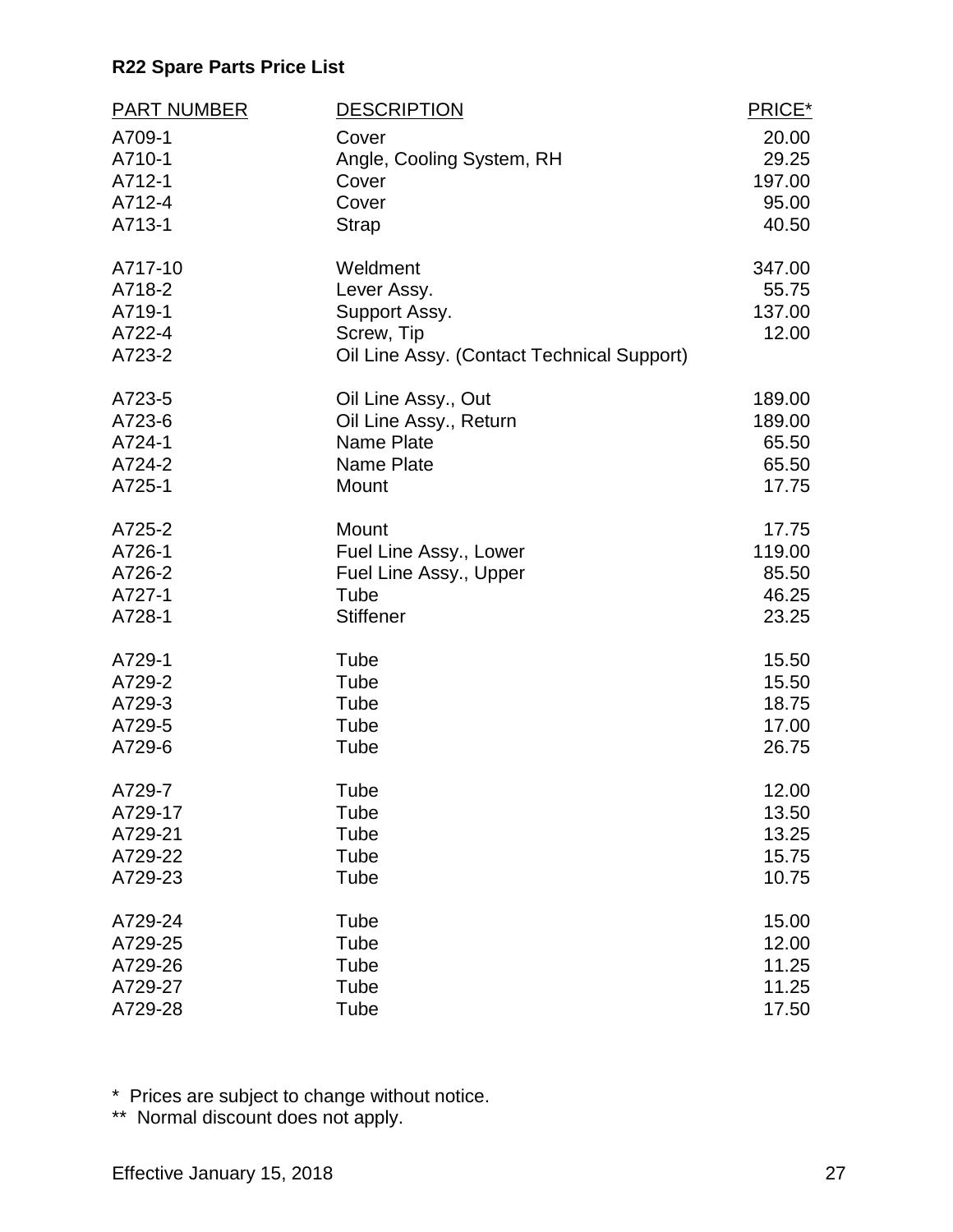**R22 Spare Parts Price List**

| PART NUMBER | DESCRIPTION | PRICE* |
|---|---|---|
| A709-1 | Cover | 20.00 |
| A710-1 | Angle, Cooling System, RH | 29.25 |
| A712-1 | Cover | 197.00 |
| A712-4 | Cover | 95.00 |
| A713-1 | Strap | 40.50 |
| A717-10 | Weldment | 347.00 |
| A718-2 | Lever Assy. | 55.75 |
| A719-1 | Support Assy. | 137.00 |
| A722-4 | Screw, Tip | 12.00 |
| A723-2 | Oil Line Assy. (Contact Technical Support) | |
| A723-5 | Oil Line Assy., Out | 189.00 |
| A723-6 | Oil Line Assy., Return | 189.00 |
| A724-1 | Name Plate | 65.50 |
| A724-2 | Name Plate | 65.50 |
| A725-1 | Mount | 17.75 |
| A725-2 | Mount | 17.75 |
| A726-1 | Fuel Line Assy., Lower | 119.00 |
| A726-2 | Fuel Line Assy., Upper | 85.50 |
| A727-1 | Tube | 46.25 |
| A728-1 | Stiffener | 23.25 |
| A729-1 | Tube | 15.50 |
| A729-2 | Tube | 15.50 |
| A729-3 | Tube | 18.75 |
| A729-5 | Tube | 17.00 |
| A729-6 | Tube | 26.75 |
| A729-7 | Tube | 12.00 |
| A729-17 | Tube | 13.50 |
| A729-21 | Tube | 13.25 |
| A729-22 | Tube | 15.75 |
| A729-23 | Tube | 10.75 |
| A729-24 | Tube | 15.00 |
| A729-25 | Tube | 12.00 |
| A729-26 | Tube | 11.25 |
| A729-27 | Tube | 11.25 |
| A729-28 | Tube | 17.50 |

\* Prices are subject to change without notice.

\*\* Normal discount does not apply.

Effective January 15, 2018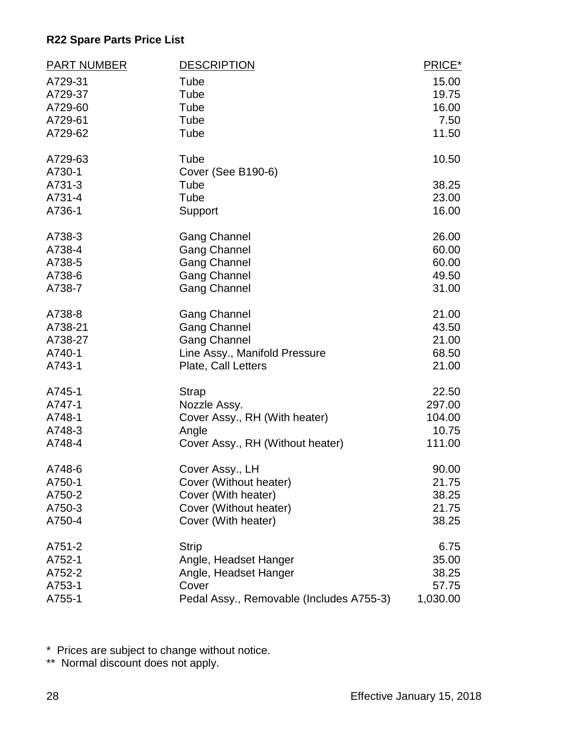**R22 Spare Parts Price List**

| PART NUMBER | DESCRIPTION | PRICE* |
|---|---|---|
| A729-31 | Tube | 15.00 |
| A729-37 | Tube | 19.75 |
| A729-60 | Tube | 16.00 |
| A729-61 | Tube | 7.50 |
| A729-62 | Tube | 11.50 |
| A729-63 | Tube | 10.50 |
| A730-1 | Cover (See B190-6) | |
| A731-3 | Tube | 38.25 |
| A731-4 | Tube | 23.00 |
| A736-1 | Support | 16.00 |
| A738-3 | Gang Channel | 26.00 |
| A738-4 | Gang Channel | 60.00 |
| A738-5 | Gang Channel | 60.00 |
| A738-6 | Gang Channel | 49.50 |
| A738-7 | Gang Channel | 31.00 |
| A738-8 | Gang Channel | 21.00 |
| A738-21 | Gang Channel | 43.50 |
| A738-27 | Gang Channel | 21.00 |
| A740-1 | Line Assy., Manifold Pressure | 68.50 |
| A743-1 | Plate, Call Letters | 21.00 |
| A745-1 | Strap | 22.50 |
| A747-1 | Nozzle Assy. | 297.00 |
| A748-1 | Cover Assy., RH (With heater) | 104.00 |
| A748-3 | Angle | 10.75 |
| A748-4 | Cover Assy., RH (Without heater) | 111.00 |
| A748-6 | Cover Assy., LH | 90.00 |
| A750-1 | Cover (Without heater) | 21.75 |
| A750-2 | Cover (With heater) | 38.25 |
| A750-3 | Cover (Without heater) | 21.75 |
| A750-4 | Cover (With heater) | 38.25 |
| A751-2 | Strip | 6.75 |
| A752-1 | Angle, Headset Hanger | 35.00 |
| A752-2 | Angle, Headset Hanger | 38.25 |
| A753-1 | Cover | 57.75 |
| A755-1 | Pedal Assy., Removable (Includes A755-3) | 1,030.00 |

\* Prices are subject to change without notice.

\** Normal discount does not apply.

Effective January 15, 2018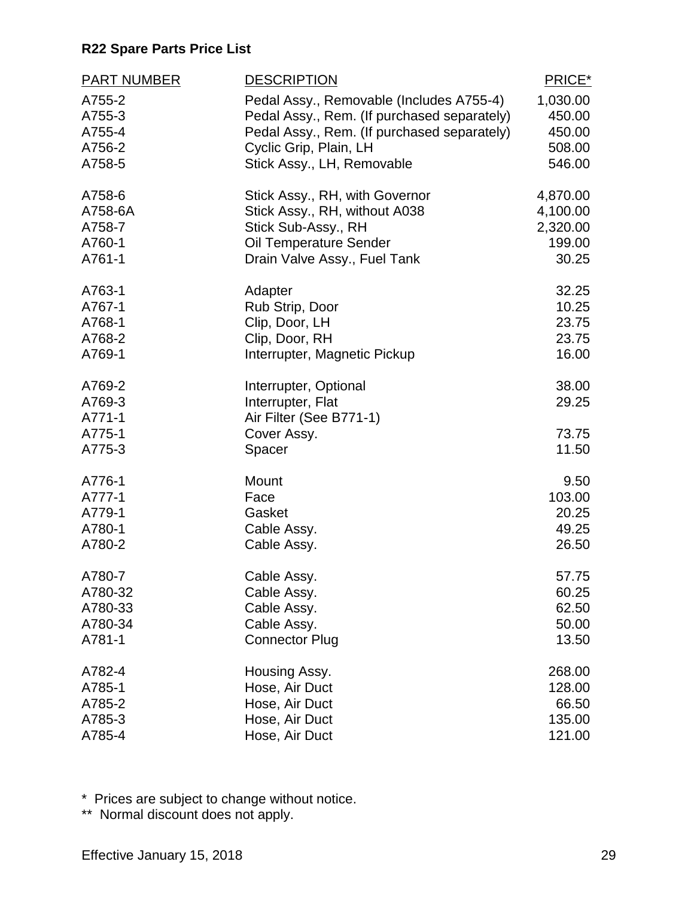**R22 Spare Parts Price List**

| PART NUMBER | DESCRIPTION | PRICE* |
|---|---|---|
| A755-2 | Pedal Assy., Removable (Includes A755-4) | 1,030.00 |
| A755-3 | Pedal Assy., Rem. (If purchased separately) | 450.00 |
| A755-4 | Pedal Assy., Rem. (If purchased separately) | 450.00 |
| A756-2 | Cyclic Grip, Plain, LH | 508.00 |
| A758-5 | Stick Assy., LH, Removable | 546.00 |
| A758-6 | Stick Assy., RH, with Governor | 4,870.00 |
| A758-6A | Stick Assy., RH, without A038 | 4,100.00 |
| A758-7 | Stick Sub-Assy., RH | 2,320.00 |
| A760-1 | Oil Temperature Sender | 199.00 |
| A761-1 | Drain Valve Assy., Fuel Tank | 30.25 |
| A763-1 | Adapter | 32.25 |
| A767-1 | Rub Strip, Door | 10.25 |
| A768-1 | Clip, Door, LH | 23.75 |
| A768-2 | Clip, Door, RH | 23.75 |
| A769-1 | Interrupter, Magnetic Pickup | 16.00 |
| A769-2 | Interrupter, Optional | 38.00 |
| A769-3 | Interrupter, Flat | 29.25 |
| A771-1 | Air Filter (See B771-1) | |
| A775-1 | Cover Assy. | 73.75 |
| A775-3 | Spacer | 11.50 |
| A776-1 | Mount | 9.50 |
| A777-1 | Face | 103.00 |
| A779-1 | Gasket | 20.25 |
| A780-1 | Cable Assy. | 49.25 |
| A780-2 | Cable Assy. | 26.50 |
| A780-7 | Cable Assy. | 57.75 |
| A780-32 | Cable Assy. | 60.25 |
| A780-33 | Cable Assy. | 62.50 |
| A780-34 | Cable Assy. | 50.00 |
| A781-1 | Connector Plug | 13.50 |
| A782-4 | Housing Assy. | 268.00 |
| A785-1 | Hose, Air Duct | 128.00 |
| A785-2 | Hose, Air Duct | 66.50 |
| A785-3 | Hose, Air Duct | 135.00 |
| A785-4 | Hose, Air Duct | 121.00 |

\* Prices are subject to change without notice.

** Normal discount does not apply.

Effective January 15, 2018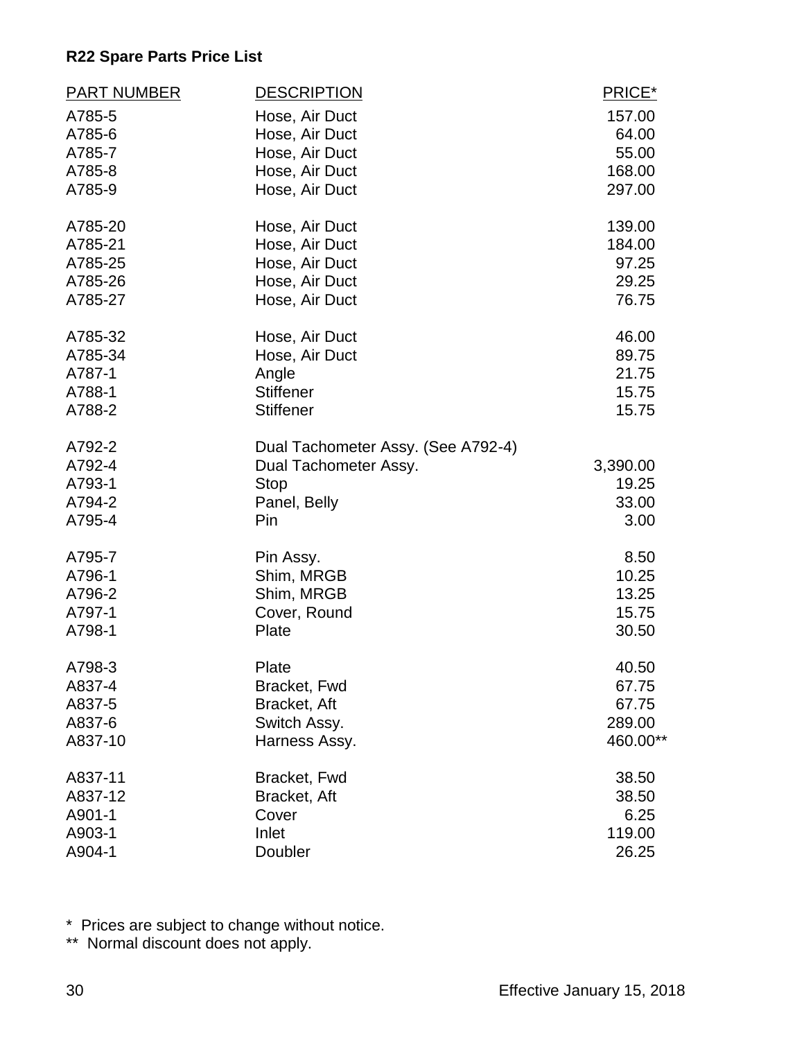**R22 Spare Parts Price List**

| PART NUMBER | DESCRIPTION | PRICE* |
|---|---|---|
| A785-5 | Hose, Air Duct | 157.00 |
| A785-6 | Hose, Air Duct | 64.00 |
| A785-7 | Hose, Air Duct | 55.00 |
| A785-8 | Hose, Air Duct | 168.00 |
| A785-9 | Hose, Air Duct | 297.00 |
| A785-20 | Hose, Air Duct | 139.00 |
| A785-21 | Hose, Air Duct | 184.00 |
| A785-25 | Hose, Air Duct | 97.25 |
| A785-26 | Hose, Air Duct | 29.25 |
| A785-27 | Hose, Air Duct | 76.75 |
| A785-32 | Hose, Air Duct | 46.00 |
| A785-34 | Hose, Air Duct | 89.75 |
| A787-1 | Angle | 21.75 |
| A788-1 | Stiffener | 15.75 |
| A788-2 | Stiffener | 15.75 |
| A792-2 | Dual Tachometer Assy. (See A792-4) | |
| A792-4 | Dual Tachometer Assy. | 3,390.00 |
| A793-1 | Stop | 19.25 |
| A794-2 | Panel, Belly | 33.00 |
| A795-4 | Pin | 3.00 |
| A795-7 | Pin Assy. | 8.50 |
| A796-1 | Shim, MRGB | 10.25 |
| A796-2 | Shim, MRGB | 13.25 |
| A797-1 | Cover, Round | 15.75 |
| A798-1 | Plate | 30.50 |
| A798-3 | Plate | 40.50 |
| A837-4 | Bracket, Fwd | 67.75 |
| A837-5 | Bracket, Aft | 67.75 |
| A837-6 | Switch Assy. | 289.00 |
| A837-10 | Harness Assy. | 460.00** |
| A837-11 | Bracket, Fwd | 38.50 |
| A837-12 | Bracket, Aft | 38.50 |
| A901-1 | Cover | 6.25 |
| A903-1 | Inlet | 119.00 |
| A904-1 | Doubler | 26.25 |

* Prices are subject to change without notice.
** Normal discount does not apply.

Effective January 15, 2018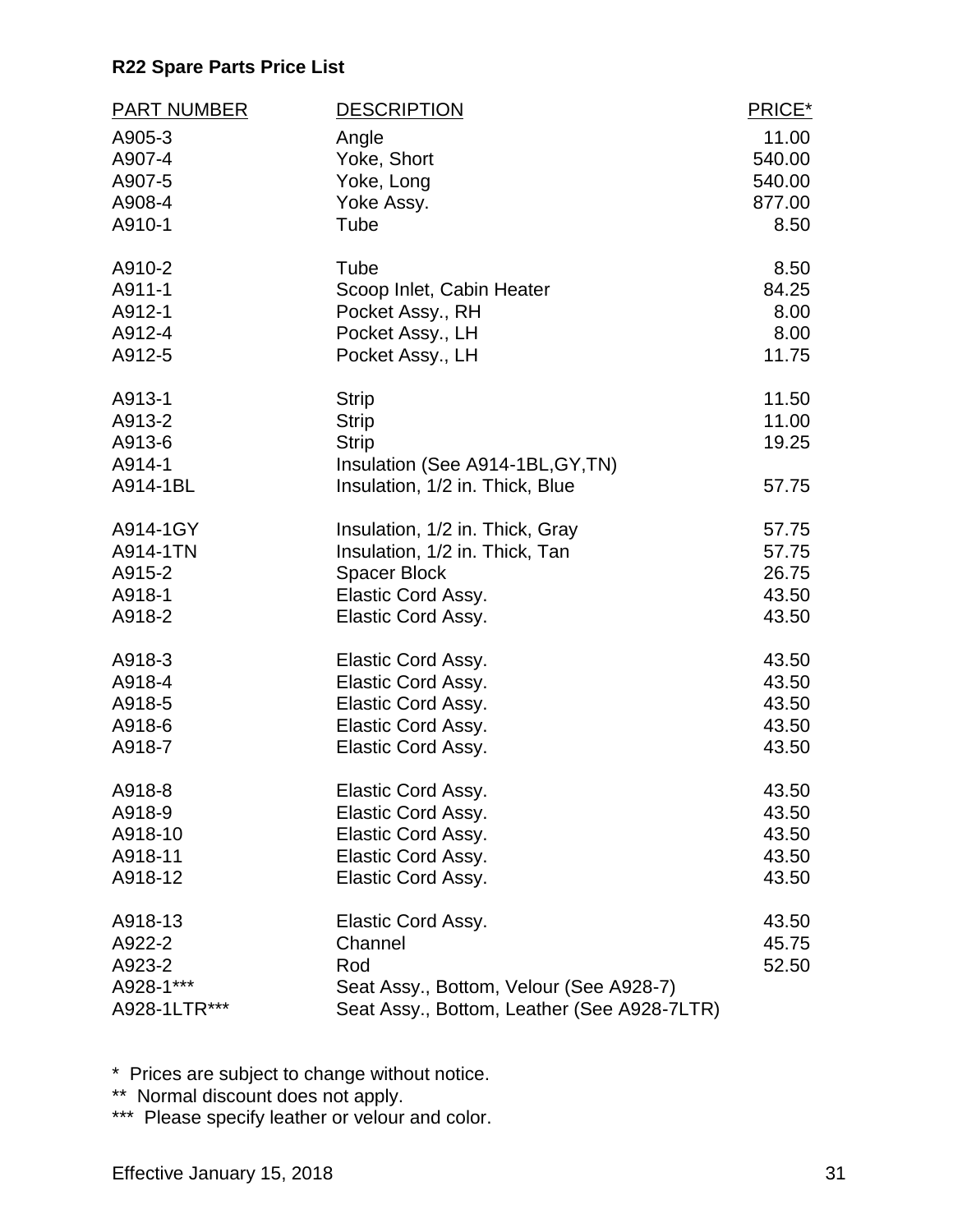**R22 Spare Parts Price List**

| PART NUMBER | DESCRIPTION | PRICE* |
|---|---|---|
| A905-3 | Angle | 11.00 |
| A907-4 | Yoke, Short | 540.00 |
| A907-5 | Yoke, Long | 540.00 |
| A908-4 | Yoke Assy. | 877.00 |
| A910-1 | Tube | 8.50 |
| A910-2 | Tube | 8.50 |
| A911-1 | Scoop Inlet, Cabin Heater | 84.25 |
| A912-1 | Pocket Assy., RH | 8.00 |
| A912-4 | Pocket Assy., LH | 8.00 |
| A912-5 | Pocket Assy., LH | 11.75 |
| A913-1 | Strip | 11.50 |
| A913-2 | Strip | 11.00 |
| A913-6 | Strip | 19.25 |
| A914-1 | Insulation (See A914-1BL,GY,TN) | |
| A914-1BL | Insulation, 1/2 in. Thick, Blue | 57.75 |
| A914-1GY | Insulation, 1/2 in. Thick, Gray | 57.75 |
| A914-1TN | Insulation, 1/2 in. Thick, Tan | 57.75 |
| A915-2 | Spacer Block | 26.75 |
| A918-1 | Elastic Cord Assy. | 43.50 |
| A918-2 | Elastic Cord Assy. | 43.50 |
| A918-3 | Elastic Cord Assy. | 43.50 |
| A918-4 | Elastic Cord Assy. | 43.50 |
| A918-5 | Elastic Cord Assy. | 43.50 |
| A918-6 | Elastic Cord Assy. | 43.50 |
| A918-7 | Elastic Cord Assy. | 43.50 |
| A918-8 | Elastic Cord Assy. | 43.50 |
| A918-9 | Elastic Cord Assy. | 43.50 |
| A918-10 | Elastic Cord Assy. | 43.50 |
| A918-11 | Elastic Cord Assy. | 43.50 |
| A918-12 | Elastic Cord Assy. | 43.50 |
| A918-13 | Elastic Cord Assy. | 43.50 |
| A922-2 | Channel | 45.75 |
| A923-2 | Rod | 52.50 |
| A928-1*** | Seat Assy., Bottom, Velour (See A928-7) | |
| A928-1LTR*** | Seat Assy., Bottom, Leather (See A928-7LTR) | |

\* Prices are subject to change without notice.

** Normal discount does not apply.

*** Please specify leather or velour and color.

Effective January 15, 2018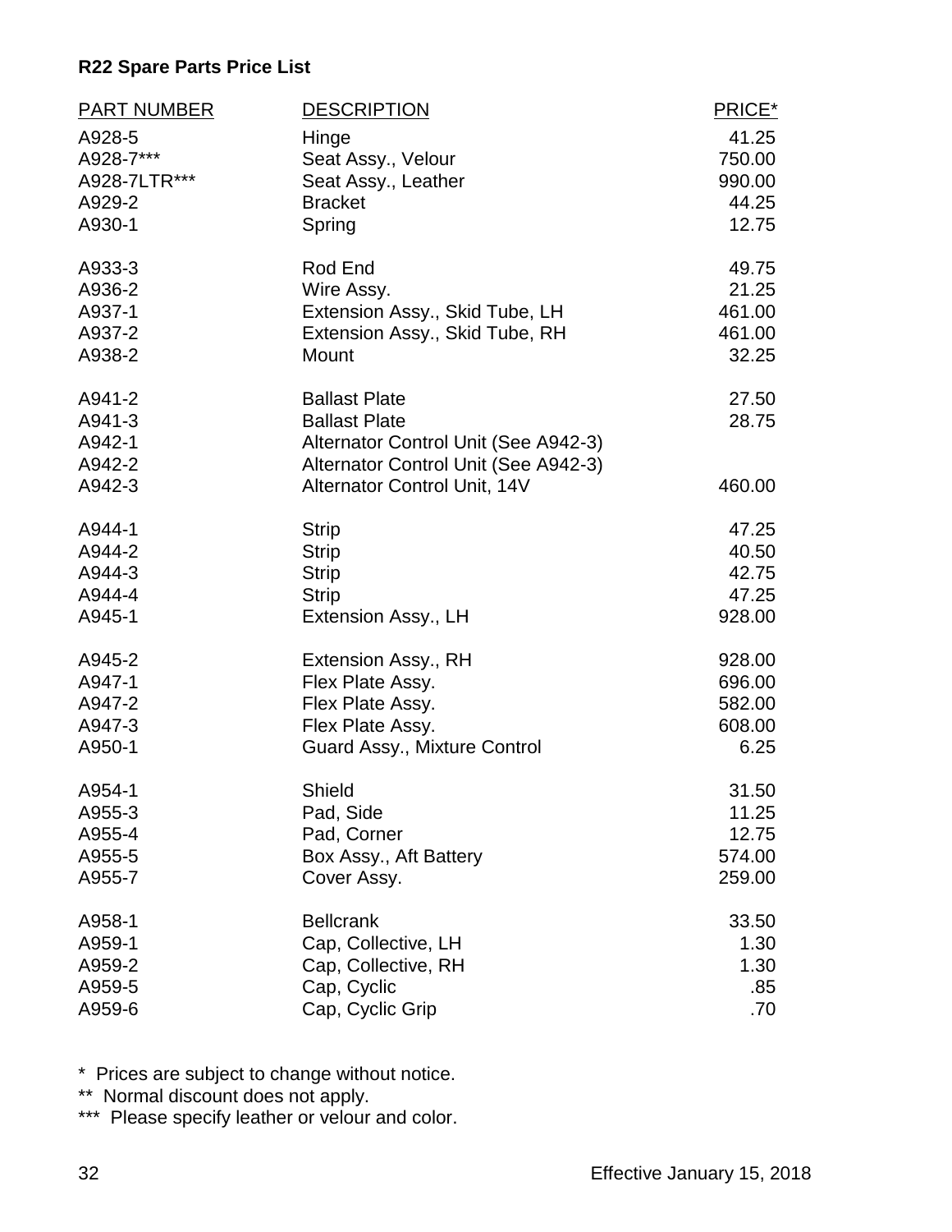**R22 Spare Parts Price List**

| PART NUMBER | DESCRIPTION | PRICE* |
|---|---|---|
| A928-5 | Hinge | 41.25 |
| A928-7*** | Seat Assy., Velour | 750.00 |
| A928-7LTR*** | Seat Assy., Leather | 990.00 |
| A929-2 | Bracket | 44.25 |
| A930-1 | Spring | 12.75 |
| A933-3 | Rod End | 49.75 |
| A936-2 | Wire Assy. | 21.25 |
| A937-1 | Extension Assy., Skid Tube, LH | 461.00 |
| A937-2 | Extension Assy., Skid Tube, RH | 461.00 |
| A938-2 | Mount | 32.25 |
| A941-2 | Ballast Plate | 27.50 |
| A941-3 | Ballast Plate | 28.75 |
| A942-1 | Alternator Control Unit (See A942-3) | |
| A942-2 | Alternator Control Unit (See A942-3) | |
| A942-3 | Alternator Control Unit, 14V | 460.00 |
| A944-1 | Strip | 47.25 |
| A944-2 | Strip | 40.50 |
| A944-3 | Strip | 42.75 |
| A944-4 | Strip | 47.25 |
| A945-1 | Extension Assy., LH | 928.00 |
| A945-2 | Extension Assy., RH | 928.00 |
| A947-1 | Flex Plate Assy. | 696.00 |
| A947-2 | Flex Plate Assy. | 582.00 |
| A947-3 | Flex Plate Assy. | 608.00 |
| A950-1 | Guard Assy., Mixture Control | 6.25 |
| A954-1 | Shield | 31.50 |
| A955-3 | Pad, Side | 11.25 |
| A955-4 | Pad, Corner | 12.75 |
| A955-5 | Box Assy., Aft Battery | 574.00 |
| A955-7 | Cover Assy. | 259.00 |
| A958-1 | Bellcrank | 33.50 |
| A959-1 | Cap, Collective, LH | 1.30 |
| A959-2 | Cap, Collective, RH | 1.30 |
| A959-5 | Cap, Cyclic | .85 |
| A959-6 | Cap, Cyclic Grip | .70 |

\* Prices are subject to change without notice.

\*\* Normal discount does not apply.

\*\*\* Please specify leather or velour and color.

Effective January 15, 2018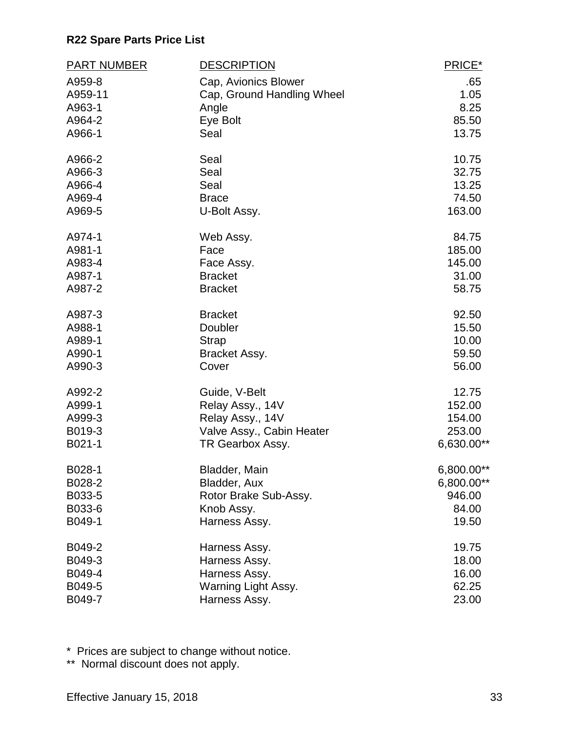**R22 Spare Parts Price List**

| PART NUMBER | DESCRIPTION | PRICE* |
|---|---|---|
| A959-8 | Cap, Avionics Blower | .65 |
| A959-11 | Cap, Ground Handling Wheel | 1.05 |
| A963-1 | Angle | 8.25 |
| A964-2 | Eye Bolt | 85.50 |
| A966-1 | Seal | 13.75 |
| A966-2 | Seal | 10.75 |
| A966-3 | Seal | 32.75 |
| A966-4 | Seal | 13.25 |
| A969-4 | Brace | 74.50 |
| A969-5 | U-Bolt Assy. | 163.00 |
| A974-1 | Web Assy. | 84.75 |
| A981-1 | Face | 185.00 |
| A983-4 | Face Assy. | 145.00 |
| A987-1 | Bracket | 31.00 |
| A987-2 | Bracket | 58.75 |
| A987-3 | Bracket | 92.50 |
| A988-1 | Doubler | 15.50 |
| A989-1 | Strap | 10.00 |
| A990-1 | Bracket Assy. | 59.50 |
| A990-3 | Cover | 56.00 |
| A992-2 | Guide, V-Belt | 12.75 |
| A999-1 | Relay Assy., 14V | 152.00 |
| A999-3 | Relay Assy., 14V | 154.00 |
| B019-3 | Valve Assy., Cabin Heater | 253.00 |
| B021-1 | TR Gearbox Assy. | 6,630.00** |
| B028-1 | Bladder, Main | 6,800.00** |
| B028-2 | Bladder, Aux | 6,800.00** |
| B033-5 | Rotor Brake Sub-Assy. | 946.00 |
| B033-6 | Knob Assy. | 84.00 |
| B049-1 | Harness Assy. | 19.50 |
| B049-2 | Harness Assy. | 19.75 |
| B049-3 | Harness Assy. | 18.00 |
| B049-4 | Harness Assy. | 16.00 |
| B049-5 | Warning Light Assy. | 62.25 |
| B049-7 | Harness Assy. | 23.00 |

\* Prices are subject to change without notice.

** Normal discount does not apply.

Effective January 15, 2018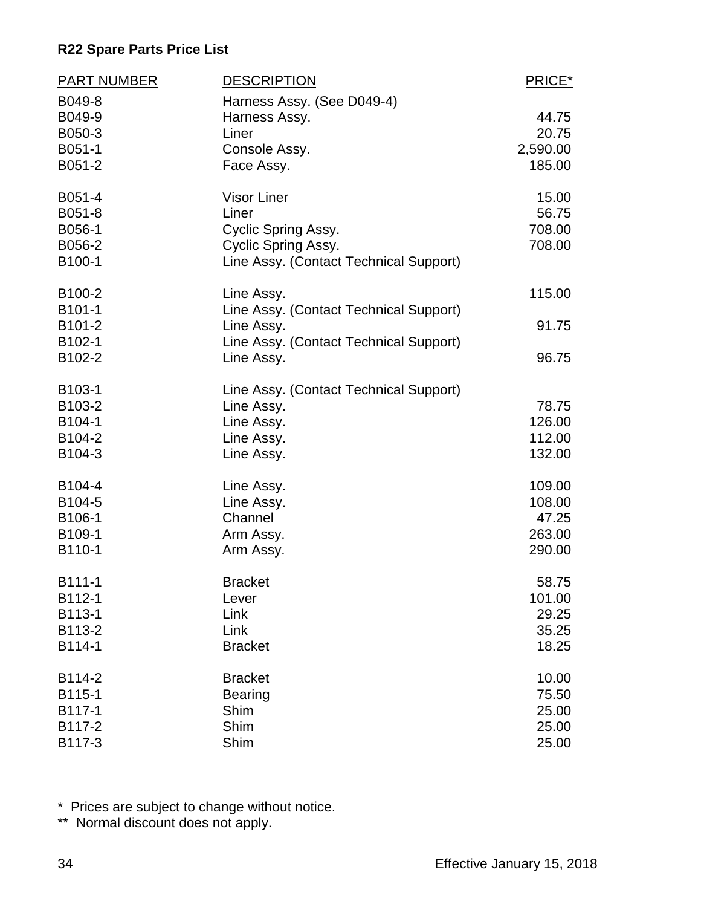**R22 Spare Parts Price List**

| PART NUMBER | DESCRIPTION | PRICE* |
|---|---|---|
| B049-8 | Harness Assy. (See D049-4) | |
| B049-9 | Harness Assy. | 44.75 |
| B050-3 | Liner | 20.75 |
| B051-1 | Console Assy. | 2,590.00 |
| B051-2 | Face Assy. | 185.00 |
| B051-4 | Visor Liner | 15.00 |
| B051-8 | Liner | 56.75 |
| B056-1 | Cyclic Spring Assy. | 708.00 |
| B056-2 | Cyclic Spring Assy. | 708.00 |
| B100-1 | Line Assy. (Contact Technical Support) | |
| B100-2 | Line Assy. | 115.00 |
| B101-1 | Line Assy. (Contact Technical Support) | |
| B101-2 | Line Assy. | 91.75 |
| B102-1 | Line Assy. (Contact Technical Support) | |
| B102-2 | Line Assy. | 96.75 |
| B103-1 | Line Assy. (Contact Technical Support) | |
| B103-2 | Line Assy. | 78.75 |
| B104-1 | Line Assy. | 126.00 |
| B104-2 | Line Assy. | 112.00 |
| B104-3 | Line Assy. | 132.00 |
| B104-4 | Line Assy. | 109.00 |
| B104-5 | Line Assy. | 108.00 |
| B106-1 | Channel | 47.25 |
| B109-1 | Arm Assy. | 263.00 |
| B110-1 | Arm Assy. | 290.00 |
| B111-1 | Bracket | 58.75 |
| B112-1 | Lever | 101.00 |
| B113-1 | Link | 29.25 |
| B113-2 | Link | 35.25 |
| B114-1 | Bracket | 18.25 |
| B114-2 | Bracket | 10.00 |
| B115-1 | Bearing | 75.50 |
| B117-1 | Shim | 25.00 |
| B117-2 | Shim | 25.00 |
| B117-3 | Shim | 25.00 |

\* Prices are subject to change without notice.

\** Normal discount does not apply.

Effective January 15, 2018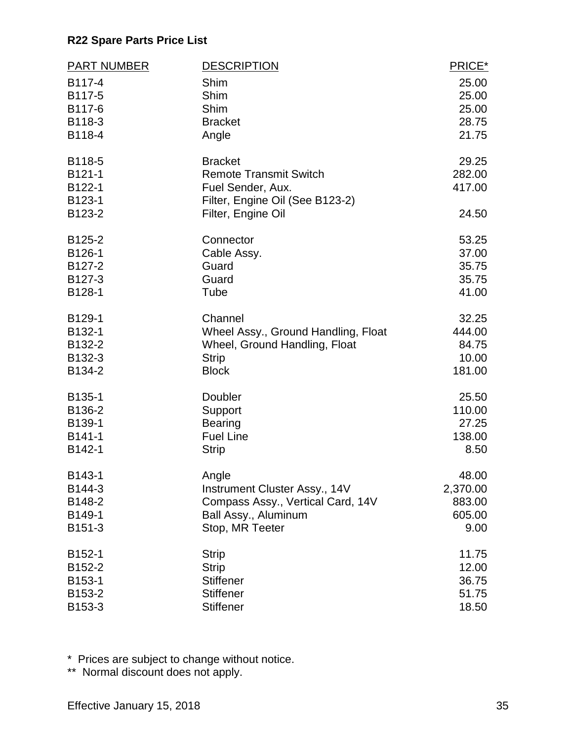**R22 Spare Parts Price List**

| PART NUMBER | DESCRIPTION | PRICE* |
|---|---|---|
| B117-4 | Shim | 25.00 |
| B117-5 | Shim | 25.00 |
| B117-6 | Shim | 25.00 |
| B118-3 | Bracket | 28.75 |
| B118-4 | Angle | 21.75 |
| B118-5 | Bracket | 29.25 |
| B121-1 | Remote Transmit Switch | 282.00 |
| B122-1 | Fuel Sender, Aux. | 417.00 |
| B123-1 | Filter, Engine Oil (See B123-2) | |
| B123-2 | Filter, Engine Oil | 24.50 |
| B125-2 | Connector | 53.25 |
| B126-1 | Cable Assy. | 37.00 |
| B127-2 | Guard | 35.75 |
| B127-3 | Guard | 35.75 |
| B128-1 | Tube | 41.00 |
| B129-1 | Channel | 32.25 |
| B132-1 | Wheel Assy., Ground Handling, Float | 444.00 |
| B132-2 | Wheel, Ground Handling, Float | 84.75 |
| B132-3 | Strip | 10.00 |
| B134-2 | Block | 181.00 |
| B135-1 | Doubler | 25.50 |
| B136-2 | Support | 110.00 |
| B139-1 | Bearing | 27.25 |
| B141-1 | Fuel Line | 138.00 |
| B142-1 | Strip | 8.50 |
| B143-1 | Angle | 48.00 |
| B144-3 | Instrument Cluster Assy., 14V | 2,370.00 |
| B148-2 | Compass Assy., Vertical Card, 14V | 883.00 |
| B149-1 | Ball Assy., Aluminum | 605.00 |
| B151-3 | Stop, MR Teeter | 9.00 |
| B152-1 | Strip | 11.75 |
| B152-2 | Strip | 12.00 |
| B153-1 | Stiffener | 36.75 |
| B153-2 | Stiffener | 51.75 |
| B153-3 | Stiffener | 18.50 |

\* Prices are subject to change without notice.

\*\* Normal discount does not apply.

Effective January 15, 2018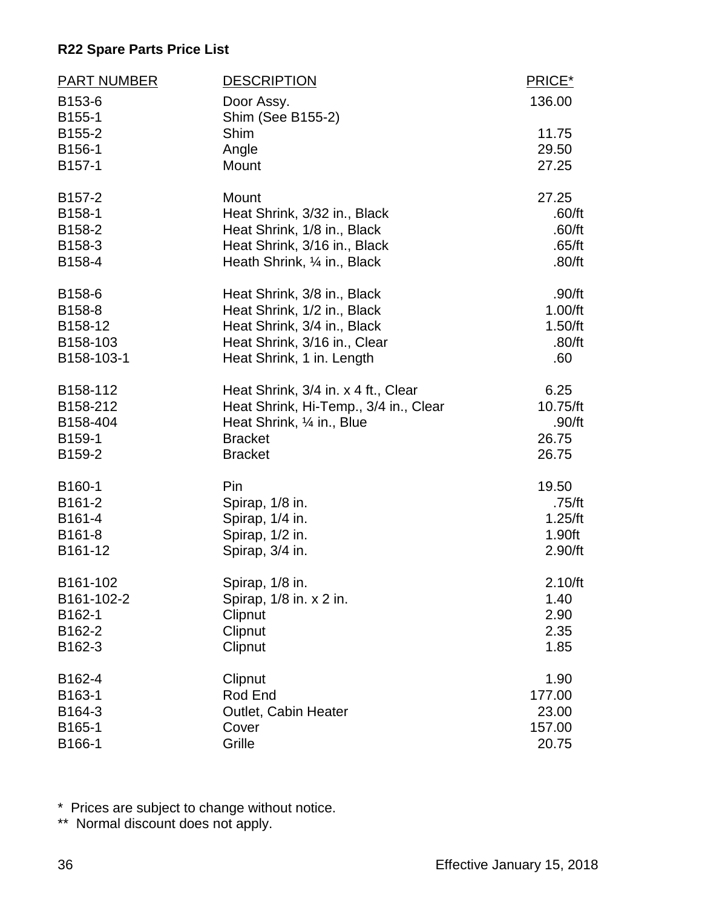**R22 Spare Parts Price List**

| PART NUMBER | DESCRIPTION | PRICE* |
|---|---|---|
| B153-6 | Door Assy. | 136.00 |
| B155-1 | Shim (See B155-2) | |
| B155-2 | Shim | 11.75 |
| B156-1 | Angle | 29.50 |
| B157-1 | Mount | 27.25 |
| B157-2 | Mount | 27.25 |
| B158-1 | Heat Shrink, 3/32 in., Black | .60/ft |
| B158-2 | Heat Shrink, 1/8 in., Black | .60/ft |
| B158-3 | Heat Shrink, 3/16 in., Black | .65/ft |
| B158-4 | Heath Shrink, ¼ in., Black | .80/ft |
| B158-6 | Heat Shrink, 3/8 in., Black | .90/ft |
| B158-8 | Heat Shrink, 1/2 in., Black | 1.00/ft |
| B158-12 | Heat Shrink, 3/4 in., Black | 1.50/ft |
| B158-103 | Heat Shrink, 3/16 in., Clear | .80/ft |
| B158-103-1 | Heat Shrink, 1 in. Length | .60 |
| B158-112 | Heat Shrink, 3/4 in. x 4 ft., Clear | 6.25 |
| B158-212 | Heat Shrink, Hi-Temp., 3/4 in., Clear | 10.75/ft |
| B158-404 | Heat Shrink, ¼ in., Blue | .90/ft |
| B159-1 | Bracket | 26.75 |
| B159-2 | Bracket | 26.75 |
| B160-1 | Pin | 19.50 |
| B161-2 | Spirap, 1/8 in. | .75/ft |
| B161-4 | Spirap, 1/4 in. | 1.25/ft |
| B161-8 | Spirap, 1/2 in. | 1.90ft |
| B161-12 | Spirap, 3/4 in. | 2.90/ft |
| B161-102 | Spirap, 1/8 in. | 2.10/ft |
| B161-102-2 | Spirap, 1/8 in. x 2 in. | 1.40 |
| B162-1 | Clipnut | 2.90 |
| B162-2 | Clipnut | 2.35 |
| B162-3 | Clipnut | 1.85 |
| B162-4 | Clipnut | 1.90 |
| B163-1 | Rod End | 177.00 |
| B164-3 | Outlet, Cabin Heater | 23.00 |
| B165-1 | Cover | 157.00 |
| B166-1 | Grille | 20.75 |

\* Prices are subject to change without notice.
\*\* Normal discount does not apply.

Effective January 15, 2018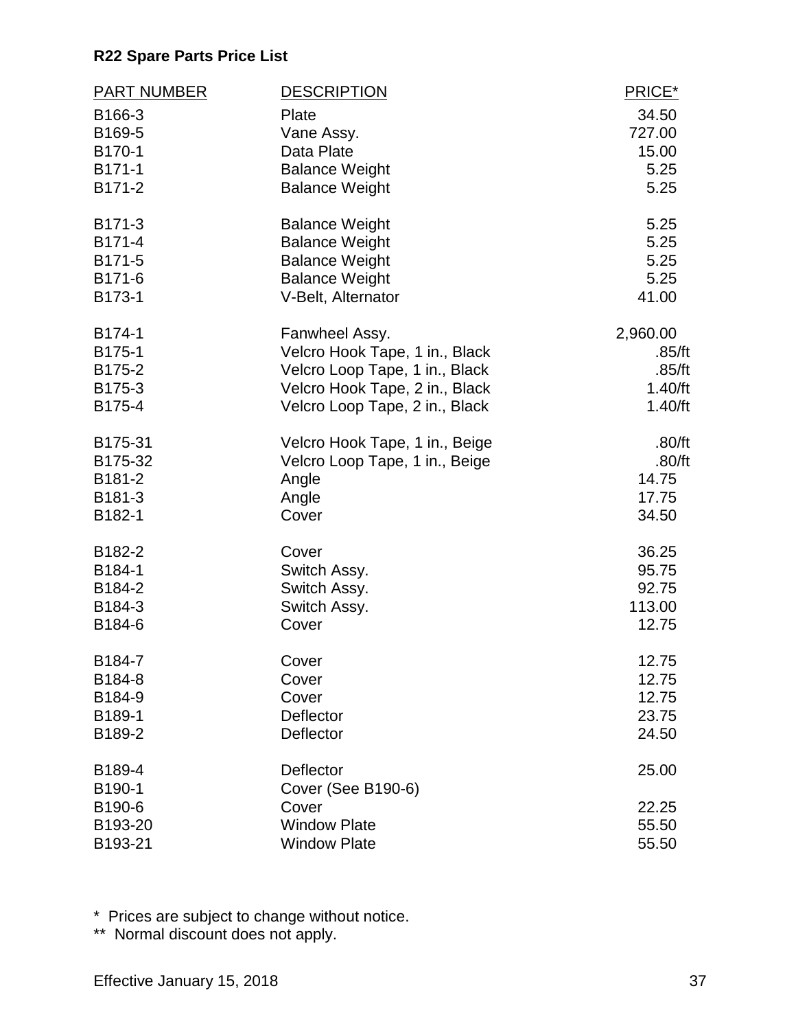**R22 Spare Parts Price List**

| PART NUMBER | DESCRIPTION | PRICE* |
|---|---|---|
| B166-3 | Plate | 34.50 |
| B169-5 | Vane Assy. | 727.00 |
| B170-1 | Data Plate | 15.00 |
| B171-1 | Balance Weight | 5.25 |
| B171-2 | Balance Weight | 5.25 |
| B171-3 | Balance Weight | 5.25 |
| B171-4 | Balance Weight | 5.25 |
| B171-5 | Balance Weight | 5.25 |
| B171-6 | Balance Weight | 5.25 |
| B173-1 | V-Belt, Alternator | 41.00 |
| B174-1 | Fanwheel Assy. | 2,960.00 |
| B175-1 | Velcro Hook Tape, 1 in., Black | .85/ft |
| B175-2 | Velcro Loop Tape, 1 in., Black | .85/ft |
| B175-3 | Velcro Hook Tape, 2 in., Black | 1.40/ft |
| B175-4 | Velcro Loop Tape, 2 in., Black | 1.40/ft |
| B175-31 | Velcro Hook Tape, 1 in., Beige | .80/ft |
| B175-32 | Velcro Loop Tape, 1 in., Beige | .80/ft |
| B181-2 | Angle | 14.75 |
| B181-3 | Angle | 17.75 |
| B182-1 | Cover | 34.50 |
| B182-2 | Cover | 36.25 |
| B184-1 | Switch Assy. | 95.75 |
| B184-2 | Switch Assy. | 92.75 |
| B184-3 | Switch Assy. | 113.00 |
| B184-6 | Cover | 12.75 |
| B184-7 | Cover | 12.75 |
| B184-8 | Cover | 12.75 |
| B184-9 | Cover | 12.75 |
| B189-1 | Deflector | 23.75 |
| B189-2 | Deflector | 24.50 |
| B189-4 | Deflector | 25.00 |
| B190-1 | Cover (See B190-6) | |
| B190-6 | Cover | 22.25 |
| B193-20 | Window Plate | 55.50 |
| B193-21 | Window Plate | 55.50 |

\* Prices are subject to change without notice.

\*\* Normal discount does not apply.

Effective January 15, 2018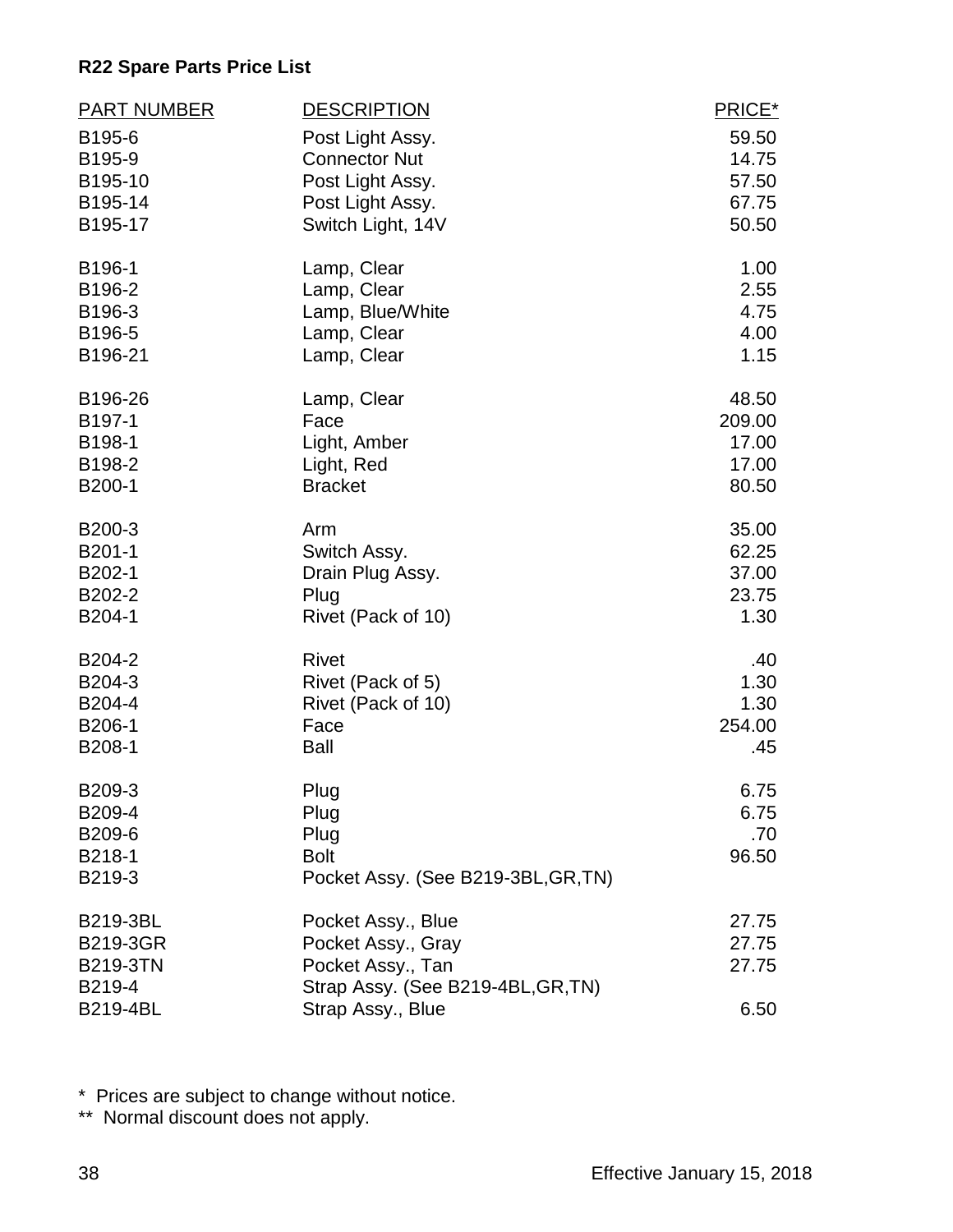**R22 Spare Parts Price List**

| PART NUMBER | DESCRIPTION | PRICE* |
|---|---|---|
| B195-6 | Post Light Assy. | 59.50 |
| B195-9 | Connector Nut | 14.75 |
| B195-10 | Post Light Assy. | 57.50 |
| B195-14 | Post Light Assy. | 67.75 |
| B195-17 | Switch Light, 14V | 50.50 |
| B196-1 | Lamp, Clear | 1.00 |
| B196-2 | Lamp, Clear | 2.55 |
| B196-3 | Lamp, Blue/White | 4.75 |
| B196-5 | Lamp, Clear | 4.00 |
| B196-21 | Lamp, Clear | 1.15 |
| B196-26 | Lamp, Clear | 48.50 |
| B197-1 | Face | 209.00 |
| B198-1 | Light, Amber | 17.00 |
| B198-2 | Light, Red | 17.00 |
| B200-1 | Bracket | 80.50 |
| B200-3 | Arm | 35.00 |
| B201-1 | Switch Assy. | 62.25 |
| B202-1 | Drain Plug Assy. | 37.00 |
| B202-2 | Plug | 23.75 |
| B204-1 | Rivet (Pack of 10) | 1.30 |
| B204-2 | Rivet | .40 |
| B204-3 | Rivet (Pack of 5) | 1.30 |
| B204-4 | Rivet (Pack of 10) | 1.30 |
| B206-1 | Face | 254.00 |
| B208-1 | Ball | .45 |
| B209-3 | Plug | 6.75 |
| B209-4 | Plug | 6.75 |
| B209-6 | Plug | .70 |
| B218-1 | Bolt | 96.50 |
| B219-3 | Pocket Assy. (See B219-3BL,GR,TN) | |
| B219-3BL | Pocket Assy., Blue | 27.75 |
| B219-3GR | Pocket Assy., Gray | 27.75 |
| B219-3TN | Pocket Assy., Tan | 27.75 |
| B219-4 | Strap Assy. (See B219-4BL,GR,TN) | |
| B219-4BL | Strap Assy., Blue | 6.50 |

* Prices are subject to change without notice.
** Normal discount does not apply.

Effective January 15, 2018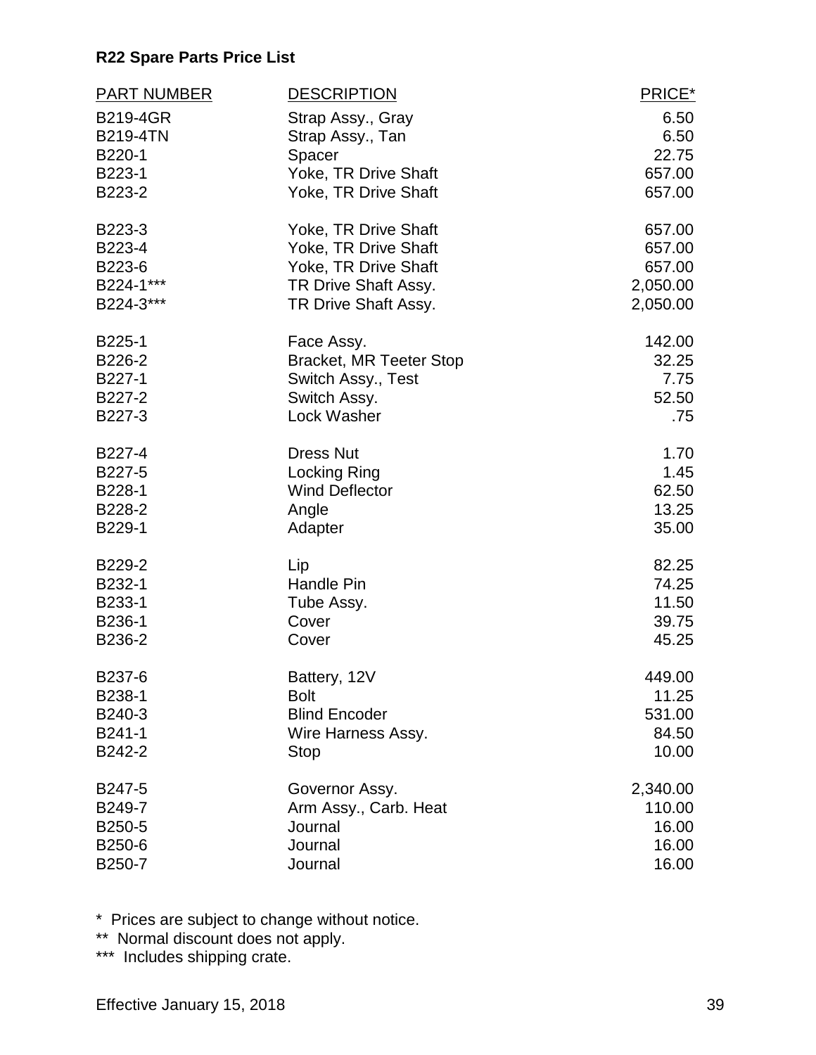**R22 Spare Parts Price List**

| PART NUMBER | DESCRIPTION | PRICE* |
|---|---|---|
| B219-4GR | Strap Assy., Gray | 6.50 |
| B219-4TN | Strap Assy., Tan | 6.50 |
| B220-1 | Spacer | 22.75 |
| B223-1 | Yoke, TR Drive Shaft | 657.00 |
| B223-2 | Yoke, TR Drive Shaft | 657.00 |
| B223-3 | Yoke, TR Drive Shaft | 657.00 |
| B223-4 | Yoke, TR Drive Shaft | 657.00 |
| B223-6 | Yoke, TR Drive Shaft | 657.00 |
| B224-1*** | TR Drive Shaft Assy. | 2,050.00 |
| B224-3*** | TR Drive Shaft Assy. | 2,050.00 |
| B225-1 | Face Assy. | 142.00 |
| B226-2 | Bracket, MR Teeter Stop | 32.25 |
| B227-1 | Switch Assy., Test | 7.75 |
| B227-2 | Switch Assy. | 52.50 |
| B227-3 | Lock Washer | .75 |
| B227-4 | Dress Nut | 1.70 |
| B227-5 | Locking Ring | 1.45 |
| B228-1 | Wind Deflector | 62.50 |
| B228-2 | Angle | 13.25 |
| B229-1 | Adapter | 35.00 |
| B229-2 | Lip | 82.25 |
| B232-1 | Handle Pin | 74.25 |
| B233-1 | Tube Assy. | 11.50 |
| B236-1 | Cover | 39.75 |
| B236-2 | Cover | 45.25 |
| B237-6 | Battery, 12V | 449.00 |
| B238-1 | Bolt | 11.25 |
| B240-3 | Blind Encoder | 531.00 |
| B241-1 | Wire Harness Assy. | 84.50 |
| B242-2 | Stop | 10.00 |
| B247-5 | Governor Assy. | 2,340.00 |
| B249-7 | Arm Assy., Carb. Heat | 110.00 |
| B250-5 | Journal | 16.00 |
| B250-6 | Journal | 16.00 |
| B250-7 | Journal | 16.00 |

\* Prices are subject to change without notice.

** Normal discount does not apply.

*** Includes shipping crate.

Effective January 15, 2018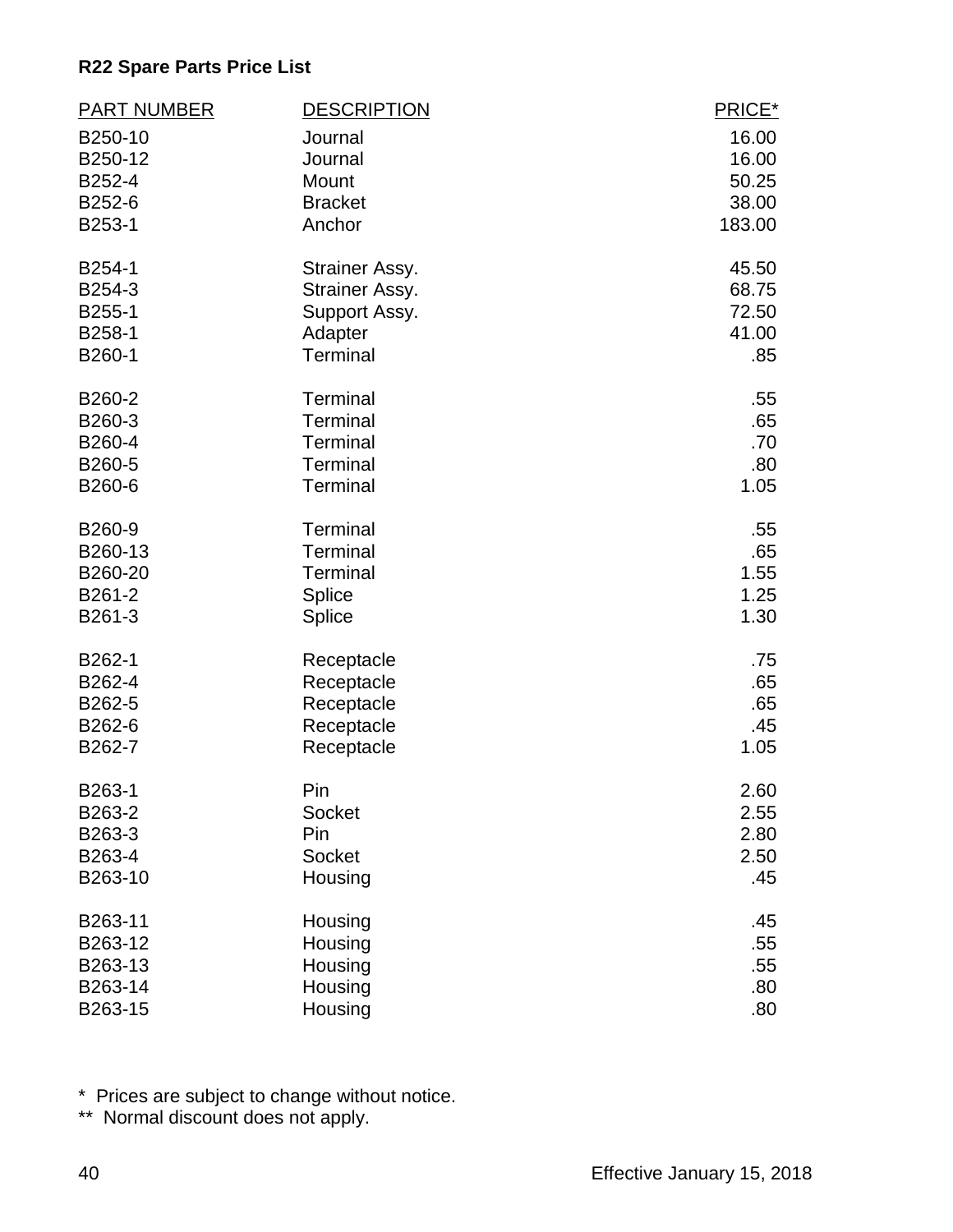**R22 Spare Parts Price List**

| PART NUMBER | DESCRIPTION | PRICE* |
|---|---|---|
| B250-10 | Journal | 16.00 |
| B250-12 | Journal | 16.00 |
| B252-4 | Mount | 50.25 |
| B252-6 | Bracket | 38.00 |
| B253-1 | Anchor | 183.00 |
| B254-1 | Strainer Assy. | 45.50 |
| B254-3 | Strainer Assy. | 68.75 |
| B255-1 | Support Assy. | 72.50 |
| B258-1 | Adapter | 41.00 |
| B260-1 | Terminal | .85 |
| B260-2 | Terminal | .55 |
| B260-3 | Terminal | .65 |
| B260-4 | Terminal | .70 |
| B260-5 | Terminal | .80 |
| B260-6 | Terminal | 1.05 |
| B260-9 | Terminal | .55 |
| B260-13 | Terminal | .65 |
| B260-20 | Terminal | 1.55 |
| B261-2 | Splice | 1.25 |
| B261-3 | Splice | 1.30 |
| B262-1 | Receptacle | .75 |
| B262-4 | Receptacle | .65 |
| B262-5 | Receptacle | .65 |
| B262-6 | Receptacle | .45 |
| B262-7 | Receptacle | 1.05 |
| B263-1 | Pin | 2.60 |
| B263-2 | Socket | 2.55 |
| B263-3 | Pin | 2.80 |
| B263-4 | Socket | 2.50 |
| B263-10 | Housing | .45 |
| B263-11 | Housing | .45 |
| B263-12 | Housing | .55 |
| B263-13 | Housing | .55 |
| B263-14 | Housing | .80 |
| B263-15 | Housing | .80 |

* Prices are subject to change without notice.
** Normal discount does not apply.

Effective January 15, 2018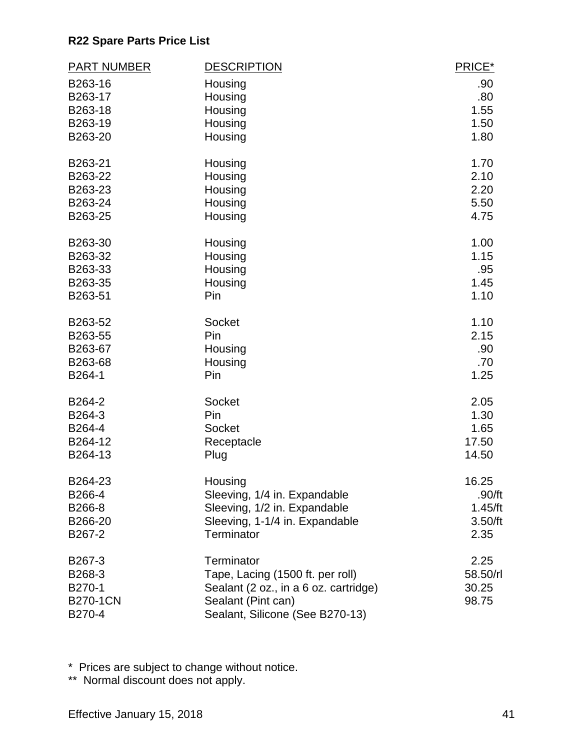**R22 Spare Parts Price List**

| PART NUMBER | DESCRIPTION | PRICE* |
|---|---|---|
| B263-16 | Housing | .90 |
| B263-17 | Housing | .80 |
| B263-18 | Housing | 1.55 |
| B263-19 | Housing | 1.50 |
| B263-20 | Housing | 1.80 |
| B263-21 | Housing | 1.70 |
| B263-22 | Housing | 2.10 |
| B263-23 | Housing | 2.20 |
| B263-24 | Housing | 5.50 |
| B263-25 | Housing | 4.75 |
| B263-30 | Housing | 1.00 |
| B263-32 | Housing | 1.15 |
| B263-33 | Housing | .95 |
| B263-35 | Housing | 1.45 |
| B263-51 | Pin | 1.10 |
| B263-52 | Socket | 1.10 |
| B263-55 | Pin | 2.15 |
| B263-67 | Housing | .90 |
| B263-68 | Housing | .70 |
| B264-1 | Pin | 1.25 |
| B264-2 | Socket | 2.05 |
| B264-3 | Pin | 1.30 |
| B264-4 | Socket | 1.65 |
| B264-12 | Receptacle | 17.50 |
| B264-13 | Plug | 14.50 |
| B264-23 | Housing | 16.25 |
| B266-4 | Sleeving, 1/4 in. Expandable | .90/ft |
| B266-8 | Sleeving, 1/2 in. Expandable | 1.45/ft |
| B266-20 | Sleeving, 1-1/4 in. Expandable | 3.50/ft |
| B267-2 | Terminator | 2.35 |
| B267-3 | Terminator | 2.25 |
| B268-3 | Tape, Lacing (1500 ft. per roll) | 58.50/rl |
| B270-1 | Sealant (2 oz., in a 6 oz. cartridge) | 30.25 |
| B270-1CN | Sealant (Pint can) | 98.75 |
| B270-4 | Sealant, Silicone (See B270-13) | |

\* Prices are subject to change without notice.

\*\* Normal discount does not apply.

Effective January 15, 2018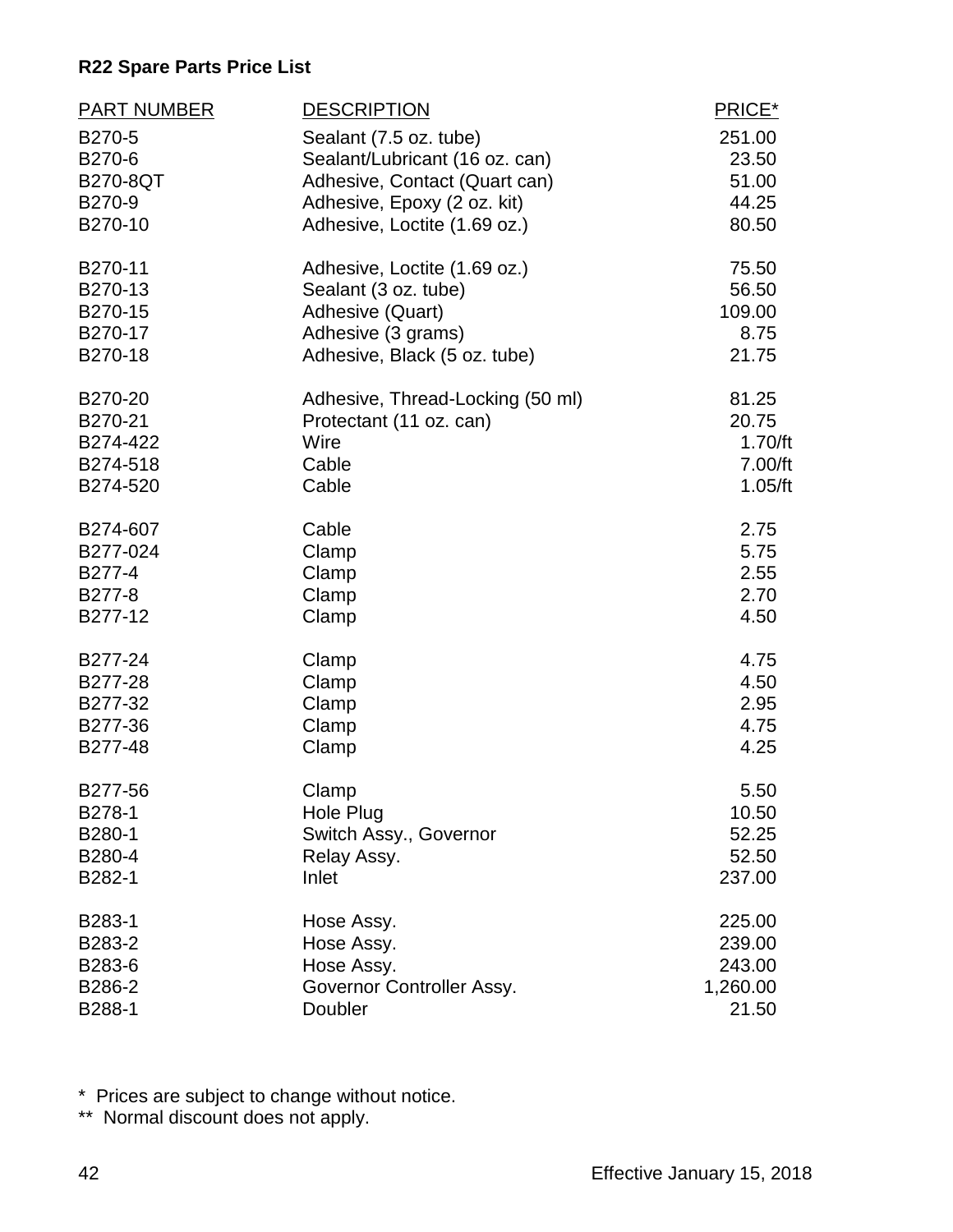**R22 Spare Parts Price List**

| PART NUMBER | DESCRIPTION | PRICE* |
|---|---|---|
| B270-5 | Sealant (7.5 oz. tube) | 251.00 |
| B270-6 | Sealant/Lubricant (16 oz. can) | 23.50 |
| B270-8QT | Adhesive, Contact (Quart can) | 51.00 |
| B270-9 | Adhesive, Epoxy (2 oz. kit) | 44.25 |
| B270-10 | Adhesive, Loctite (1.69 oz.) | 80.50 |
| B270-11 | Adhesive, Loctite (1.69 oz.) | 75.50 |
| B270-13 | Sealant (3 oz. tube) | 56.50 |
| B270-15 | Adhesive (Quart) | 109.00 |
| B270-17 | Adhesive (3 grams) | 8.75 |
| B270-18 | Adhesive, Black (5 oz. tube) | 21.75 |
| B270-20 | Adhesive, Thread-Locking (50 ml) | 81.25 |
| B270-21 | Protectant (11 oz. can) | 20.75 |
| B274-422 | Wire | 1.70/ft |
| B274-518 | Cable | 7.00/ft |
| B274-520 | Cable | 1.05/ft |
| B274-607 | Cable | 2.75 |
| B277-024 | Clamp | 5.75 |
| B277-4 | Clamp | 2.55 |
| B277-8 | Clamp | 2.70 |
| B277-12 | Clamp | 4.50 |
| B277-24 | Clamp | 4.75 |
| B277-28 | Clamp | 4.50 |
| B277-32 | Clamp | 2.95 |
| B277-36 | Clamp | 4.75 |
| B277-48 | Clamp | 4.25 |
| B277-56 | Clamp | 5.50 |
| B278-1 | Hole Plug | 10.50 |
| B280-1 | Switch Assy., Governor | 52.25 |
| B280-4 | Relay Assy. | 52.50 |
| B282-1 | Inlet | 237.00 |
| B283-1 | Hose Assy. | 225.00 |
| B283-2 | Hose Assy. | 239.00 |
| B283-6 | Hose Assy. | 243.00 |
| B286-2 | Governor Controller Assy. | 1,260.00 |
| B288-1 | Doubler | 21.50 |

\* Prices are subject to change without notice.

\*\* Normal discount does not apply.

Effective January 15, 2018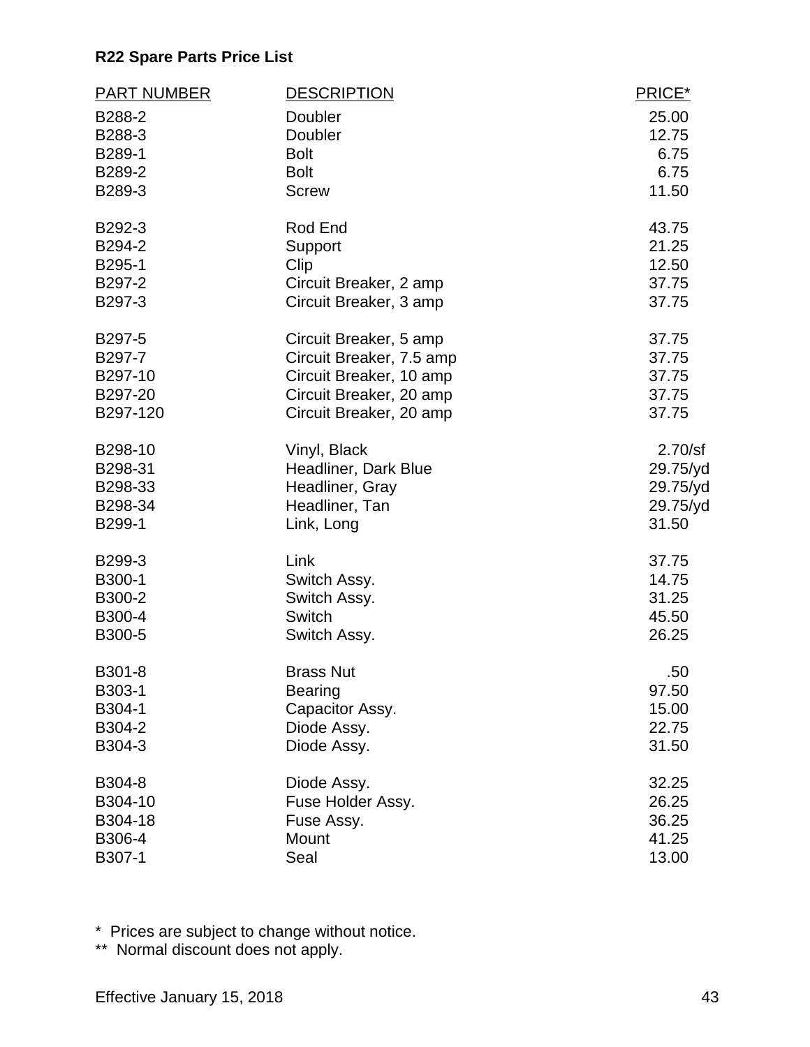## R22 Spare Parts Price List

| PART NUMBER | DESCRIPTION | PRICE* |
|---|---|---|
| B288-2 | Doubler | 25.00 |
| B288-3 | Doubler | 12.75 |
| B289-1 | Bolt | 6.75 |
| B289-2 | Bolt | 6.75 |
| B289-3 | Screw | 11.50 |
| B292-3 | Rod End | 43.75 |
| B294-2 | Support | 21.25 |
| B295-1 | Clip | 12.50 |
| B297-2 | Circuit Breaker, 2 amp | 37.75 |
| B297-3 | Circuit Breaker, 3 amp | 37.75 |
| B297-5 | Circuit Breaker, 5 amp | 37.75 |
| B297-7 | Circuit Breaker, 7.5 amp | 37.75 |
| B297-10 | Circuit Breaker, 10 amp | 37.75 |
| B297-20 | Circuit Breaker, 20 amp | 37.75 |
| B297-120 | Circuit Breaker, 20 amp | 37.75 |
| B298-10 | Vinyl, Black | 2.70/sf |
| B298-31 | Headliner, Dark Blue | 29.75/yd |
| B298-33 | Headliner, Gray | 29.75/yd |
| B298-34 | Headliner, Tan | 29.75/yd |
| B299-1 | Link, Long | 31.50 |
| B299-3 | Link | 37.75 |
| B300-1 | Switch Assy. | 14.75 |
| B300-2 | Switch Assy. | 31.25 |
| B300-4 | Switch | 45.50 |
| B300-5 | Switch Assy. | 26.25 |
| B301-8 | Brass Nut | .50 |
| B303-1 | Bearing | 97.50 |
| B304-1 | Capacitor Assy. | 15.00 |
| B304-2 | Diode Assy. | 22.75 |
| B304-3 | Diode Assy. | 31.50 |
| B304-8 | Diode Assy. | 32.25 |
| B304-10 | Fuse Holder Assy. | 26.25 |
| B304-18 | Fuse Assy. | 36.25 |
| B306-4 | Mount | 41.25 |
| B307-1 | Seal | 13.00 |

\* Prices are subject to change without notice.

** Normal discount does not apply.

Effective January 15, 2018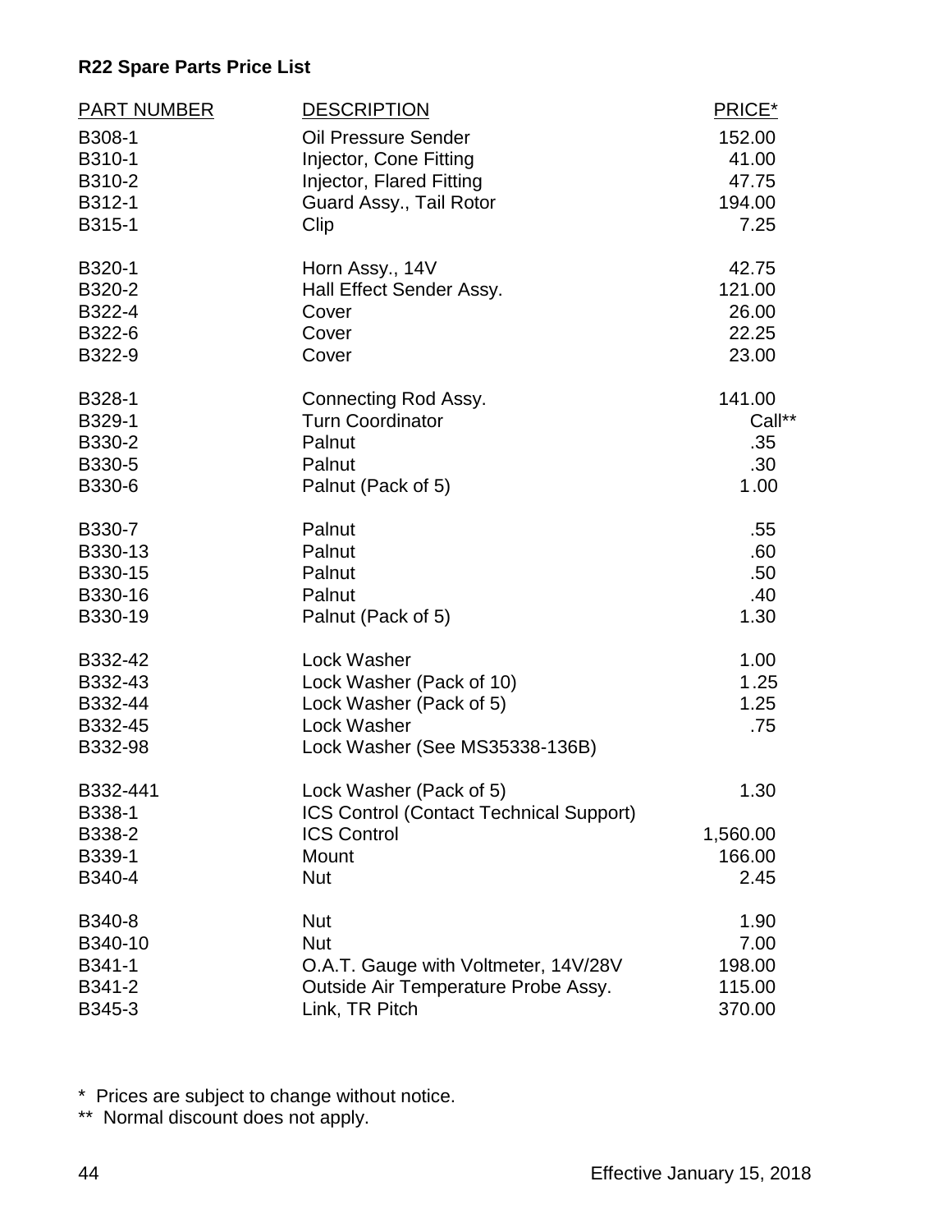**R22 Spare Parts Price List**

| PART NUMBER | DESCRIPTION | PRICE* |
|---|---|---|
| B308-1 | Oil Pressure Sender | 152.00 |
| B310-1 | Injector, Cone Fitting | 41.00 |
| B310-2 | Injector, Flared Fitting | 47.75 |
| B312-1 | Guard Assy., Tail Rotor | 194.00 |
| B315-1 | Clip | 7.25 |
| B320-1 | Horn Assy., 14V | 42.75 |
| B320-2 | Hall Effect Sender Assy. | 121.00 |
| B322-4 | Cover | 26.00 |
| B322-6 | Cover | 22.25 |
| B322-9 | Cover | 23.00 |
| B328-1 | Connecting Rod Assy. | 141.00 |
| B329-1 | Turn Coordinator | Call** |
| B330-2 | Palnut | .35 |
| B330-5 | Palnut | .30 |
| B330-6 | Palnut (Pack of 5) | 1.00 |
| B330-7 | Palnut | .55 |
| B330-13 | Palnut | .60 |
| B330-15 | Palnut | .50 |
| B330-16 | Palnut | .40 |
| B330-19 | Palnut (Pack of 5) | 1.30 |
| B332-42 | Lock Washer | 1.00 |
| B332-43 | Lock Washer (Pack of 10) | 1.25 |
| B332-44 | Lock Washer (Pack of 5) | 1.25 |
| B332-45 | Lock Washer | .75 |
| B332-98 | Lock Washer (See MS35338-136B) | |
| B332-441 | Lock Washer (Pack of 5) | 1.30 |
| B338-1 | ICS Control (Contact Technical Support) | |
| B338-2 | ICS Control | 1,560.00 |
| B339-1 | Mount | 166.00 |
| B340-4 | Nut | 2.45 |
| B340-8 | Nut | 1.90 |
| B340-10 | Nut | 7.00 |
| B341-1 | O.A.T. Gauge with Voltmeter, 14V/28V | 198.00 |
| B341-2 | Outside Air Temperature Probe Assy. | 115.00 |
| B345-3 | Link, TR Pitch | 370.00 |

\* Prices are subject to change without notice.
\*\* Normal discount does not apply.

Effective January 15, 2018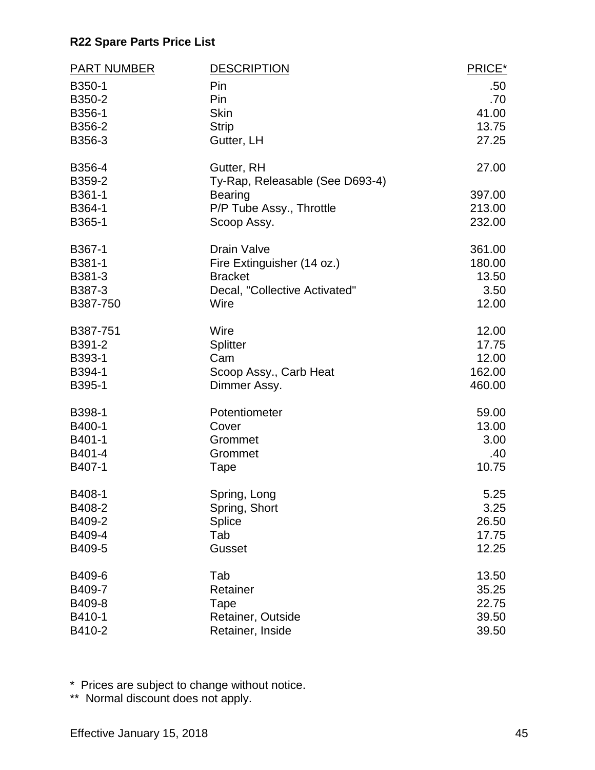**R22 Spare Parts Price List**

| PART NUMBER | DESCRIPTION | PRICE* |
|---|---|---|
| B350-1 | Pin | .50 |
| B350-2 | Pin | .70 |
| B356-1 | Skin | 41.00 |
| B356-2 | Strip | 13.75 |
| B356-3 | Gutter, LH | 27.25 |
| B356-4 | Gutter, RH | 27.00 |
| B359-2 | Ty-Rap, Releasable (See D693-4) | |
| B361-1 | Bearing | 397.00 |
| B364-1 | P/P Tube Assy., Throttle | 213.00 |
| B365-1 | Scoop Assy. | 232.00 |
| B367-1 | Drain Valve | 361.00 |
| B381-1 | Fire Extinguisher (14 oz.) | 180.00 |
| B381-3 | Bracket | 13.50 |
| B387-3 | Decal, "Collective Activated" | 3.50 |
| B387-750 | Wire | 12.00 |
| B387-751 | Wire | 12.00 |
| B391-2 | Splitter | 17.75 |
| B393-1 | Cam | 12.00 |
| B394-1 | Scoop Assy., Carb Heat | 162.00 |
| B395-1 | Dimmer Assy. | 460.00 |
| B398-1 | Potentiometer | 59.00 |
| B400-1 | Cover | 13.00 |
| B401-1 | Grommet | 3.00 |
| B401-4 | Grommet | .40 |
| B407-1 | Tape | 10.75 |
| B408-1 | Spring, Long | 5.25 |
| B408-2 | Spring, Short | 3.25 |
| B409-2 | Splice | 26.50 |
| B409-4 | Tab | 17.75 |
| B409-5 | Gusset | 12.25 |
| B409-6 | Tab | 13.50 |
| B409-7 | Retainer | 35.25 |
| B409-8 | Tape | 22.75 |
| B410-1 | Retainer, Outside | 39.50 |
| B410-2 | Retainer, Inside | 39.50 |

\* Prices are subject to change without notice.

\*\* Normal discount does not apply.

Effective January 15, 2018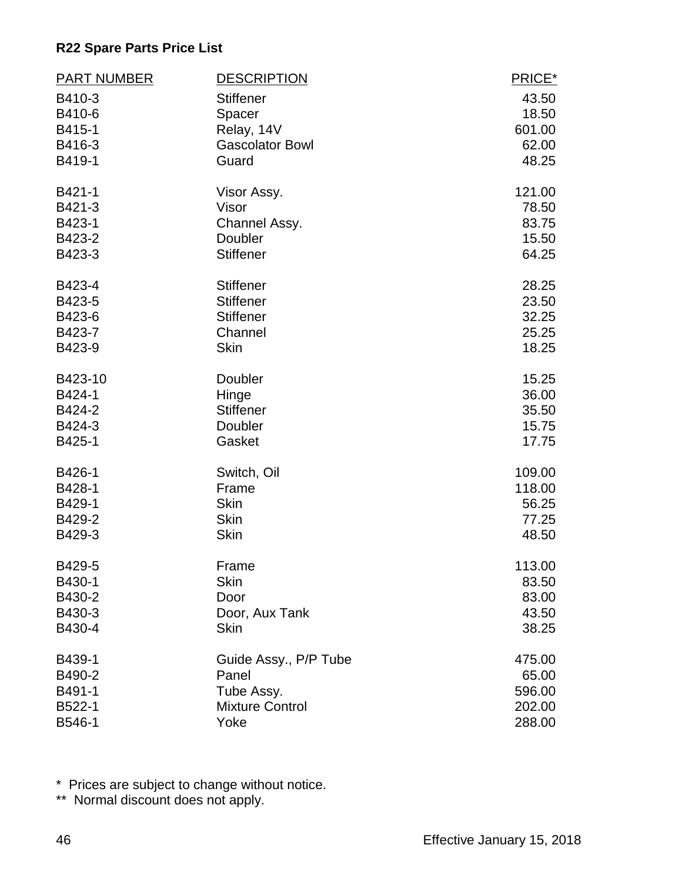**R22 Spare Parts Price List**

| PART NUMBER | DESCRIPTION | PRICE* |
|---|---|---|
| B410-3 | Stiffener | 43.50 |
| B410-6 | Spacer | 18.50 |
| B415-1 | Relay, 14V | 601.00 |
| B416-3 | Gascolator Bowl | 62.00 |
| B419-1 | Guard | 48.25 |
| B421-1 | Visor Assy. | 121.00 |
| B421-3 | Visor | 78.50 |
| B423-1 | Channel Assy. | 83.75 |
| B423-2 | Doubler | 15.50 |
| B423-3 | Stiffener | 64.25 |
| B423-4 | Stiffener | 28.25 |
| B423-5 | Stiffener | 23.50 |
| B423-6 | Stiffener | 32.25 |
| B423-7 | Channel | 25.25 |
| B423-9 | Skin | 18.25 |
| B423-10 | Doubler | 15.25 |
| B424-1 | Hinge | 36.00 |
| B424-2 | Stiffener | 35.50 |
| B424-3 | Doubler | 15.75 |
| B425-1 | Gasket | 17.75 |
| B426-1 | Switch, Oil | 109.00 |
| B428-1 | Frame | 118.00 |
| B429-1 | Skin | 56.25 |
| B429-2 | Skin | 77.25 |
| B429-3 | Skin | 48.50 |
| B429-5 | Frame | 113.00 |
| B430-1 | Skin | 83.50 |
| B430-2 | Door | 83.00 |
| B430-3 | Door, Aux Tank | 43.50 |
| B430-4 | Skin | 38.25 |
| B439-1 | Guide Assy., P/P Tube | 475.00 |
| B490-2 | Panel | 65.00 |
| B491-1 | Tube Assy. | 596.00 |
| B522-1 | Mixture Control | 202.00 |
| B546-1 | Yoke | 288.00 |

* Prices are subject to change without notice.
** Normal discount does not apply.

Effective January 15, 2018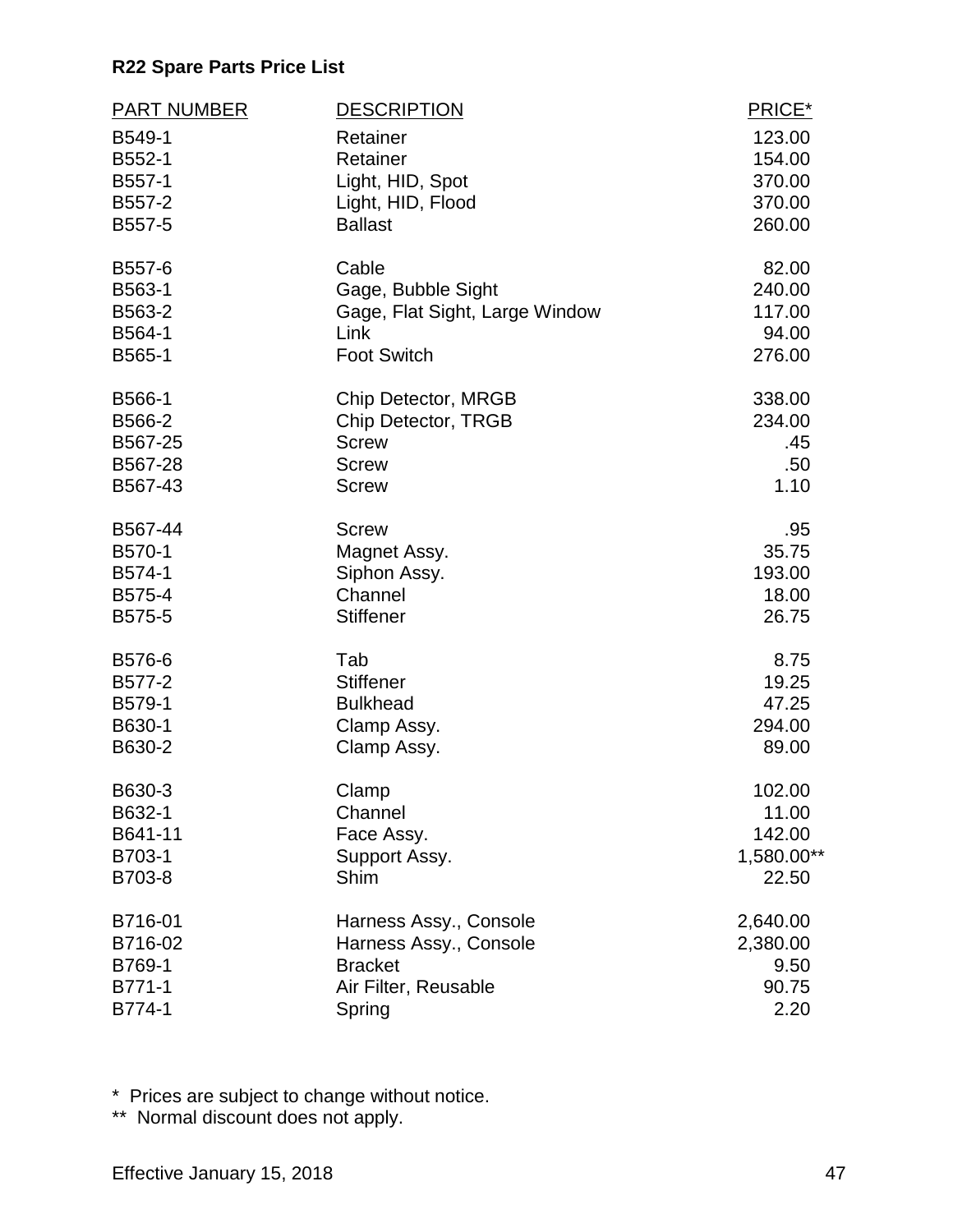**R22 Spare Parts Price List**

| PART NUMBER | DESCRIPTION | PRICE* |
|---|---|---|
| B549-1 | Retainer | 123.00 |
| B552-1 | Retainer | 154.00 |
| B557-1 | Light, HID, Spot | 370.00 |
| B557-2 | Light, HID, Flood | 370.00 |
| B557-5 | Ballast | 260.00 |
| B557-6 | Cable | 82.00 |
| B563-1 | Gage, Bubble Sight | 240.00 |
| B563-2 | Gage, Flat Sight, Large Window | 117.00 |
| B564-1 | Link | 94.00 |
| B565-1 | Foot Switch | 276.00 |
| B566-1 | Chip Detector, MRGB | 338.00 |
| B566-2 | Chip Detector, TRGB | 234.00 |
| B567-25 | Screw | .45 |
| B567-28 | Screw | .50 |
| B567-43 | Screw | 1.10 |
| B567-44 | Screw | .95 |
| B570-1 | Magnet Assy. | 35.75 |
| B574-1 | Siphon Assy. | 193.00 |
| B575-4 | Channel | 18.00 |
| B575-5 | Stiffener | 26.75 |
| B576-6 | Tab | 8.75 |
| B577-2 | Stiffener | 19.25 |
| B579-1 | Bulkhead | 47.25 |
| B630-1 | Clamp Assy. | 294.00 |
| B630-2 | Clamp Assy. | 89.00 |
| B630-3 | Clamp | 102.00 |
| B632-1 | Channel | 11.00 |
| B641-11 | Face Assy. | 142.00 |
| B703-1 | Support Assy. | 1,580.00** |
| B703-8 | Shim | 22.50 |
| B716-01 | Harness Assy., Console | 2,640.00 |
| B716-02 | Harness Assy., Console | 2,380.00 |
| B769-1 | Bracket | 9.50 |
| B771-1 | Air Filter, Reusable | 90.75 |
| B774-1 | Spring | 2.20 |

\* Prices are subject to change without notice.

** Normal discount does not apply.

Effective January 15, 2018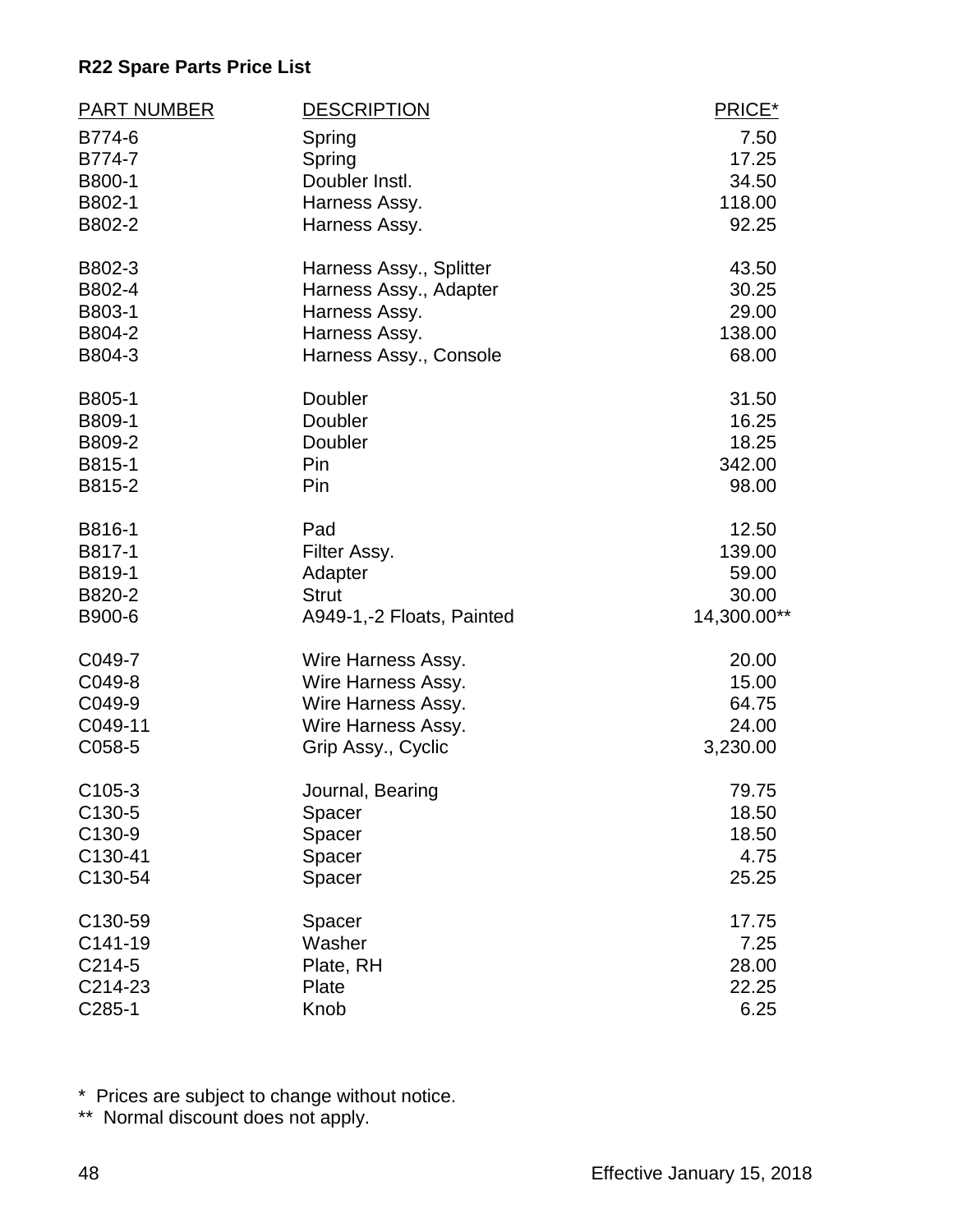**R22 Spare Parts Price List**

| PART NUMBER | DESCRIPTION | PRICE* |
|---|---|---|
| B774-6 | Spring | 7.50 |
| B774-7 | Spring | 17.25 |
| B800-1 | Doubler Instl. | 34.50 |
| B802-1 | Harness Assy. | 118.00 |
| B802-2 | Harness Assy. | 92.25 |
| B802-3 | Harness Assy., Splitter | 43.50 |
| B802-4 | Harness Assy., Adapter | 30.25 |
| B803-1 | Harness Assy. | 29.00 |
| B804-2 | Harness Assy. | 138.00 |
| B804-3 | Harness Assy., Console | 68.00 |
| B805-1 | Doubler | 31.50 |
| B809-1 | Doubler | 16.25 |
| B809-2 | Doubler | 18.25 |
| B815-1 | Pin | 342.00 |
| B815-2 | Pin | 98.00 |
| B816-1 | Pad | 12.50 |
| B817-1 | Filter Assy. | 139.00 |
| B819-1 | Adapter | 59.00 |
| B820-2 | Strut | 30.00 |
| B900-6 | A949-1,-2 Floats, Painted | 14,300.00** |
| C049-7 | Wire Harness Assy. | 20.00 |
| C049-8 | Wire Harness Assy. | 15.00 |
| C049-9 | Wire Harness Assy. | 64.75 |
| C049-11 | Wire Harness Assy. | 24.00 |
| C058-5 | Grip Assy., Cyclic | 3,230.00 |
| C105-3 | Journal, Bearing | 79.75 |
| C130-5 | Spacer | 18.50 |
| C130-9 | Spacer | 18.50 |
| C130-41 | Spacer | 4.75 |
| C130-54 | Spacer | 25.25 |
| C130-59 | Spacer | 17.75 |
| C141-19 | Washer | 7.25 |
| C214-5 | Plate, RH | 28.00 |
| C214-23 | Plate | 22.25 |
| C285-1 | Knob | 6.25 |

\* Prices are subject to change without notice.

\*\* Normal discount does not apply.

Effective January 15, 2018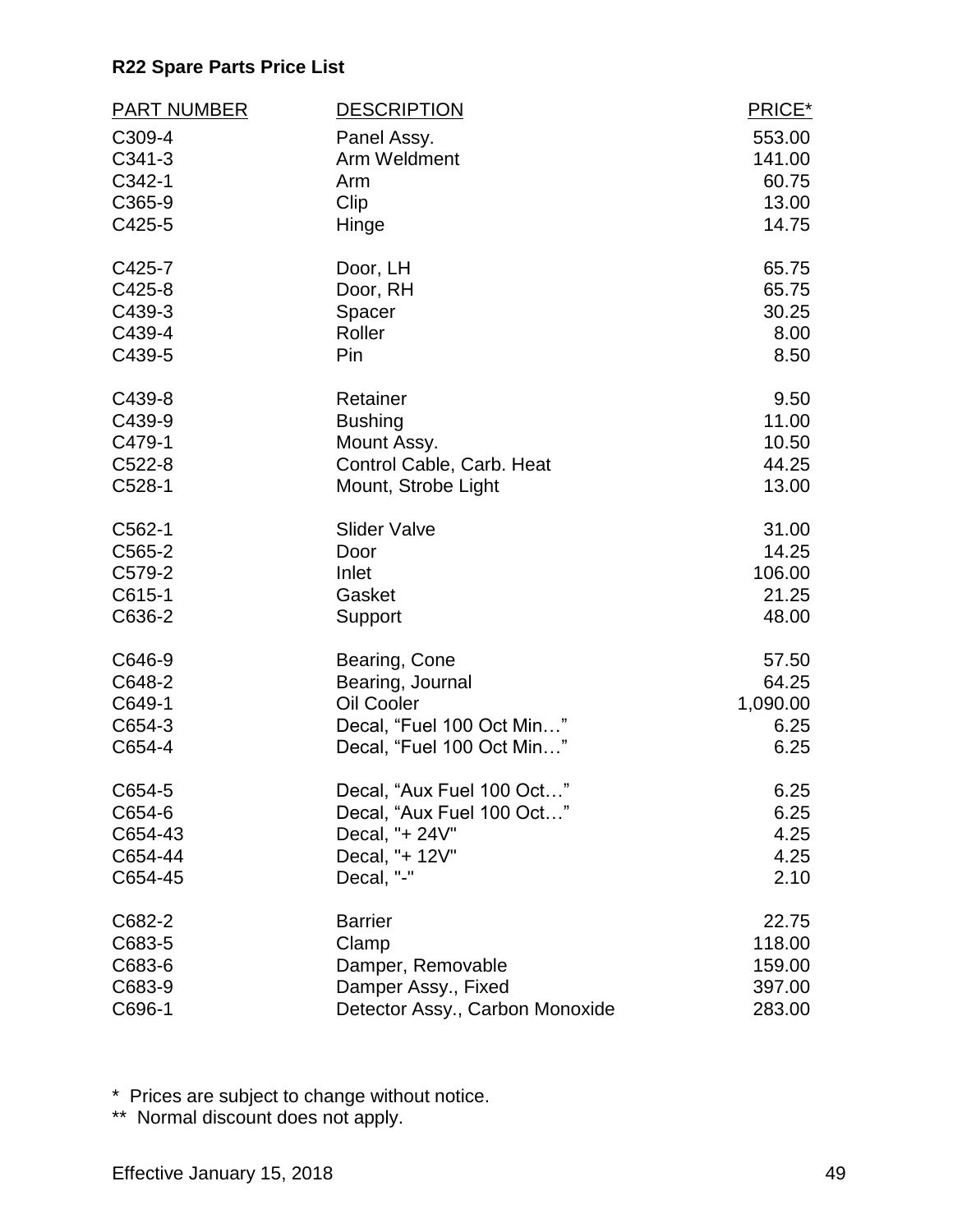**R22 Spare Parts Price List**

| PART NUMBER | DESCRIPTION | PRICE* |
|---|---|---|
| C309-4 | Panel Assy. | 553.00 |
| C341-3 | Arm Weldment | 141.00 |
| C342-1 | Arm | 60.75 |
| C365-9 | Clip | 13.00 |
| C425-5 | Hinge | 14.75 |
| C425-7 | Door, LH | 65.75 |
| C425-8 | Door, RH | 65.75 |
| C439-3 | Spacer | 30.25 |
| C439-4 | Roller | 8.00 |
| C439-5 | Pin | 8.50 |
| C439-8 | Retainer | 9.50 |
| C439-9 | Bushing | 11.00 |
| C479-1 | Mount Assy. | 10.50 |
| C522-8 | Control Cable, Carb. Heat | 44.25 |
| C528-1 | Mount, Strobe Light | 13.00 |
| C562-1 | Slider Valve | 31.00 |
| C565-2 | Door | 14.25 |
| C579-2 | Inlet | 106.00 |
| C615-1 | Gasket | 21.25 |
| C636-2 | Support | 48.00 |
| C646-9 | Bearing, Cone | 57.50 |
| C648-2 | Bearing, Journal | 64.25 |
| C649-1 | Oil Cooler | 1,090.00 |
| C654-3 | Decal, “Fuel 100 Oct Min…” | 6.25 |
| C654-4 | Decal, “Fuel 100 Oct Min…” | 6.25 |
| C654-5 | Decal, “Aux Fuel 100 Oct…” | 6.25 |
| C654-6 | Decal, “Aux Fuel 100 Oct…” | 6.25 |
| C654-43 | Decal, "+ 24V" | 4.25 |
| C654-44 | Decal, "+ 12V" | 4.25 |
| C654-45 | Decal, "-" | 2.10 |
| C682-2 | Barrier | 22.75 |
| C683-5 | Clamp | 118.00 |
| C683-6 | Damper, Removable | 159.00 |
| C683-9 | Damper Assy., Fixed | 397.00 |
| C696-1 | Detector Assy., Carbon Monoxide | 283.00 |

\* Prices are subject to change without notice.

\** Normal discount does not apply.

Effective January 15, 2018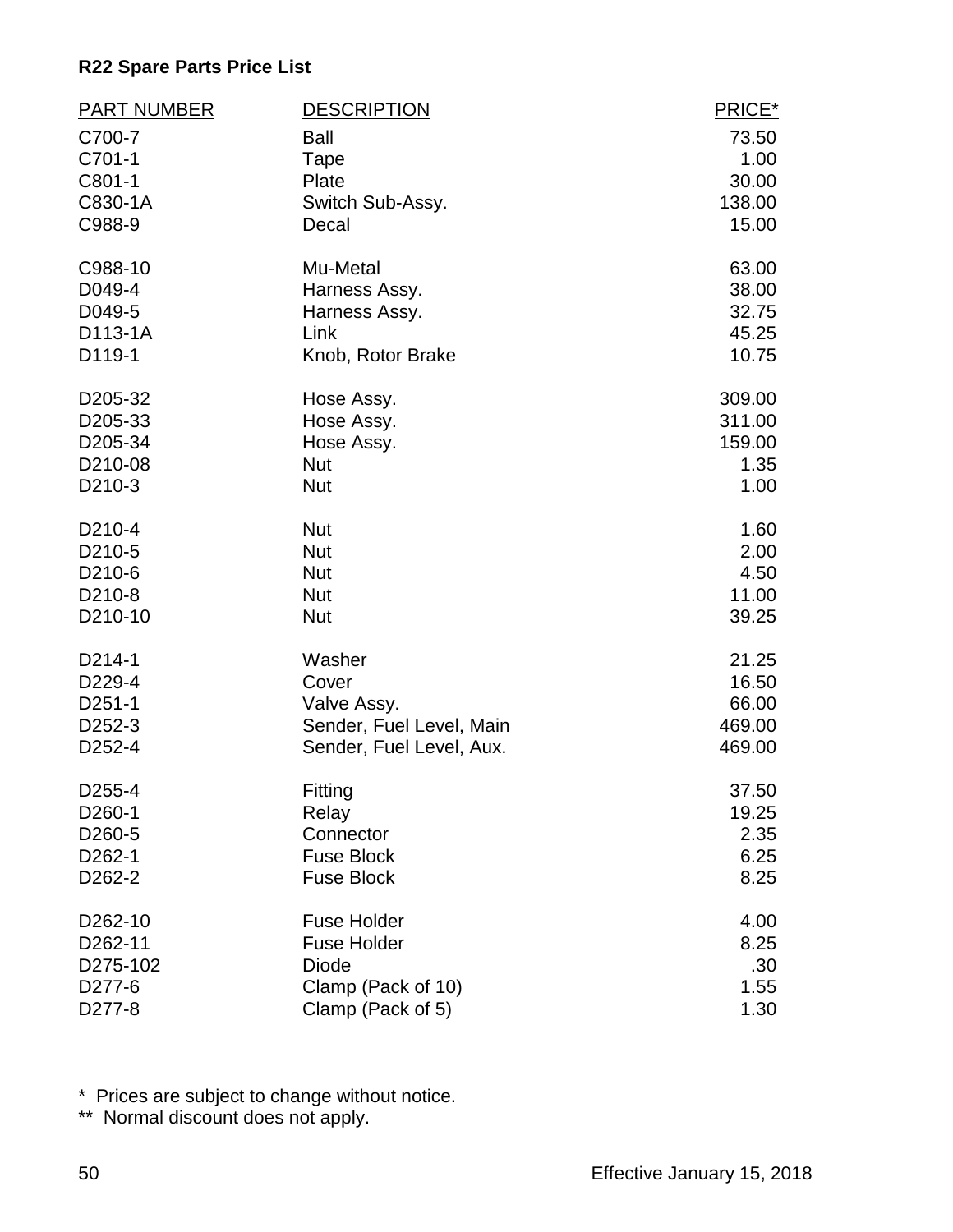## R22 Spare Parts Price List

| PART NUMBER | DESCRIPTION | PRICE* |
|---|---|---|
| C700-7 | Ball | 73.50 |
| C701-1 | Tape | 1.00 |
| C801-1 | Plate | 30.00 |
| C830-1A | Switch Sub-Assy. | 138.00 |
| C988-9 | Decal | 15.00 |
| C988-10 | Mu-Metal | 63.00 |
| D049-4 | Harness Assy. | 38.00 |
| D049-5 | Harness Assy. | 32.75 |
| D113-1A | Link | 45.25 |
| D119-1 | Knob, Rotor Brake | 10.75 |
| D205-32 | Hose Assy. | 309.00 |
| D205-33 | Hose Assy. | 311.00 |
| D205-34 | Hose Assy. | 159.00 |
| D210-08 | Nut | 1.35 |
| D210-3 | Nut | 1.00 |
| D210-4 | Nut | 1.60 |
| D210-5 | Nut | 2.00 |
| D210-6 | Nut | 4.50 |
| D210-8 | Nut | 11.00 |
| D210-10 | Nut | 39.25 |
| D214-1 | Washer | 21.25 |
| D229-4 | Cover | 16.50 |
| D251-1 | Valve Assy. | 66.00 |
| D252-3 | Sender, Fuel Level, Main | 469.00 |
| D252-4 | Sender, Fuel Level, Aux. | 469.00 |
| D255-4 | Fitting | 37.50 |
| D260-1 | Relay | 19.25 |
| D260-5 | Connector | 2.35 |
| D262-1 | Fuse Block | 6.25 |
| D262-2 | Fuse Block | 8.25 |
| D262-10 | Fuse Holder | 4.00 |
| D262-11 | Fuse Holder | 8.25 |
| D275-102 | Diode | .30 |
| D277-6 | Clamp (Pack of 10) | 1.55 |
| D277-8 | Clamp (Pack of 5) | 1.30 |

* Prices are subject to change without notice.
** Normal discount does not apply.

Effective January 15, 2018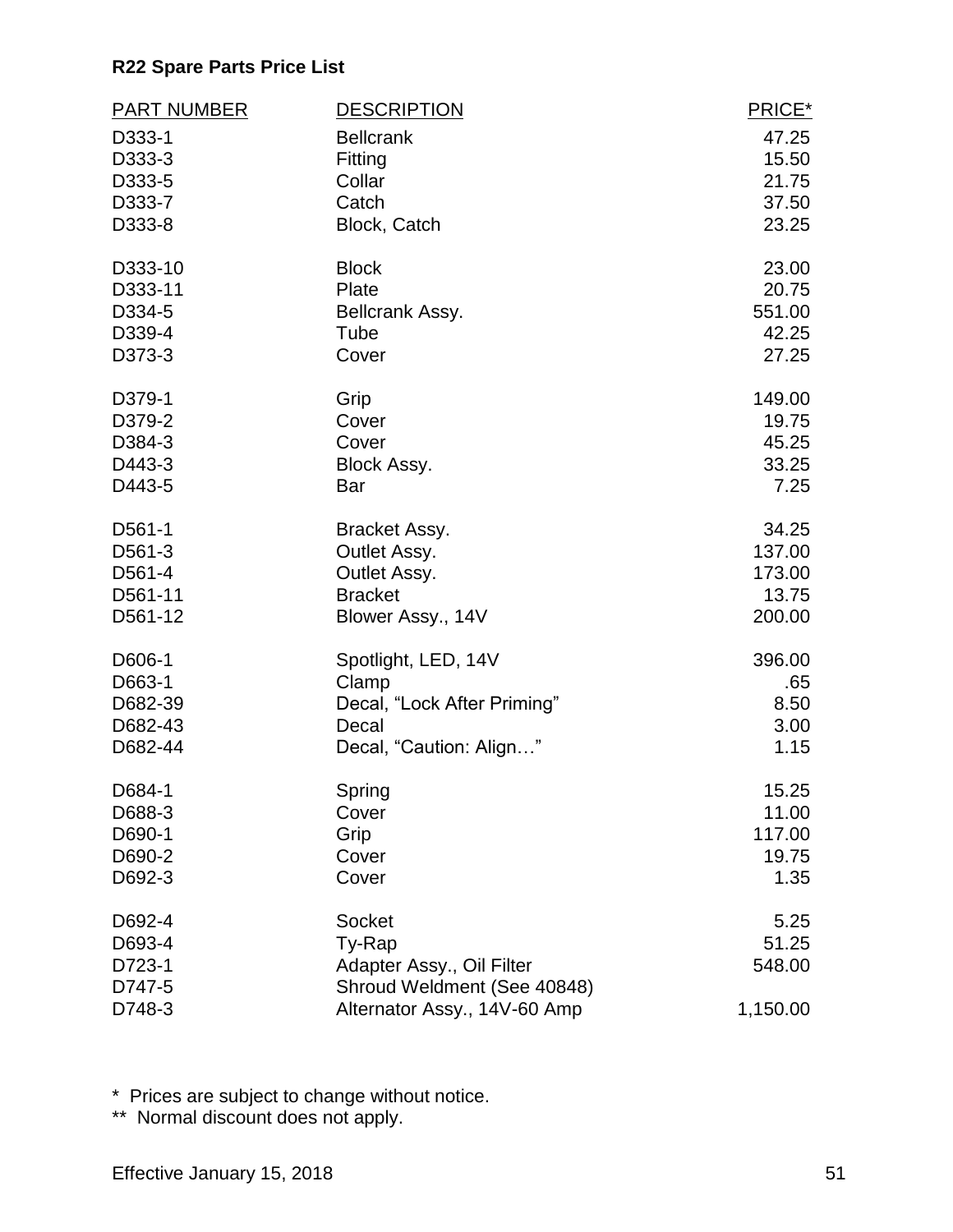**R22 Spare Parts Price List**

| PART NUMBER | DESCRIPTION | PRICE* |
|---|---|---|
| D333-1 | Bellcrank | 47.25 |
| D333-3 | Fitting | 15.50 |
| D333-5 | Collar | 21.75 |
| D333-7 | Catch | 37.50 |
| D333-8 | Block, Catch | 23.25 |
| D333-10 | Block | 23.00 |
| D333-11 | Plate | 20.75 |
| D334-5 | Bellcrank Assy. | 551.00 |
| D339-4 | Tube | 42.25 |
| D373-3 | Cover | 27.25 |
| D379-1 | Grip | 149.00 |
| D379-2 | Cover | 19.75 |
| D384-3 | Cover | 45.25 |
| D443-3 | Block Assy. | 33.25 |
| D443-5 | Bar | 7.25 |
| D561-1 | Bracket Assy. | 34.25 |
| D561-3 | Outlet Assy. | 137.00 |
| D561-4 | Outlet Assy. | 173.00 |
| D561-11 | Bracket | 13.75 |
| D561-12 | Blower Assy., 14V | 200.00 |
| D606-1 | Spotlight, LED, 14V | 396.00 |
| D663-1 | Clamp | .65 |
| D682-39 | Decal, "Lock After Priming" | 8.50 |
| D682-43 | Decal | 3.00 |
| D682-44 | Decal, "Caution: Align…" | 1.15 |
| D684-1 | Spring | 15.25 |
| D688-3 | Cover | 11.00 |
| D690-1 | Grip | 117.00 |
| D690-2 | Cover | 19.75 |
| D692-3 | Cover | 1.35 |
| D692-4 | Socket | 5.25 |
| D693-4 | Ty-Rap | 51.25 |
| D723-1 | Adapter Assy., Oil Filter | 548.00 |
| D747-5 | Shroud Weldment (See 40848) | |
| D748-3 | Alternator Assy., 14V-60 Amp | 1,150.00 |

\* Prices are subject to change without notice.

\*\* Normal discount does not apply.

Effective January 15, 2018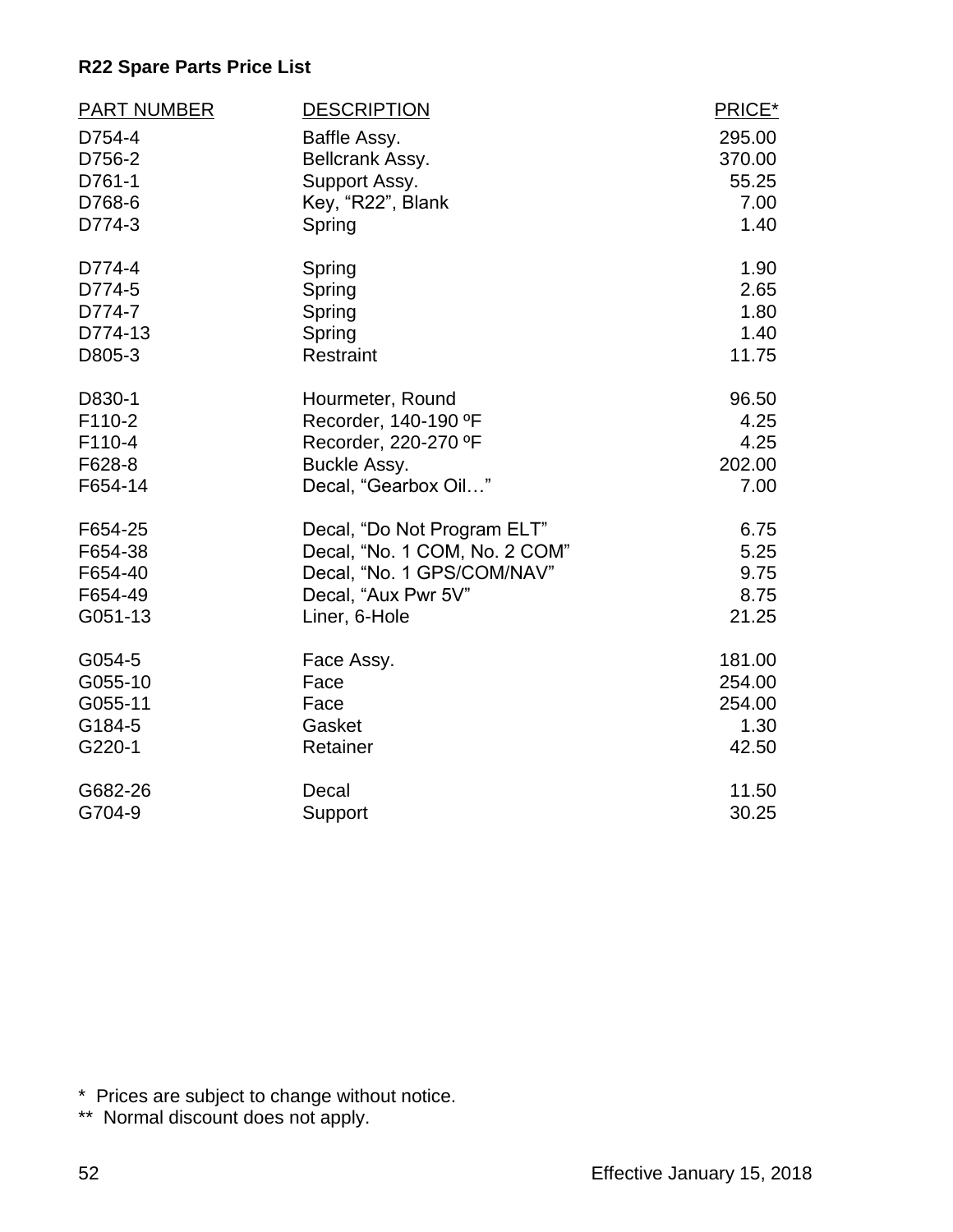**R22 Spare Parts Price List**

| PART NUMBER | DESCRIPTION | PRICE* |
|---|---|---|
| D754-4 | Baffle Assy. | 295.00 |
| D756-2 | Bellcrank Assy. | 370.00 |
| D761-1 | Support Assy. | 55.25 |
| D768-6 | Key, “R22”, Blank | 7.00 |
| D774-3 | Spring | 1.40 |
| D774-4 | Spring | 1.90 |
| D774-5 | Spring | 2.65 |
| D774-7 | Spring | 1.80 |
| D774-13 | Spring | 1.40 |
| D805-3 | Restraint | 11.75 |
| D830-1 | Hourmeter, Round | 96.50 |
| F110-2 | Recorder, 140-190 ºF | 4.25 |
| F110-4 | Recorder, 220-270 ºF | 4.25 |
| F628-8 | Buckle Assy. | 202.00 |
| F654-14 | Decal, “Gearbox Oil…” | 7.00 |
| F654-25 | Decal, “Do Not Program ELT” | 6.75 |
| F654-38 | Decal, “No. 1 COM, No. 2 COM” | 5.25 |
| F654-40 | Decal, “No. 1 GPS/COM/NAV” | 9.75 |
| F654-49 | Decal, “Aux Pwr 5V” | 8.75 |
| G051-13 | Liner, 6-Hole | 21.25 |
| G054-5 | Face Assy. | 181.00 |
| G055-10 | Face | 254.00 |
| G055-11 | Face | 254.00 |
| G184-5 | Gasket | 1.30 |
| G220-1 | Retainer | 42.50 |
| G682-26 | Decal | 11.50 |
| G704-9 | Support | 30.25 |

\* Prices are subject to change without notice.
\** Normal discount does not apply.

Effective January 15, 2018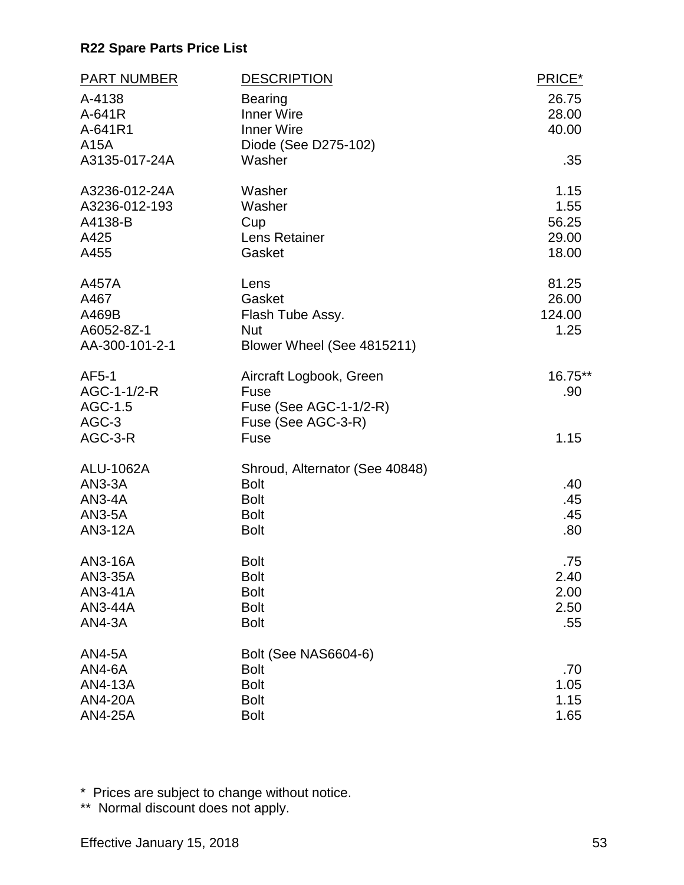**R22 Spare Parts Price List**

| PART NUMBER | DESCRIPTION | PRICE* |
|---|---|---|
| A-4138 | Bearing | 26.75 |
| A-641R | Inner Wire | 28.00 |
| A-641R1 | Inner Wire | 40.00 |
| A15A | Diode (See D275-102) | |
| A3135-017-24A | Washer | .35 |
| A3236-012-24A | Washer | 1.15 |
| A3236-012-193 | Washer | 1.55 |
| A4138-B | Cup | 56.25 |
| A425 | Lens Retainer | 29.00 |
| A455 | Gasket | 18.00 |
| A457A | Lens | 81.25 |
| A467 | Gasket | 26.00 |
| A469B | Flash Tube Assy. | 124.00 |
| A6052-8Z-1 | Nut | 1.25 |
| AA-300-101-2-1 | Blower Wheel (See 4815211) | |
| AF5-1 | Aircraft Logbook, Green | 16.75** |
| AGC-1-1/2-R | Fuse | .90 |
| AGC-1.5 | Fuse (See AGC-1-1/2-R) | |
| AGC-3 | Fuse (See AGC-3-R) | |
| AGC-3-R | Fuse | 1.15 |
| ALU-1062A | Shroud, Alternator (See 40848) | |
| AN3-3A | Bolt | .40 |
| AN3-4A | Bolt | .45 |
| AN3-5A | Bolt | .45 |
| AN3-12A | Bolt | .80 |
| AN3-16A | Bolt | .75 |
| AN3-35A | Bolt | 2.40 |
| AN3-41A | Bolt | 2.00 |
| AN3-44A | Bolt | 2.50 |
| AN4-3A | Bolt | .55 |
| AN4-5A | Bolt (See NAS6604-6) | |
| AN4-6A | Bolt | .70 |
| AN4-13A | Bolt | 1.05 |
| AN4-20A | Bolt | 1.15 |
| AN4-25A | Bolt | 1.65 |

\* Prices are subject to change without notice.
\** Normal discount does not apply.

Effective January 15, 2018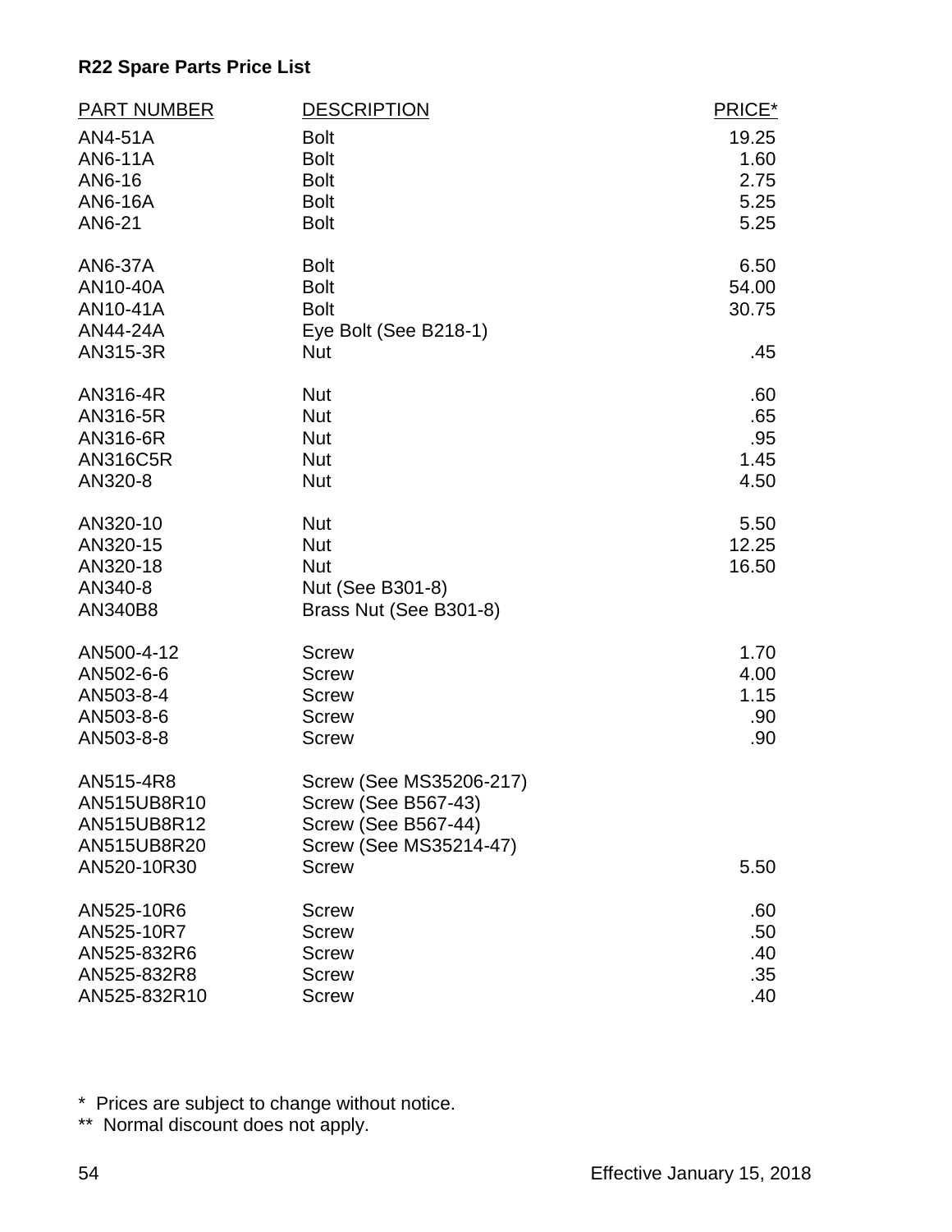**R22 Spare Parts Price List**

| PART NUMBER | DESCRIPTION | PRICE* |
|---|---|---|
| AN4-51A | Bolt | 19.25 |
| AN6-11A | Bolt | 1.60 |
| AN6-16 | Bolt | 2.75 |
| AN6-16A | Bolt | 5.25 |
| AN6-21 | Bolt | 5.25 |
| AN6-37A | Bolt | 6.50 |
| AN10-40A | Bolt | 54.00 |
| AN10-41A | Bolt | 30.75 |
| AN44-24A | Eye Bolt (See B218-1) | |
| AN315-3R | Nut | .45 |
| AN316-4R | Nut | .60 |
| AN316-5R | Nut | .65 |
| AN316-6R | Nut | .95 |
| AN316C5R | Nut | 1.45 |
| AN320-8 | Nut | 4.50 |
| AN320-10 | Nut | 5.50 |
| AN320-15 | Nut | 12.25 |
| AN320-18 | Nut | 16.50 |
| AN340-8 | Nut (See B301-8) | |
| AN340B8 | Brass Nut (See B301-8) | |
| AN500-4-12 | Screw | 1.70 |
| AN502-6-6 | Screw | 4.00 |
| AN503-8-4 | Screw | 1.15 |
| AN503-8-6 | Screw | .90 |
| AN503-8-8 | Screw | .90 |
| AN515-4R8 | Screw (See MS35206-217) | |
| AN515UB8R10 | Screw (See B567-43) | |
| AN515UB8R12 | Screw (See B567-44) | |
| AN515UB8R20 | Screw (See MS35214-47) | |
| AN520-10R30 | Screw | 5.50 |
| AN525-10R6 | Screw | .60 |
| AN525-10R7 | Screw | .50 |
| AN525-832R6 | Screw | .40 |
| AN525-832R8 | Screw | .35 |
| AN525-832R10 | Screw | .40 |

\* Prices are subject to change without notice.
** Normal discount does not apply.

Effective January 15, 2018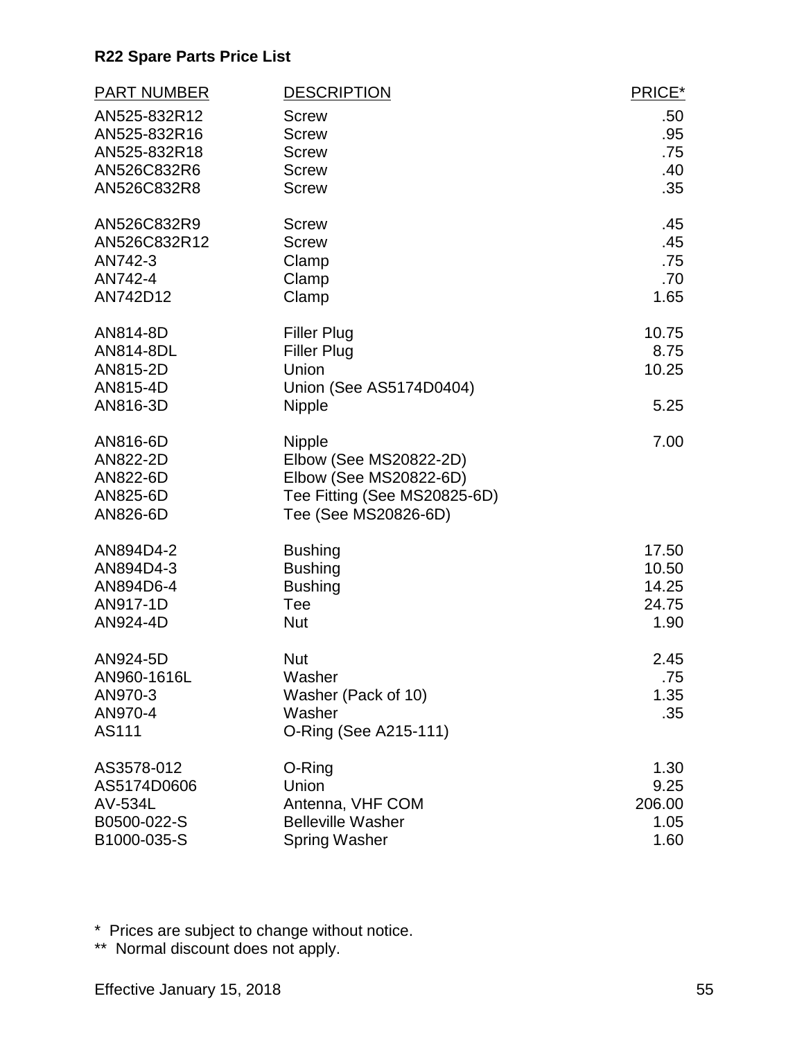**R22 Spare Parts Price List**

| PART NUMBER | DESCRIPTION | PRICE* |
|---|---|---|
| AN525-832R12 | Screw | .50 |
| AN525-832R16 | Screw | .95 |
| AN525-832R18 | Screw | .75 |
| AN526C832R6 | Screw | .40 |
| AN526C832R8 | Screw | .35 |
| AN526C832R9 | Screw | .45 |
| AN526C832R12 | Screw | .45 |
| AN742-3 | Clamp | .75 |
| AN742-4 | Clamp | .70 |
| AN742D12 | Clamp | 1.65 |
| AN814-8D | Filler Plug | 10.75 |
| AN814-8DL | Filler Plug | 8.75 |
| AN815-2D | Union | 10.25 |
| AN815-4D | Union (See AS5174D0404) | |
| AN816-3D | Nipple | 5.25 |
| AN816-6D | Nipple | 7.00 |
| AN822-2D | Elbow (See MS20822-2D) | |
| AN822-6D | Elbow (See MS20822-6D) | |
| AN825-6D | Tee Fitting (See MS20825-6D) | |
| AN826-6D | Tee (See MS20826-6D) | |
| AN894D4-2 | Bushing | 17.50 |
| AN894D4-3 | Bushing | 10.50 |
| AN894D6-4 | Bushing | 14.25 |
| AN917-1D | Tee | 24.75 |
| AN924-4D | Nut | 1.90 |
| AN924-5D | Nut | 2.45 |
| AN960-1616L | Washer | .75 |
| AN970-3 | Washer (Pack of 10) | 1.35 |
| AN970-4 | Washer | .35 |
| AS111 | O-Ring (See A215-111) | |
| AS3578-012 | O-Ring | 1.30 |
| AS5174D0606 | Union | 9.25 |
| AV-534L | Antenna, VHF COM | 206.00 |
| B0500-022-S | Belleville Washer | 1.05 |
| B1000-035-S | Spring Washer | 1.60 |

\* Prices are subject to change without notice.

\*\* Normal discount does not apply.

Effective January 15, 2018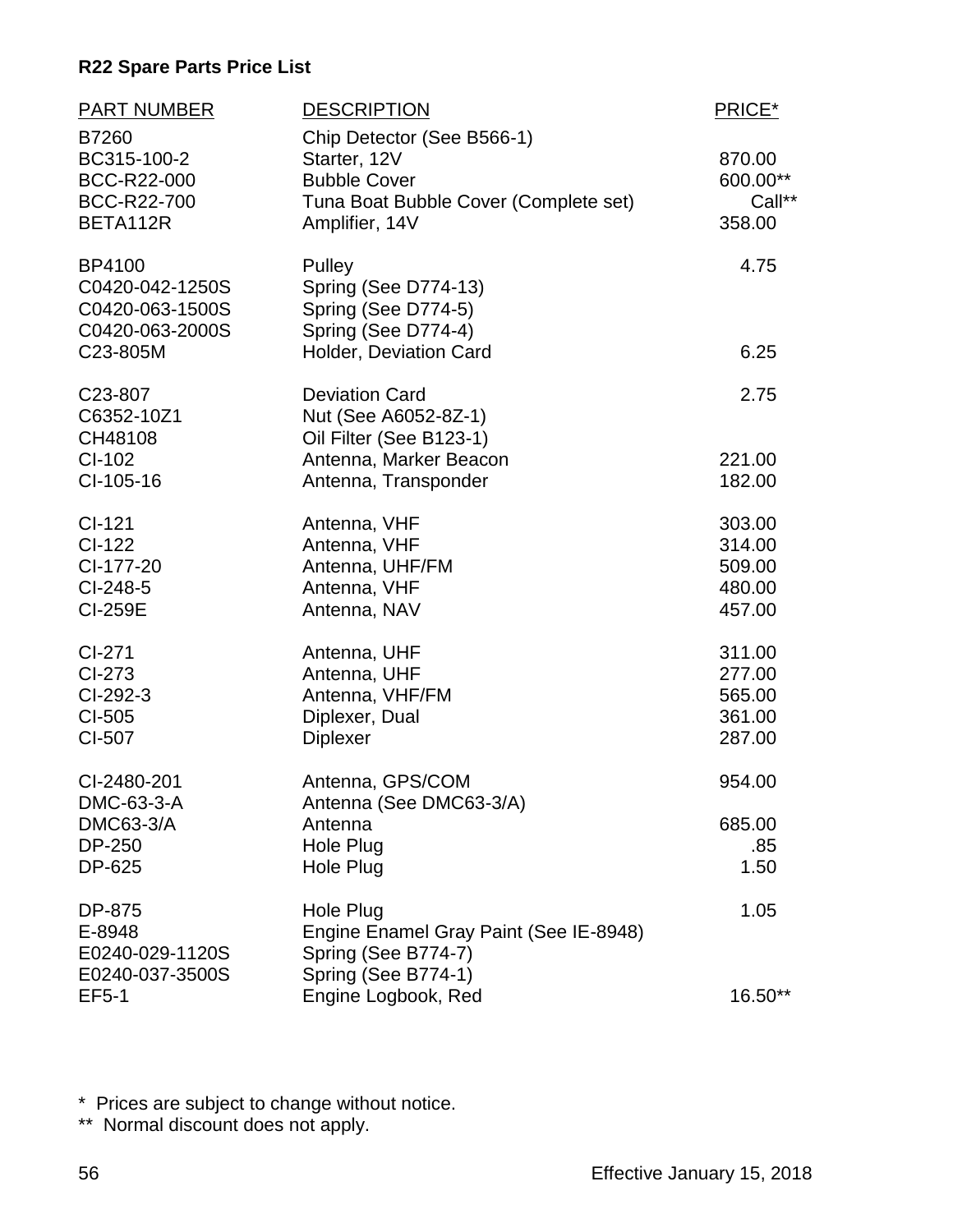**R22 Spare Parts Price List**

| PART NUMBER | DESCRIPTION | PRICE* |
|---|---|---|
| B7260 | Chip Detector (See B566-1) | |
| BC315-100-2 | Starter, 12V | 870.00 |
| BCC-R22-000 | Bubble Cover | 600.00** |
| BCC-R22-700 | Tuna Boat Bubble Cover (Complete set) | Call** |
| BETA112R | Amplifier, 14V | 358.00 |
| BP4100 | Pulley | 4.75 |
| C0420-042-1250S | Spring (See D774-13) | |
| C0420-063-1500S | Spring (See D774-5) | |
| C0420-063-2000S | Spring (See D774-4) | |
| C23-805M | Holder, Deviation Card | 6.25 |
| C23-807 | Deviation Card | 2.75 |
| C6352-10Z1 | Nut (See A6052-8Z-1) | |
| CH48108 | Oil Filter (See B123-1) | |
| CI-102 | Antenna, Marker Beacon | 221.00 |
| CI-105-16 | Antenna, Transponder | 182.00 |
| CI-121 | Antenna, VHF | 303.00 |
| CI-122 | Antenna, VHF | 314.00 |
| CI-177-20 | Antenna, UHF/FM | 509.00 |
| CI-248-5 | Antenna, VHF | 480.00 |
| CI-259E | Antenna, NAV | 457.00 |
| CI-271 | Antenna, UHF | 311.00 |
| CI-273 | Antenna, UHF | 277.00 |
| CI-292-3 | Antenna, VHF/FM | 565.00 |
| CI-505 | Diplexer, Dual | 361.00 |
| CI-507 | Diplexer | 287.00 |
| CI-2480-201 | Antenna, GPS/COM | 954.00 |
| DMC-63-3-A | Antenna (See DMC63-3/A) | |
| DMC63-3/A | Antenna | 685.00 |
| DP-250 | Hole Plug | .85 |
| DP-625 | Hole Plug | 1.50 |
| DP-875 | Hole Plug | 1.05 |
| E-8948 | Engine Enamel Gray Paint (See IE-8948) | |
| E0240-029-1120S | Spring (See B774-7) | |
| E0240-037-3500S | Spring (See B774-1) | |
| EF5-1 | Engine Logbook, Red | 16.50** |

\* Prices are subject to change without notice.

** Normal discount does not apply.

Effective January 15, 2018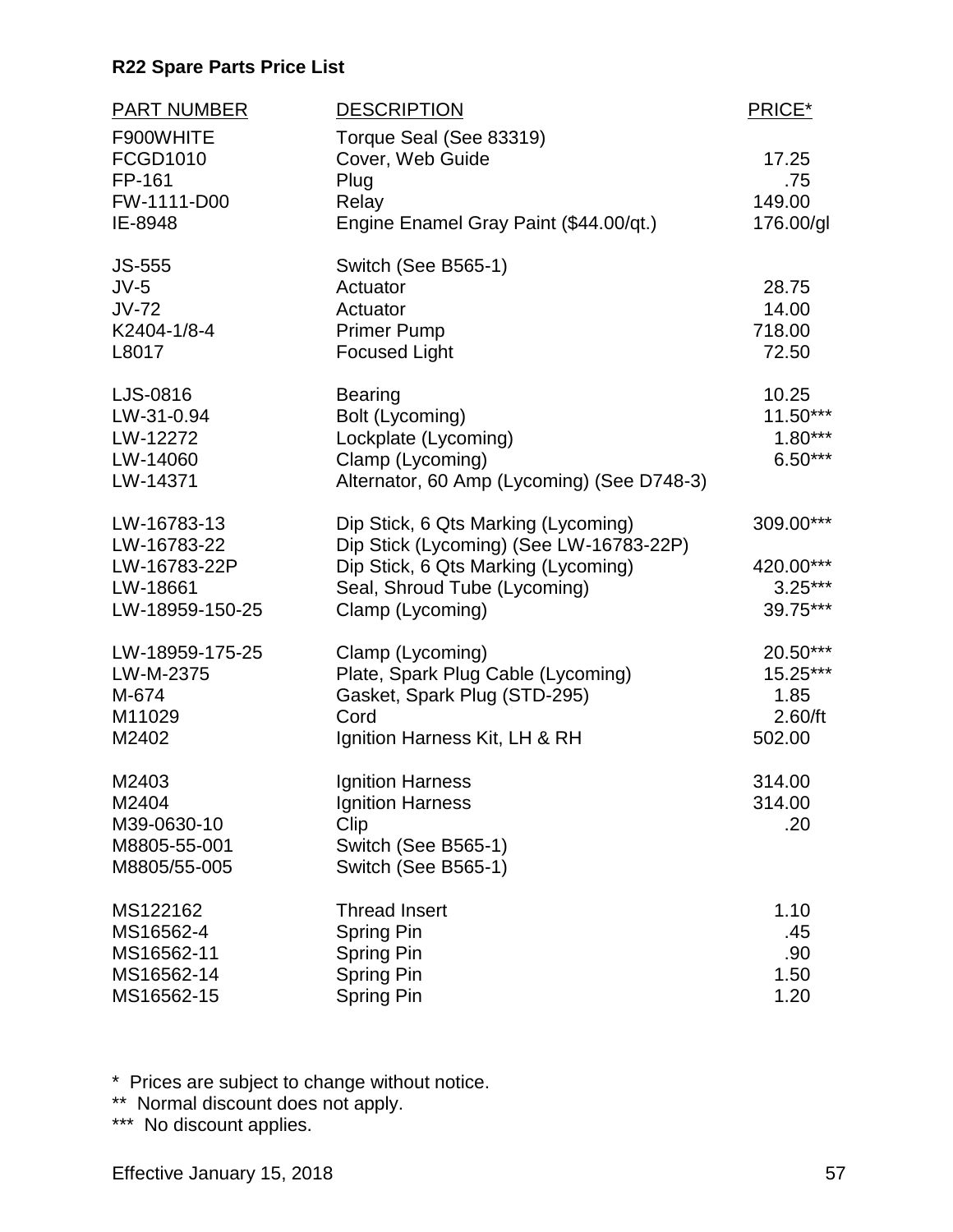**R22 Spare Parts Price List**

| PART NUMBER | DESCRIPTION | PRICE* |
|---|---|---|
| F900WHITE | Torque Seal (See 83319) | |
| FCGD1010 | Cover, Web Guide | 17.25 |
| FP-161 | Plug | .75 |
| FW-1111-D00 | Relay | 149.00 |
| IE-8948 | Engine Enamel Gray Paint ($44.00/qt.) | 176.00/gl |
| JS-555 | Switch (See B565-1) | |
| JV-5 | Actuator | 28.75 |
| JV-72 | Actuator | 14.00 |
| K2404-1/8-4 | Primer Pump | 718.00 |
| L8017 | Focused Light | 72.50 |
| LJS-0816 | Bearing | 10.25 |
| LW-31-0.94 | Bolt (Lycoming) | 11.50*** |
| LW-12272 | Lockplate (Lycoming) | 1.80*** |
| LW-14060 | Clamp (Lycoming) | 6.50*** |
| LW-14371 | Alternator, 60 Amp (Lycoming) (See D748-3) | |
| LW-16783-13 | Dip Stick, 6 Qts Marking (Lycoming) | 309.00*** |
| LW-16783-22 | Dip Stick (Lycoming) (See LW-16783-22P) | |
| LW-16783-22P | Dip Stick, 6 Qts Marking (Lycoming) | 420.00*** |
| LW-18661 | Seal, Shroud Tube (Lycoming) | 3.25*** |
| LW-18959-150-25 | Clamp (Lycoming) | 39.75*** |
| LW-18959-175-25 | Clamp (Lycoming) | 20.50*** |
| LW-M-2375 | Plate, Spark Plug Cable (Lycoming) | 15.25*** |
| M-674 | Gasket, Spark Plug (STD-295) | 1.85 |
| M11029 | Cord | 2.60/ft |
| M2402 | Ignition Harness Kit, LH & RH | 502.00 |
| M2403 | Ignition Harness | 314.00 |
| M2404 | Ignition Harness | 314.00 |
| M39-0630-10 | Clip | .20 |
| M8805-55-001 | Switch (See B565-1) | |
| M8805/55-005 | Switch (See B565-1) | |
| MS122162 | Thread Insert | 1.10 |
| MS16562-4 | Spring Pin | .45 |
| MS16562-11 | Spring Pin | .90 |
| MS16562-14 | Spring Pin | 1.50 |
| MS16562-15 | Spring Pin | 1.20 |

\* Prices are subject to change without notice.

** Normal discount does not apply.

*** No discount applies.

Effective January 15, 2018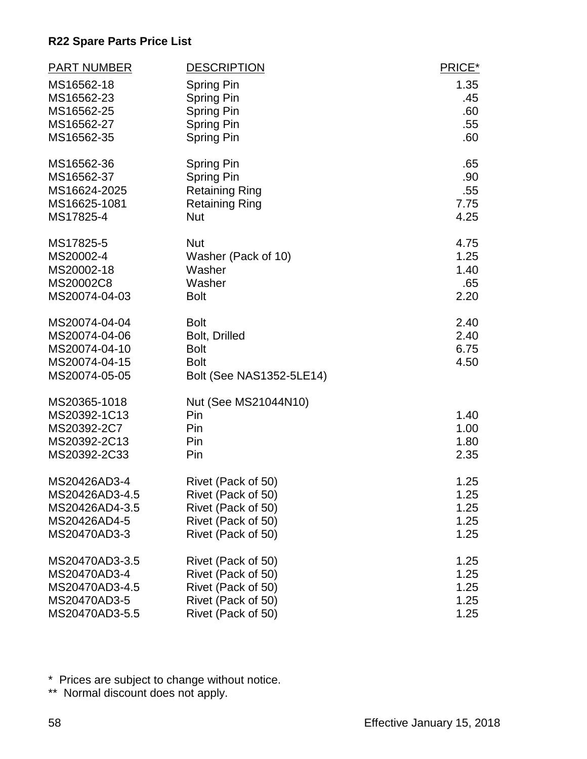**R22 Spare Parts Price List**

| PART NUMBER | DESCRIPTION | PRICE* |
|---|---|---|
| MS16562-18 | Spring Pin | 1.35 |
| MS16562-23 | Spring Pin | .45 |
| MS16562-25 | Spring Pin | .60 |
| MS16562-27 | Spring Pin | .55 |
| MS16562-35 | Spring Pin | .60 |
| MS16562-36 | Spring Pin | .65 |
| MS16562-37 | Spring Pin | .90 |
| MS16624-2025 | Retaining Ring | .55 |
| MS16625-1081 | Retaining Ring | 7.75 |
| MS17825-4 | Nut | 4.25 |
| MS17825-5 | Nut | 4.75 |
| MS20002-4 | Washer (Pack of 10) | 1.25 |
| MS20002-18 | Washer | 1.40 |
| MS20002C8 | Washer | .65 |
| MS20074-04-03 | Bolt | 2.20 |
| MS20074-04-04 | Bolt | 2.40 |
| MS20074-04-06 | Bolt, Drilled | 2.40 |
| MS20074-04-10 | Bolt | 6.75 |
| MS20074-04-15 | Bolt | 4.50 |
| MS20074-05-05 | Bolt (See NAS1352-5LE14) | |
| MS20365-1018 | Nut (See MS21044N10) | |
| MS20392-1C13 | Pin | 1.40 |
| MS20392-2C7 | Pin | 1.00 |
| MS20392-2C13 | Pin | 1.80 |
| MS20392-2C33 | Pin | 2.35 |
| MS20426AD3-4 | Rivet (Pack of 50) | 1.25 |
| MS20426AD3-4.5 | Rivet (Pack of 50) | 1.25 |
| MS20426AD4-3.5 | Rivet (Pack of 50) | 1.25 |
| MS20426AD4-5 | Rivet (Pack of 50) | 1.25 |
| MS20470AD3-3 | Rivet (Pack of 50) | 1.25 |
| MS20470AD3-3.5 | Rivet (Pack of 50) | 1.25 |
| MS20470AD3-4 | Rivet (Pack of 50) | 1.25 |
| MS20470AD3-4.5 | Rivet (Pack of 50) | 1.25 |
| MS20470AD3-5 | Rivet (Pack of 50) | 1.25 |
| MS20470AD3-5.5 | Rivet (Pack of 50) | 1.25 |

\* Prices are subject to change without notice.

\*\* Normal discount does not apply.

Effective January 15, 2018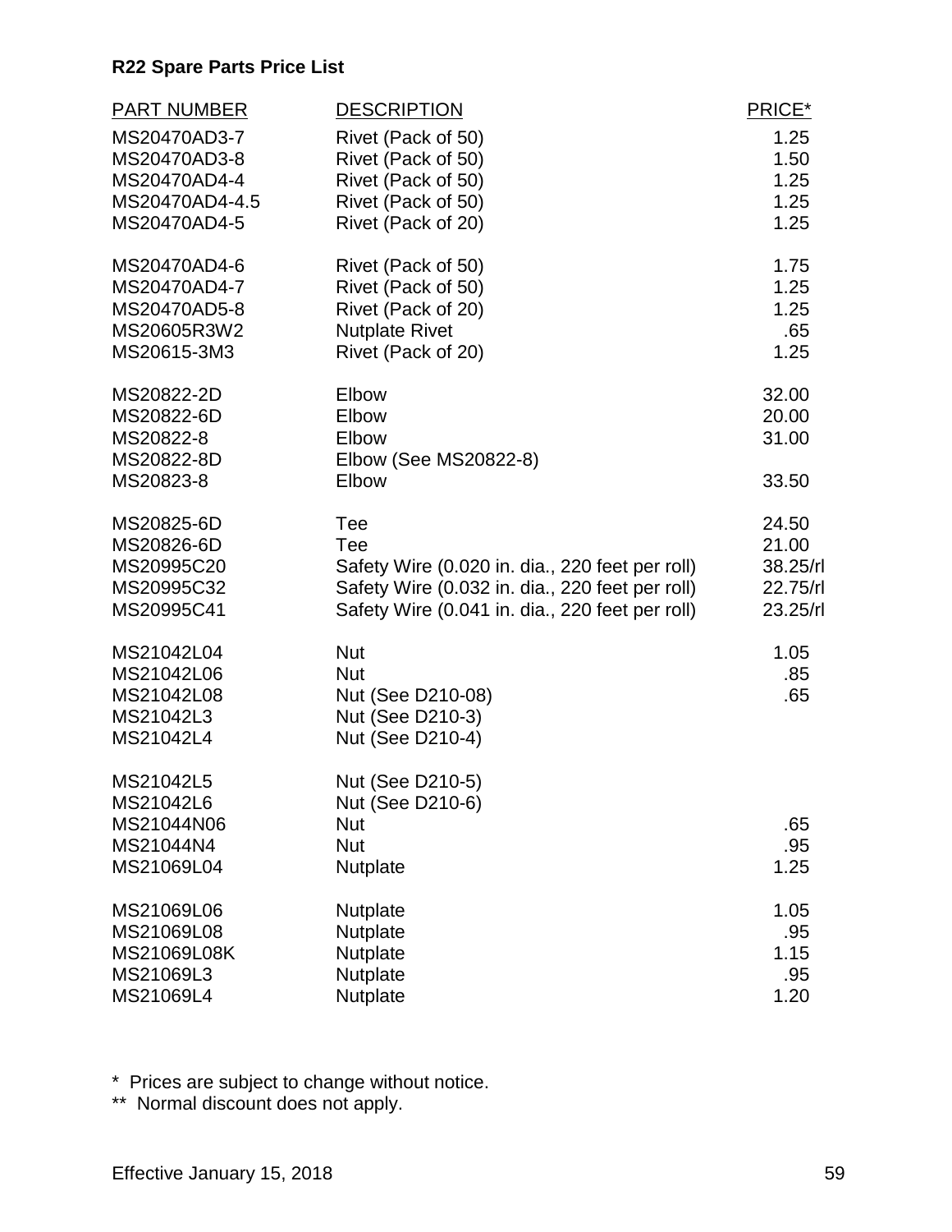**R22 Spare Parts Price List**

| PART NUMBER | DESCRIPTION | PRICE* |
|---|---|---|
| MS20470AD3-7 | Rivet (Pack of 50) | 1.25 |
| MS20470AD3-8 | Rivet (Pack of 50) | 1.50 |
| MS20470AD4-4 | Rivet (Pack of 50) | 1.25 |
| MS20470AD4-4.5 | Rivet (Pack of 50) | 1.25 |
| MS20470AD4-5 | Rivet (Pack of 20) | 1.25 |
| MS20470AD4-6 | Rivet (Pack of 50) | 1.75 |
| MS20470AD4-7 | Rivet (Pack of 50) | 1.25 |
| MS20470AD5-8 | Rivet (Pack of 20) | 1.25 |
| MS20605R3W2 | Nutplate Rivet | .65 |
| MS20615-3M3 | Rivet (Pack of 20) | 1.25 |
| MS20822-2D | Elbow | 32.00 |
| MS20822-6D | Elbow | 20.00 |
| MS20822-8 | Elbow | 31.00 |
| MS20822-8D | Elbow (See MS20822-8) | |
| MS20823-8 | Elbow | 33.50 |
| MS20825-6D | Tee | 24.50 |
| MS20826-6D | Tee | 21.00 |
| MS20995C20 | Safety Wire (0.020 in. dia., 220 feet per roll) | 38.25/rl |
| MS20995C32 | Safety Wire (0.032 in. dia., 220 feet per roll) | 22.75/rl |
| MS20995C41 | Safety Wire (0.041 in. dia., 220 feet per roll) | 23.25/rl |
| MS21042L04 | Nut | 1.05 |
| MS21042L06 | Nut | .85 |
| MS21042L08 | Nut (See D210-08) | .65 |
| MS21042L3 | Nut (See D210-3) | |
| MS21042L4 | Nut (See D210-4) | |
| MS21042L5 | Nut (See D210-5) | |
| MS21042L6 | Nut (See D210-6) | |
| MS21044N06 | Nut | .65 |
| MS21044N4 | Nut | .95 |
| MS21069L04 | Nutplate | 1.25 |
| MS21069L06 | Nutplate | 1.05 |
| MS21069L08 | Nutplate | .95 |
| MS21069L08K | Nutplate | 1.15 |
| MS21069L3 | Nutplate | .95 |
| MS21069L4 | Nutplate | 1.20 |

\* Prices are subject to change without notice.

\*\* Normal discount does not apply.

Effective January 15, 2018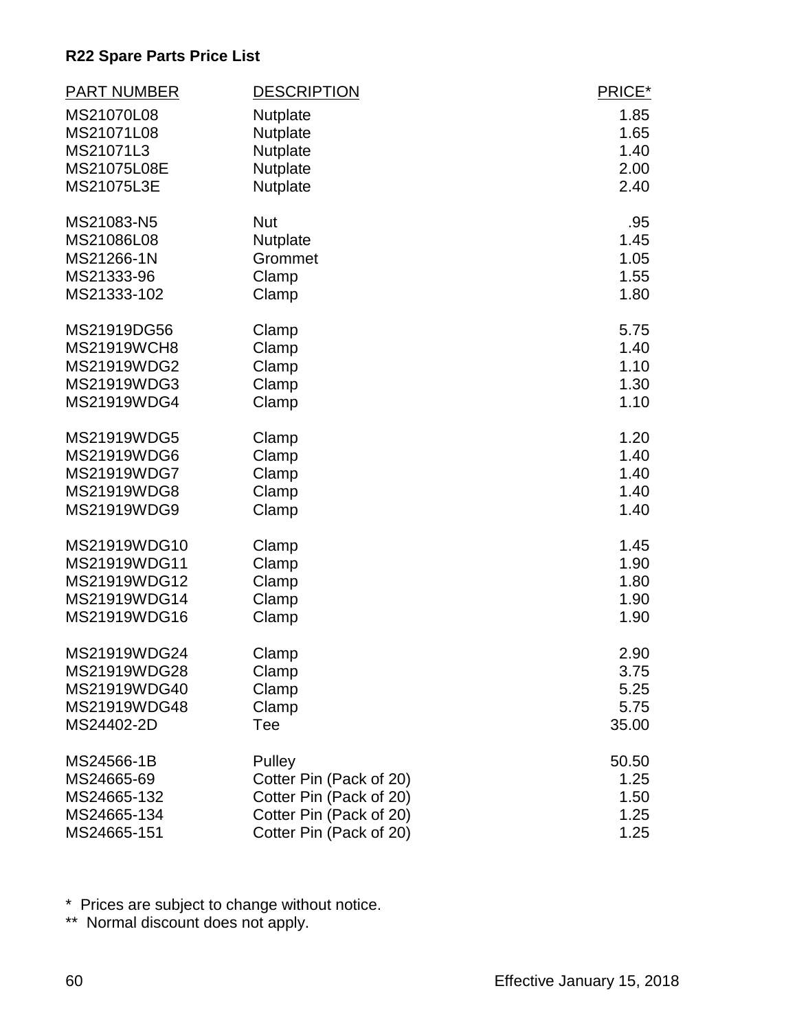**R22 Spare Parts Price List**

| PART NUMBER | DESCRIPTION | PRICE* |
|---|---|---|
| MS21070L08 | Nutplate | 1.85 |
| MS21071L08 | Nutplate | 1.65 |
| MS21071L3 | Nutplate | 1.40 |
| MS21075L08E | Nutplate | 2.00 |
| MS21075L3E | Nutplate | 2.40 |
| MS21083-N5 | Nut | .95 |
| MS21086L08 | Nutplate | 1.45 |
| MS21266-1N | Grommet | 1.05 |
| MS21333-96 | Clamp | 1.55 |
| MS21333-102 | Clamp | 1.80 |
| MS21919DG56 | Clamp | 5.75 |
| MS21919WCH8 | Clamp | 1.40 |
| MS21919WDG2 | Clamp | 1.10 |
| MS21919WDG3 | Clamp | 1.30 |
| MS21919WDG4 | Clamp | 1.10 |
| MS21919WDG5 | Clamp | 1.20 |
| MS21919WDG6 | Clamp | 1.40 |
| MS21919WDG7 | Clamp | 1.40 |
| MS21919WDG8 | Clamp | 1.40 |
| MS21919WDG9 | Clamp | 1.40 |
| MS21919WDG10 | Clamp | 1.45 |
| MS21919WDG11 | Clamp | 1.90 |
| MS21919WDG12 | Clamp | 1.80 |
| MS21919WDG14 | Clamp | 1.90 |
| MS21919WDG16 | Clamp | 1.90 |
| MS21919WDG24 | Clamp | 2.90 |
| MS21919WDG28 | Clamp | 3.75 |
| MS21919WDG40 | Clamp | 5.25 |
| MS21919WDG48 | Clamp | 5.75 |
| MS24402-2D | Tee | 35.00 |
| MS24566-1B | Pulley | 50.50 |
| MS24665-69 | Cotter Pin (Pack of 20) | 1.25 |
| MS24665-132 | Cotter Pin (Pack of 20) | 1.50 |
| MS24665-134 | Cotter Pin (Pack of 20) | 1.25 |
| MS24665-151 | Cotter Pin (Pack of 20) | 1.25 |

\* Prices are subject to change without notice.

\*\* Normal discount does not apply.

Effective January 15, 2018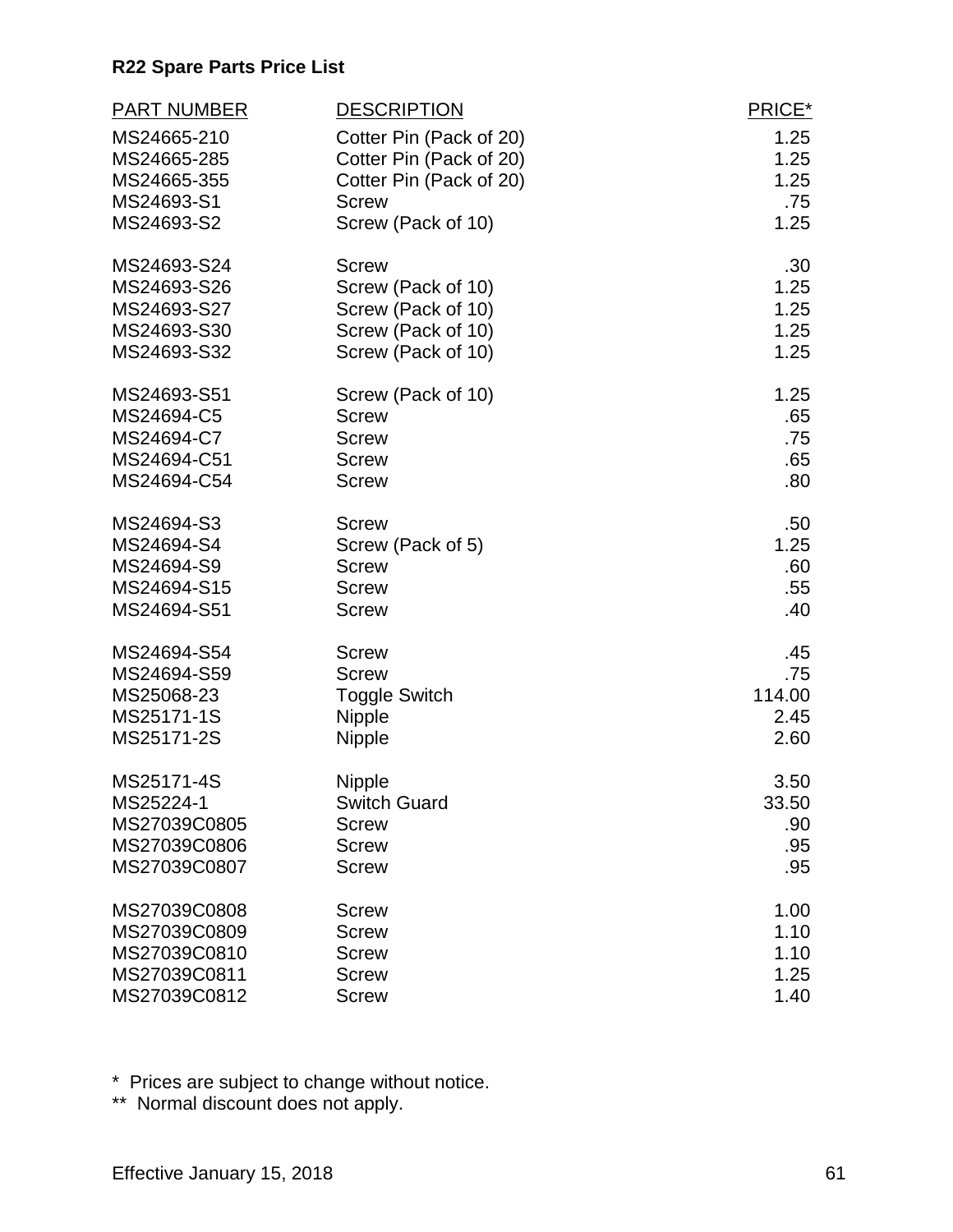**R22 Spare Parts Price List**

| PART NUMBER | DESCRIPTION | PRICE* |
|---|---|---|
| MS24665-210 | Cotter Pin (Pack of 20) | 1.25 |
| MS24665-285 | Cotter Pin (Pack of 20) | 1.25 |
| MS24665-355 | Cotter Pin (Pack of 20) | 1.25 |
| MS24693-S1 | Screw | .75 |
| MS24693-S2 | Screw (Pack of 10) | 1.25 |
| MS24693-S24 | Screw | .30 |
| MS24693-S26 | Screw (Pack of 10) | 1.25 |
| MS24693-S27 | Screw (Pack of 10) | 1.25 |
| MS24693-S30 | Screw (Pack of 10) | 1.25 |
| MS24693-S32 | Screw (Pack of 10) | 1.25 |
| MS24693-S51 | Screw (Pack of 10) | 1.25 |
| MS24694-C5 | Screw | .65 |
| MS24694-C7 | Screw | .75 |
| MS24694-C51 | Screw | .65 |
| MS24694-C54 | Screw | .80 |
| MS24694-S3 | Screw | .50 |
| MS24694-S4 | Screw (Pack of 5) | 1.25 |
| MS24694-S9 | Screw | .60 |
| MS24694-S15 | Screw | .55 |
| MS24694-S51 | Screw | .40 |
| MS24694-S54 | Screw | .45 |
| MS24694-S59 | Screw | .75 |
| MS25068-23 | Toggle Switch | 114.00 |
| MS25171-1S | Nipple | 2.45 |
| MS25171-2S | Nipple | 2.60 |
| MS25171-4S | Nipple | 3.50 |
| MS25224-1 | Switch Guard | 33.50 |
| MS27039C0805 | Screw | .90 |
| MS27039C0806 | Screw | .95 |
| MS27039C0807 | Screw | .95 |
| MS27039C0808 | Screw | 1.00 |
| MS27039C0809 | Screw | 1.10 |
| MS27039C0810 | Screw | 1.10 |
| MS27039C0811 | Screw | 1.25 |
| MS27039C0812 | Screw | 1.40 |

\* Prices are subject to change without notice.

\*\* Normal discount does not apply.

Effective January 15, 2018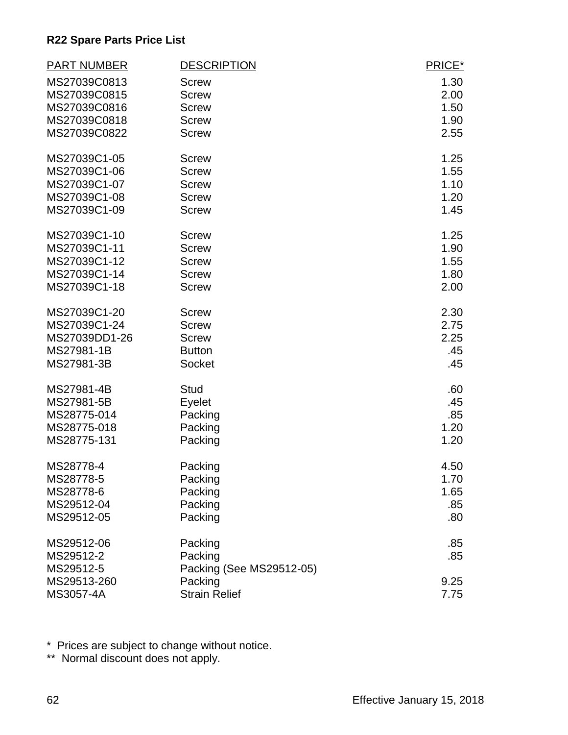**R22 Spare Parts Price List**

| PART NUMBER | DESCRIPTION | PRICE* |
|---|---|---|
| MS27039C0813 | Screw | 1.30 |
| MS27039C0815 | Screw | 2.00 |
| MS27039C0816 | Screw | 1.50 |
| MS27039C0818 | Screw | 1.90 |
| MS27039C0822 | Screw | 2.55 |
| MS27039C1-05 | Screw | 1.25 |
| MS27039C1-06 | Screw | 1.55 |
| MS27039C1-07 | Screw | 1.10 |
| MS27039C1-08 | Screw | 1.20 |
| MS27039C1-09 | Screw | 1.45 |
| MS27039C1-10 | Screw | 1.25 |
| MS27039C1-11 | Screw | 1.90 |
| MS27039C1-12 | Screw | 1.55 |
| MS27039C1-14 | Screw | 1.80 |
| MS27039C1-18 | Screw | 2.00 |
| MS27039C1-20 | Screw | 2.30 |
| MS27039C1-24 | Screw | 2.75 |
| MS27039DD1-26 | Screw | 2.25 |
| MS27981-1B | Button | .45 |
| MS27981-3B | Socket | .45 |
| MS27981-4B | Stud | .60 |
| MS27981-5B | Eyelet | .45 |
| MS28775-014 | Packing | .85 |
| MS28775-018 | Packing | 1.20 |
| MS28775-131 | Packing | 1.20 |
| MS28778-4 | Packing | 4.50 |
| MS28778-5 | Packing | 1.70 |
| MS28778-6 | Packing | 1.65 |
| MS29512-04 | Packing | .85 |
| MS29512-05 | Packing | .80 |
| MS29512-06 | Packing | .85 |
| MS29512-2 | Packing | .85 |
| MS29512-5 | Packing (See MS29512-05) | |
| MS29513-260 | Packing | 9.25 |
| MS3057-4A | Strain Relief | 7.75 |

\* Prices are subject to change without notice.

\*\* Normal discount does not apply.

Effective January 15, 2018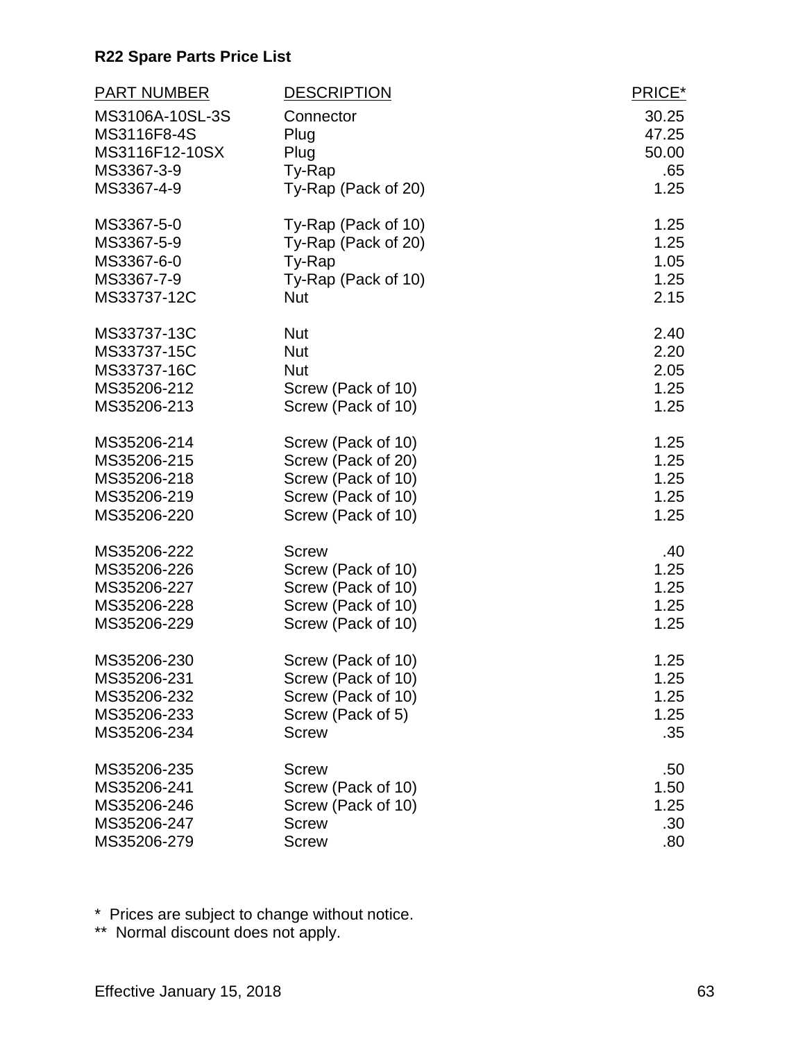**R22 Spare Parts Price List**

| PART NUMBER | DESCRIPTION | PRICE* |
|---|---|---|
| MS3106A-10SL-3S | Connector | 30.25 |
| MS3116F8-4S | Plug | 47.25 |
| MS3116F12-10SX | Plug | 50.00 |
| MS3367-3-9 | Ty-Rap | .65 |
| MS3367-4-9 | Ty-Rap (Pack of 20) | 1.25 |
| MS3367-5-0 | Ty-Rap (Pack of 10) | 1.25 |
| MS3367-5-9 | Ty-Rap (Pack of 20) | 1.25 |
| MS3367-6-0 | Ty-Rap | 1.05 |
| MS3367-7-9 | Ty-Rap (Pack of 10) | 1.25 |
| MS33737-12C | Nut | 2.15 |
| MS33737-13C | Nut | 2.40 |
| MS33737-15C | Nut | 2.20 |
| MS33737-16C | Nut | 2.05 |
| MS35206-212 | Screw (Pack of 10) | 1.25 |
| MS35206-213 | Screw (Pack of 10) | 1.25 |
| MS35206-214 | Screw (Pack of 10) | 1.25 |
| MS35206-215 | Screw (Pack of 20) | 1.25 |
| MS35206-218 | Screw (Pack of 10) | 1.25 |
| MS35206-219 | Screw (Pack of 10) | 1.25 |
| MS35206-220 | Screw (Pack of 10) | 1.25 |
| MS35206-222 | Screw | .40 |
| MS35206-226 | Screw (Pack of 10) | 1.25 |
| MS35206-227 | Screw (Pack of 10) | 1.25 |
| MS35206-228 | Screw (Pack of 10) | 1.25 |
| MS35206-229 | Screw (Pack of 10) | 1.25 |
| MS35206-230 | Screw (Pack of 10) | 1.25 |
| MS35206-231 | Screw (Pack of 10) | 1.25 |
| MS35206-232 | Screw (Pack of 10) | 1.25 |
| MS35206-233 | Screw (Pack of 5) | 1.25 |
| MS35206-234 | Screw | .35 |
| MS35206-235 | Screw | .50 |
| MS35206-241 | Screw (Pack of 10) | 1.50 |
| MS35206-246 | Screw (Pack of 10) | 1.25 |
| MS35206-247 | Screw | .30 |
| MS35206-279 | Screw | .80 |

\* Prices are subject to change without notice.

\** Normal discount does not apply.

Effective January 15, 2018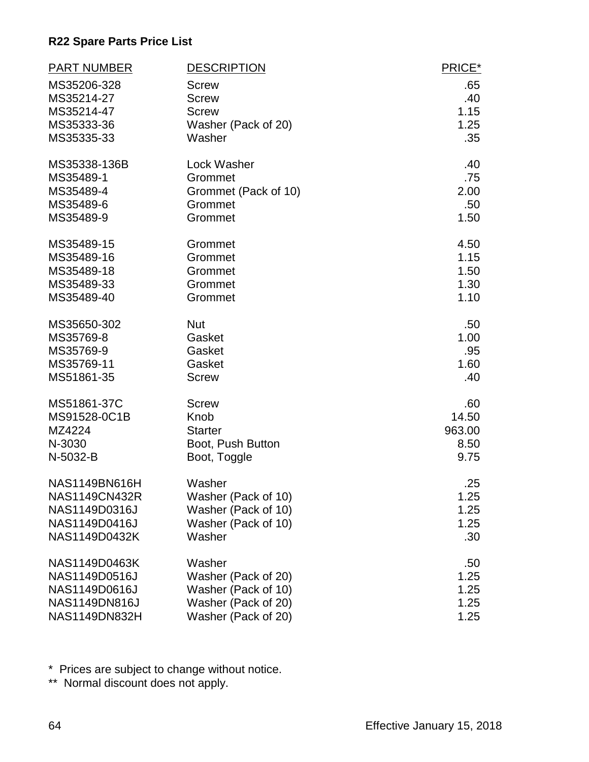**R22 Spare Parts Price List**

| PART NUMBER | DESCRIPTION | PRICE* |
|---|---|---|
| MS35206-328 | Screw | .65 |
| MS35214-27 | Screw | .40 |
| MS35214-47 | Screw | 1.15 |
| MS35333-36 | Washer (Pack of 20) | 1.25 |
| MS35335-33 | Washer | .35 |
| MS35338-136B | Lock Washer | .40 |
| MS35489-1 | Grommet | .75 |
| MS35489-4 | Grommet (Pack of 10) | 2.00 |
| MS35489-6 | Grommet | .50 |
| MS35489-9 | Grommet | 1.50 |
| MS35489-15 | Grommet | 4.50 |
| MS35489-16 | Grommet | 1.15 |
| MS35489-18 | Grommet | 1.50 |
| MS35489-33 | Grommet | 1.30 |
| MS35489-40 | Grommet | 1.10 |
| MS35650-302 | Nut | .50 |
| MS35769-8 | Gasket | 1.00 |
| MS35769-9 | Gasket | .95 |
| MS35769-11 | Gasket | 1.60 |
| MS51861-35 | Screw | .40 |
| MS51861-37C | Screw | .60 |
| MS91528-0C1B | Knob | 14.50 |
| MZ4224 | Starter | 963.00 |
| N-3030 | Boot, Push Button | 8.50 |
| N-5032-B | Boot, Toggle | 9.75 |
| NAS1149BN616H | Washer | .25 |
| NAS1149CN432R | Washer (Pack of 10) | 1.25 |
| NAS1149D0316J | Washer (Pack of 10) | 1.25 |
| NAS1149D0416J | Washer (Pack of 10) | 1.25 |
| NAS1149D0432K | Washer | .30 |
| NAS1149D0463K | Washer | .50 |
| NAS1149D0516J | Washer (Pack of 20) | 1.25 |
| NAS1149D0616J | Washer (Pack of 10) | 1.25 |
| NAS1149DN816J | Washer (Pack of 20) | 1.25 |
| NAS1149DN832H | Washer (Pack of 20) | 1.25 |

\* Prices are subject to change without notice.

\** Normal discount does not apply.

Effective January 15, 2018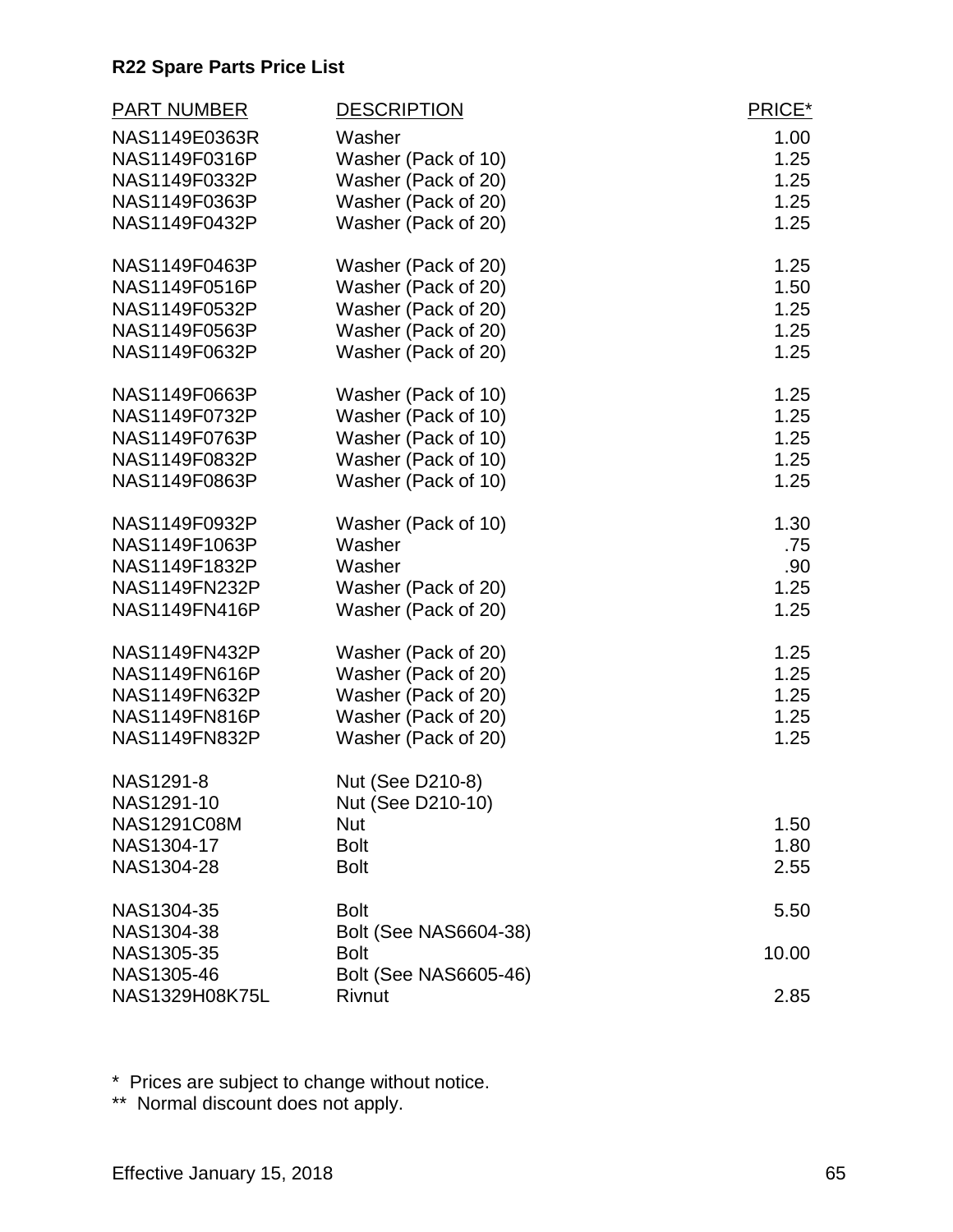**R22 Spare Parts Price List**

| PART NUMBER | DESCRIPTION | PRICE* |
|---|---|---|
| NAS1149E0363R | Washer | 1.00 |
| NAS1149F0316P | Washer (Pack of 10) | 1.25 |
| NAS1149F0332P | Washer (Pack of 20) | 1.25 |
| NAS1149F0363P | Washer (Pack of 20) | 1.25 |
| NAS1149F0432P | Washer (Pack of 20) | 1.25 |
| NAS1149F0463P | Washer (Pack of 20) | 1.25 |
| NAS1149F0516P | Washer (Pack of 20) | 1.50 |
| NAS1149F0532P | Washer (Pack of 20) | 1.25 |
| NAS1149F0563P | Washer (Pack of 20) | 1.25 |
| NAS1149F0632P | Washer (Pack of 20) | 1.25 |
| NAS1149F0663P | Washer (Pack of 10) | 1.25 |
| NAS1149F0732P | Washer (Pack of 10) | 1.25 |
| NAS1149F0763P | Washer (Pack of 10) | 1.25 |
| NAS1149F0832P | Washer (Pack of 10) | 1.25 |
| NAS1149F0863P | Washer (Pack of 10) | 1.25 |
| NAS1149F0932P | Washer (Pack of 10) | 1.30 |
| NAS1149F1063P | Washer | .75 |
| NAS1149F1832P | Washer | .90 |
| NAS1149FN232P | Washer (Pack of 20) | 1.25 |
| NAS1149FN416P | Washer (Pack of 20) | 1.25 |
| NAS1149FN432P | Washer (Pack of 20) | 1.25 |
| NAS1149FN616P | Washer (Pack of 20) | 1.25 |
| NAS1149FN632P | Washer (Pack of 20) | 1.25 |
| NAS1149FN816P | Washer (Pack of 20) | 1.25 |
| NAS1149FN832P | Washer (Pack of 20) | 1.25 |
| NAS1291-8 | Nut (See D210-8) | |
| NAS1291-10 | Nut (See D210-10) | |
| NAS1291C08M | Nut | 1.50 |
| NAS1304-17 | Bolt | 1.80 |
| NAS1304-28 | Bolt | 2.55 |
| NAS1304-35 | Bolt | 5.50 |
| NAS1304-38 | Bolt (See NAS6604-38) | |
| NAS1305-35 | Bolt | 10.00 |
| NAS1305-46 | Bolt (See NAS6605-46) | |
| NAS1329H08K75L | Rivnut | 2.85 |

\* Prices are subject to change without notice.

\*\* Normal discount does not apply.

Effective January 15, 2018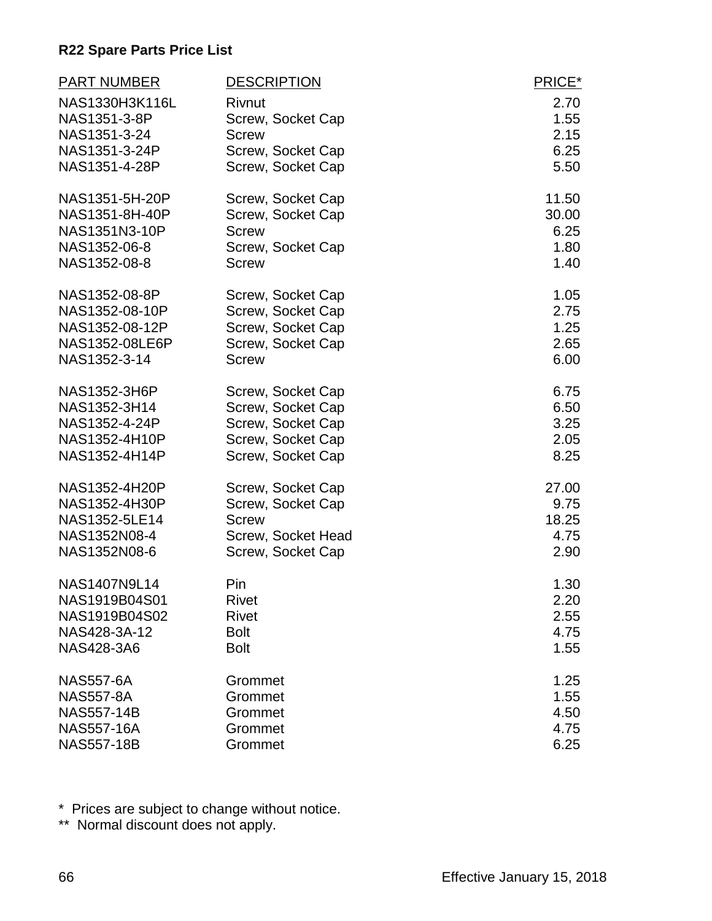**R22 Spare Parts Price List**

| PART NUMBER | DESCRIPTION | PRICE* |
|---|---|---|
| NAS1330H3K116L | Rivnut | 2.70 |
| NAS1351-3-8P | Screw, Socket Cap | 1.55 |
| NAS1351-3-24 | Screw | 2.15 |
| NAS1351-3-24P | Screw, Socket Cap | 6.25 |
| NAS1351-4-28P | Screw, Socket Cap | 5.50 |
| NAS1351-5H-20P | Screw, Socket Cap | 11.50 |
| NAS1351-8H-40P | Screw, Socket Cap | 30.00 |
| NAS1351N3-10P | Screw | 6.25 |
| NAS1352-06-8 | Screw, Socket Cap | 1.80 |
| NAS1352-08-8 | Screw | 1.40 |
| NAS1352-08-8P | Screw, Socket Cap | 1.05 |
| NAS1352-08-10P | Screw, Socket Cap | 2.75 |
| NAS1352-08-12P | Screw, Socket Cap | 1.25 |
| NAS1352-08LE6P | Screw, Socket Cap | 2.65 |
| NAS1352-3-14 | Screw | 6.00 |
| NAS1352-3H6P | Screw, Socket Cap | 6.75 |
| NAS1352-3H14 | Screw, Socket Cap | 6.50 |
| NAS1352-4-24P | Screw, Socket Cap | 3.25 |
| NAS1352-4H10P | Screw, Socket Cap | 2.05 |
| NAS1352-4H14P | Screw, Socket Cap | 8.25 |
| NAS1352-4H20P | Screw, Socket Cap | 27.00 |
| NAS1352-4H30P | Screw, Socket Cap | 9.75 |
| NAS1352-5LE14 | Screw | 18.25 |
| NAS1352N08-4 | Screw, Socket Head | 4.75 |
| NAS1352N08-6 | Screw, Socket Cap | 2.90 |
| NAS1407N9L14 | Pin | 1.30 |
| NAS1919B04S01 | Rivet | 2.20 |
| NAS1919B04S02 | Rivet | 2.55 |
| NAS428-3A-12 | Bolt | 4.75 |
| NAS428-3A6 | Bolt | 1.55 |
| NAS557-6A | Grommet | 1.25 |
| NAS557-8A | Grommet | 1.55 |
| NAS557-14B | Grommet | 4.50 |
| NAS557-16A | Grommet | 4.75 |
| NAS557-18B | Grommet | 6.25 |

* Prices are subject to change without notice.

** Normal discount does not apply.

Effective January 15, 2018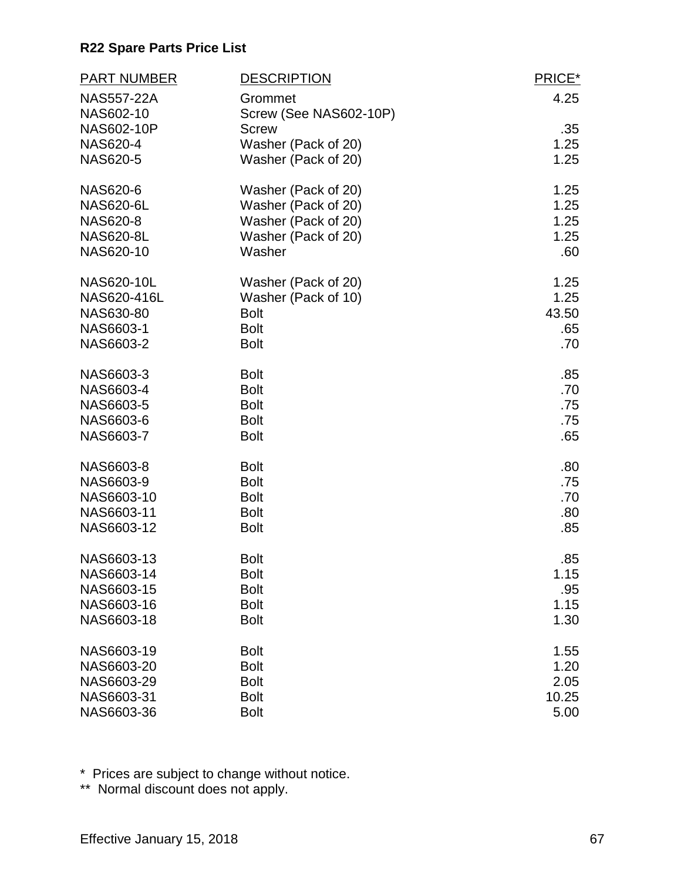**R22 Spare Parts Price List**

| PART NUMBER | DESCRIPTION | PRICE* |
|---|---|---|
| NAS557-22A | Grommet | 4.25 |
| NAS602-10 | Screw (See NAS602-10P) | |
| NAS602-10P | Screw | .35 |
| NAS620-4 | Washer (Pack of 20) | 1.25 |
| NAS620-5 | Washer (Pack of 20) | 1.25 |
| NAS620-6 | Washer (Pack of 20) | 1.25 |
| NAS620-6L | Washer (Pack of 20) | 1.25 |
| NAS620-8 | Washer (Pack of 20) | 1.25 |
| NAS620-8L | Washer (Pack of 20) | 1.25 |
| NAS620-10 | Washer | .60 |
| NAS620-10L | Washer (Pack of 20) | 1.25 |
| NAS620-416L | Washer (Pack of 10) | 1.25 |
| NAS630-80 | Bolt | 43.50 |
| NAS6603-1 | Bolt | .65 |
| NAS6603-2 | Bolt | .70 |
| NAS6603-3 | Bolt | .85 |
| NAS6603-4 | Bolt | .70 |
| NAS6603-5 | Bolt | .75 |
| NAS6603-6 | Bolt | .75 |
| NAS6603-7 | Bolt | .65 |
| NAS6603-8 | Bolt | .80 |
| NAS6603-9 | Bolt | .75 |
| NAS6603-10 | Bolt | .70 |
| NAS6603-11 | Bolt | .80 |
| NAS6603-12 | Bolt | .85 |
| NAS6603-13 | Bolt | .85 |
| NAS6603-14 | Bolt | 1.15 |
| NAS6603-15 | Bolt | .95 |
| NAS6603-16 | Bolt | 1.15 |
| NAS6603-18 | Bolt | 1.30 |
| NAS6603-19 | Bolt | 1.55 |
| NAS6603-20 | Bolt | 1.20 |
| NAS6603-29 | Bolt | 2.05 |
| NAS6603-31 | Bolt | 10.25 |
| NAS6603-36 | Bolt | 5.00 |

\* Prices are subject to change without notice.

\*\* Normal discount does not apply.

Effective January 15, 2018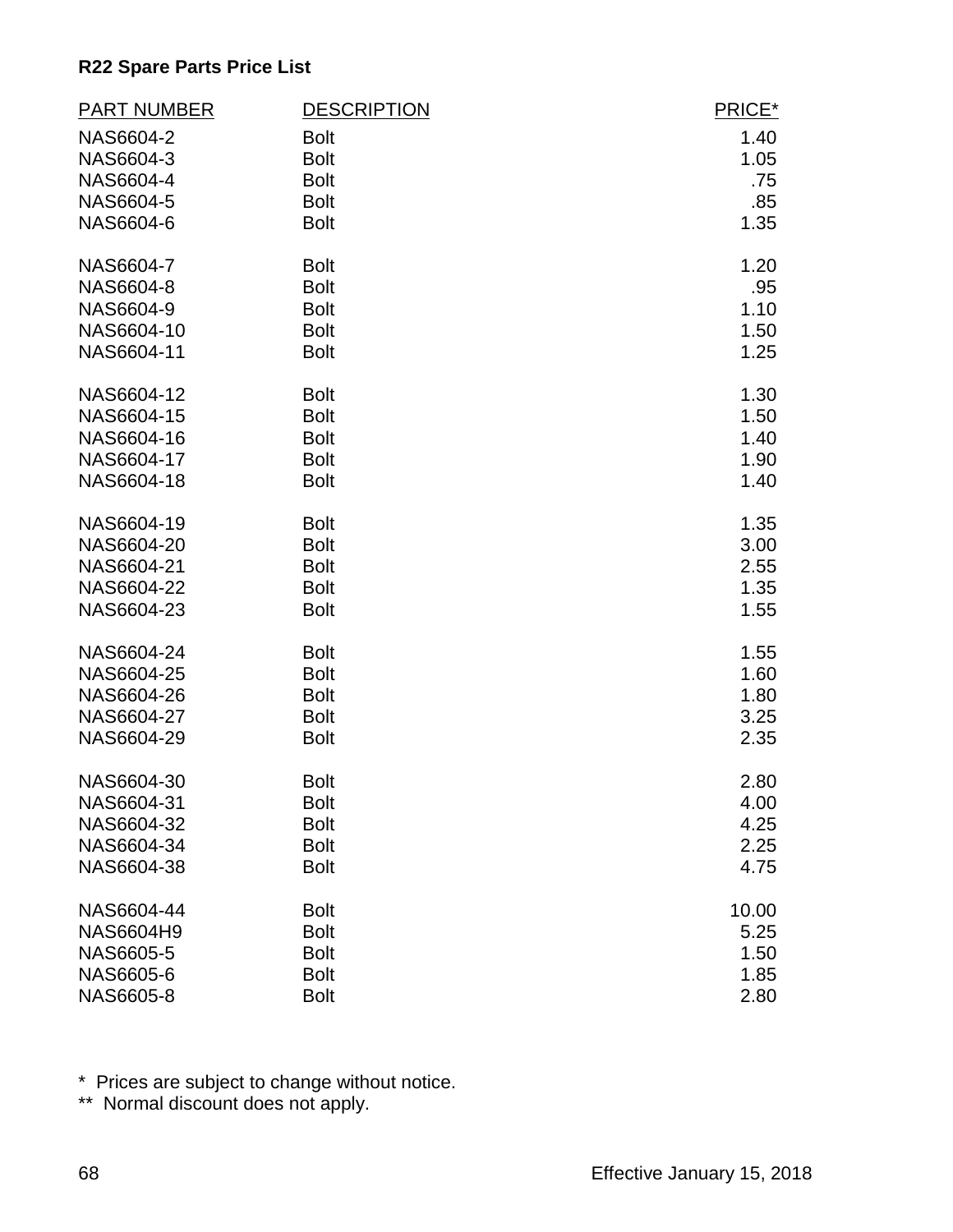**R22 Spare Parts Price List**

| PART NUMBER | DESCRIPTION | PRICE* |
|---|---|---|
| NAS6604-2 | Bolt | 1.40 |
| NAS6604-3 | Bolt | 1.05 |
| NAS6604-4 | Bolt | .75 |
| NAS6604-5 | Bolt | .85 |
| NAS6604-6 | Bolt | 1.35 |
| NAS6604-7 | Bolt | 1.20 |
| NAS6604-8 | Bolt | .95 |
| NAS6604-9 | Bolt | 1.10 |
| NAS6604-10 | Bolt | 1.50 |
| NAS6604-11 | Bolt | 1.25 |
| NAS6604-12 | Bolt | 1.30 |
| NAS6604-15 | Bolt | 1.50 |
| NAS6604-16 | Bolt | 1.40 |
| NAS6604-17 | Bolt | 1.90 |
| NAS6604-18 | Bolt | 1.40 |
| NAS6604-19 | Bolt | 1.35 |
| NAS6604-20 | Bolt | 3.00 |
| NAS6604-21 | Bolt | 2.55 |
| NAS6604-22 | Bolt | 1.35 |
| NAS6604-23 | Bolt | 1.55 |
| NAS6604-24 | Bolt | 1.55 |
| NAS6604-25 | Bolt | 1.60 |
| NAS6604-26 | Bolt | 1.80 |
| NAS6604-27 | Bolt | 3.25 |
| NAS6604-29 | Bolt | 2.35 |
| NAS6604-30 | Bolt | 2.80 |
| NAS6604-31 | Bolt | 4.00 |
| NAS6604-32 | Bolt | 4.25 |
| NAS6604-34 | Bolt | 2.25 |
| NAS6604-38 | Bolt | 4.75 |
| NAS6604-44 | Bolt | 10.00 |
| NAS6604H9 | Bolt | 5.25 |
| NAS6605-5 | Bolt | 1.50 |
| NAS6605-6 | Bolt | 1.85 |
| NAS6605-8 | Bolt | 2.80 |

\* Prices are subject to change without notice.

\** Normal discount does not apply.

Effective January 15, 2018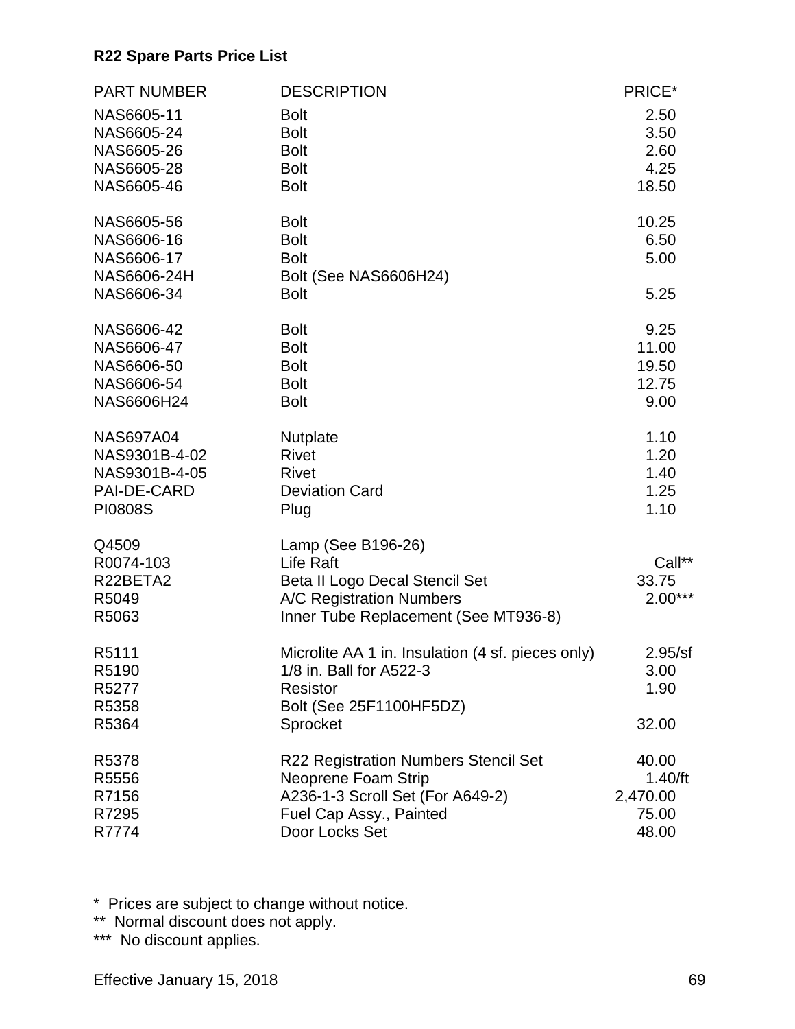**R22 Spare Parts Price List**

| PART NUMBER | DESCRIPTION | PRICE* |
|---|---|---|
| NAS6605-11 | Bolt | 2.50 |
| NAS6605-24 | Bolt | 3.50 |
| NAS6605-26 | Bolt | 2.60 |
| NAS6605-28 | Bolt | 4.25 |
| NAS6605-46 | Bolt | 18.50 |
| NAS6605-56 | Bolt | 10.25 |
| NAS6606-16 | Bolt | 6.50 |
| NAS6606-17 | Bolt | 5.00 |
| NAS6606-24H | Bolt (See NAS6606H24) | |
| NAS6606-34 | Bolt | 5.25 |
| NAS6606-42 | Bolt | 9.25 |
| NAS6606-47 | Bolt | 11.00 |
| NAS6606-50 | Bolt | 19.50 |
| NAS6606-54 | Bolt | 12.75 |
| NAS6606H24 | Bolt | 9.00 |
| NAS697A04 | Nutplate | 1.10 |
| NAS9301B-4-02 | Rivet | 1.20 |
| NAS9301B-4-05 | Rivet | 1.40 |
| PAI-DE-CARD | Deviation Card | 1.25 |
| PI0808S | Plug | 1.10 |
| Q4509 | Lamp (See B196-26) | |
| R0074-103 | Life Raft | Call** |
| R22BETA2 | Beta II Logo Decal Stencil Set | 33.75 |
| R5049 | A/C Registration Numbers | 2.00*** |
| R5063 | Inner Tube Replacement (See MT936-8) | |
| R5111 | Microlite AA 1 in. Insulation (4 sf. pieces only) | 2.95/sf |
| R5190 | 1/8 in. Ball for A522-3 | 3.00 |
| R5277 | Resistor | 1.90 |
| R5358 | Bolt (See 25F1100HF5DZ) | |
| R5364 | Sprocket | 32.00 |
| R5378 | R22 Registration Numbers Stencil Set | 40.00 |
| R5556 | Neoprene Foam Strip | 1.40/ft |
| R7156 | A236-1-3 Scroll Set (For A649-2) | 2,470.00 |
| R7295 | Fuel Cap Assy., Painted | 75.00 |
| R7774 | Door Locks Set | 48.00 |

\* Prices are subject to change without notice.

\** Normal discount does not apply.

\*** No discount applies.

Effective January 15, 2018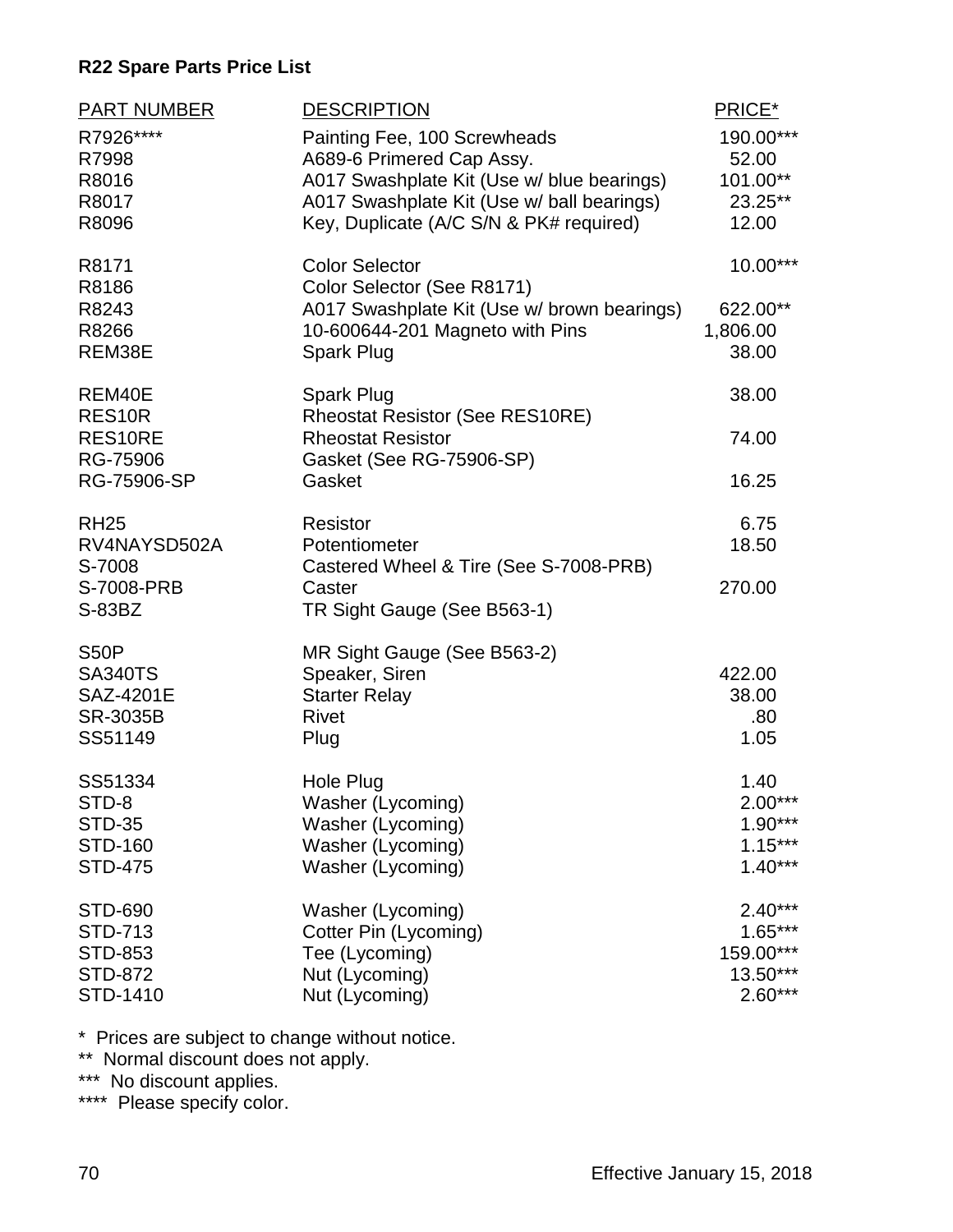**R22 Spare Parts Price List**

| PART NUMBER | DESCRIPTION | PRICE* |
|---|---|---|
| R7926**** | Painting Fee, 100 Screwheads | 190.00*** |
| R7998 | A689-6 Primered Cap Assy. | 52.00 |
| R8016 | A017 Swashplate Kit (Use w/ blue bearings) | 101.00** |
| R8017 | A017 Swashplate Kit (Use w/ ball bearings) | 23.25** |
| R8096 | Key, Duplicate (A/C S/N & PK# required) | 12.00 |
| R8171 | Color Selector | 10.00*** |
| R8186 | Color Selector (See R8171) | |
| R8243 | A017 Swashplate Kit (Use w/ brown bearings) | 622.00** |
| R8266 | 10-600644-201 Magneto with Pins | 1,806.00 |
| REM38E | Spark Plug | 38.00 |
| REM40E | Spark Plug | 38.00 |
| RES10R | Rheostat Resistor (See RES10RE) | |
| RES10RE | Rheostat Resistor | 74.00 |
| RG-75906 | Gasket (See RG-75906-SP) | |
| RG-75906-SP | Gasket | 16.25 |
| RH25 | Resistor | 6.75 |
| RV4NAYSD502A | Potentiometer | 18.50 |
| S-7008 | Castered Wheel & Tire (See S-7008-PRB) | |
| S-7008-PRB | Caster | 270.00 |
| S-83BZ | TR Sight Gauge (See B563-1) | |
| S50P | MR Sight Gauge (See B563-2) | |
| SA340TS | Speaker, Siren | 422.00 |
| SAZ-4201E | Starter Relay | 38.00 |
| SR-3035B | Rivet | .80 |
| SS51149 | Plug | 1.05 |
| SS51334 | Hole Plug | 1.40 |
| STD-8 | Washer (Lycoming) | 2.00*** |
| STD-35 | Washer (Lycoming) | 1.90*** |
| STD-160 | Washer (Lycoming) | 1.15*** |
| STD-475 | Washer (Lycoming) | 1.40*** |
| STD-690 | Washer (Lycoming) | 2.40*** |
| STD-713 | Cotter Pin (Lycoming) | 1.65*** |
| STD-853 | Tee (Lycoming) | 159.00*** |
| STD-872 | Nut (Lycoming) | 13.50*** |
| STD-1410 | Nut (Lycoming) | 2.60*** |

\* Prices are subject to change without notice.
** Normal discount does not apply.
*** No discount applies.
**** Please specify color.

Effective January 15, 2018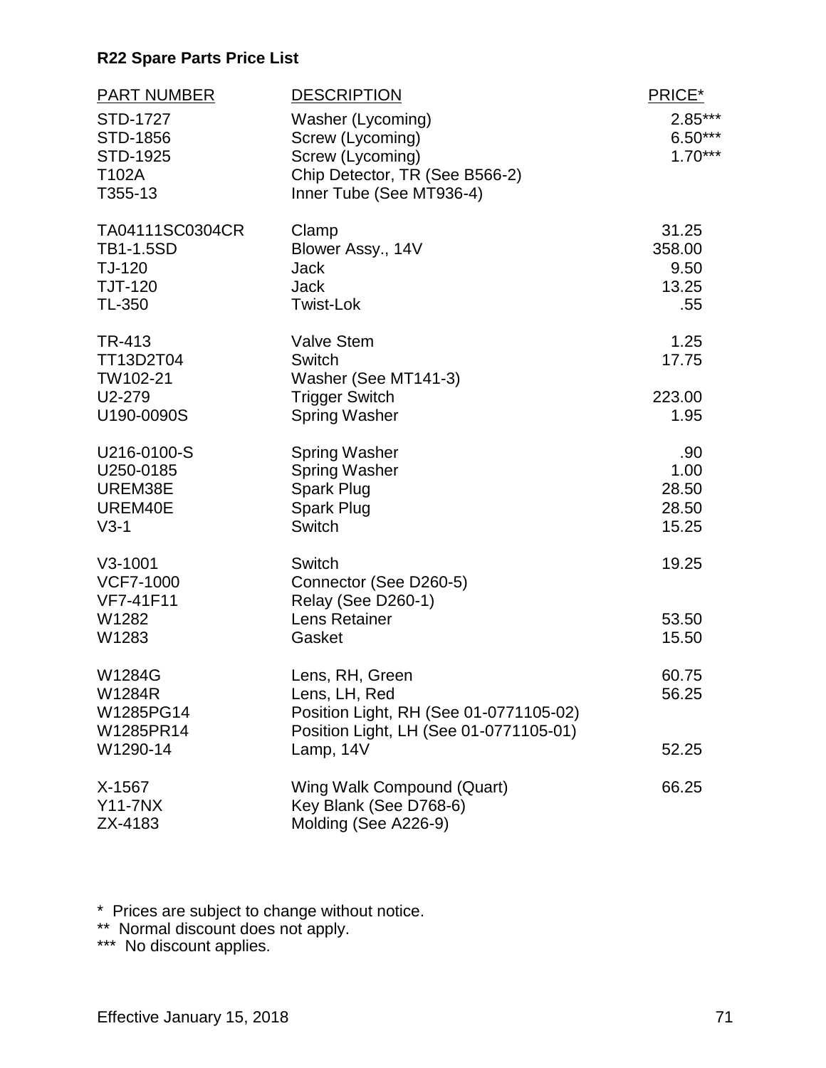**R22 Spare Parts Price List**

| PART NUMBER | DESCRIPTION | PRICE* |
|---|---|---|
| STD-1727 | Washer (Lycoming) | 2.85*** |
| STD-1856 | Screw (Lycoming) | 6.50*** |
| STD-1925 | Screw (Lycoming) | 1.70*** |
| T102A | Chip Detector, TR (See B566-2) | |
| T355-13 | Inner Tube (See MT936-4) | |
| TA04111SC0304CR | Clamp | 31.25 |
| TB1-1.5SD | Blower Assy., 14V | 358.00 |
| TJ-120 | Jack | 9.50 |
| TJT-120 | Jack | 13.25 |
| TL-350 | Twist-Lok | .55 |
| TR-413 | Valve Stem | 1.25 |
| TT13D2T04 | Switch | 17.75 |
| TW102-21 | Washer (See MT141-3) | |
| U2-279 | Trigger Switch | 223.00 |
| U190-0090S | Spring Washer | 1.95 |
| U216-0100-S | Spring Washer | .90 |
| U250-0185 | Spring Washer | 1.00 |
| UREM38E | Spark Plug | 28.50 |
| UREM40E | Spark Plug | 28.50 |
| V3-1 | Switch | 15.25 |
| V3-1001 | Switch | 19.25 |
| VCF7-1000 | Connector (See D260-5) | |
| VF7-41F11 | Relay (See D260-1) | |
| W1282 | Lens Retainer | 53.50 |
| W1283 | Gasket | 15.50 |
| W1284G | Lens, RH, Green | 60.75 |
| W1284R | Lens, LH, Red | 56.25 |
| W1285PG14 | Position Light, RH (See 01-0771105-02) | |
| W1285PR14 | Position Light, LH (See 01-0771105-01) | |
| W1290-14 | Lamp, 14V | 52.25 |
| X-1567 | Wing Walk Compound (Quart) | 66.25 |
| Y11-7NX | Key Blank (See D768-6) | |
| ZX-4183 | Molding (See A226-9) | |

\* Prices are subject to change without notice.
** Normal discount does not apply.
*** No discount applies.

Effective January 15, 2018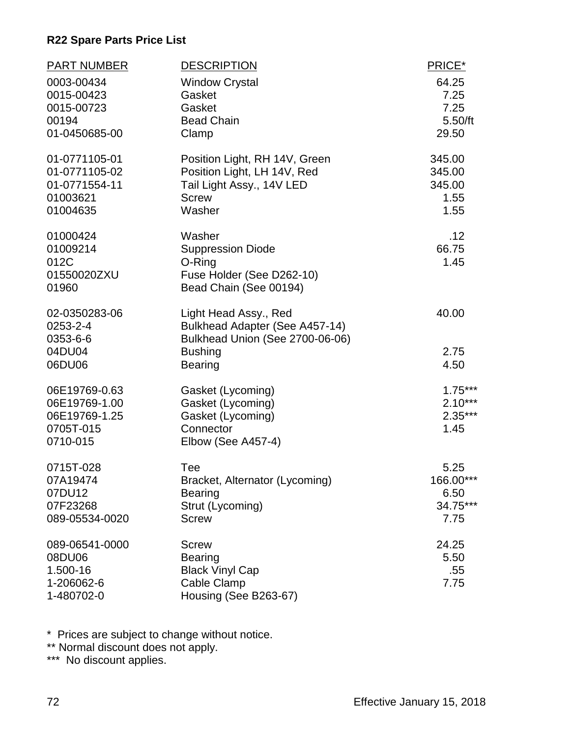**R22 Spare Parts Price List**

| PART NUMBER | DESCRIPTION | PRICE* |
|---|---|---|
| 0003-00434 | Window Crystal | 64.25 |
| 0015-00423 | Gasket | 7.25 |
| 0015-00723 | Gasket | 7.25 |
| 00194 | Bead Chain | 5.50/ft |
| 01-0450685-00 | Clamp | 29.50 |
| 01-0771105-01 | Position Light, RH 14V, Green | 345.00 |
| 01-0771105-02 | Position Light, LH 14V, Red | 345.00 |
| 01-0771554-11 | Tail Light Assy., 14V LED | 345.00 |
| 01003621 | Screw | 1.55 |
| 01004635 | Washer | 1.55 |
| 01000424 | Washer | .12 |
| 01009214 | Suppression Diode | 66.75 |
| 012C | O-Ring | 1.45 |
| 01550020ZXU | Fuse Holder (See D262-10) | |
| 01960 | Bead Chain (See 00194) | |
| 02-0350283-06 | Light Head Assy., Red | 40.00 |
| 0253-2-4 | Bulkhead Adapter (See A457-14) | |
| 0353-6-6 | Bulkhead Union (See 2700-06-06) | |
| 04DU04 | Bushing | 2.75 |
| 06DU06 | Bearing | 4.50 |
| 06E19769-0.63 | Gasket (Lycoming) | 1.75*** |
| 06E19769-1.00 | Gasket (Lycoming) | 2.10*** |
| 06E19769-1.25 | Gasket (Lycoming) | 2.35*** |
| 0705T-015 | Connector | 1.45 |
| 0710-015 | Elbow (See A457-4) | |
| 0715T-028 | Tee | 5.25 |
| 07A19474 | Bracket, Alternator (Lycoming) | 166.00*** |
| 07DU12 | Bearing | 6.50 |
| 07F23268 | Strut (Lycoming) | 34.75*** |
| 089-05534-0020 | Screw | 7.75 |
| 089-06541-0000 | Screw | 24.25 |
| 08DU06 | Bearing | 5.50 |
| 1.500-16 | Black Vinyl Cap | .55 |
| 1-206062-6 | Cable Clamp | 7.75 |
| 1-480702-0 | Housing (See B263-67) | |

\* Prices are subject to change without notice.
\** Normal discount does not apply.
\*** No discount applies.

Effective January 15, 2018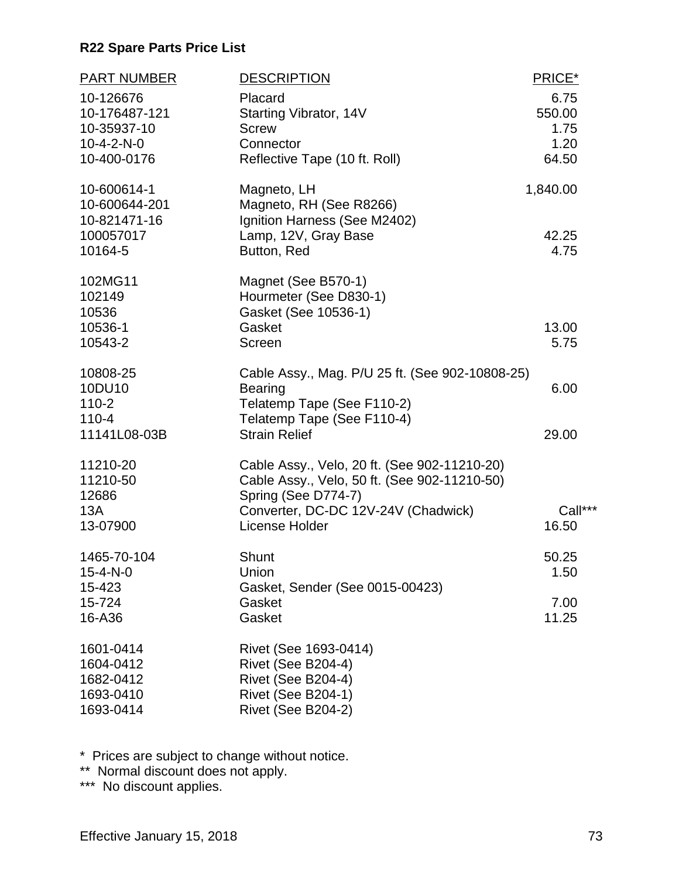**R22 Spare Parts Price List**

| PART NUMBER | DESCRIPTION | PRICE* |
|---|---|---|
| 10-126676 | Placard | 6.75 |
| 10-176487-121 | Starting Vibrator, 14V | 550.00 |
| 10-35937-10 | Screw | 1.75 |
| 10-4-2-N-0 | Connector | 1.20 |
| 10-400-0176 | Reflective Tape (10 ft. Roll) | 64.50 |
| 10-600614-1 | Magneto, LH | 1,840.00 |
| 10-600644-201 | Magneto, RH (See R8266) | |
| 10-821471-16 | Ignition Harness (See M2402) | |
| 100057017 | Lamp, 12V, Gray Base | 42.25 |
| 10164-5 | Button, Red | 4.75 |
| 102MG11 | Magnet (See B570-1) | |
| 102149 | Hourmeter (See D830-1) | |
| 10536 | Gasket (See 10536-1) | |
| 10536-1 | Gasket | 13.00 |
| 10543-2 | Screen | 5.75 |
| 10808-25 | Cable Assy., Mag. P/U 25 ft. (See 902-10808-25) | |
| 10DU10 | Bearing | 6.00 |
| 110-2 | Telatemp Tape (See F110-2) | |
| 110-4 | Telatemp Tape (See F110-4) | |
| 11141L08-03B | Strain Relief | 29.00 |
| 11210-20 | Cable Assy., Velo, 20 ft. (See 902-11210-20) | |
| 11210-50 | Cable Assy., Velo, 50 ft. (See 902-11210-50) | |
| 12686 | Spring (See D774-7) | |
| 13A | Converter, DC-DC 12V-24V (Chadwick) | Call*** |
| 13-07900 | License Holder | 16.50 |
| 1465-70-104 | Shunt | 50.25 |
| 15-4-N-0 | Union | 1.50 |
| 15-423 | Gasket, Sender (See 0015-00423) | |
| 15-724 | Gasket | 7.00 |
| 16-A36 | Gasket | 11.25 |
| 1601-0414 | Rivet (See 1693-0414) | |
| 1604-0412 | Rivet (See B204-4) | |
| 1682-0412 | Rivet (See B204-4) | |
| 1693-0410 | Rivet (See B204-1) | |
| 1693-0414 | Rivet (See B204-2) | |

\* Prices are subject to change without notice.
** Normal discount does not apply.
*** No discount applies.

Effective January 15, 2018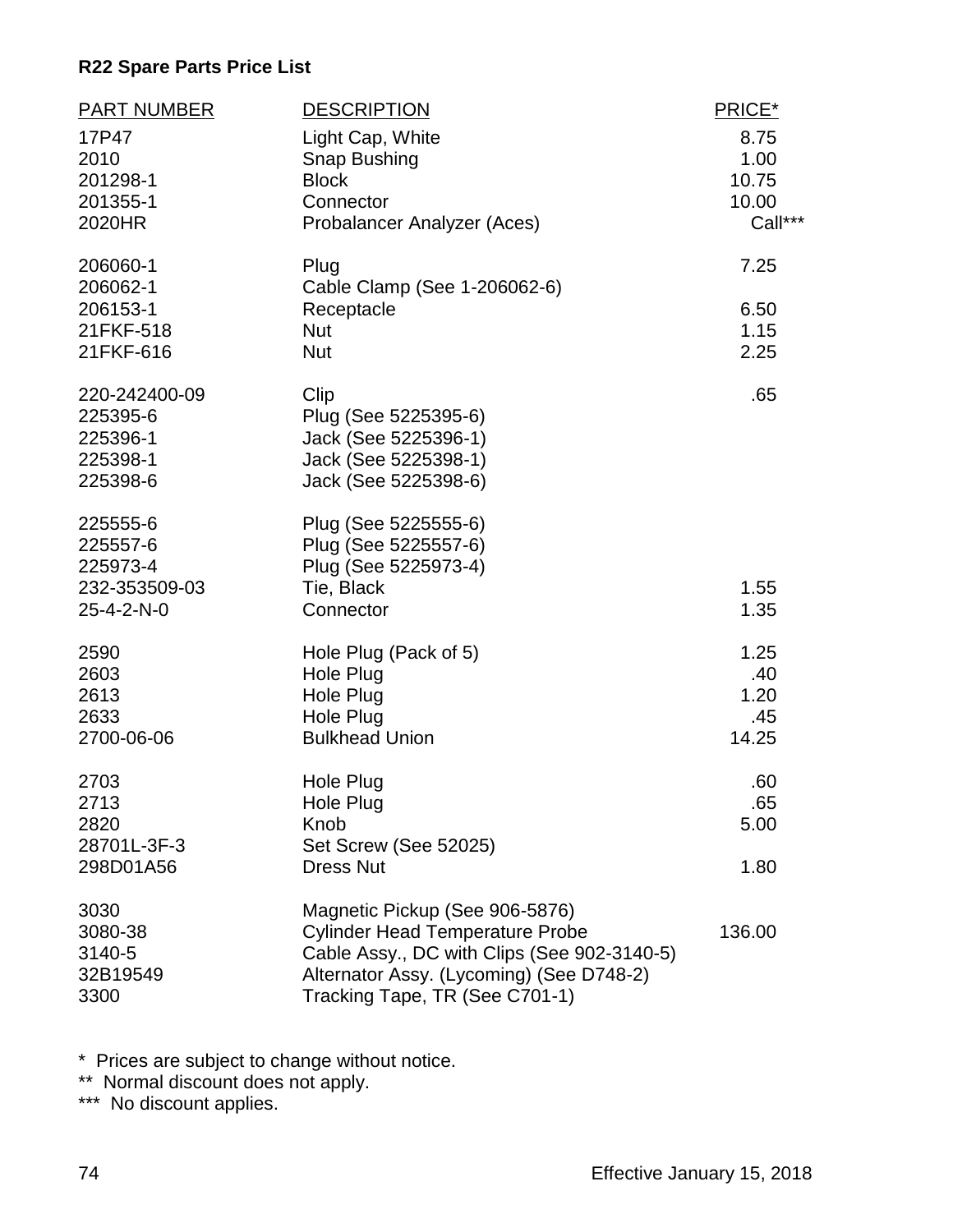**R22 Spare Parts Price List**

| PART NUMBER | DESCRIPTION | PRICE* |
|---|---|---|
| 17P47 | Light Cap, White | 8.75 |
| 2010 | Snap Bushing | 1.00 |
| 201298-1 | Block | 10.75 |
| 201355-1 | Connector | 10.00 |
| 2020HR | Probalancer Analyzer (Aces) | Call*** |
| 206060-1 | Plug | 7.25 |
| 206062-1 | Cable Clamp (See 1-206062-6) | |
| 206153-1 | Receptacle | 6.50 |
| 21FKF-518 | Nut | 1.15 |
| 21FKF-616 | Nut | 2.25 |
| 220-242400-09 | Clip | .65 |
| 225395-6 | Plug (See 5225395-6) | |
| 225396-1 | Jack (See 5225396-1) | |
| 225398-1 | Jack (See 5225398-1) | |
| 225398-6 | Jack (See 5225398-6) | |
| 225555-6 | Plug (See 5225555-6) | |
| 225557-6 | Plug (See 5225557-6) | |
| 225973-4 | Plug (See 5225973-4) | |
| 232-353509-03 | Tie, Black | 1.55 |
| 25-4-2-N-0 | Connector | 1.35 |
| 2590 | Hole Plug (Pack of 5) | 1.25 |
| 2603 | Hole Plug | .40 |
| 2613 | Hole Plug | 1.20 |
| 2633 | Hole Plug | .45 |
| 2700-06-06 | Bulkhead Union | 14.25 |
| 2703 | Hole Plug | .60 |
| 2713 | Hole Plug | .65 |
| 2820 | Knob | 5.00 |
| 28701L-3F-3 | Set Screw (See 52025) | |
| 298D01A56 | Dress Nut | 1.80 |
| 3030 | Magnetic Pickup (See 906-5876) | |
| 3080-38 | Cylinder Head Temperature Probe | 136.00 |
| 3140-5 | Cable Assy., DC with Clips (See 902-3140-5) | |
| 32B19549 | Alternator Assy. (Lycoming) (See D748-2) | |
| 3300 | Tracking Tape, TR (See C701-1) | |

\* Prices are subject to change without notice.

** Normal discount does not apply.

*** No discount applies.

Effective January 15, 2018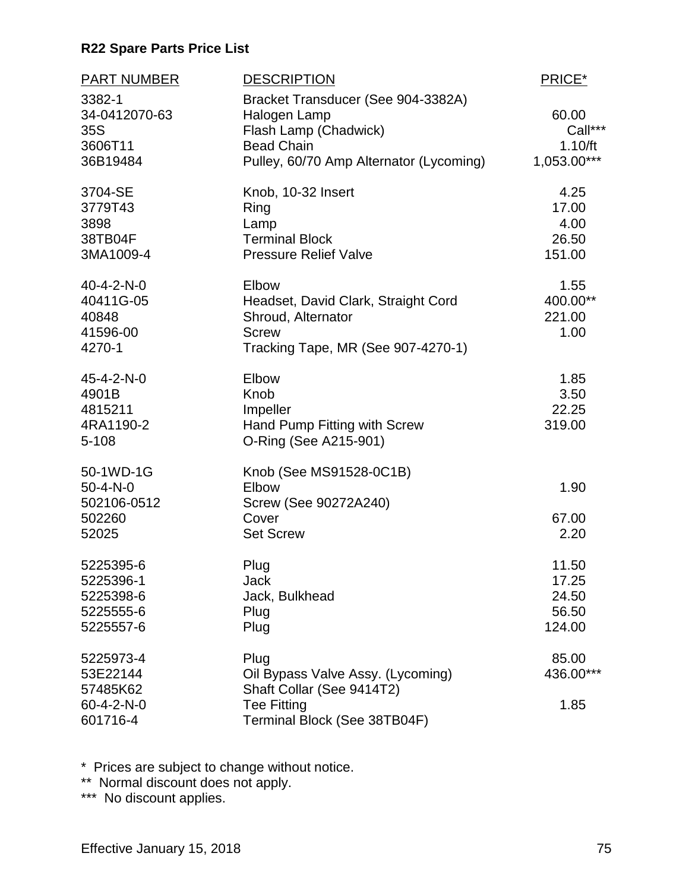**R22 Spare Parts Price List**

| PART NUMBER | DESCRIPTION | PRICE* |
| --- | --- | --- |
| 3382-1 | Bracket Transducer (See 904-3382A) | |
| 34-0412070-63 | Halogen Lamp | 60.00 |
| 35S | Flash Lamp (Chadwick) | Call*** |
| 3606T11 | Bead Chain | 1.10/ft |
| 36B19484 | Pulley, 60/70 Amp Alternator (Lycoming) | 1,053.00*** |
| 3704-SE | Knob, 10-32 Insert | 4.25 |
| 3779T43 | Ring | 17.00 |
| 3898 | Lamp | 4.00 |
| 38TB04F | Terminal Block | 26.50 |
| 3MA1009-4 | Pressure Relief Valve | 151.00 |
| 40-4-2-N-0 | Elbow | 1.55 |
| 40411G-05 | Headset, David Clark, Straight Cord | 400.00** |
| 40848 | Shroud, Alternator | 221.00 |
| 41596-00 | Screw | 1.00 |
| 4270-1 | Tracking Tape, MR (See 907-4270-1) | |
| 45-4-2-N-0 | Elbow | 1.85 |
| 4901B | Knob | 3.50 |
| 4815211 | Impeller | 22.25 |
| 4RA1190-2 | Hand Pump Fitting with Screw | 319.00 |
| 5-108 | O-Ring (See A215-901) | |
| 50-1WD-1G | Knob (See MS91528-0C1B) | |
| 50-4-N-0 | Elbow | 1.90 |
| 502106-0512 | Screw (See 90272A240) | |
| 502260 | Cover | 67.00 |
| 52025 | Set Screw | 2.20 |
| 5225395-6 | Plug | 11.50 |
| 5225396-1 | Jack | 17.25 |
| 5225398-6 | Jack, Bulkhead | 24.50 |
| 5225555-6 | Plug | 56.50 |
| 5225557-6 | Plug | 124.00 |
| 5225973-4 | Plug | 85.00 |
| 53E22144 | Oil Bypass Valve Assy. (Lycoming) | 436.00*** |
| 57485K62 | Shaft Collar (See 9414T2) | |
| 60-4-2-N-0 | Tee Fitting | 1.85 |
| 601716-4 | Terminal Block (See 38TB04F) | |

\* Prices are subject to change without notice.

** Normal discount does not apply.

*** No discount applies.

Effective January 15, 2018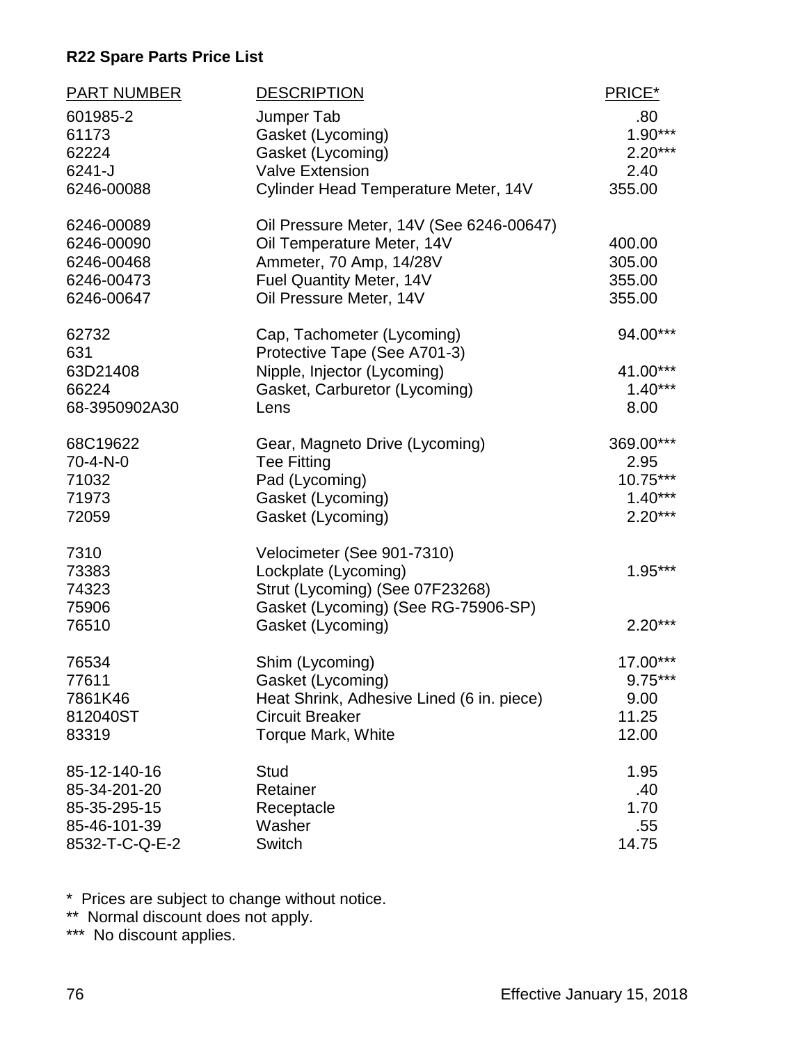**R22 Spare Parts Price List**

| PART NUMBER | DESCRIPTION | PRICE* |
|---|---|---|
| 601985-2 | Jumper Tab | .80 |
| 61173 | Gasket (Lycoming) | 1.90*** |
| 62224 | Gasket (Lycoming) | 2.20*** |
| 6241-J | Valve Extension | 2.40 |
| 6246-00088 | Cylinder Head Temperature Meter, 14V | 355.00 |
| 6246-00089 | Oil Pressure Meter, 14V (See 6246-00647) | |
| 6246-00090 | Oil Temperature Meter, 14V | 400.00 |
| 6246-00468 | Ammeter, 70 Amp, 14/28V | 305.00 |
| 6246-00473 | Fuel Quantity Meter, 14V | 355.00 |
| 6246-00647 | Oil Pressure Meter, 14V | 355.00 |
| 62732 | Cap, Tachometer (Lycoming) | 94.00*** |
| 631 | Protective Tape (See A701-3) | |
| 63D21408 | Nipple, Injector (Lycoming) | 41.00*** |
| 66224 | Gasket, Carburetor (Lycoming) | 1.40*** |
| 68-3950902A30 | Lens | 8.00 |
| 68C19622 | Gear, Magneto Drive (Lycoming) | 369.00*** |
| 70-4-N-0 | Tee Fitting | 2.95 |
| 71032 | Pad (Lycoming) | 10.75*** |
| 71973 | Gasket (Lycoming) | 1.40*** |
| 72059 | Gasket (Lycoming) | 2.20*** |
| 7310 | Velocimeter (See 901-7310) | |
| 73383 | Lockplate (Lycoming) | 1.95*** |
| 74323 | Strut (Lycoming) (See 07F23268) | |
| 75906 | Gasket (Lycoming) (See RG-75906-SP) | |
| 76510 | Gasket (Lycoming) | 2.20*** |
| 76534 | Shim (Lycoming) | 17.00*** |
| 77611 | Gasket (Lycoming) | 9.75*** |
| 7861K46 | Heat Shrink, Adhesive Lined (6 in. piece) | 9.00 |
| 812040ST | Circuit Breaker | 11.25 |
| 83319 | Torque Mark, White | 12.00 |
| 85-12-140-16 | Stud | 1.95 |
| 85-34-201-20 | Retainer | .40 |
| 85-35-295-15 | Receptacle | 1.70 |
| 85-46-101-39 | Washer | .55 |
| 8532-T-C-Q-E-2 | Switch | 14.75 |

\* Prices are subject to change without notice.
\** Normal discount does not apply.
\*** No discount applies.

Effective January 15, 2018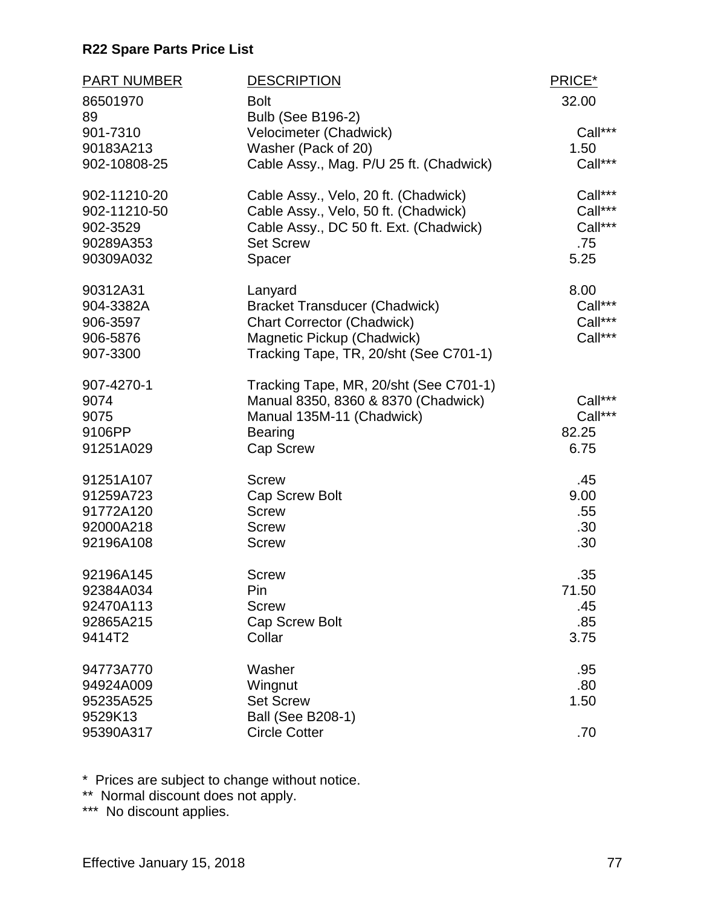**R22 Spare Parts Price List**

| PART NUMBER | DESCRIPTION | PRICE* |
| --- | --- | --- |
| 86501970 | Bolt | 32.00 |
| 89 | Bulb (See B196-2) | |
| 901-7310 | Velocimeter (Chadwick) | Call*** |
| 90183A213 | Washer (Pack of 20) | 1.50 |
| 902-10808-25 | Cable Assy., Mag. P/U 25 ft. (Chadwick) | Call*** |
| 902-11210-20 | Cable Assy., Velo, 20 ft. (Chadwick) | Call*** |
| 902-11210-50 | Cable Assy., Velo, 50 ft. (Chadwick) | Call*** |
| 902-3529 | Cable Assy., DC 50 ft. Ext. (Chadwick) | Call*** |
| 90289A353 | Set Screw | .75 |
| 90309A032 | Spacer | 5.25 |
| 90312A31 | Lanyard | 8.00 |
| 904-3382A | Bracket Transducer (Chadwick) | Call*** |
| 906-3597 | Chart Corrector (Chadwick) | Call*** |
| 906-5876 | Magnetic Pickup (Chadwick) | Call*** |
| 907-3300 | Tracking Tape, TR, 20/sht (See C701-1) | |
| 907-4270-1 | Tracking Tape, MR, 20/sht (See C701-1) | |
| 9074 | Manual 8350, 8360 & 8370 (Chadwick) | Call*** |
| 9075 | Manual 135M-11 (Chadwick) | Call*** |
| 9106PP | Bearing | 82.25 |
| 91251A029 | Cap Screw | 6.75 |
| 91251A107 | Screw | .45 |
| 91259A723 | Cap Screw Bolt | 9.00 |
| 91772A120 | Screw | .55 |
| 92000A218 | Screw | .30 |
| 92196A108 | Screw | .30 |
| 92196A145 | Screw | .35 |
| 92384A034 | Pin | 71.50 |
| 92470A113 | Screw | .45 |
| 92865A215 | Cap Screw Bolt | .85 |
| 9414T2 | Collar | 3.75 |
| 94773A770 | Washer | .95 |
| 94924A009 | Wingnut | .80 |
| 95235A525 | Set Screw | 1.50 |
| 9529K13 | Ball (See B208-1) | |
| 95390A317 | Circle Cotter | .70 |

\* Prices are subject to change without notice.
** Normal discount does not apply.
*** No discount applies.

Effective January 15, 2018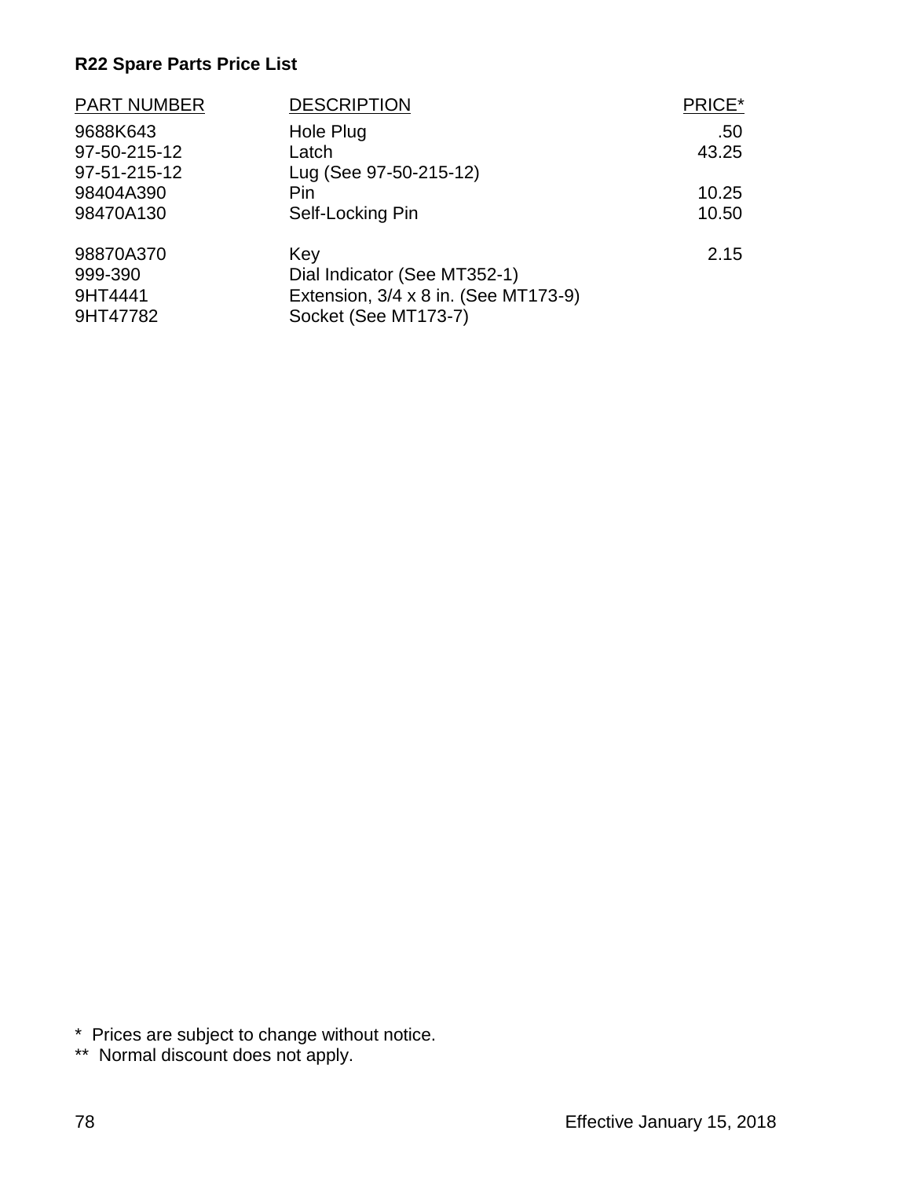**R22 Spare Parts Price List**

| PART NUMBER | DESCRIPTION | PRICE* |
| --- | --- | --- |
| 9688K643 | Hole Plug | .50 |
| 97-50-215-12 | Latch | 43.25 |
| 97-51-215-12 | Lug (See 97-50-215-12) | |
| 98404A390 | Pin | 10.25 |
| 98470A130 | Self-Locking Pin | 10.50 |
| 98870A370 | Key | 2.15 |
| 999-390 | Dial Indicator (See MT352-1) | |
| 9HT4441 | Extension, 3/4 x 8 in. (See MT173-9) | |
| 9HT47782 | Socket (See MT173-7) | |

\* Prices are subject to change without notice.

\*\* Normal discount does not apply.

Effective January 15, 2018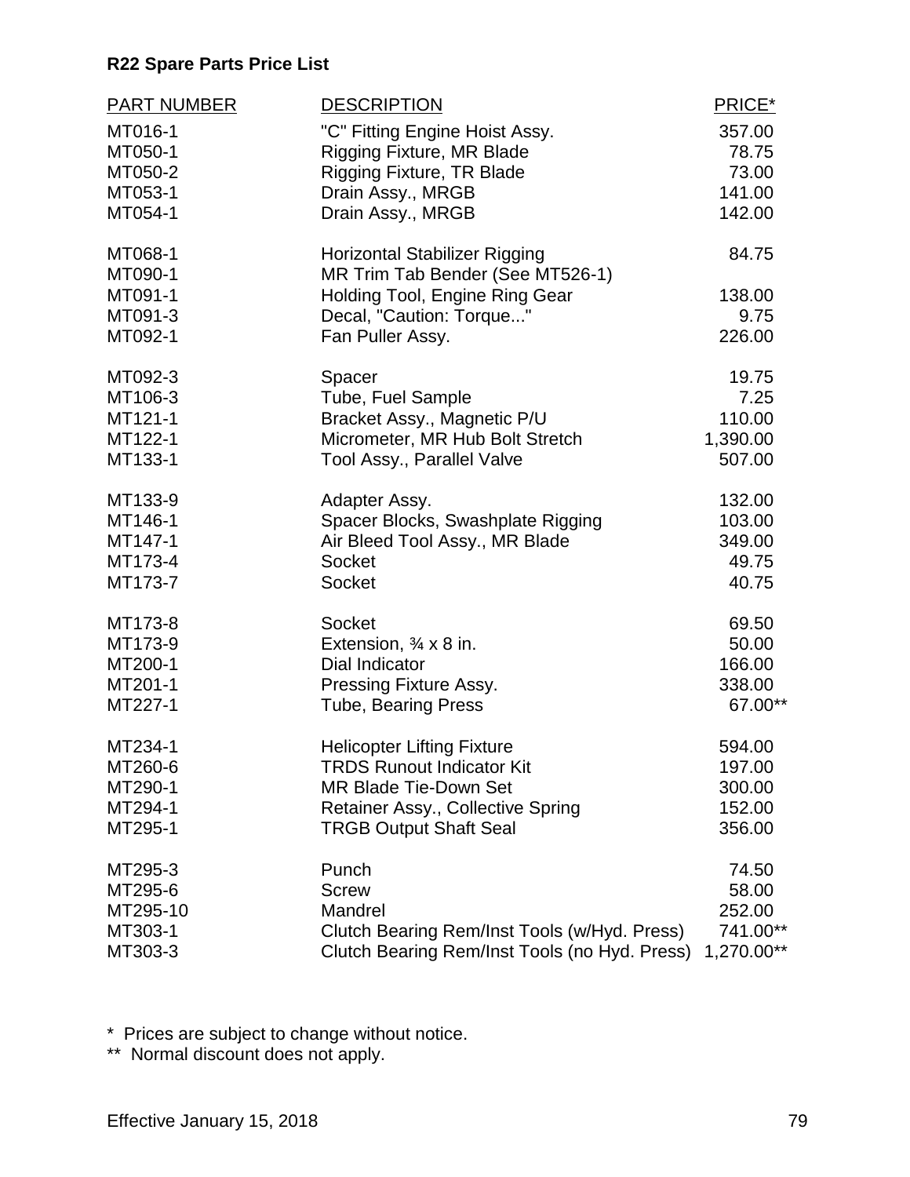**R22 Spare Parts Price List**

| PART NUMBER | DESCRIPTION | PRICE* |
|---|---|---|
| MT016-1 | "C" Fitting Engine Hoist Assy. | 357.00 |
| MT050-1 | Rigging Fixture, MR Blade | 78.75 |
| MT050-2 | Rigging Fixture, TR Blade | 73.00 |
| MT053-1 | Drain Assy., MRGB | 141.00 |
| MT054-1 | Drain Assy., MRGB | 142.00 |
| MT068-1 | Horizontal Stabilizer Rigging | 84.75 |
| MT090-1 | MR Trim Tab Bender (See MT526-1) | |
| MT091-1 | Holding Tool, Engine Ring Gear | 138.00 |
| MT091-3 | Decal, "Caution: Torque..." | 9.75 |
| MT092-1 | Fan Puller Assy. | 226.00 |
| MT092-3 | Spacer | 19.75 |
| MT106-3 | Tube, Fuel Sample | 7.25 |
| MT121-1 | Bracket Assy., Magnetic P/U | 110.00 |
| MT122-1 | Micrometer, MR Hub Bolt Stretch | 1,390.00 |
| MT133-1 | Tool Assy., Parallel Valve | 507.00 |
| MT133-9 | Adapter Assy. | 132.00 |
| MT146-1 | Spacer Blocks, Swashplate Rigging | 103.00 |
| MT147-1 | Air Bleed Tool Assy., MR Blade | 349.00 |
| MT173-4 | Socket | 49.75 |
| MT173-7 | Socket | 40.75 |
| MT173-8 | Socket | 69.50 |
| MT173-9 | Extension, ¾ x 8 in. | 50.00 |
| MT200-1 | Dial Indicator | 166.00 |
| MT201-1 | Pressing Fixture Assy. | 338.00 |
| MT227-1 | Tube, Bearing Press | 67.00** |
| MT234-1 | Helicopter Lifting Fixture | 594.00 |
| MT260-6 | TRDS Runout Indicator Kit | 197.00 |
| MT290-1 | MR Blade Tie-Down Set | 300.00 |
| MT294-1 | Retainer Assy., Collective Spring | 152.00 |
| MT295-1 | TRGB Output Shaft Seal | 356.00 |
| MT295-3 | Punch | 74.50 |
| MT295-6 | Screw | 58.00 |
| MT295-10 | Mandrel | 252.00 |
| MT303-1 | Clutch Bearing Rem/Inst Tools (w/Hyd. Press) | 741.00** |
| MT303-3 | Clutch Bearing Rem/Inst Tools (no Hyd. Press) | 1,270.00** |

\* Prices are subject to change without notice.

** Normal discount does not apply.

Effective January 15, 2018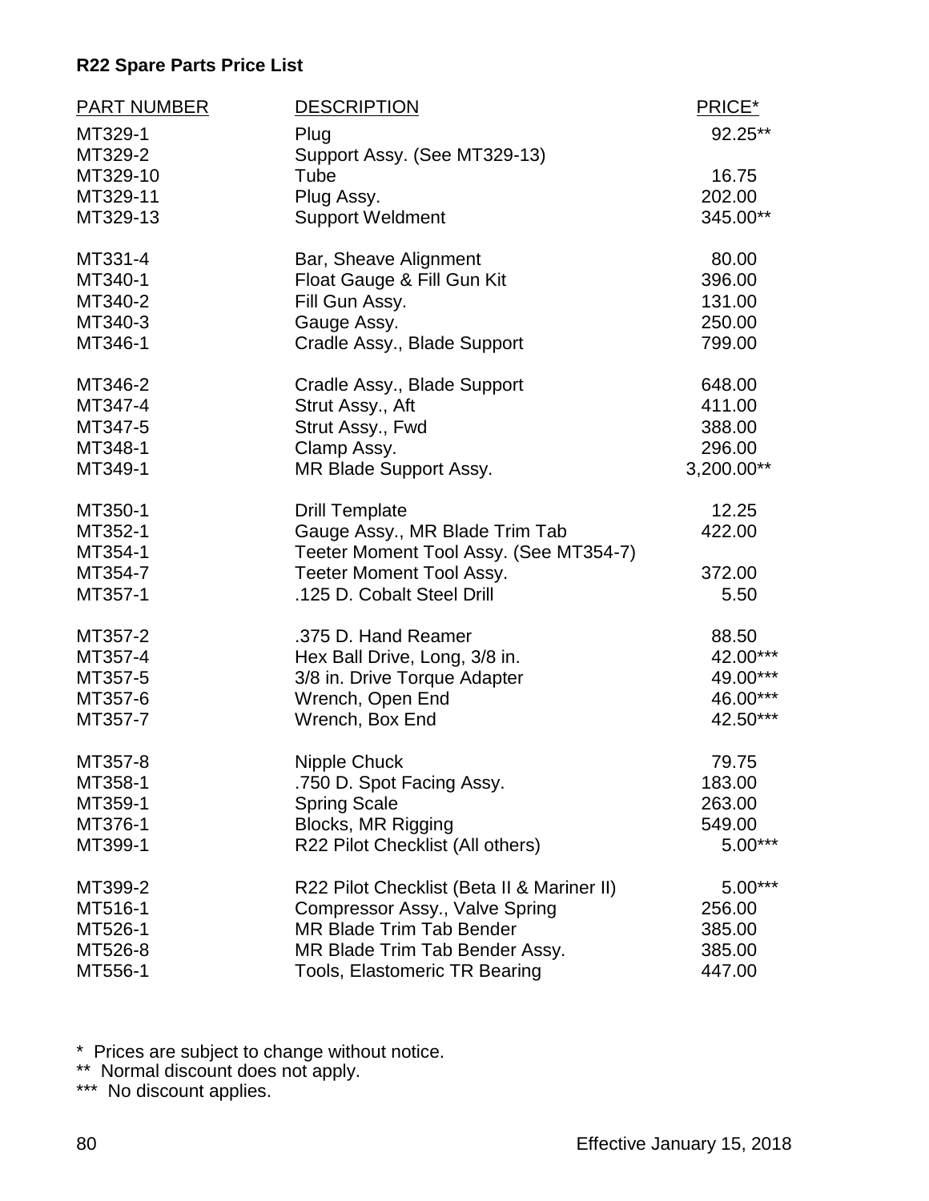**R22 Spare Parts Price List**

| PART NUMBER | DESCRIPTION | PRICE* |
|---|---|---|
| MT329-1 | Plug | 92.25** |
| MT329-2 | Support Assy. (See MT329-13) | |
| MT329-10 | Tube | 16.75 |
| MT329-11 | Plug Assy. | 202.00 |
| MT329-13 | Support Weldment | 345.00** |
| MT331-4 | Bar, Sheave Alignment | 80.00 |
| MT340-1 | Float Gauge & Fill Gun Kit | 396.00 |
| MT340-2 | Fill Gun Assy. | 131.00 |
| MT340-3 | Gauge Assy. | 250.00 |
| MT346-1 | Cradle Assy., Blade Support | 799.00 |
| MT346-2 | Cradle Assy., Blade Support | 648.00 |
| MT347-4 | Strut Assy., Aft | 411.00 |
| MT347-5 | Strut Assy., Fwd | 388.00 |
| MT348-1 | Clamp Assy. | 296.00 |
| MT349-1 | MR Blade Support Assy. | 3,200.00** |
| MT350-1 | Drill Template | 12.25 |
| MT352-1 | Gauge Assy., MR Blade Trim Tab | 422.00 |
| MT354-1 | Teeter Moment Tool Assy. (See MT354-7) | |
| MT354-7 | Teeter Moment Tool Assy. | 372.00 |
| MT357-1 | .125 D. Cobalt Steel Drill | 5.50 |
| MT357-2 | .375 D. Hand Reamer | 88.50 |
| MT357-4 | Hex Ball Drive, Long, 3/8 in. | 42.00*** |
| MT357-5 | 3/8 in. Drive Torque Adapter | 49.00*** |
| MT357-6 | Wrench, Open End | 46.00*** |
| MT357-7 | Wrench, Box End | 42.50*** |
| MT357-8 | Nipple Chuck | 79.75 |
| MT358-1 | .750 D. Spot Facing Assy. | 183.00 |
| MT359-1 | Spring Scale | 263.00 |
| MT376-1 | Blocks, MR Rigging | 549.00 |
| MT399-1 | R22 Pilot Checklist (All others) | 5.00*** |
| MT399-2 | R22 Pilot Checklist (Beta II & Mariner II) | 5.00*** |
| MT516-1 | Compressor Assy., Valve Spring | 256.00 |
| MT526-1 | MR Blade Trim Tab Bender | 385.00 |
| MT526-8 | MR Blade Trim Tab Bender Assy. | 385.00 |
| MT556-1 | Tools, Elastomeric TR Bearing | 447.00 |

\* Prices are subject to change without notice.
** Normal discount does not apply.
*** No discount applies.

Effective January 15, 2018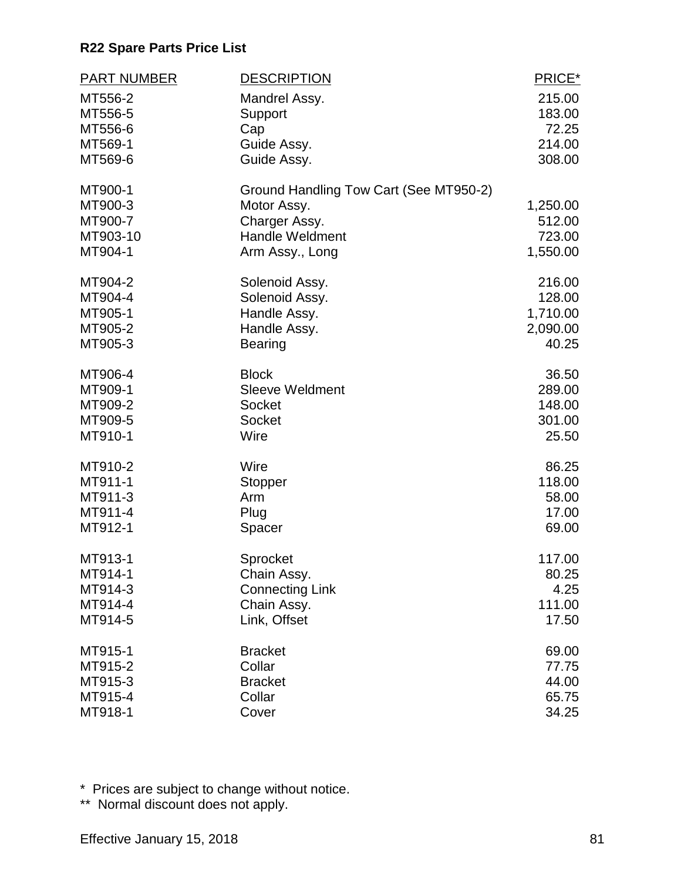**R22 Spare Parts Price List**

| PART NUMBER | DESCRIPTION | PRICE* |
|---|---|---|
| MT556-2 | Mandrel Assy. | 215.00 |
| MT556-5 | Support | 183.00 |
| MT556-6 | Cap | 72.25 |
| MT569-1 | Guide Assy. | 214.00 |
| MT569-6 | Guide Assy. | 308.00 |
| MT900-1 | Ground Handling Tow Cart (See MT950-2) | |
| MT900-3 | Motor Assy. | 1,250.00 |
| MT900-7 | Charger Assy. | 512.00 |
| MT903-10 | Handle Weldment | 723.00 |
| MT904-1 | Arm Assy., Long | 1,550.00 |
| MT904-2 | Solenoid Assy. | 216.00 |
| MT904-4 | Solenoid Assy. | 128.00 |
| MT905-1 | Handle Assy. | 1,710.00 |
| MT905-2 | Handle Assy. | 2,090.00 |
| MT905-3 | Bearing | 40.25 |
| MT906-4 | Block | 36.50 |
| MT909-1 | Sleeve Weldment | 289.00 |
| MT909-2 | Socket | 148.00 |
| MT909-5 | Socket | 301.00 |
| MT910-1 | Wire | 25.50 |
| MT910-2 | Wire | 86.25 |
| MT911-1 | Stopper | 118.00 |
| MT911-3 | Arm | 58.00 |
| MT911-4 | Plug | 17.00 |
| MT912-1 | Spacer | 69.00 |
| MT913-1 | Sprocket | 117.00 |
| MT914-1 | Chain Assy. | 80.25 |
| MT914-3 | Connecting Link | 4.25 |
| MT914-4 | Chain Assy. | 111.00 |
| MT914-5 | Link, Offset | 17.50 |
| MT915-1 | Bracket | 69.00 |
| MT915-2 | Collar | 77.75 |
| MT915-3 | Bracket | 44.00 |
| MT915-4 | Collar | 65.75 |
| MT918-1 | Cover | 34.25 |

\* Prices are subject to change without notice.

\*\* Normal discount does not apply.

Effective January 15, 2018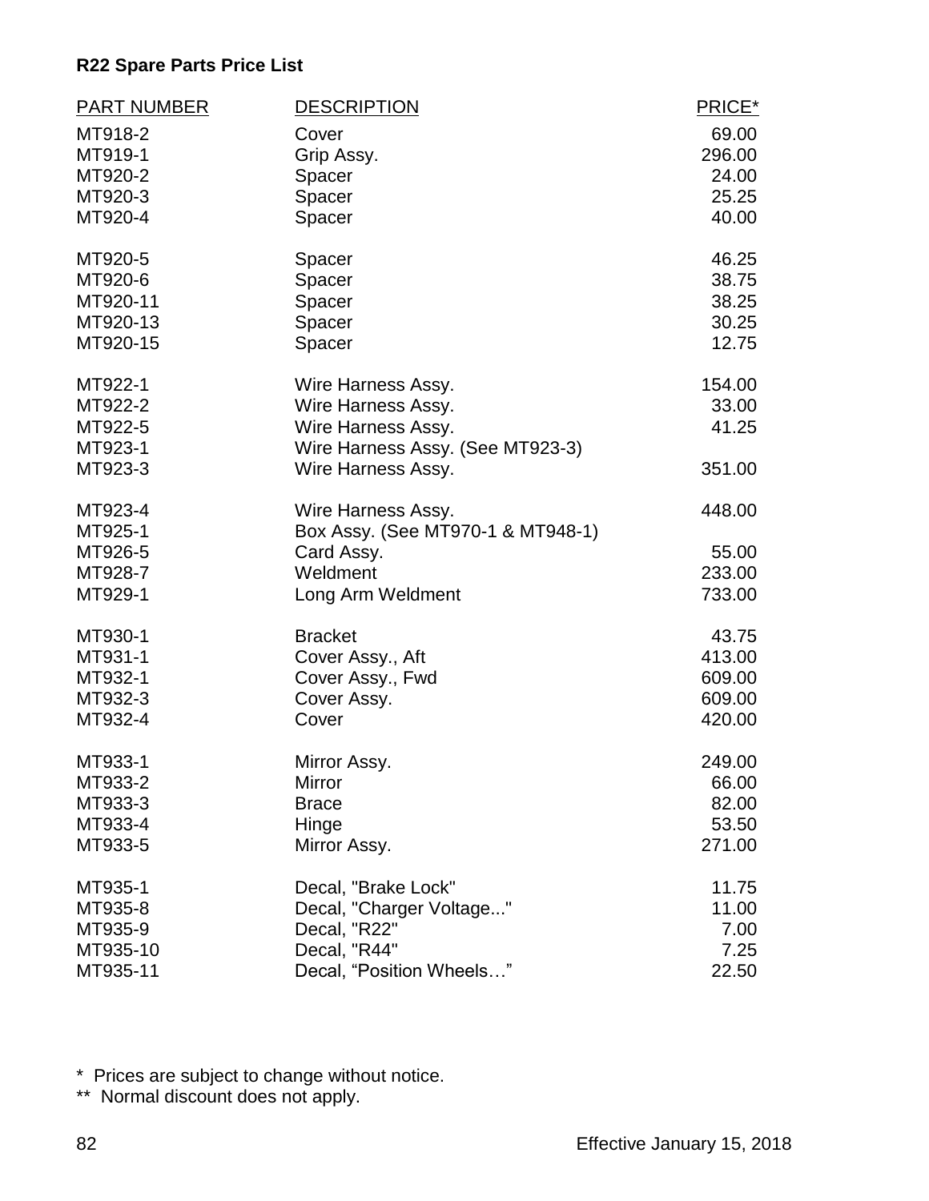**R22 Spare Parts Price List**

| PART NUMBER | DESCRIPTION | PRICE* |
|---|---|---|
| MT918-2 | Cover | 69.00 |
| MT919-1 | Grip Assy. | 296.00 |
| MT920-2 | Spacer | 24.00 |
| MT920-3 | Spacer | 25.25 |
| MT920-4 | Spacer | 40.00 |
| MT920-5 | Spacer | 46.25 |
| MT920-6 | Spacer | 38.75 |
| MT920-11 | Spacer | 38.25 |
| MT920-13 | Spacer | 30.25 |
| MT920-15 | Spacer | 12.75 |
| MT922-1 | Wire Harness Assy. | 154.00 |
| MT922-2 | Wire Harness Assy. | 33.00 |
| MT922-5 | Wire Harness Assy. | 41.25 |
| MT923-1 | Wire Harness Assy. (See MT923-3) | |
| MT923-3 | Wire Harness Assy. | 351.00 |
| MT923-4 | Wire Harness Assy. | 448.00 |
| MT925-1 | Box Assy. (See MT970-1 & MT948-1) | |
| MT926-5 | Card Assy. | 55.00 |
| MT928-7 | Weldment | 233.00 |
| MT929-1 | Long Arm Weldment | 733.00 |
| MT930-1 | Bracket | 43.75 |
| MT931-1 | Cover Assy., Aft | 413.00 |
| MT932-1 | Cover Assy., Fwd | 609.00 |
| MT932-3 | Cover Assy. | 609.00 |
| MT932-4 | Cover | 420.00 |
| MT933-1 | Mirror Assy. | 249.00 |
| MT933-2 | Mirror | 66.00 |
| MT933-3 | Brace | 82.00 |
| MT933-4 | Hinge | 53.50 |
| MT933-5 | Mirror Assy. | 271.00 |
| MT935-1 | Decal, "Brake Lock" | 11.75 |
| MT935-8 | Decal, "Charger Voltage..." | 11.00 |
| MT935-9 | Decal, "R22" | 7.00 |
| MT935-10 | Decal, "R44" | 7.25 |
| MT935-11 | Decal, "Position Wheels…" | 22.50 |

\* Prices are subject to change without notice.

** Normal discount does not apply.

Effective January 15, 2018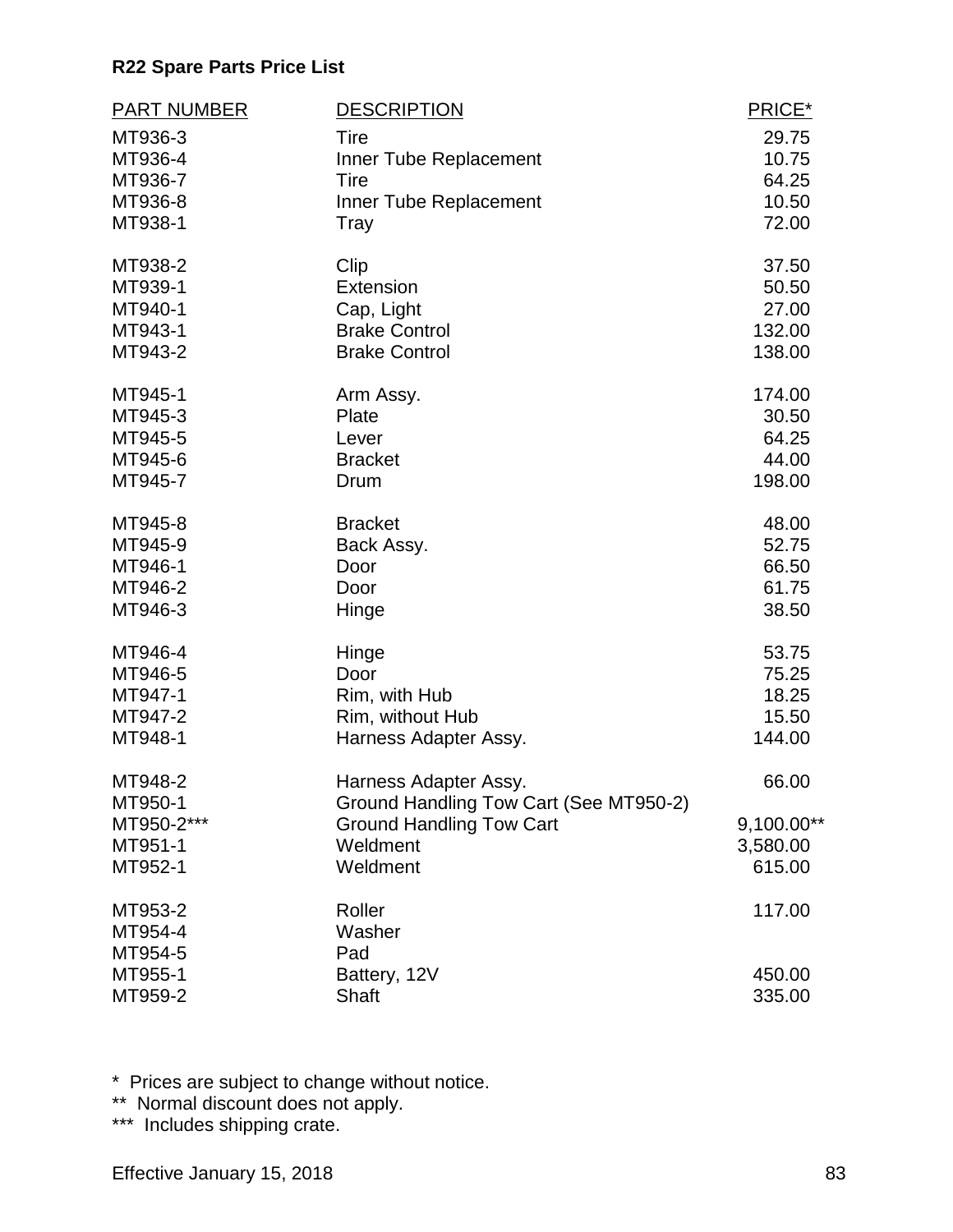**R22 Spare Parts Price List**

| PART NUMBER | DESCRIPTION | PRICE* |
|---|---|---|
| MT936-3 | Tire | 29.75 |
| MT936-4 | Inner Tube Replacement | 10.75 |
| MT936-7 | Tire | 64.25 |
| MT936-8 | Inner Tube Replacement | 10.50 |
| MT938-1 | Tray | 72.00 |
| MT938-2 | Clip | 37.50 |
| MT939-1 | Extension | 50.50 |
| MT940-1 | Cap, Light | 27.00 |
| MT943-1 | Brake Control | 132.00 |
| MT943-2 | Brake Control | 138.00 |
| MT945-1 | Arm Assy. | 174.00 |
| MT945-3 | Plate | 30.50 |
| MT945-5 | Lever | 64.25 |
| MT945-6 | Bracket | 44.00 |
| MT945-7 | Drum | 198.00 |
| MT945-8 | Bracket | 48.00 |
| MT945-9 | Back Assy. | 52.75 |
| MT946-1 | Door | 66.50 |
| MT946-2 | Door | 61.75 |
| MT946-3 | Hinge | 38.50 |
| MT946-4 | Hinge | 53.75 |
| MT946-5 | Door | 75.25 |
| MT947-1 | Rim, with Hub | 18.25 |
| MT947-2 | Rim, without Hub | 15.50 |
| MT948-1 | Harness Adapter Assy. | 144.00 |
| MT948-2 | Harness Adapter Assy. | 66.00 |
| MT950-1 | Ground Handling Tow Cart (See MT950-2) | |
| MT950-2*** | Ground Handling Tow Cart | 9,100.00** |
| MT951-1 | Weldment | 3,580.00 |
| MT952-1 | Weldment | 615.00 |
| MT953-2 | Roller | 117.00 |
| MT954-4 | Washer | |
| MT954-5 | Pad | |
| MT955-1 | Battery, 12V | 450.00 |
| MT959-2 | Shaft | 335.00 |

\* Prices are subject to change without notice.

** Normal discount does not apply.

*** Includes shipping crate.

Effective January 15, 2018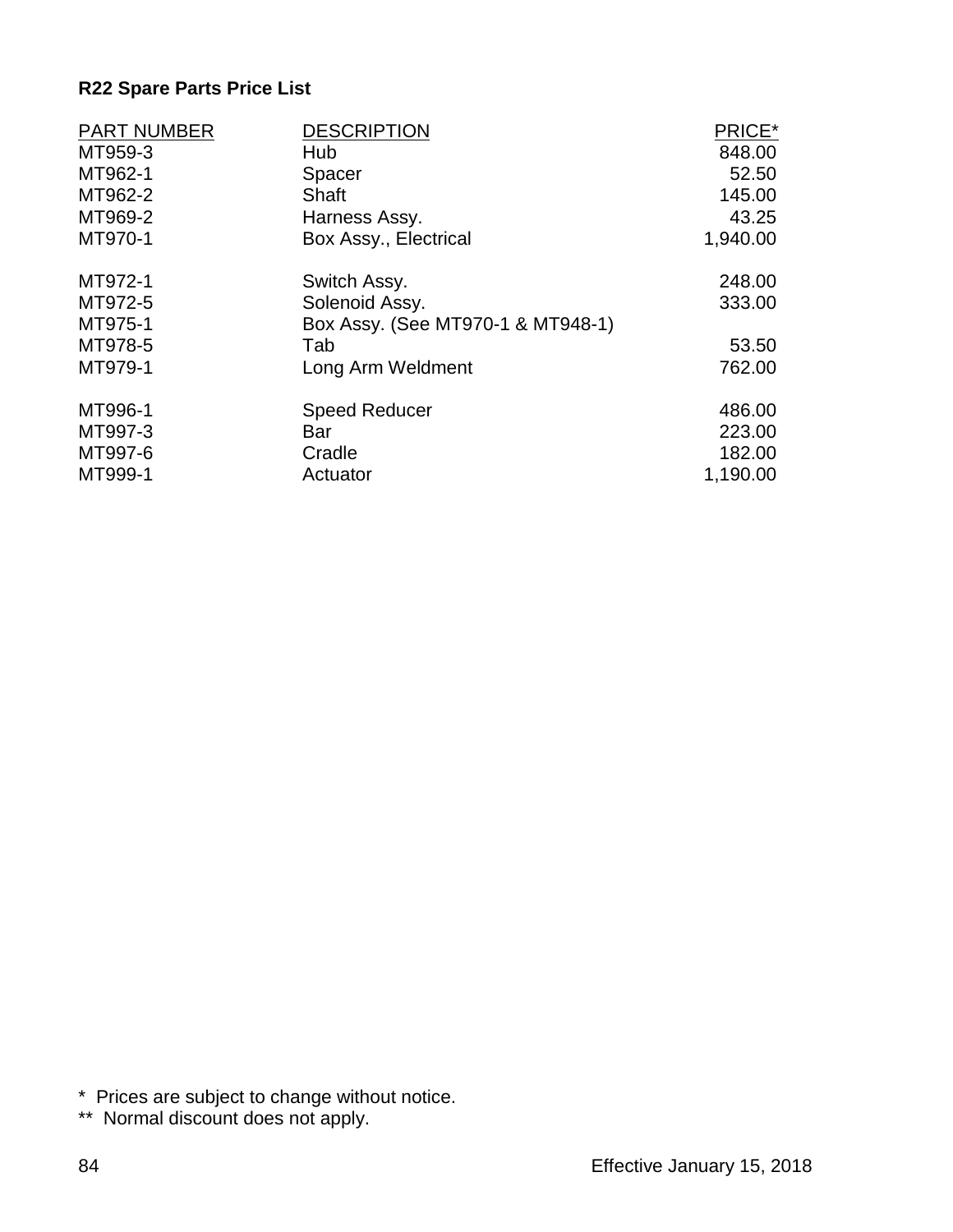**R22 Spare Parts Price List**

| PART NUMBER | DESCRIPTION | PRICE* |
|---|---|---|
| MT959-3 | Hub | 848.00 |
| MT962-1 | Spacer | 52.50 |
| MT962-2 | Shaft | 145.00 |
| MT969-2 | Harness Assy. | 43.25 |
| MT970-1 | Box Assy., Electrical | 1,940.00 |
| MT972-1 | Switch Assy. | 248.00 |
| MT972-5 | Solenoid Assy. | 333.00 |
| MT975-1 | Box Assy. (See MT970-1 & MT948-1) | |
| MT978-5 | Tab | 53.50 |
| MT979-1 | Long Arm Weldment | 762.00 |
| MT996-1 | Speed Reducer | 486.00 |
| MT997-3 | Bar | 223.00 |
| MT997-6 | Cradle | 182.00 |
| MT999-1 | Actuator | 1,190.00 |

\* Prices are subject to change without notice.

\** Normal discount does not apply.

Effective January 15, 2018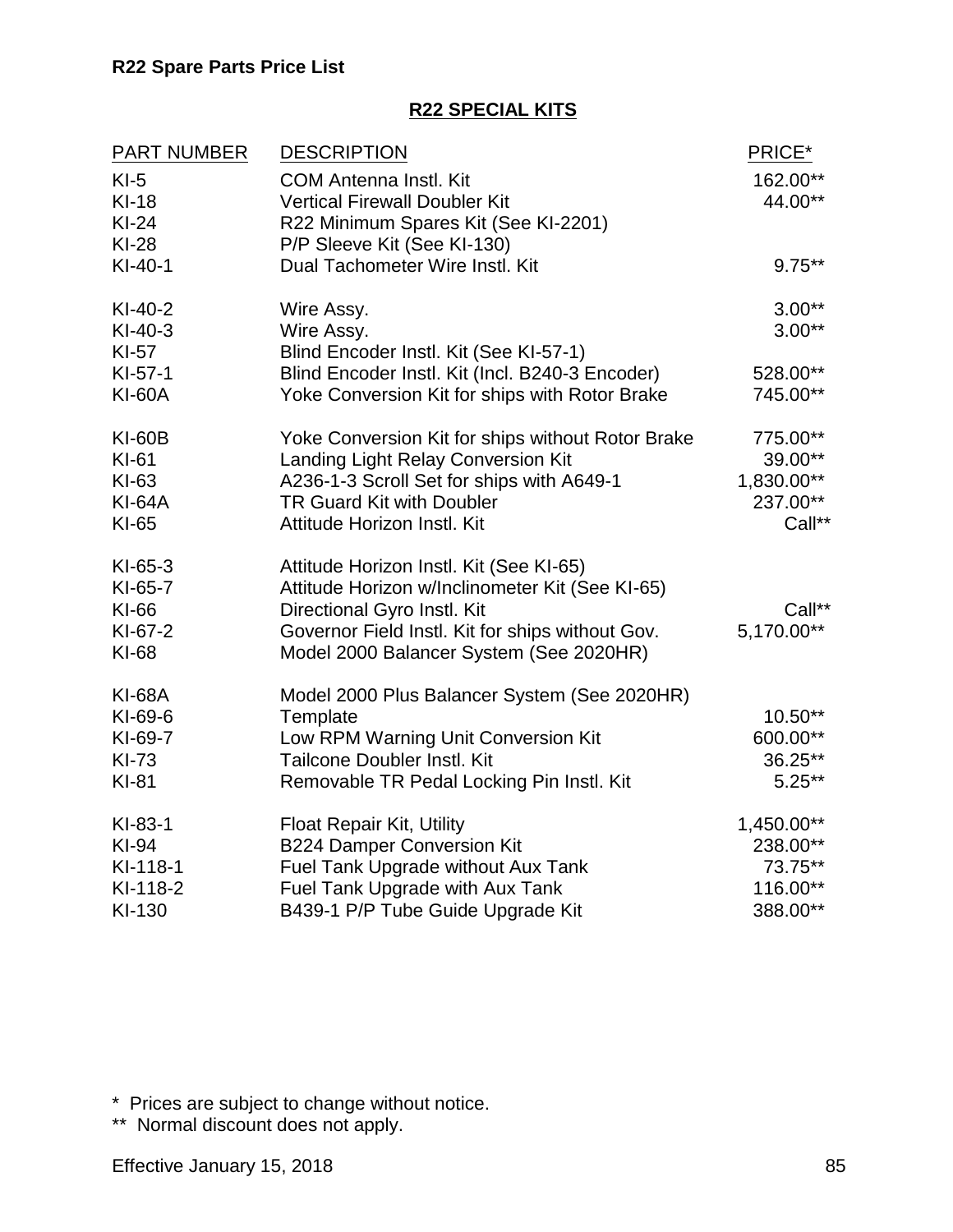R22 Spare Parts Price List

## R22 SPECIAL KITS

| PART NUMBER | DESCRIPTION | PRICE* |
|---|---|---|
| KI-5 | COM Antenna Instl. Kit | 162.00** |
| KI-18 | Vertical Firewall Doubler Kit | 44.00** |
| KI-24 | R22 Minimum Spares Kit (See KI-2201) | |
| KI-28 | P/P Sleeve Kit (See KI-130) | |
| KI-40-1 | Dual Tachometer Wire Instl. Kit | 9.75** |
| KI-40-2 | Wire Assy. | 3.00** |
| KI-40-3 | Wire Assy. | 3.00** |
| KI-57 | Blind Encoder Instl. Kit (See KI-57-1) | |
| KI-57-1 | Blind Encoder Instl. Kit (Incl. B240-3 Encoder) | 528.00** |
| KI-60A | Yoke Conversion Kit for ships with Rotor Brake | 745.00** |
| KI-60B | Yoke Conversion Kit for ships without Rotor Brake | 775.00** |
| KI-61 | Landing Light Relay Conversion Kit | 39.00** |
| KI-63 | A236-1-3 Scroll Set for ships with A649-1 | 1,830.00** |
| KI-64A | TR Guard Kit with Doubler | 237.00** |
| KI-65 | Attitude Horizon Instl. Kit | Call** |
| KI-65-3 | Attitude Horizon Instl. Kit (See KI-65) | |
| KI-65-7 | Attitude Horizon w/Inclinometer Kit (See KI-65) | |
| KI-66 | Directional Gyro Instl. Kit | Call** |
| KI-67-2 | Governor Field Instl. Kit for ships without Gov. | 5,170.00** |
| KI-68 | Model 2000 Balancer System (See 2020HR) | |
| KI-68A | Model 2000 Plus Balancer System (See 2020HR) | |
| KI-69-6 | Template | 10.50** |
| KI-69-7 | Low RPM Warning Unit Conversion Kit | 600.00** |
| KI-73 | Tailcone Doubler Instl. Kit | 36.25** |
| KI-81 | Removable TR Pedal Locking Pin Instl. Kit | 5.25** |
| KI-83-1 | Float Repair Kit, Utility | 1,450.00** |
| KI-94 | B224 Damper Conversion Kit | 238.00** |
| KI-118-1 | Fuel Tank Upgrade without Aux Tank | 73.75** |
| KI-118-2 | Fuel Tank Upgrade with Aux Tank | 116.00** |
| KI-130 | B439-1 P/P Tube Guide Upgrade Kit | 388.00** |

\* Prices are subject to change without notice.

\*\* Normal discount does not apply.

Effective January 15, 2018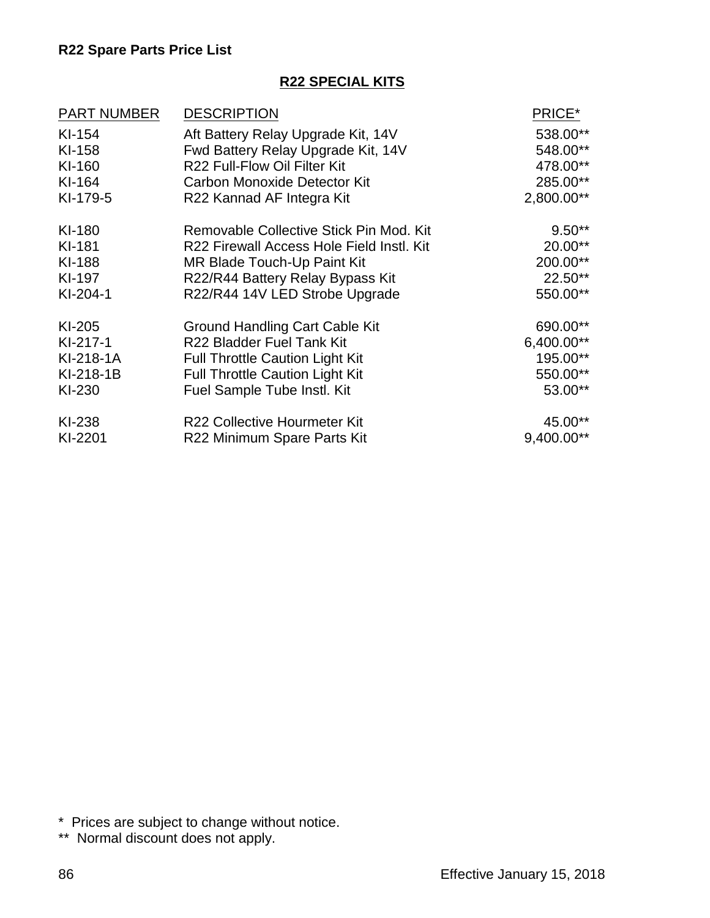**R22 Spare Parts Price List**

## R22 SPECIAL KITS

| PART NUMBER | DESCRIPTION | PRICE* |
|---|---|---|
| KI-154 | Aft Battery Relay Upgrade Kit, 14V | 538.00** |
| KI-158 | Fwd Battery Relay Upgrade Kit, 14V | 548.00** |
| KI-160 | R22 Full-Flow Oil Filter Kit | 478.00** |
| KI-164 | Carbon Monoxide Detector Kit | 285.00** |
| KI-179-5 | R22 Kannad AF Integra Kit | 2,800.00** |
| KI-180 | Removable Collective Stick Pin Mod. Kit | 9.50** |
| KI-181 | R22 Firewall Access Hole Field Instl. Kit | 20.00** |
| KI-188 | MR Blade Touch-Up Paint Kit | 200.00** |
| KI-197 | R22/R44 Battery Relay Bypass Kit | 22.50** |
| KI-204-1 | R22/R44 14V LED Strobe Upgrade | 550.00** |
| KI-205 | Ground Handling Cart Cable Kit | 690.00** |
| KI-217-1 | R22 Bladder Fuel Tank Kit | 6,400.00** |
| KI-218-1A | Full Throttle Caution Light Kit | 195.00** |
| KI-218-1B | Full Throttle Caution Light Kit | 550.00** |
| KI-230 | Fuel Sample Tube Instl. Kit | 53.00** |
| KI-238 | R22 Collective Hourmeter Kit | 45.00** |
| KI-2201 | R22 Minimum Spare Parts Kit | 9,400.00** |

\* Prices are subject to change without notice.

** Normal discount does not apply.

Effective January 15, 2018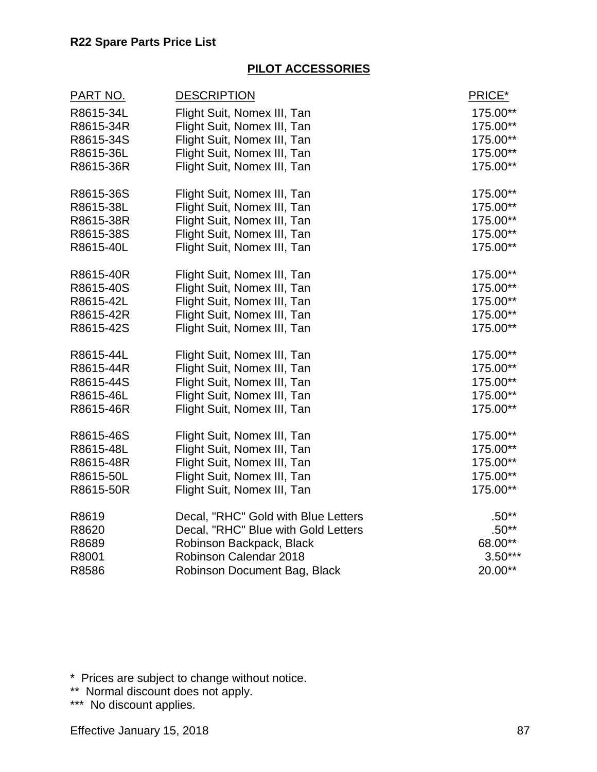## PILOT ACCESSORIES

| PART NO. | DESCRIPTION | PRICE* |
|---|---|---|
| R8615-34L | Flight Suit, Nomex III, Tan | 175.00** |
| R8615-34R | Flight Suit, Nomex III, Tan | 175.00** |
| R8615-34S | Flight Suit, Nomex III, Tan | 175.00** |
| R8615-36L | Flight Suit, Nomex III, Tan | 175.00** |
| R8615-36R | Flight Suit, Nomex III, Tan | 175.00** |
| R8615-36S | Flight Suit, Nomex III, Tan | 175.00** |
| R8615-38L | Flight Suit, Nomex III, Tan | 175.00** |
| R8615-38R | Flight Suit, Nomex III, Tan | 175.00** |
| R8615-38S | Flight Suit, Nomex III, Tan | 175.00** |
| R8615-40L | Flight Suit, Nomex III, Tan | 175.00** |
| R8615-40R | Flight Suit, Nomex III, Tan | 175.00** |
| R8615-40S | Flight Suit, Nomex III, Tan | 175.00** |
| R8615-42L | Flight Suit, Nomex III, Tan | 175.00** |
| R8615-42R | Flight Suit, Nomex III, Tan | 175.00** |
| R8615-42S | Flight Suit, Nomex III, Tan | 175.00** |
| R8615-44L | Flight Suit, Nomex III, Tan | 175.00** |
| R8615-44R | Flight Suit, Nomex III, Tan | 175.00** |
| R8615-44S | Flight Suit, Nomex III, Tan | 175.00** |
| R8615-46L | Flight Suit, Nomex III, Tan | 175.00** |
| R8615-46R | Flight Suit, Nomex III, Tan | 175.00** |
| R8615-46S | Flight Suit, Nomex III, Tan | 175.00** |
| R8615-48L | Flight Suit, Nomex III, Tan | 175.00** |
| R8615-48R | Flight Suit, Nomex III, Tan | 175.00** |
| R8615-50L | Flight Suit, Nomex III, Tan | 175.00** |
| R8615-50R | Flight Suit, Nomex III, Tan | 175.00** |
| R8619 | Decal, "RHC" Gold with Blue Letters | .50** |
| R8620 | Decal, "RHC" Blue with Gold Letters | .50** |
| R8689 | Robinson Backpack, Black | 68.00** |
| R8001 | Robinson Calendar 2018 | 3.50*** |
| R8586 | Robinson Document Bag, Black | 20.00** |

\* Prices are subject to change without notice.

** Normal discount does not apply.

*** No discount applies.

Effective January 15, 2018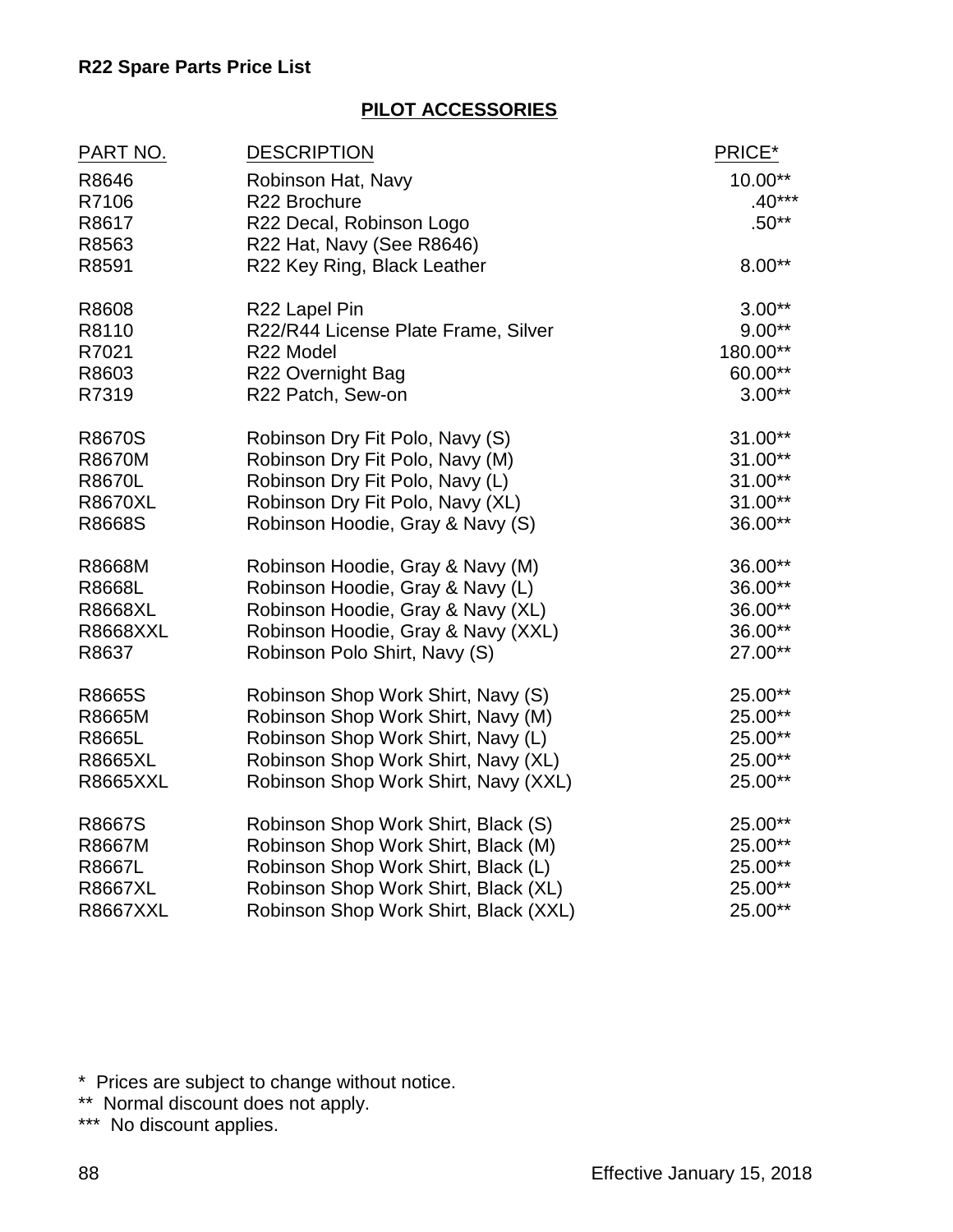**R22 Spare Parts Price List**

## PILOT ACCESSORIES

| PART NO. | DESCRIPTION | PRICE* |
|---|---|---|
| R8646 | Robinson Hat, Navy | 10.00** |
| R7106 | R22 Brochure | .40*** |
| R8617 | R22 Decal, Robinson Logo | .50** |
| R8563 | R22 Hat, Navy (See R8646) | |
| R8591 | R22 Key Ring, Black Leather | 8.00** |
| R8608 | R22 Lapel Pin | 3.00** |
| R8110 | R22/R44 License Plate Frame, Silver | 9.00** |
| R7021 | R22 Model | 180.00** |
| R8603 | R22 Overnight Bag | 60.00** |
| R7319 | R22 Patch, Sew-on | 3.00** |
| R8670S | Robinson Dry Fit Polo, Navy (S) | 31.00** |
| R8670M | Robinson Dry Fit Polo, Navy (M) | 31.00** |
| R8670L | Robinson Dry Fit Polo, Navy (L) | 31.00** |
| R8670XL | Robinson Dry Fit Polo, Navy (XL) | 31.00** |
| R8668S | Robinson Hoodie, Gray & Navy (S) | 36.00** |
| R8668M | Robinson Hoodie, Gray & Navy (M) | 36.00** |
| R8668L | Robinson Hoodie, Gray & Navy (L) | 36.00** |
| R8668XL | Robinson Hoodie, Gray & Navy (XL) | 36.00** |
| R8668XXL | Robinson Hoodie, Gray & Navy (XXL) | 36.00** |
| R8637 | Robinson Polo Shirt, Navy (S) | 27.00** |
| R8665S | Robinson Shop Work Shirt, Navy (S) | 25.00** |
| R8665M | Robinson Shop Work Shirt, Navy (M) | 25.00** |
| R8665L | Robinson Shop Work Shirt, Navy (L) | 25.00** |
| R8665XL | Robinson Shop Work Shirt, Navy (XL) | 25.00** |
| R8665XXL | Robinson Shop Work Shirt, Navy (XXL) | 25.00** |
| R8667S | Robinson Shop Work Shirt, Black (S) | 25.00** |
| R8667M | Robinson Shop Work Shirt, Black (M) | 25.00** |
| R8667L | Robinson Shop Work Shirt, Black (L) | 25.00** |
| R8667XL | Robinson Shop Work Shirt, Black (XL) | 25.00** |
| R8667XXL | Robinson Shop Work Shirt, Black (XXL) | 25.00** |

\* Prices are subject to change without notice.
** Normal discount does not apply.
*** No discount applies.

Effective January 15, 2018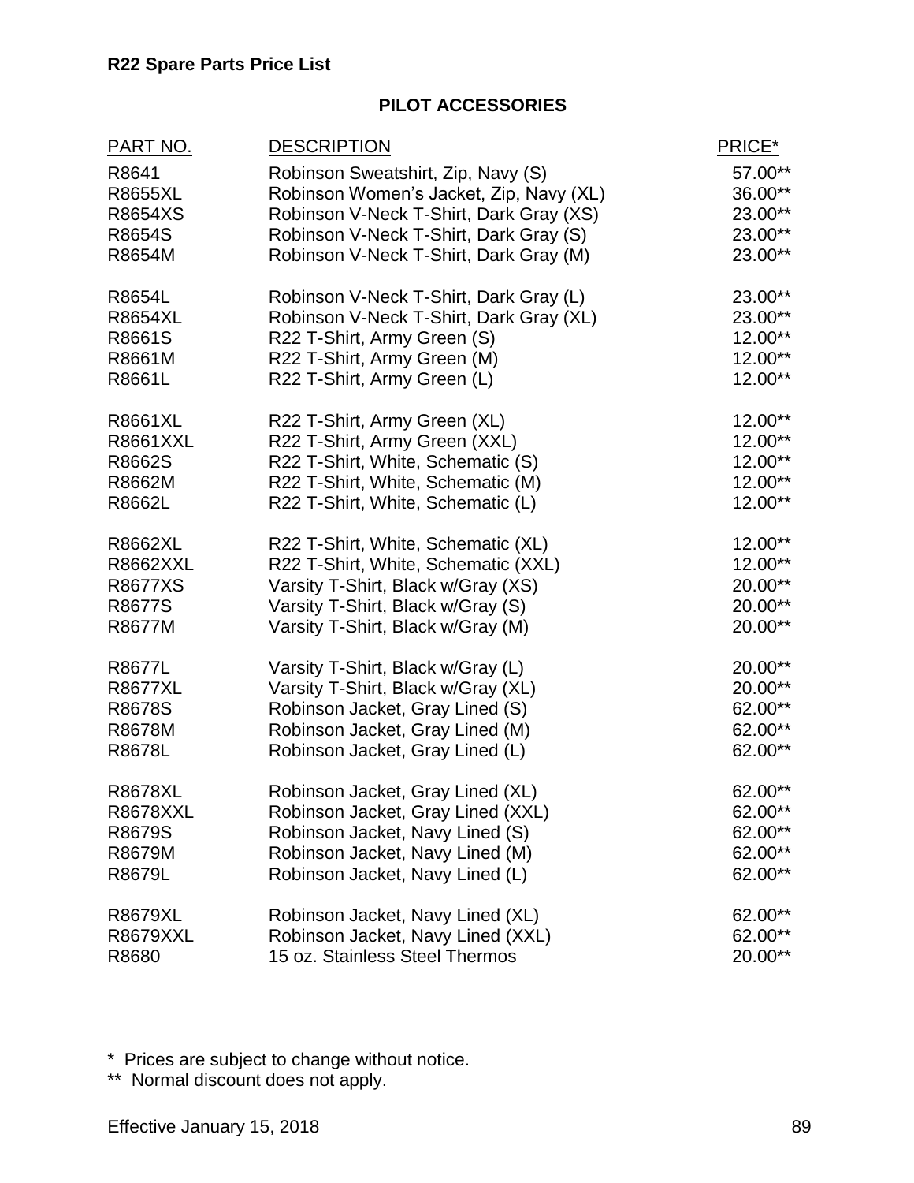## PILOT ACCESSORIES

| PART NO. | DESCRIPTION | PRICE* |
|---|---|---|
| R8641 | Robinson Sweatshirt, Zip, Navy (S) | 57.00** |
| R8655XL | Robinson Women's Jacket, Zip, Navy (XL) | 36.00** |
| R8654XS | Robinson V-Neck T-Shirt, Dark Gray (XS) | 23.00** |
| R8654S | Robinson V-Neck T-Shirt, Dark Gray (S) | 23.00** |
| R8654M | Robinson V-Neck T-Shirt, Dark Gray (M) | 23.00** |
| R8654L | Robinson V-Neck T-Shirt, Dark Gray (L) | 23.00** |
| R8654XL | Robinson V-Neck T-Shirt, Dark Gray (XL) | 23.00** |
| R8661S | R22 T-Shirt, Army Green (S) | 12.00** |
| R8661M | R22 T-Shirt, Army Green (M) | 12.00** |
| R8661L | R22 T-Shirt, Army Green (L) | 12.00** |
| R8661XL | R22 T-Shirt, Army Green (XL) | 12.00** |
| R8661XXL | R22 T-Shirt, Army Green (XXL) | 12.00** |
| R8662S | R22 T-Shirt, White, Schematic (S) | 12.00** |
| R8662M | R22 T-Shirt, White, Schematic (M) | 12.00** |
| R8662L | R22 T-Shirt, White, Schematic (L) | 12.00** |
| R8662XL | R22 T-Shirt, White, Schematic (XL) | 12.00** |
| R8662XXL | R22 T-Shirt, White, Schematic (XXL) | 12.00** |
| R8677XS | Varsity T-Shirt, Black w/Gray (XS) | 20.00** |
| R8677S | Varsity T-Shirt, Black w/Gray (S) | 20.00** |
| R8677M | Varsity T-Shirt, Black w/Gray (M) | 20.00** |
| R8677L | Varsity T-Shirt, Black w/Gray (L) | 20.00** |
| R8677XL | Varsity T-Shirt, Black w/Gray (XL) | 20.00** |
| R8678S | Robinson Jacket, Gray Lined (S) | 62.00** |
| R8678M | Robinson Jacket, Gray Lined (M) | 62.00** |
| R8678L | Robinson Jacket, Gray Lined (L) | 62.00** |
| R8678XL | Robinson Jacket, Gray Lined (XL) | 62.00** |
| R8678XXL | Robinson Jacket, Gray Lined (XXL) | 62.00** |
| R8679S | Robinson Jacket, Navy Lined (S) | 62.00** |
| R8679M | Robinson Jacket, Navy Lined (M) | 62.00** |
| R8679L | Robinson Jacket, Navy Lined (L) | 62.00** |
| R8679XL | Robinson Jacket, Navy Lined (XL) | 62.00** |
| R8679XXL | Robinson Jacket, Navy Lined (XXL) | 62.00** |
| R8680 | 15 oz. Stainless Steel Thermos | 20.00** |

\* Prices are subject to change without notice.

\*\* Normal discount does not apply.

Effective January 15, 2018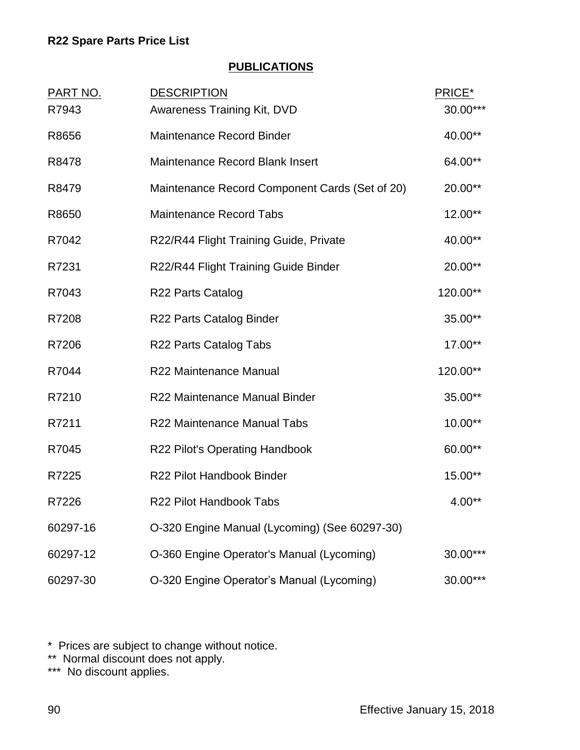**R22 Spare Parts Price List**

## PUBLICATIONS

| PART NO. | DESCRIPTION | PRICE* |
|---|---|---|
| R7943 | Awareness Training Kit, DVD | 30.00*** |
| R8656 | Maintenance Record Binder | 40.00** |
| R8478 | Maintenance Record Blank Insert | 64.00** |
| R8479 | Maintenance Record Component Cards (Set of 20) | 20.00** |
| R8650 | Maintenance Record Tabs | 12.00** |
| R7042 | R22/R44 Flight Training Guide, Private | 40.00** |
| R7231 | R22/R44 Flight Training Guide Binder | 20.00** |
| R7043 | R22 Parts Catalog | 120.00** |
| R7208 | R22 Parts Catalog Binder | 35.00** |
| R7206 | R22 Parts Catalog Tabs | 17.00** |
| R7044 | R22 Maintenance Manual | 120.00** |
| R7210 | R22 Maintenance Manual Binder | 35.00** |
| R7211 | R22 Maintenance Manual Tabs | 10.00** |
| R7045 | R22 Pilot's Operating Handbook | 60.00** |
| R7225 | R22 Pilot Handbook Binder | 15.00** |
| R7226 | R22 Pilot Handbook Tabs | 4.00** |
| 60297-16 | O-320 Engine Manual (Lycoming) (See 60297-30) | |
| 60297-12 | O-360 Engine Operator's Manual (Lycoming) | 30.00*** |
| 60297-30 | O-320 Engine Operator's Manual (Lycoming) | 30.00*** |

\* Prices are subject to change without notice.
** Normal discount does not apply.
*** No discount applies.

Effective January 15, 2018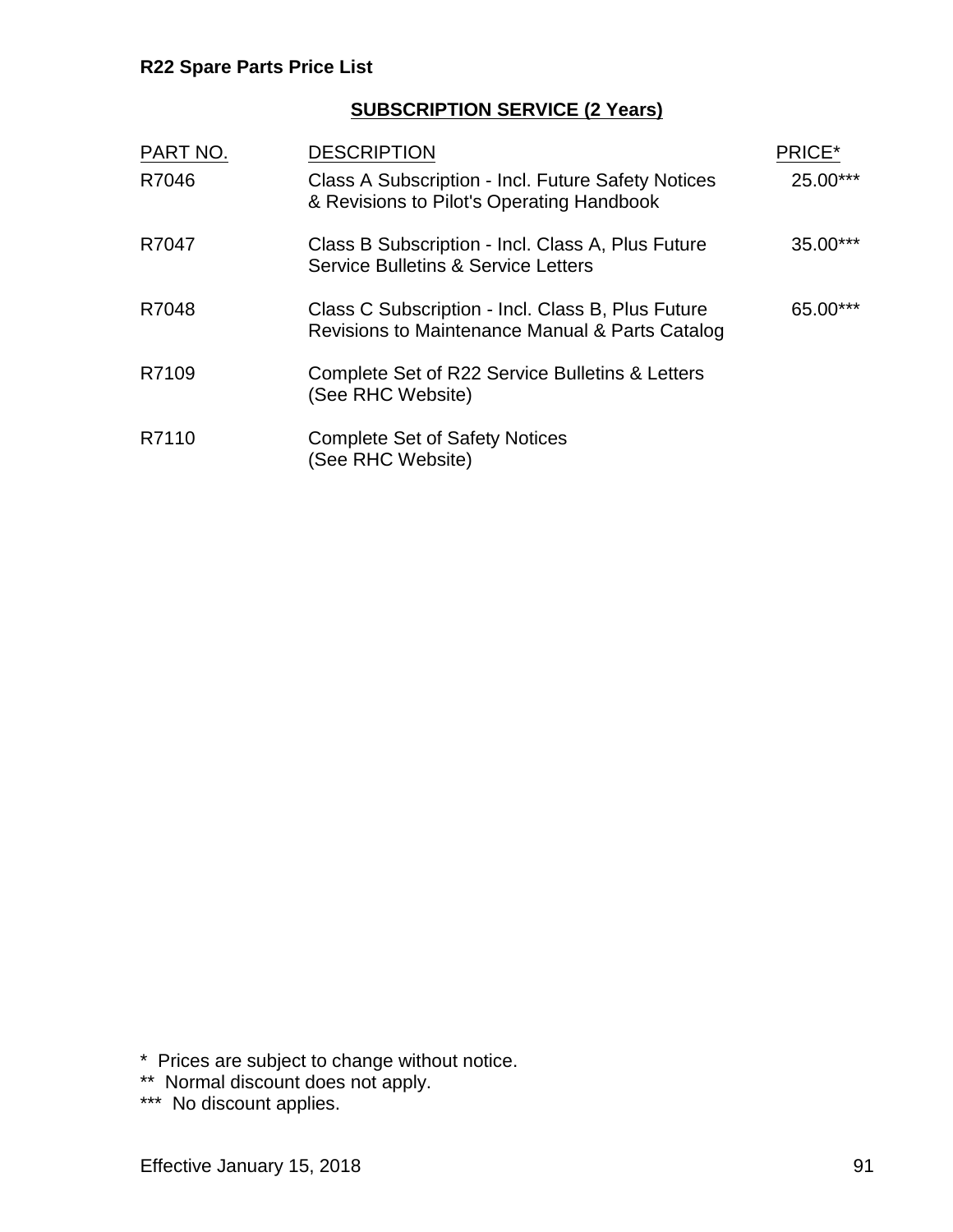## SUBSCRIPTION SERVICE (2 Years)

| PART NO. | DESCRIPTION | PRICE* |
|---|---|---|
| R7046 | Class A Subscription - Incl. Future Safety Notices & Revisions to Pilot's Operating Handbook | 25.00*** |
| R7047 | Class B Subscription - Incl. Class A, Plus Future Service Bulletins & Service Letters | 35.00*** |
| R7048 | Class C Subscription - Incl. Class B, Plus Future Revisions to Maintenance Manual & Parts Catalog | 65.00*** |
| R7109 | Complete Set of R22 Service Bulletins & Letters (See RHC Website) | |
| R7110 | Complete Set of Safety Notices (See RHC Website) | |

\* Prices are subject to change without notice.
** Normal discount does not apply.
*** No discount applies.

Effective January 15, 2018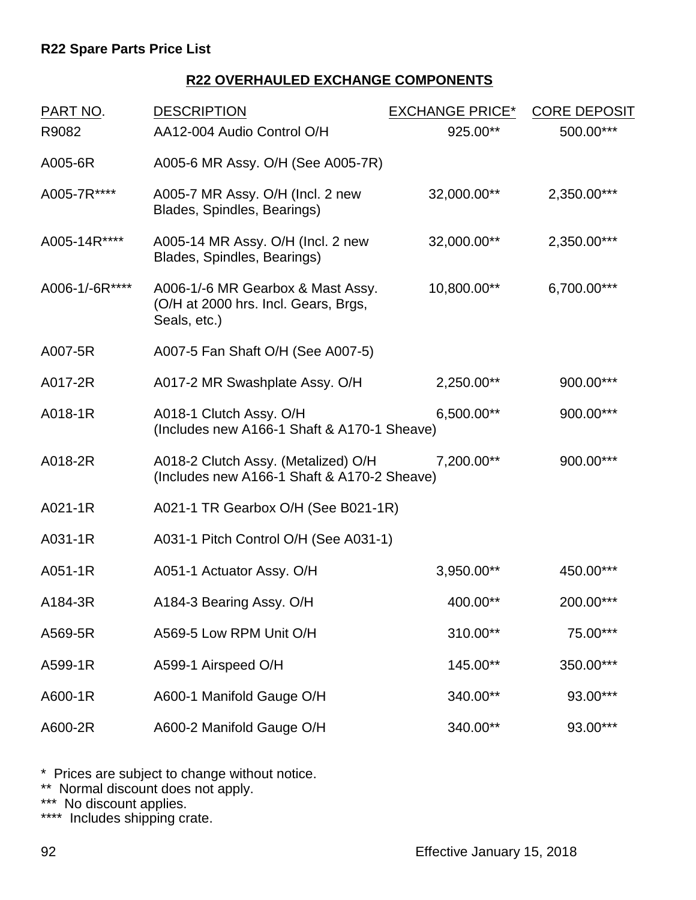**R22 Spare Parts Price List**

## R22 OVERHAULED EXCHANGE COMPONENTS

| PART NO. | DESCRIPTION | EXCHANGE PRICE* | CORE DEPOSIT |
|---|---|---|---|
| R9082 | AA12-004 Audio Control O/H | 925.00** | 500.00*** |
| A005-6R | A005-6 MR Assy. O/H (See A005-7R) | | |
| A005-7R**** | A005-7 MR Assy. O/H (Incl. 2 new Blades, Spindles, Bearings) | 32,000.00** | 2,350.00*** |
| A005-14R**** | A005-14 MR Assy. O/H (Incl. 2 new Blades, Spindles, Bearings) | 32,000.00** | 2,350.00*** |
| A006-1/-6R**** | A006-1/-6 MR Gearbox & Mast Assy. (O/H at 2000 hrs. Incl. Gears, Brgs, Seals, etc.) | 10,800.00** | 6,700.00*** |
| A007-5R | A007-5 Fan Shaft O/H (See A007-5) | | |
| A017-2R | A017-2 MR Swashplate Assy. O/H | 2,250.00** | 900.00*** |
| A018-1R | A018-1 Clutch Assy. O/H (Includes new A166-1 Shaft & A170-1 Sheave) | 6,500.00** | 900.00*** |
| A018-2R | A018-2 Clutch Assy. (Metalized) O/H (Includes new A166-1 Shaft & A170-2 Sheave) | 7,200.00** | 900.00*** |
| A021-1R | A021-1 TR Gearbox O/H (See B021-1R) | | |
| A031-1R | A031-1 Pitch Control O/H (See A031-1) | | |
| A051-1R | A051-1 Actuator Assy. O/H | 3,950.00** | 450.00*** |
| A184-3R | A184-3 Bearing Assy. O/H | 400.00** | 200.00*** |
| A569-5R | A569-5 Low RPM Unit O/H | 310.00** | 75.00*** |
| A599-1R | A599-1 Airspeed O/H | 145.00** | 350.00*** |
| A600-1R | A600-1 Manifold Gauge O/H | 340.00** | 93.00*** |
| A600-2R | A600-2 Manifold Gauge O/H | 340.00** | 93.00*** |

\* Prices are subject to change without notice.
** Normal discount does not apply.
*** No discount applies.
**** Includes shipping crate.

Effective January 15, 2018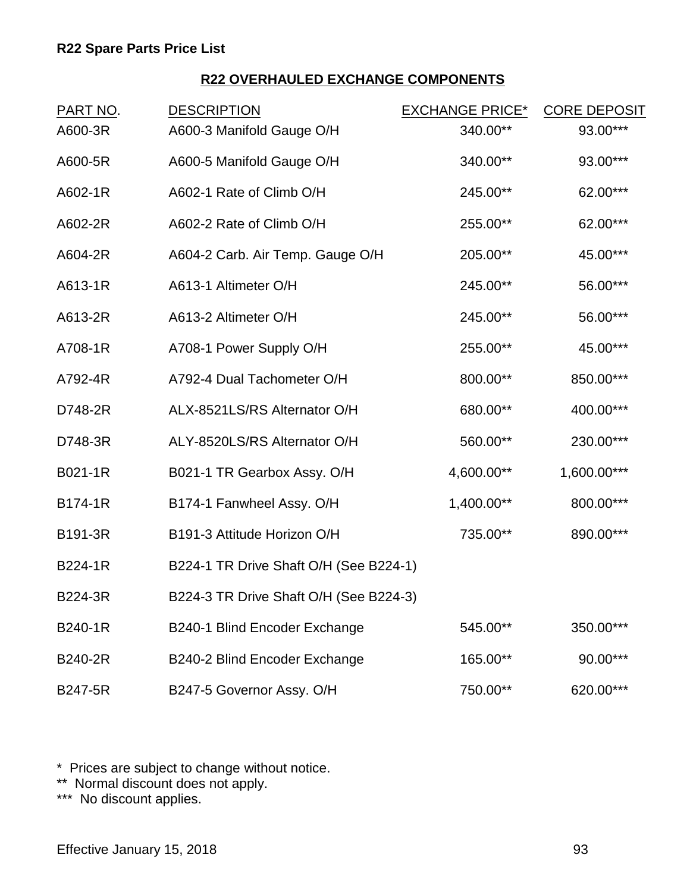**R22 Spare Parts Price List**

## R22 OVERHAULED EXCHANGE COMPONENTS

| PART NO. | DESCRIPTION | EXCHANGE PRICE* | CORE DEPOSIT |
|---|---|---|---|
| A600-3R | A600-3 Manifold Gauge O/H | 340.00** | 93.00*** |
| A600-5R | A600-5 Manifold Gauge O/H | 340.00** | 93.00*** |
| A602-1R | A602-1 Rate of Climb O/H | 245.00** | 62.00*** |
| A602-2R | A602-2 Rate of Climb O/H | 255.00** | 62.00*** |
| A604-2R | A604-2 Carb. Air Temp. Gauge O/H | 205.00** | 45.00*** |
| A613-1R | A613-1 Altimeter O/H | 245.00** | 56.00*** |
| A613-2R | A613-2 Altimeter O/H | 245.00** | 56.00*** |
| A708-1R | A708-1 Power Supply O/H | 255.00** | 45.00*** |
| A792-4R | A792-4 Dual Tachometer O/H | 800.00** | 850.00*** |
| D748-2R | ALX-8521LS/RS Alternator O/H | 680.00** | 400.00*** |
| D748-3R | ALY-8520LS/RS Alternator O/H | 560.00** | 230.00*** |
| B021-1R | B021-1 TR Gearbox Assy. O/H | 4,600.00** | 1,600.00*** |
| B174-1R | B174-1 Fanwheel Assy. O/H | 1,400.00** | 800.00*** |
| B191-3R | B191-3 Attitude Horizon O/H | 735.00** | 890.00*** |
| B224-1R | B224-1 TR Drive Shaft O/H (See B224-1) | | |
| B224-3R | B224-3 TR Drive Shaft O/H (See B224-3) | | |
| B240-1R | B240-1 Blind Encoder Exchange | 545.00** | 350.00*** |
| B240-2R | B240-2 Blind Encoder Exchange | 165.00** | 90.00*** |
| B247-5R | B247-5 Governor Assy. O/H | 750.00** | 620.00*** |

\* Prices are subject to change without notice.
** Normal discount does not apply.
*** No discount applies.

Effective January 15, 2018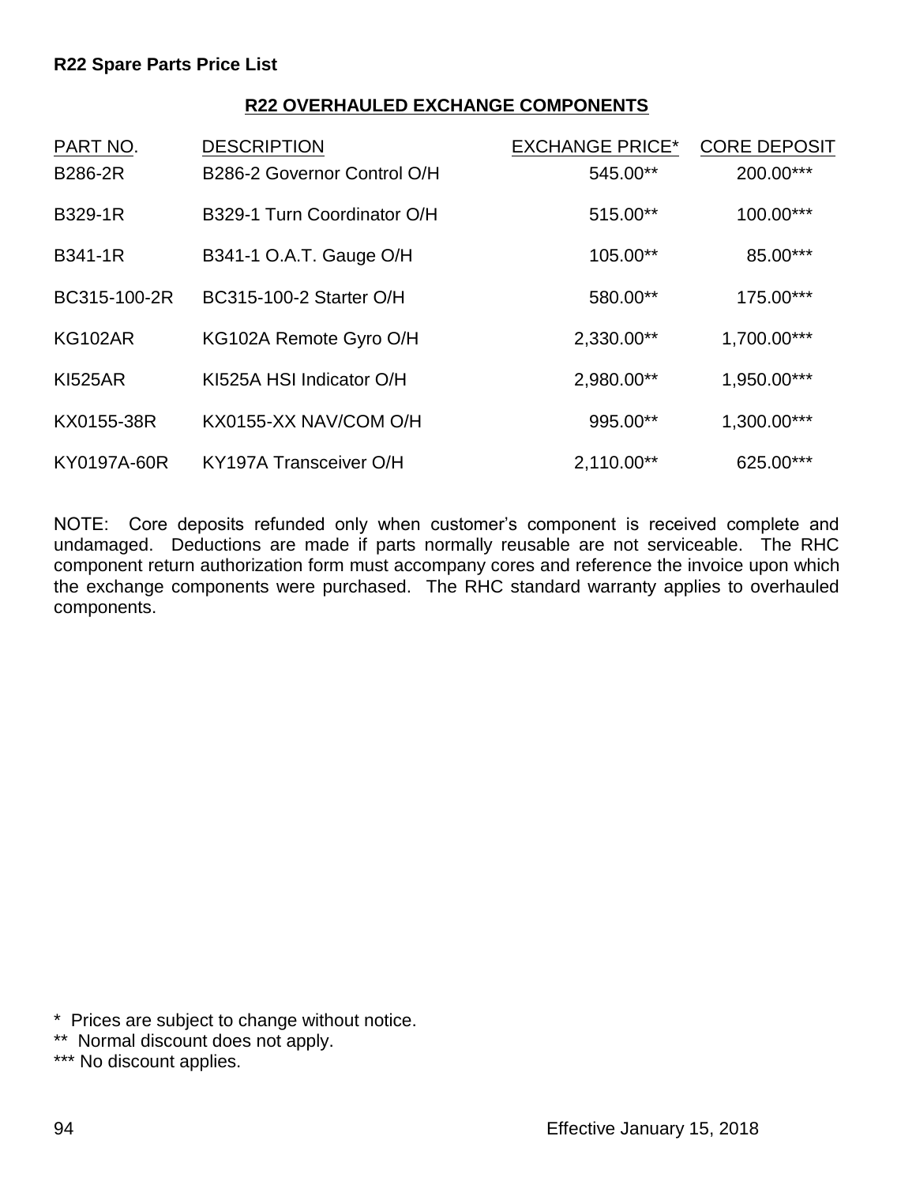**R22 Spare Parts Price List**

## R22 OVERHAULED EXCHANGE COMPONENTS

| PART NO. | DESCRIPTION | EXCHANGE PRICE* | CORE DEPOSIT |
|---|---|---|---|
| B286-2R | B286-2 Governor Control O/H | 545.00** | 200.00*** |
| B329-1R | B329-1 Turn Coordinator O/H | 515.00** | 100.00*** |
| B341-1R | B341-1 O.A.T. Gauge O/H | 105.00** | 85.00*** |
| BC315-100-2R | BC315-100-2 Starter O/H | 580.00** | 175.00*** |
| KG102AR | KG102A Remote Gyro O/H | 2,330.00** | 1,700.00*** |
| KI525AR | KI525A HSI Indicator O/H | 2,980.00** | 1,950.00*** |
| KX0155-38R | KX0155-XX NAV/COM O/H | 995.00** | 1,300.00*** |
| KY0197A-60R | KY197A Transceiver O/H | 2,110.00** | 625.00*** |

NOTE: Core deposits refunded only when customer's component is received complete and undamaged. Deductions are made if parts normally reusable are not serviceable. The RHC component return authorization form must accompany cores and reference the invoice upon which the exchange components were purchased. The RHC standard warranty applies to overhauled components.

\* Prices are subject to change without notice.
\** Normal discount does not apply.
\*** No discount applies.

Effective January 15, 2018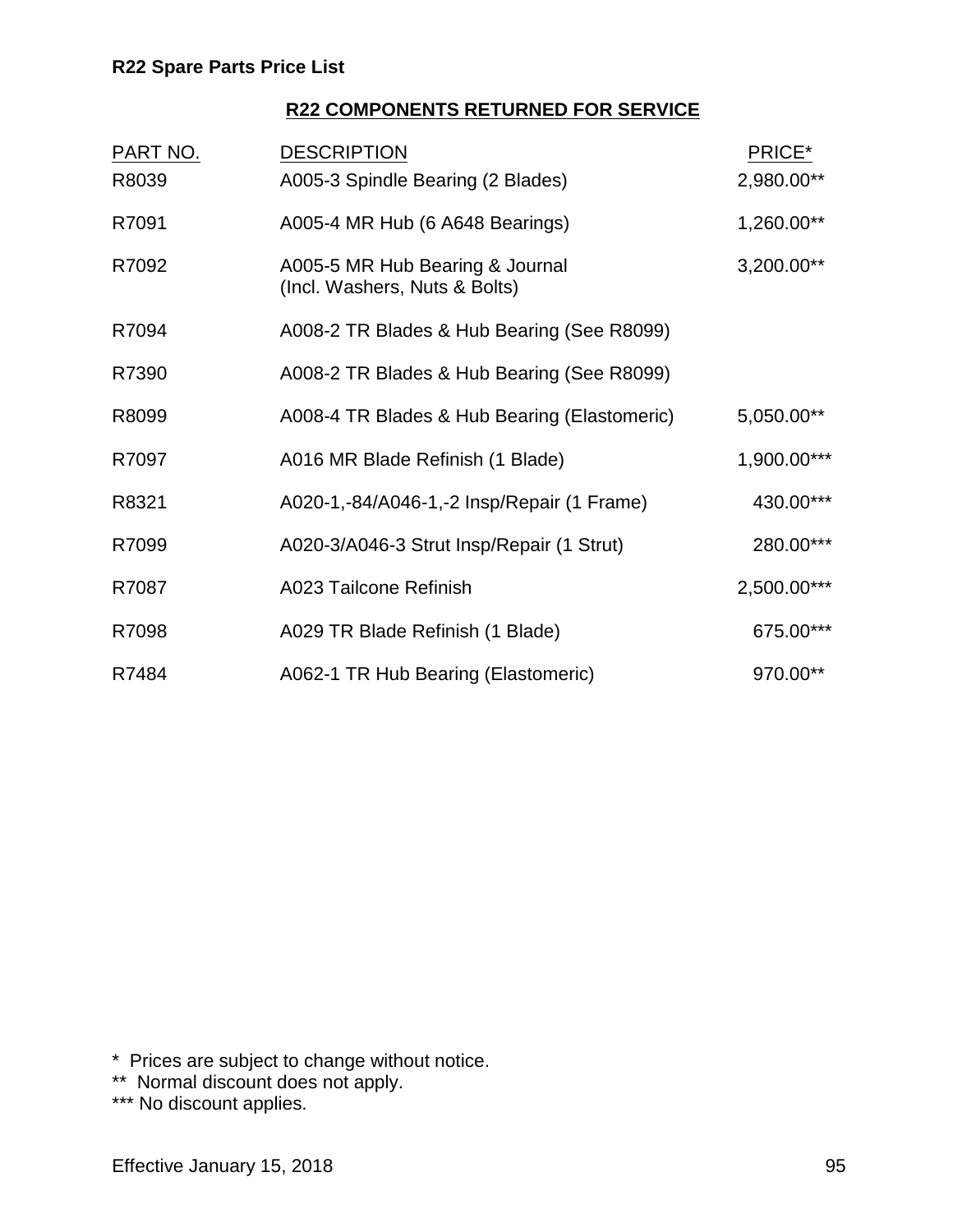## R22 COMPONENTS RETURNED FOR SERVICE

| PART NO. | DESCRIPTION | PRICE* |
|---|---|---|
| R8039 | A005-3 Spindle Bearing (2 Blades) | 2,980.00** |
| R7091 | A005-4 MR Hub (6 A648 Bearings) | 1,260.00** |
| R7092 | A005-5 MR Hub Bearing & Journal (Incl. Washers, Nuts & Bolts) | 3,200.00** |
| R7094 | A008-2 TR Blades & Hub Bearing (See R8099) | |
| R7390 | A008-2 TR Blades & Hub Bearing (See R8099) | |
| R8099 | A008-4 TR Blades & Hub Bearing (Elastomeric) | 5,050.00** |
| R7097 | A016 MR Blade Refinish (1 Blade) | 1,900.00*** |
| R8321 | A020-1,-84/A046-1,-2 Insp/Repair (1 Frame) | 430.00*** |
| R7099 | A020-3/A046-3 Strut Insp/Repair (1 Strut) | 280.00*** |
| R7087 | A023 Tailcone Refinish | 2,500.00*** |
| R7098 | A029 TR Blade Refinish (1 Blade) | 675.00*** |
| R7484 | A062-1 TR Hub Bearing (Elastomeric) | 970.00** |

\* Prices are subject to change without notice.
\** Normal discount does not apply.
\*** No discount applies.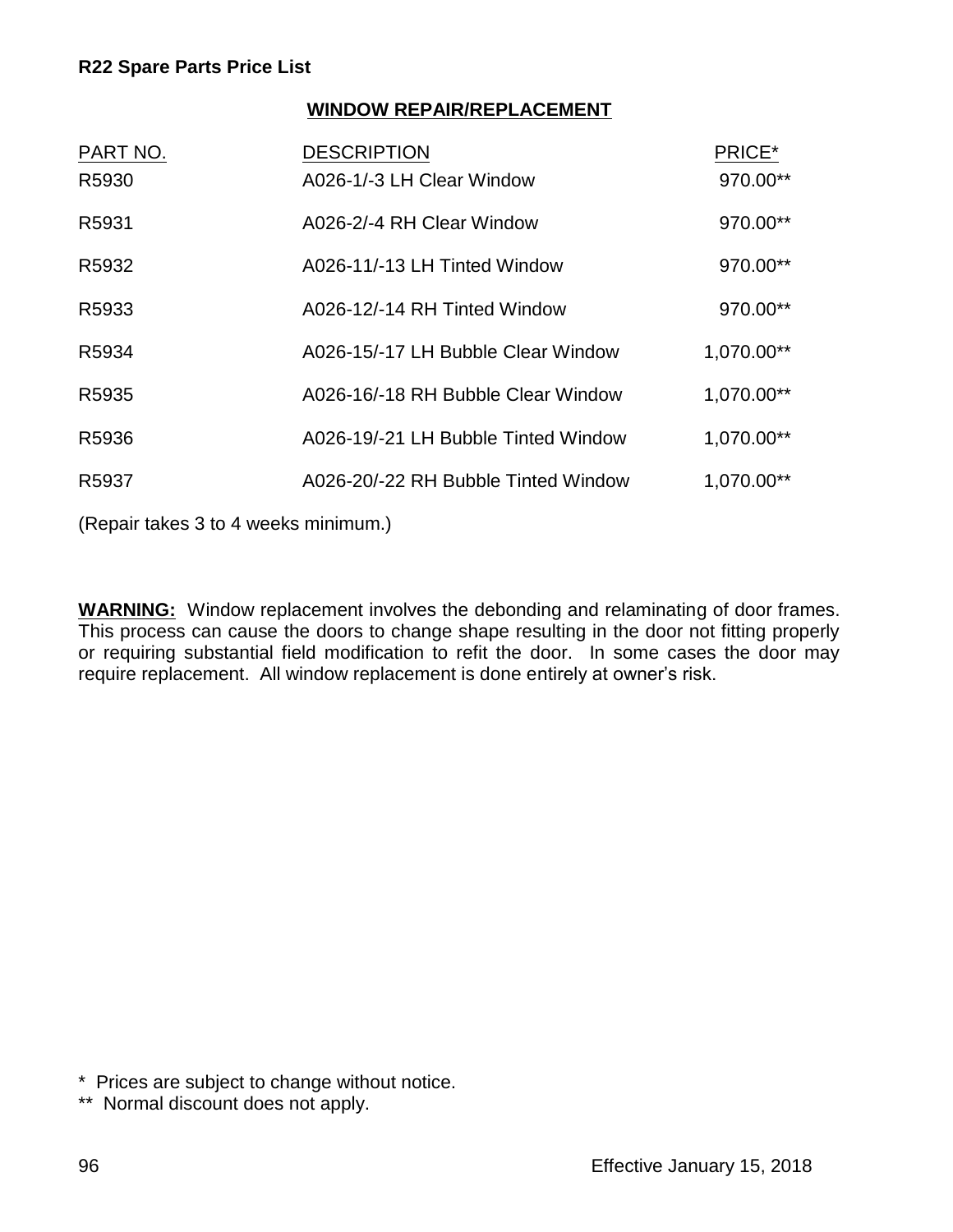**R22 Spare Parts Price List**

## WINDOW REPAIR/REPLACEMENT

| PART NO. | DESCRIPTION | PRICE* |
|---|---|---|
| R5930 | A026-1/-3 LH Clear Window | 970.00** |
| R5931 | A026-2/-4 RH Clear Window | 970.00** |
| R5932 | A026-11/-13 LH Tinted Window | 970.00** |
| R5933 | A026-12/-14 RH Tinted Window | 970.00** |
| R5934 | A026-15/-17 LH Bubble Clear Window | 1,070.00** |
| R5935 | A026-16/-18 RH Bubble Clear Window | 1,070.00** |
| R5936 | A026-19/-21 LH Bubble Tinted Window | 1,070.00** |
| R5937 | A026-20/-22 RH Bubble Tinted Window | 1,070.00** |

(Repair takes 3 to 4 weeks minimum.)

**WARNING:** Window replacement involves the debonding and relaminating of door frames. This process can cause the doors to change shape resulting in the door not fitting properly or requiring substantial field modification to refit the door. In some cases the door may require replacement. All window replacement is done entirely at owner's risk.

\* Prices are subject to change without notice.

** Normal discount does not apply.

Effective January 15, 2018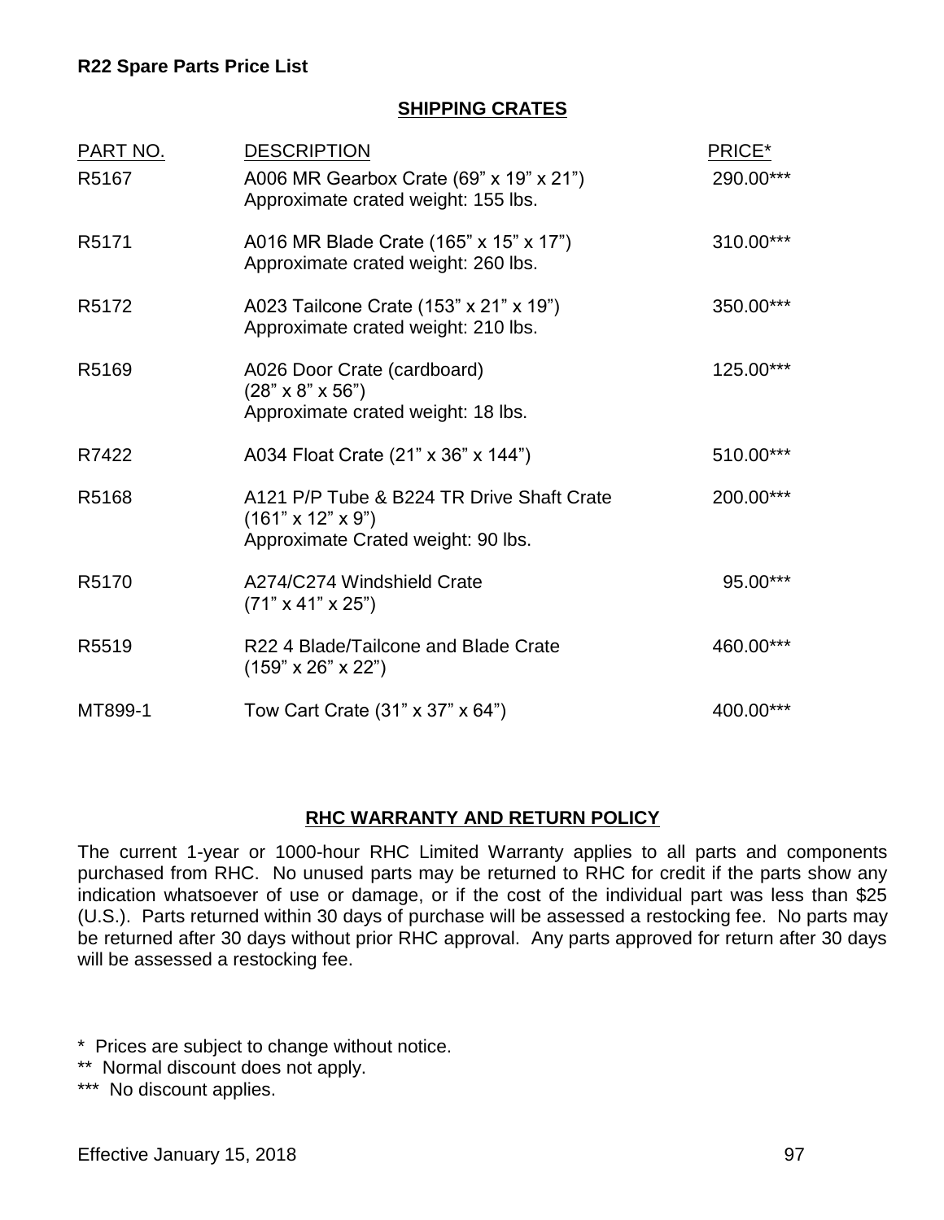## SHIPPING CRATES

| PART NO. | DESCRIPTION | PRICE* |
| --- | --- | --- |
| R5167 | A006 MR Gearbox Crate (69” x 19” x 21”)<br>Approximate crated weight: 155 lbs. | 290.00*** |
| R5171 | A016 MR Blade Crate (165” x 15” x 17”)<br>Approximate crated weight: 260 lbs. | 310.00*** |
| R5172 | A023 Tailcone Crate (153” x 21” x 19”)<br>Approximate crated weight: 210 lbs. | 350.00*** |
| R5169 | A026 Door Crate (cardboard)<br>(28” x 8” x 56”)<br>Approximate crated weight: 18 lbs. | 125.00*** |
| R7422 | A034 Float Crate (21” x 36” x 144”) | 510.00*** |
| R5168 | A121 P/P Tube & B224 TR Drive Shaft Crate<br>(161” x 12” x 9”)<br>Approximate Crated weight: 90 lbs. | 200.00*** |
| R5170 | A274/C274 Windshield Crate<br>(71” x 41” x 25”) | 95.00*** |
| R5519 | R22 4 Blade/Tailcone and Blade Crate<br>(159” x 26” x 22”) | 460.00*** |
| MT899-1 | Tow Cart Crate (31” x 37” x 64”) | 400.00*** |

## RHC WARRANTY AND RETURN POLICY

The current 1-year or 1000-hour RHC Limited Warranty applies to all parts and components purchased from RHC. No unused parts may be returned to RHC for credit if the parts show any indication whatsoever of use or damage, or if the cost of the individual part was less than $25 (U.S.). Parts returned within 30 days of purchase will be assessed a restocking fee. No parts may be returned after 30 days without prior RHC approval. Any parts approved for return after 30 days will be assessed a restocking fee.

\* Prices are subject to change without notice.

\*\* Normal discount does not apply.

\*\*\* No discount applies.

Effective January 15, 2018